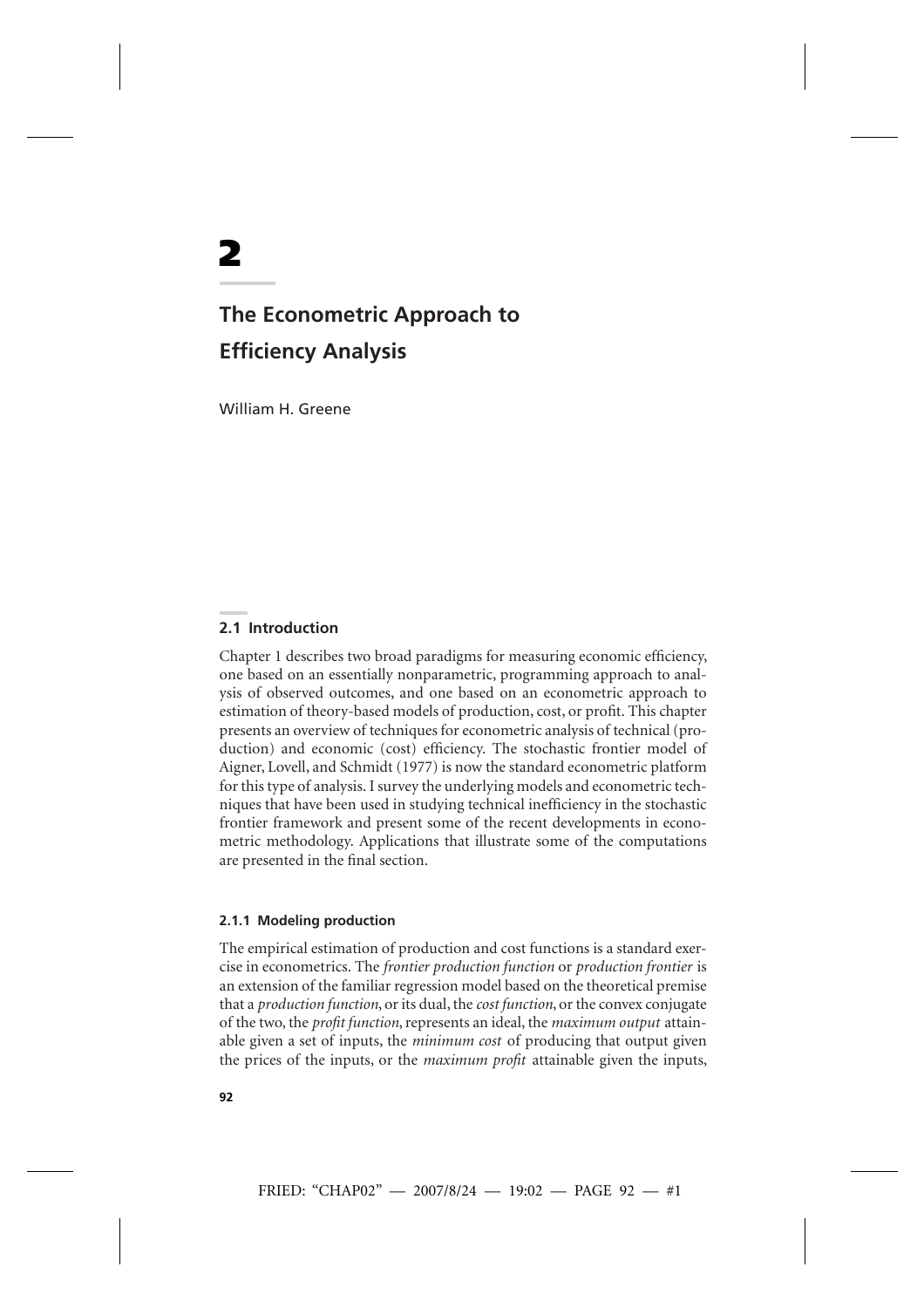# 2

## The Econometric Approach to Efficiency Analysis

William H. Greene

### 2.1 Introduction

Chapter 1 describes two broad paradigms for measuring economic efficiency, one based on an essentially nonparametric, programming approach to analysis of observed outcomes, and one based on an econometric approach to estimation of theory-based models of production, cost, or profit. This chapter presents an overview of techniques for econometric analysis of technical (production) and economic (cost) efficiency. The stochastic frontier model of Aigner, Lovell, and Schmidt (1977) is now the standard econometric platform for this type of analysis. I survey the underlying models and econometric techniques that have been used in studying technical inefficiency in the stochastic frontier framework and present some of the recent developments in econometric methodology. Applications that illustrate some of the computations are presented in the final section.

#### 2.1.1 Modeling production

The empirical estimation of production and cost functions is a standard exercise in econometrics. The *frontier production function* or *production frontier* is an extension of the familiar regression model based on the theoretical premise that a *production function*, or its dual, the *cost function*, or the convex conjugate of the two, the *profit function*, represents an ideal, the *maximum output* attainable given a set of inputs, the *minimum cost* of producing that output given the prices of the inputs, or the *maximum profit* attainable given the inputs,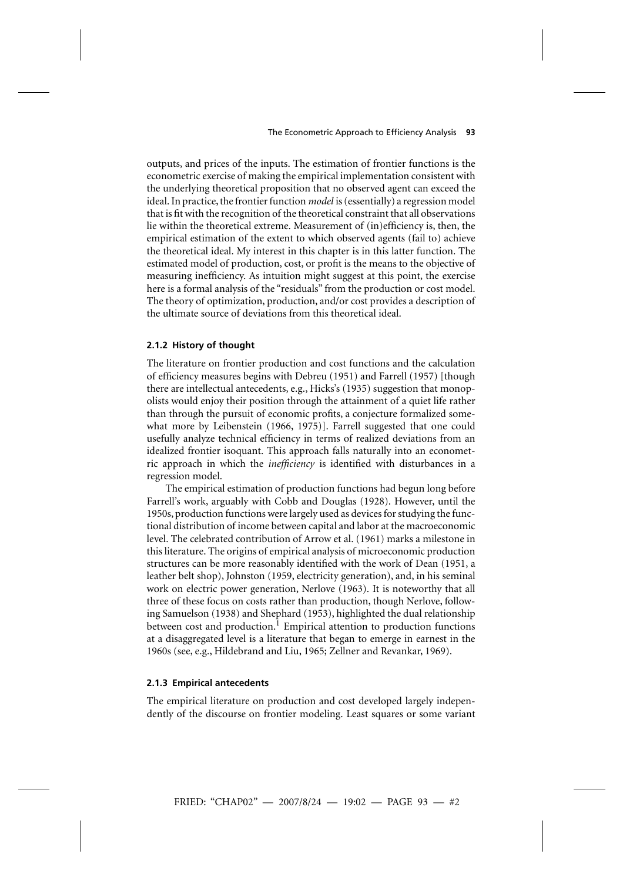outputs, and prices of the inputs. The estimation of frontier functions is the econometric exercise of making the empirical implementation consistent with the underlying theoretical proposition that no observed agent can exceed the ideal. In practice, the frontier function *model* is (essentially) a regression model that is fit with the recognition of the theoretical constraint that all observations lie within the theoretical extreme. Measurement of (in)efficiency is, then, the empirical estimation of the extent to which observed agents (fail to) achieve the theoretical ideal. My interest in this chapter is in this latter function. The estimated model of production, cost, or profit is the means to the objective of measuring inefficiency. As intuition might suggest at this point, the exercise here is a formal analysis of the "residuals" from the production or cost model. The theory of optimization, production, and/or cost provides a description of the ultimate source of deviations from this theoretical ideal.

### 2.1.2 History of thought

The literature on frontier production and cost functions and the calculation of efficiency measures begins with Debreu (1951) and Farrell (1957) [though there are intellectual antecedents, e.g., Hicks's (1935) suggestion that monopolists would enjoy their position through the attainment of a quiet life rather than through the pursuit of economic profits, a conjecture formalized somewhat more by Leibenstein (1966, 1975)]. Farrell suggested that one could usefully analyze technical efficiency in terms of realized deviations from an idealized frontier isoquant. This approach falls naturally into an econometric approach in which the *inefficiency* is identified with disturbances in a regression model.

The empirical estimation of production functions had begun long before Farrell's work, arguably with Cobb and Douglas (1928). However, until the 1950s, production functions were largely used as devices for studying the functional distribution of income between capital and labor at the macroeconomic level. The celebrated contribution of Arrow et al. (1961) marks a milestone in this literature. The origins of empirical analysis of microeconomic production structures can be more reasonably identified with the work of Dean (1951, a leather belt shop), Johnston (1959, electricity generation), and, in his seminal work on electric power generation, Nerlove (1963). It is noteworthy that all three of these focus on costs rather than production, though Nerlove, following Samuelson (1938) and Shephard (1953), highlighted the dual relationship between cost and production.[1] Empirical attention to production functions at a disaggregated level is a literature that began to emerge in earnest in the 1960s (see, e.g., Hildebrand and Liu, 1965; Zellner and Revankar, 1969).

### 2.1.3 Empirical antecedents

The empirical literature on production and cost developed largely independently of the discourse on frontier modeling. Least squares or some variant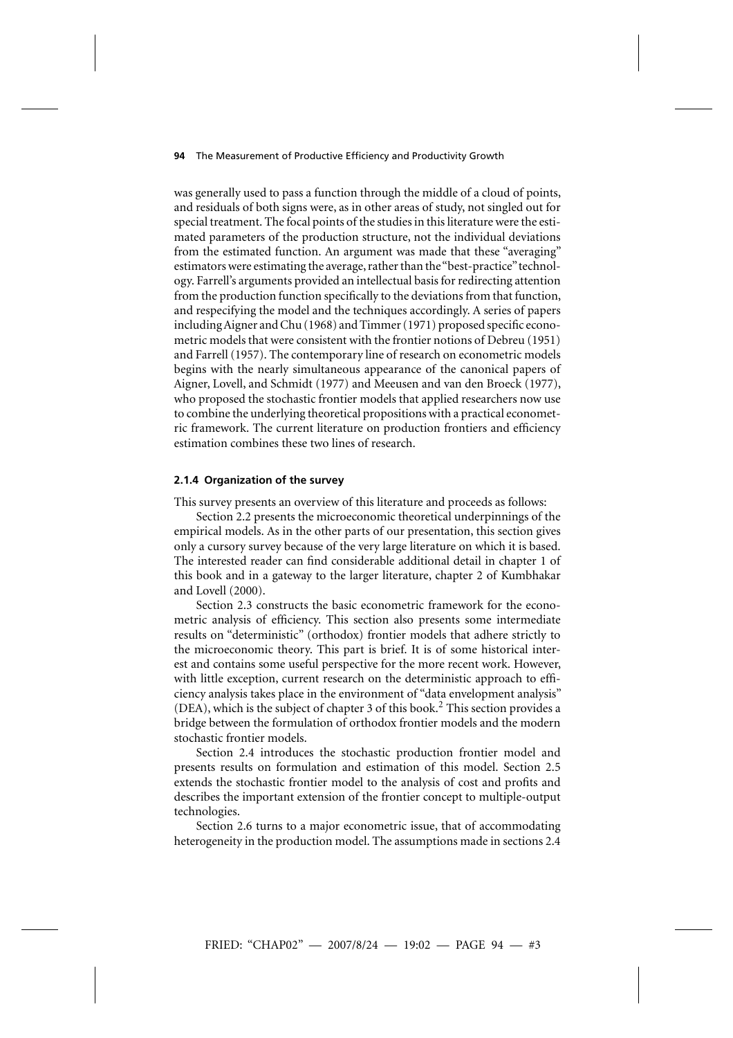was generally used to pass a function through the middle of a cloud of points, and residuals of both signs were, as in other areas of study, not singled out for special treatment. The focal points of the studies in this literature were the estimated parameters of the production structure, not the individual deviations from the estimated function. An argument was made that these "averaging" estimators were estimating the average, rather than the "best-practice" technology. Farrell's arguments provided an intellectual basis for redirecting attention from the production function specifically to the deviations from that function, and respecifying the model and the techniques accordingly. A series of papers including Aigner and Chu (1968) and Timmer (1971) proposed specific econometric models that were consistent with the frontier notions of Debreu (1951) and Farrell (1957). The contemporary line of research on econometric models begins with the nearly simultaneous appearance of the canonical papers of Aigner, Lovell, and Schmidt (1977) and Meeusen and van den Broeck (1977), who proposed the stochastic frontier models that applied researchers now use to combine the underlying theoretical propositions with a practical econometric framework. The current literature on production frontiers and efficiency estimation combines these two lines of research.

### 2.1.4 Organization of the survey

This survey presents an overview of this literature and proceeds as follows:

Section 2.2 presents the microeconomic theoretical underpinnings of the empirical models. As in the other parts of our presentation, this section gives only a cursory survey because of the very large literature on which it is based. The interested reader can find considerable additional detail in chapter 1 of this book and in a gateway to the larger literature, chapter 2 of Kumbhakar and Lovell (2000).

Section 2.3 constructs the basic econometric framework for the econometric analysis of efficiency. This section also presents some intermediate results on "deterministic" (orthodox) frontier models that adhere strictly to the microeconomic theory. This part is brief. It is of some historical interest and contains some useful perspective for the more recent work. However, with little exception, current research on the deterministic approach to efficiency analysis takes place in the environment of "data envelopment analysis" (DEA), which is the subject of chapter 3 of this book.[2] This section provides a bridge between the formulation of orthodox frontier models and the modern stochastic frontier models.

Section 2.4 introduces the stochastic production frontier model and presents results on formulation and estimation of this model. Section 2.5 extends the stochastic frontier model to the analysis of cost and profits and describes the important extension of the frontier concept to multiple-output technologies.

Section 2.6 turns to a major econometric issue, that of accommodating heterogeneity in the production model. The assumptions made in sections 2.4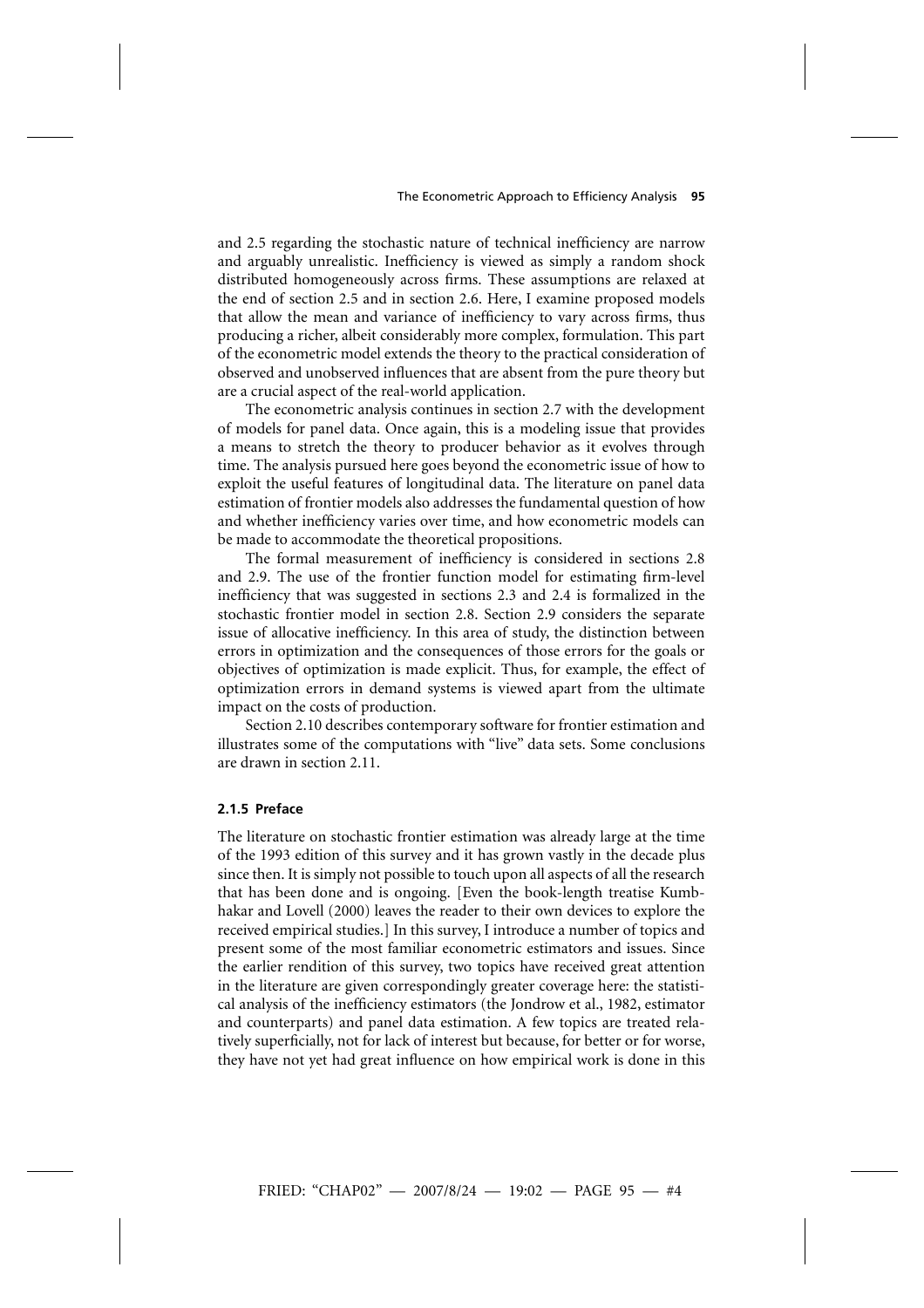and 2.5 regarding the stochastic nature of technical inefficiency are narrow and arguably unrealistic. Inefficiency is viewed as simply a random shock distributed homogeneously across firms. These assumptions are relaxed at the end of section 2.5 and in section 2.6. Here, I examine proposed models that allow the mean and variance of inefficiency to vary across firms, thus producing a richer, albeit considerably more complex, formulation. This part of the econometric model extends the theory to the practical consideration of observed and unobserved influences that are absent from the pure theory but are a crucial aspect of the real-world application.

The econometric analysis continues in section 2.7 with the development of models for panel data. Once again, this is a modeling issue that provides a means to stretch the theory to producer behavior as it evolves through time. The analysis pursued here goes beyond the econometric issue of how to exploit the useful features of longitudinal data. The literature on panel data estimation of frontier models also addresses the fundamental question of how and whether inefficiency varies over time, and how econometric models can be made to accommodate the theoretical propositions.

The formal measurement of inefficiency is considered in sections 2.8 and 2.9. The use of the frontier function model for estimating firm-level inefficiency that was suggested in sections 2.3 and 2.4 is formalized in the stochastic frontier model in section 2.8. Section 2.9 considers the separate issue of allocative inefficiency. In this area of study, the distinction between errors in optimization and the consequences of those errors for the goals or objectives of optimization is made explicit. Thus, for example, the effect of optimization errors in demand systems is viewed apart from the ultimate impact on the costs of production.

Section 2.10 describes contemporary software for frontier estimation and illustrates some of the computations with "live" data sets. Some conclusions are drawn in section 2.11.

### 2.1.5 Preface

The literature on stochastic frontier estimation was already large at the time of the 1993 edition of this survey and it has grown vastly in the decade plus since then. It is simply not possible to touch upon all aspects of all the research that has been done and is ongoing. [Even the book-length treatise Kumbhakar and Lovell (2000) leaves the reader to their own devices to explore the received empirical studies.] In this survey, I introduce a number of topics and present some of the most familiar econometric estimators and issues. Since the earlier rendition of this survey, two topics have received great attention in the literature are given correspondingly greater coverage here: the statistical analysis of the inefficiency estimators (the Jondrow et al., 1982, estimator and counterparts) and panel data estimation. A few topics are treated relatively superficially, not for lack of interest but because, for better or for worse, they have not yet had great influence on how empirical work is done in this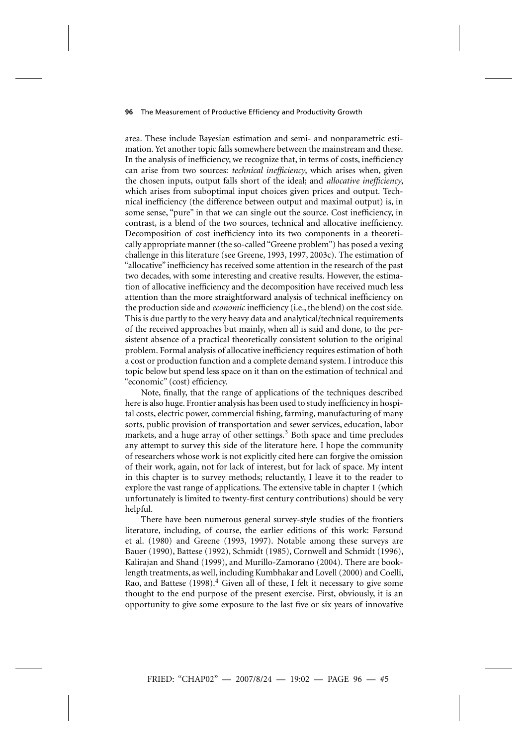area. These include Bayesian estimation and semi- and nonparametric estimation. Yet another topic falls somewhere between the mainstream and these. In the analysis of inefficiency, we recognize that, in terms of costs, inefficiency can arise from two sources: *technical inefficiency*, which arises when, given the chosen inputs, output falls short of the ideal; and *allocative inefficiency*, which arises from suboptimal input choices given prices and output. Technical inefficiency (the difference between output and maximal output) is, in some sense, "pure" in that we can single out the source. Cost inefficiency, in contrast, is a blend of the two sources, technical and allocative inefficiency. Decomposition of cost inefficiency into its two components in a theoretically appropriate manner (the so-called "Greene problem") has posed a vexing challenge in this literature (see Greene, 1993, 1997, 2003c). The estimation of "allocative" inefficiency has received some attention in the research of the past two decades, with some interesting and creative results. However, the estimation of allocative inefficiency and the decomposition have received much less attention than the more straightforward analysis of technical inefficiency on the production side and *economic* inefficiency (i.e., the blend) on the cost side. This is due partly to the very heavy data and analytical/technical requirements of the received approaches but mainly, when all is said and done, to the persistent absence of a practical theoretically consistent solution to the original problem. Formal analysis of allocative inefficiency requires estimation of both a cost or production function and a complete demand system. I introduce this topic below but spend less space on it than on the estimation of technical and "economic" (cost) efficiency.

Note, finally, that the range of applications of the techniques described here is also huge. Frontier analysis has been used to study inefficiency in hospital costs, electric power, commercial fishing, farming, manufacturing of many sorts, public provision of transportation and sewer services, education, labor markets, and a huge array of other settings.[3] Both space and time precludes any attempt to survey this side of the literature here. I hope the community of researchers whose work is not explicitly cited here can forgive the omission of their work, again, not for lack of interest, but for lack of space. My intent in this chapter is to survey methods; reluctantly, I leave it to the reader to explore the vast range of applications. The extensive table in chapter 1 (which unfortunately is limited to twenty-first century contributions) should be very helpful.

There have been numerous general survey-style studies of the frontiers literature, including, of course, the earlier editions of this work: Førsund et al. (1980) and Greene (1993, 1997). Notable among these surveys are Bauer (1990), Battese (1992), Schmidt (1985), Cornwell and Schmidt (1996), Kalirajan and Shand (1999), and Murillo-Zamorano (2004). There are book-length treatments, as well, including Kumbhakar and Lovell (2000) and Coelli, Rao, and Battese (1998).[4] Given all of these, I felt it necessary to give some thought to the end purpose of the present exercise. First, obviously, it is an opportunity to give some exposure to the last five or six years of innovative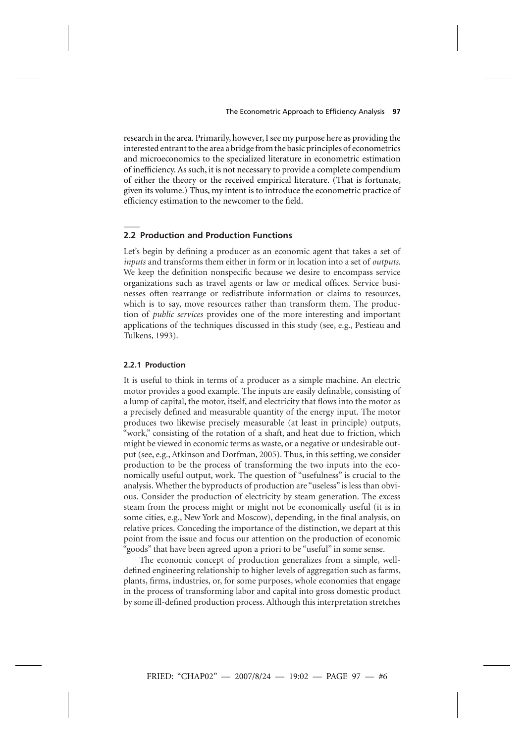research in the area. Primarily, however, I see my purpose here as providing the interested entrant to the area a bridge from the basic principles of econometrics and microeconomics to the specialized literature in econometric estimation of inefficiency. As such, it is not necessary to provide a complete compendium of either the theory or the received empirical literature. (That is fortunate, given its volume.) Thus, my intent is to introduce the econometric practice of efficiency estimation to the newcomer to the field.

## 2.2 Production and Production Functions

Let's begin by defining a producer as an economic agent that takes a set of *inputs* and transforms them either in form or in location into a set of *outputs*. We keep the definition nonspecific because we desire to encompass service organizations such as travel agents or law or medical offices. Service businesses often rearrange or redistribute information or claims to resources, which is to say, move resources rather than transform them. The production of *public services* provides one of the more interesting and important applications of the techniques discussed in this study (see, e.g., Pestieau and Tulkens, 1993).

### 2.2.1 Production

It is useful to think in terms of a producer as a simple machine. An electric motor provides a good example. The inputs are easily definable, consisting of a lump of capital, the motor, itself, and electricity that flows into the motor as a precisely defined and measurable quantity of the energy input. The motor produces two likewise precisely measurable (at least in principle) outputs, "work," consisting of the rotation of a shaft, and heat due to friction, which might be viewed in economic terms as waste, or a negative or undesirable output (see, e.g., Atkinson and Dorfman, 2005). Thus, in this setting, we consider production to be the process of transforming the two inputs into the economically useful output, work. The question of "usefulness" is crucial to the analysis. Whether the byproducts of production are "useless" is less than obvious. Consider the production of electricity by steam generation. The excess steam from the process might or might not be economically useful (it is in some cities, e.g., New York and Moscow), depending, in the final analysis, on relative prices. Conceding the importance of the distinction, we depart at this point from the issue and focus our attention on the production of economic "goods" that have been agreed upon a priori to be "useful" in some sense.

The economic concept of production generalizes from a simple, well-defined engineering relationship to higher levels of aggregation such as farms, plants, firms, industries, or, for some purposes, whole economies that engage in the process of transforming labor and capital into gross domestic product by some ill-defined production process. Although this interpretation stretches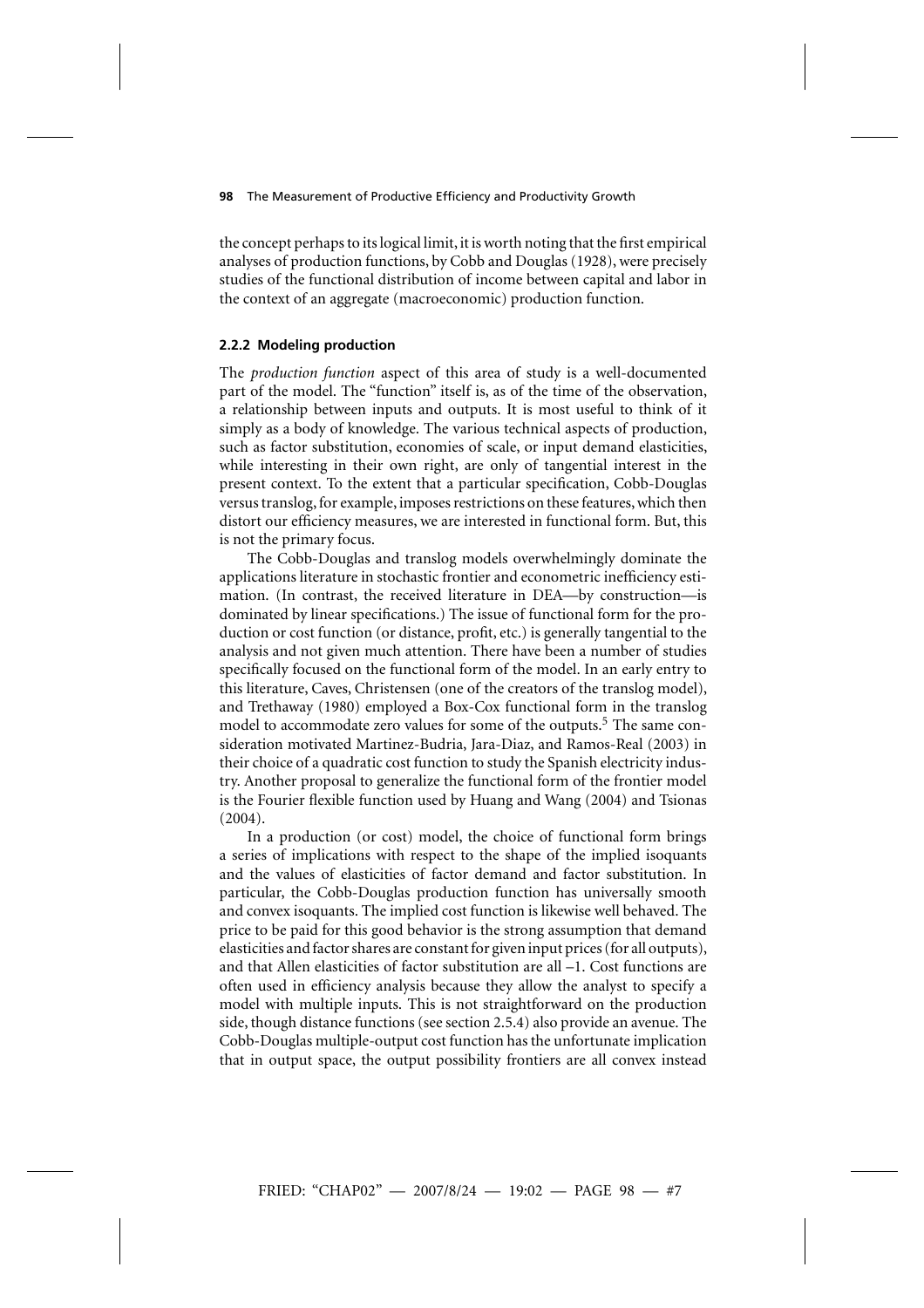the concept perhaps to its logical limit, it is worth noting that the first empirical analyses of production functions, by Cobb and Douglas (1928), were precisely studies of the functional distribution of income between capital and labor in the context of an aggregate (macroeconomic) production function.

### 2.2.2 Modeling production

The *production function* aspect of this area of study is a well-documented part of the model. The "function" itself is, as of the time of the observation, a relationship between inputs and outputs. It is most useful to think of it simply as a body of knowledge. The various technical aspects of production, such as factor substitution, economies of scale, or input demand elasticities, while interesting in their own right, are only of tangential interest in the present context. To the extent that a particular specification, Cobb-Douglas versus translog, for example, imposes restrictions on these features, which then distort our efficiency measures, we are interested in functional form. But, this is not the primary focus.

The Cobb-Douglas and translog models overwhelmingly dominate the applications literature in stochastic frontier and econometric inefficiency estimation. (In contrast, the received literature in DEA—by construction—is dominated by linear specifications.) The issue of functional form for the production or cost function (or distance, profit, etc.) is generally tangential to the analysis and not given much attention. There have been a number of studies specifically focused on the functional form of the model. In an early entry to this literature, Caves, Christensen (one of the creators of the translog model), and Trethaway (1980) employed a Box-Cox functional form in the translog model to accommodate zero values for some of the outputs.[5] The same consideration motivated Martinez-Budria, Jara-Diaz, and Ramos-Real (2003) in their choice of a quadratic cost function to study the Spanish electricity industry. Another proposal to generalize the functional form of the frontier model is the Fourier flexible function used by Huang and Wang (2004) and Tsionas (2004).

In a production (or cost) model, the choice of functional form brings a series of implications with respect to the shape of the implied isoquants and the values of elasticities of factor demand and factor substitution. In particular, the Cobb-Douglas production function has universally smooth and convex isoquants. The implied cost function is likewise well behaved. The price to be paid for this good behavior is the strong assumption that demand elasticities and factor shares are constant for given input prices (for all outputs), and that Allen elasticities of factor substitution are all –1. Cost functions are often used in efficiency analysis because they allow the analyst to specify a model with multiple inputs. This is not straightforward on the production side, though distance functions (see section 2.5.4) also provide an avenue. The Cobb-Douglas multiple-output cost function has the unfortunate implication that in output space, the output possibility frontiers are all convex instead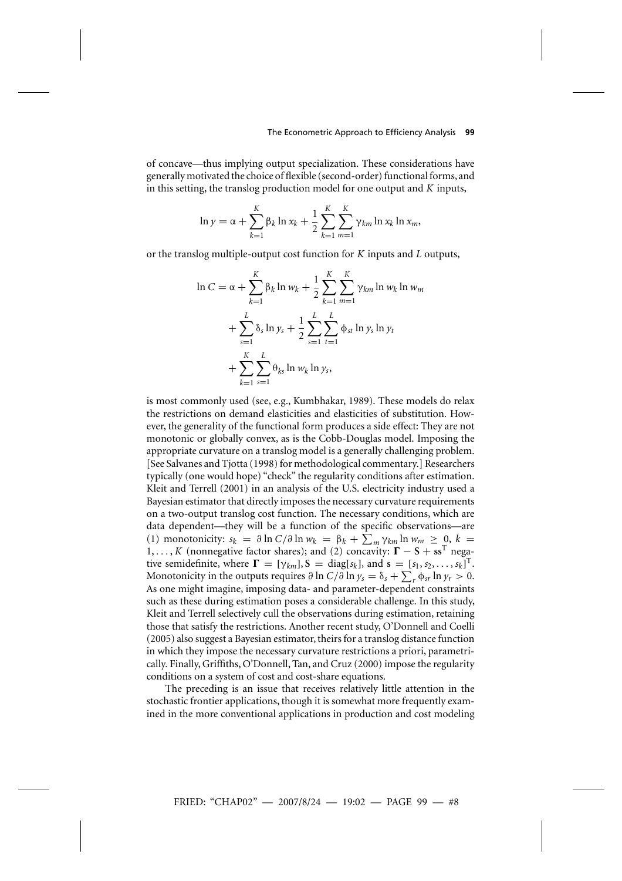of concave—thus implying output specialization. These considerations have generally motivated the choice of flexible (second-order) functional forms, and in this setting, the translog production model for one output and $K$ inputs,

$$\ln y = \alpha + \sum_{k=1}^{K} \beta_k \ln x_k + \frac{1}{2} \sum_{k=1}^{K} \sum_{m=1}^{K} \gamma_{km} \ln x_k \ln x_m,$$

or the translog multiple-output cost function for $K$ inputs and $L$ outputs,

$$\begin{aligned}
\ln C = \alpha &+ \sum_{k=1}^{K} \beta_k \ln w_k + \frac{1}{2} \sum_{k=1}^{K} \sum_{m=1}^{K} \gamma_{km} \ln w_k \ln w_m \\
&+ \sum_{s=1}^{L} \delta_s \ln y_s + \frac{1}{2} \sum_{s=1}^{L} \sum_{t=1}^{L} \phi_{st} \ln y_s \ln y_t \\
&+ \sum_{k=1}^{K} \sum_{s=1}^{L} \theta_{ks} \ln w_k \ln y_s,
\end{aligned}$$

is most commonly used (see, e.g., Kumbhakar, 1989). These models do relax the restrictions on demand elasticities and elasticities of substitution. However, the generality of the functional form produces a side effect: They are not monotonic or globally convex, as is the Cobb-Douglas model. Imposing the appropriate curvature on a translog model is a generally challenging problem. [See Salvanes and Tjotta (1998) for methodological commentary.] Researchers typically (one would hope) "check" the regularity conditions after estimation. Kleit and Terrell (2001) in an analysis of the U.S. electricity industry used a Bayesian estimator that directly imposes the necessary curvature requirements on a two-output translog cost function. The necessary conditions, which are data dependent—they will be a function of the specific observations—are (1) monotonicity: $s_k = \partial \ln C/\partial \ln w_k = \beta_k + \sum_m \gamma_{km} \ln w_m \geq 0$, $k = 1, \ldots, K$ (nonnegative factor shares); and (2) concavity: $\mathbf{\Gamma} - \mathbf{S} + \mathbf{s}\mathbf{s}^{\mathrm{T}}$ negative semidefinite, where $\mathbf{\Gamma} = [\gamma_{km}]$, $\mathbf{S} = \text{diag}[s_k]$, and $\mathbf{s} = [s_1, s_2, \ldots, s_k]^{\mathrm{T}}$. Monotonicity in the outputs requires $\partial \ln C/\partial \ln y_s = \delta_s + \sum_r \phi_{sr} \ln y_r > 0$. As one might imagine, imposing data- and parameter-dependent constraints such as these during estimation poses a considerable challenge. In this study, Kleit and Terrell selectively cull the observations during estimation, retaining those that satisfy the restrictions. Another recent study, O'Donnell and Coelli (2005) also suggest a Bayesian estimator, theirs for a translog distance function in which they impose the necessary curvature restrictions a priori, parametrically. Finally, Griffiths, O'Donnell, Tan, and Cruz (2000) impose the regularity conditions on a system of cost and cost-share equations.

The preceding is an issue that receives relatively little attention in the stochastic frontier applications, though it is somewhat more frequently examined in the more conventional applications in production and cost modeling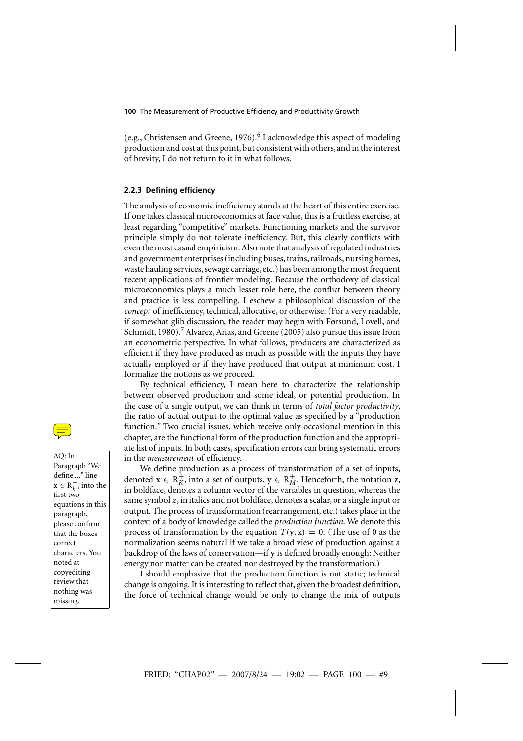(e.g., Christensen and Greene, 1976).[6] I acknowledge this aspect of modeling production and cost at this point, but consistent with others, and in the interest of brevity, I do not return to it in what follows.

### 2.2.3 Defining efficiency

The analysis of economic inefficiency stands at the heart of this entire exercise. If one takes classical microeconomics at face value, this is a fruitless exercise, at least regarding "competitive" markets. Functioning markets and the survivor principle simply do not tolerate inefficiency. But, this clearly conflicts with even the most casual empiricism. Also note that analysis of regulated industries and government enterprises (including buses, trains, railroads, nursing homes, waste hauling services, sewage carriage, etc.) has been among the most frequent recent applications of frontier modeling. Because the orthodoxy of classical microeconomics plays a much lesser role here, the conflict between theory and practice is less compelling. I eschew a philosophical discussion of the *concept* of inefficiency, technical, allocative, or otherwise. (For a very readable, if somewhat glib discussion, the reader may begin with Førsund, Lovell, and Schmidt, 1980).[7] Alvarez, Arias, and Greene (2005) also pursue this issue from an econometric perspective. In what follows, producers are characterized as efficient if they have produced as much as possible with the inputs they have actually employed or if they have produced that output at minimum cost. I formalize the notions as we proceed.

By technical efficiency, I mean here to characterize the relationship between observed production and some ideal, or potential production. In the case of a single output, we can think in terms of *total factor productivity*, the ratio of actual output to the optimal value as specified by a "production function." Two crucial issues, which receive only occasional mention in this chapter, are the functional form of the production function and the appropriate list of inputs. In both cases, specification errors can bring systematic errors in the *measurement* of efficiency.

AQ: In Paragraph "We define ..." line $\mathbf{x} \in R_K^+$, into the first two equations in this paragraph, please confirm that the boxes correct characters. You noted at copyediting review that nothing was missing.

We define production as a process of transformation of a set of inputs, denoted $\mathbf{x} \in R_K^+$, into a set of outputs, $\mathbf{y} \in R_M^+$. Henceforth, the notation $\mathbf{z}$, in boldface, denotes a column vector of the variables in question, whereas the same symbol $z$, in italics and not boldface, denotes a scalar, or a single input or output. The process of transformation (rearrangement, etc.) takes place in the context of a body of knowledge called the *production function*. We denote this process of transformation by the equation $T(\mathbf{y}, \mathbf{x}) = 0$. (The use of 0 as the normalization seems natural if we take a broad view of production against a backdrop of the laws of conservation—if $\mathbf{y}$ is defined broadly enough: Neither energy nor matter can be created nor destroyed by the transformation.)

I should emphasize that the production function is not static; technical change is ongoing. It is interesting to reflect that, given the broadest definition, the force of technical change would be only to change the mix of outputs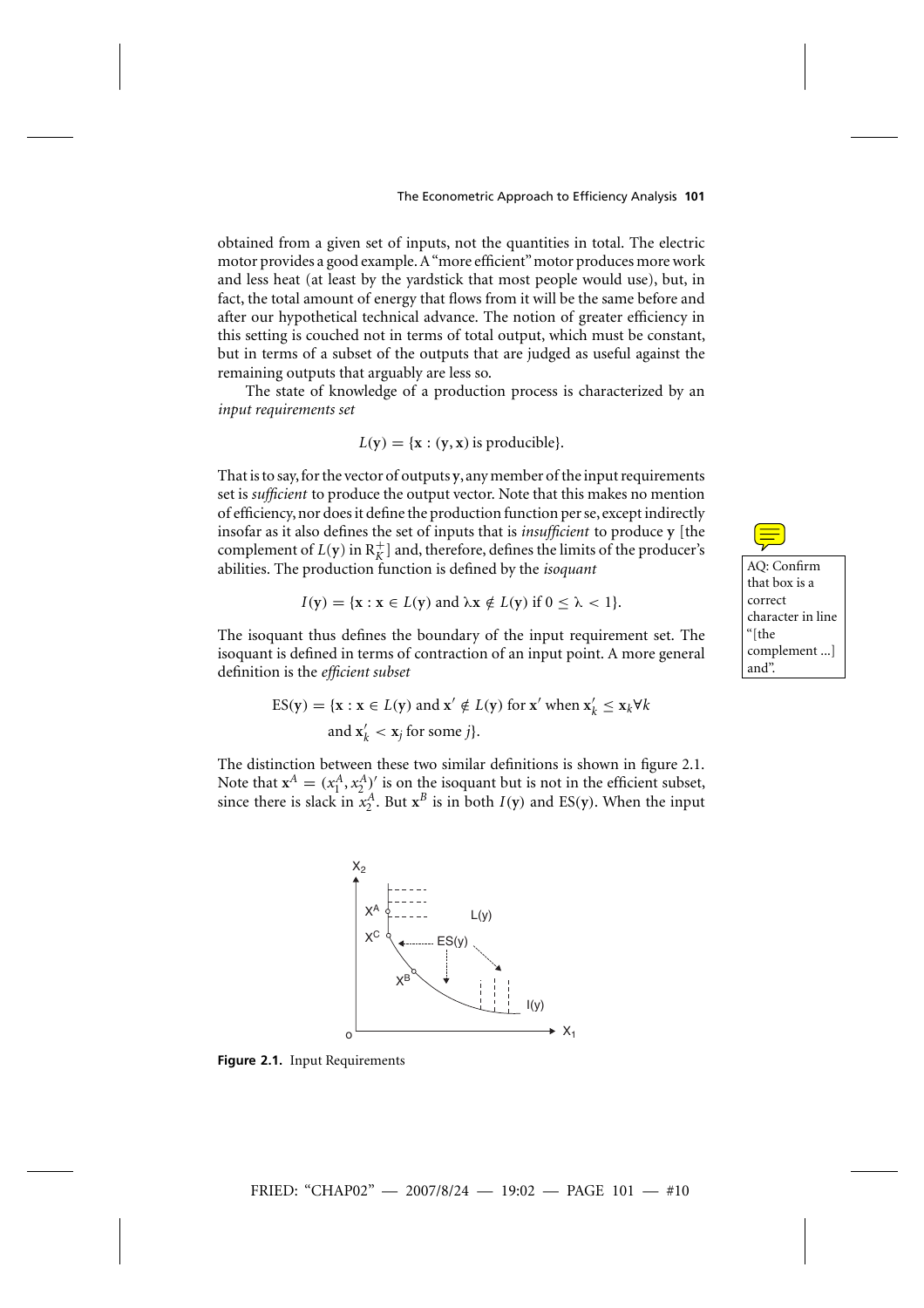obtained from a given set of inputs, not the quantities in total. The electric motor provides a good example. A "more efficient" motor produces more work and less heat (at least by the yardstick that most people would use), but, in fact, the total amount of energy that flows from it will be the same before and after our hypothetical technical advance. The notion of greater efficiency in this setting is couched not in terms of total output, which must be constant, but in terms of a subset of the outputs that are judged as useful against the remaining outputs that arguably are less so.

The state of knowledge of a production process is characterized by an *input requirements set*

$$L(\mathbf{y}) = \{\mathbf{x} : (\mathbf{y}, \mathbf{x}) \text{ is producible}\}.$$

That is to say, for the vector of outputs **y**, any member of the input requirements set is *sufficient* to produce the output vector. Note that this makes no mention of efficiency, nor does it define the production function per se, except indirectly insofar as it also defines the set of inputs that is *insufficient* to produce **y** [the complement of $L(\mathbf{y})$ in $\mathrm{R}_K^+$] and, therefore, defines the limits of the producer's abilities. The production function is defined by the *isoquant*

$$I(\mathbf{y}) = \{\mathbf{x} : \mathbf{x} \in L(\mathbf{y}) \text{ and } \lambda\mathbf{x} \notin L(\mathbf{y}) \text{ if } 0 \leq \lambda < 1\}.$$

The isoquant thus defines the boundary of the input requirement set. The isoquant is defined in terms of contraction of an input point. A more general definition is the *efficient subset*

$$\mathrm{ES}(\mathbf{y}) = \{\mathbf{x} : \mathbf{x} \in L(\mathbf{y}) \text{ and } \mathbf{x}' \notin L(\mathbf{y}) \text{ for } \mathbf{x}' \text{ when } \mathbf{x}'_k \leq \mathbf{x}_k \forall k \text{ and } \mathbf{x}'_k < \mathbf{x}_j \text{ for some } j\}.$$

The distinction between these two similar definitions is shown in figure 2.1. Note that $\mathbf{x}^A = (x_1^A, x_2^A)'$ is on the isoquant but is not in the efficient subset, since there is slack in $x_2^A$. But $\mathbf{x}^B$ is in both $I(\mathbf{y})$ and $\mathrm{ES}(\mathbf{y})$. When the input

**Figure 2.1.** Input Requirements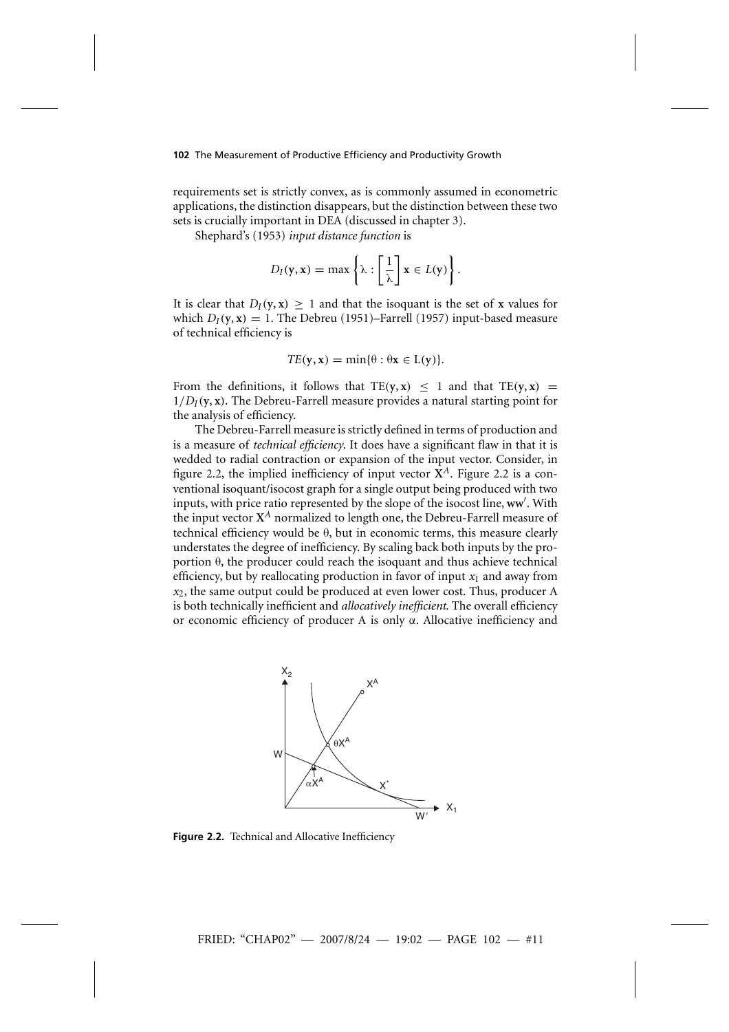requirements set is strictly convex, as is commonly assumed in econometric applications, the distinction disappears, but the distinction between these two sets is crucially important in DEA (discussed in chapter 3).

Shephard's (1953) *input distance function* is

$$D_I(\mathbf{y}, \mathbf{x}) = \max\left\{\lambda : \left[\frac{1}{\lambda}\right]\mathbf{x} \in L(\mathbf{y})\right\}.$$

It is clear that $D_I(\mathbf{y}, \mathbf{x}) \geq 1$ and that the isoquant is the set of $\mathbf{x}$ values for which $D_I(\mathbf{y}, \mathbf{x}) = 1$. The Debreu (1951)–Farrell (1957) input-based measure of technical efficiency is

$$TE(\mathbf{y}, \mathbf{x}) = \min\{\theta : \theta\mathbf{x} \in \mathrm{L}(\mathbf{y})\}.$$

From the definitions, it follows that $\mathrm{TE}(\mathbf{y}, \mathbf{x}) \leq 1$ and that $\mathrm{TE}(\mathbf{y}, \mathbf{x}) = 1/D_I(\mathbf{y}, \mathbf{x})$. The Debreu-Farrell measure provides a natural starting point for the analysis of efficiency.

The Debreu-Farrell measure is strictly defined in terms of production and is a measure of *technical efficiency*. It does have a significant flaw in that it is wedded to radial contraction or expansion of the input vector. Consider, in figure 2.2, the implied inefficiency of input vector $\mathbf{X}^A$. Figure 2.2 is a conventional isoquant/isocost graph for a single output being produced with two inputs, with price ratio represented by the slope of the isocost line, $\mathbf{ww'}$. With the input vector $\mathbf{X}^A$ normalized to length one, the Debreu-Farrell measure of technical efficiency would be $\theta$, but in economic terms, this measure clearly understates the degree of inefficiency. By scaling back both inputs by the proportion $\theta$, the producer could reach the isoquant and thus achieve technical efficiency, but by reallocating production in favor of input $x_1$ and away from $x_2$, the same output could be produced at even lower cost. Thus, producer A is both technically inefficient and *allocatively inefficient*. The overall efficiency or economic efficiency of producer A is only $\alpha$. Allocative inefficiency and

**Figure 2.2.** Technical and Allocative Inefficiency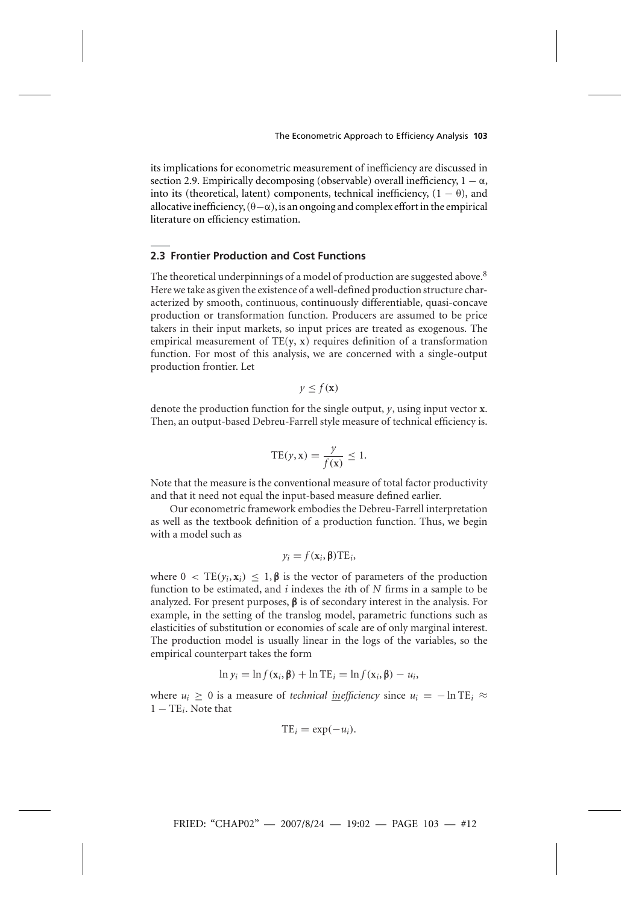its implications for econometric measurement of inefficiency are discussed in section 2.9. Empirically decomposing (observable) overall inefficiency, $1 - \alpha$, into its (theoretical, latent) components, technical inefficiency, $(1 - \theta)$, and allocative inefficiency, $(\theta - \alpha)$, is an ongoing and complex effort in the empirical literature on efficiency estimation.

## 2.3 Frontier Production and Cost Functions

The theoretical underpinnings of a model of production are suggested above.[8] Here we take as given the existence of a well-defined production structure characterized by smooth, continuous, continuously differentiable, quasi-concave production or transformation function. Producers are assumed to be price takers in their input markets, so input prices are treated as exogenous. The empirical measurement of $\mathrm{TE}(\mathbf{y}, \mathbf{x})$ requires definition of a transformation function. For most of this analysis, we are concerned with a single-output production frontier. Let

$$y \leq f(\mathbf{x})$$

denote the production function for the single output, $y$, using input vector $\mathbf{x}$. Then, an output-based Debreu-Farrell style measure of technical efficiency is.

$$\mathrm{TE}(y, \mathbf{x}) = \frac{y}{f(\mathbf{x})} \leq 1.$$

Note that the measure is the conventional measure of total factor productivity and that it need not equal the input-based measure defined earlier.

Our econometric framework embodies the Debreu-Farrell interpretation as well as the textbook definition of a production function. Thus, we begin with a model such as

$$y_i = f(\mathbf{x}_i, \boldsymbol{\beta})\mathrm{TE}_i,$$

where $0 < \mathrm{TE}(y_i, \mathbf{x}_i) \leq 1$, $\boldsymbol{\beta}$ is the vector of parameters of the production function to be estimated, and $i$ indexes the $i$th of $N$ firms in a sample to be analyzed. For present purposes, $\boldsymbol{\beta}$ is of secondary interest in the analysis. For example, in the setting of the translog model, parametric functions such as elasticities of substitution or economies of scale are of only marginal interest. The production model is usually linear in the logs of the variables, so the empirical counterpart takes the form

$$\ln y_i = \ln f(\mathbf{x}_i, \boldsymbol{\beta}) + \ln \mathrm{TE}_i = \ln f(\mathbf{x}_i, \boldsymbol{\beta}) - u_i,$$

where $u_i \geq 0$ is a measure of *technical inefficiency* since $u_i = -\ln \mathrm{TE}_i \approx 1 - \mathrm{TE}_i$. Note that

$$\mathrm{TE}_i = \exp(-u_i).$$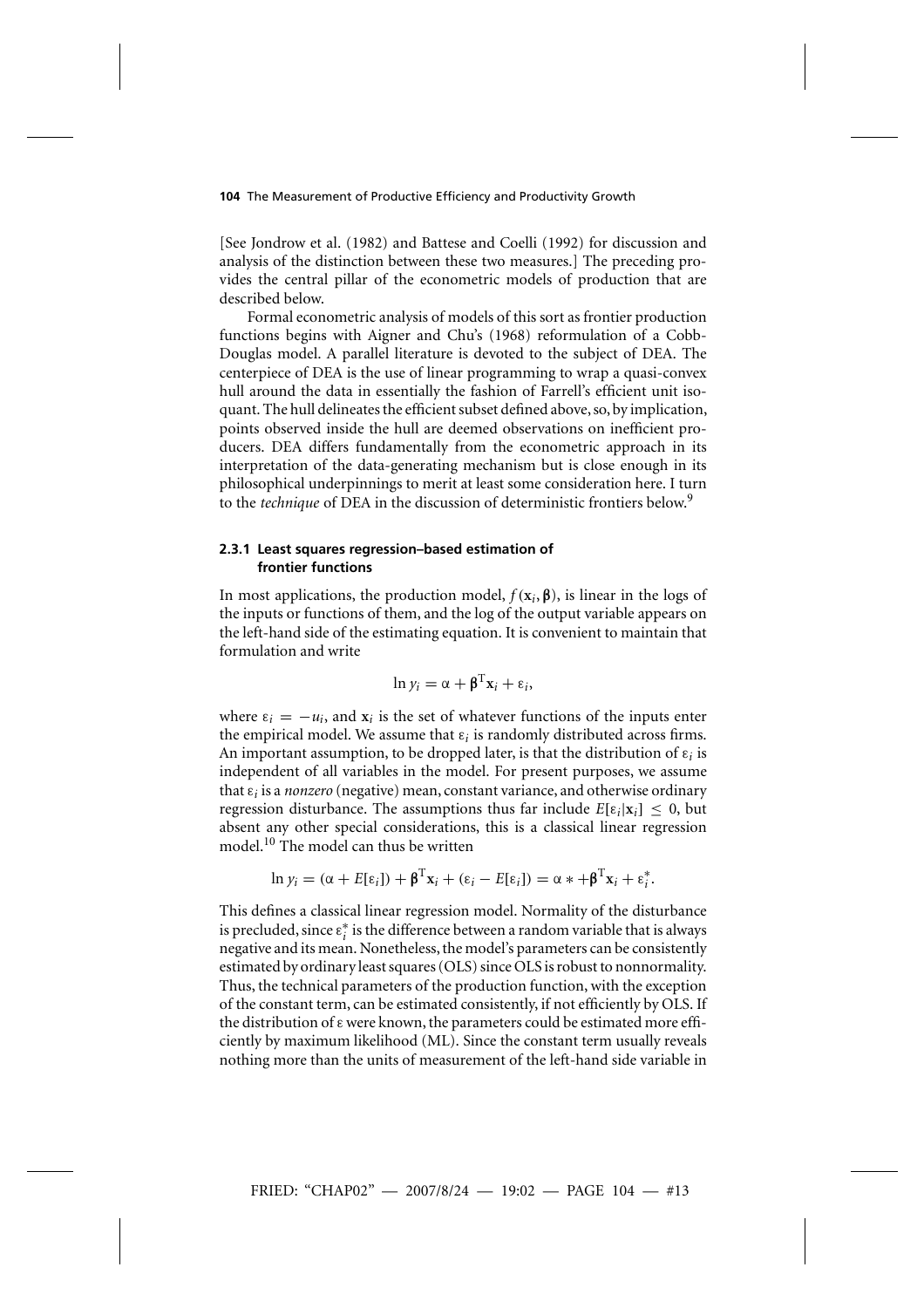[See Jondrow et al. (1982) and Battese and Coelli (1992) for discussion and analysis of the distinction between these two measures.] The preceding provides the central pillar of the econometric models of production that are described below.

Formal econometric analysis of models of this sort as frontier production functions begins with Aigner and Chu's (1968) reformulation of a Cobb-Douglas model. A parallel literature is devoted to the subject of DEA. The centerpiece of DEA is the use of linear programming to wrap a quasi-convex hull around the data in essentially the fashion of Farrell's efficient unit isoquant. The hull delineates the efficient subset defined above, so, by implication, points observed inside the hull are deemed observations on inefficient producers. DEA differs fundamentally from the econometric approach in its interpretation of the data-generating mechanism but is close enough in its philosophical underpinnings to merit at least some consideration here. I turn to the *technique* of DEA in the discussion of deterministic frontiers below.[9]

### 2.3.1 Least squares regression–based estimation of frontier functions

In most applications, the production model, $f(\mathbf{x}_i, \boldsymbol{\beta})$, is linear in the logs of the inputs or functions of them, and the log of the output variable appears on the left-hand side of the estimating equation. It is convenient to maintain that formulation and write

$$\ln y_i = \alpha + \boldsymbol{\beta}^{\mathrm{T}}\mathbf{x}_i + \varepsilon_i,$$

where $\varepsilon_i = -u_i$, and $\mathbf{x}_i$ is the set of whatever functions of the inputs enter the empirical model. We assume that $\varepsilon_i$ is randomly distributed across firms. An important assumption, to be dropped later, is that the distribution of $\varepsilon_i$ is independent of all variables in the model. For present purposes, we assume that $\varepsilon_i$ is a *nonzero* (negative) mean, constant variance, and otherwise ordinary regression disturbance. The assumptions thus far include $E[\varepsilon_i|\mathbf{x}_i] \leq 0$, but absent any other special considerations, this is a classical linear regression model.[10] The model can thus be written

$$\ln y_i = (\alpha + E[\varepsilon_i]) + \boldsymbol{\beta}^{\mathrm{T}}\mathbf{x}_i + (\varepsilon_i - E[\varepsilon_i]) = \alpha * + \boldsymbol{\beta}^{\mathrm{T}}\mathbf{x}_i + \varepsilon_i^*.$$

This defines a classical linear regression model. Normality of the disturbance is precluded, since $\varepsilon_i^*$ is the difference between a random variable that is always negative and its mean. Nonetheless, the model's parameters can be consistently estimated by ordinary least squares (OLS) since OLS is robust to nonnormality. Thus, the technical parameters of the production function, with the exception of the constant term, can be estimated consistently, if not efficiently by OLS. If the distribution of $\varepsilon$ were known, the parameters could be estimated more efficiently by maximum likelihood (ML). Since the constant term usually reveals nothing more than the units of measurement of the left-hand side variable in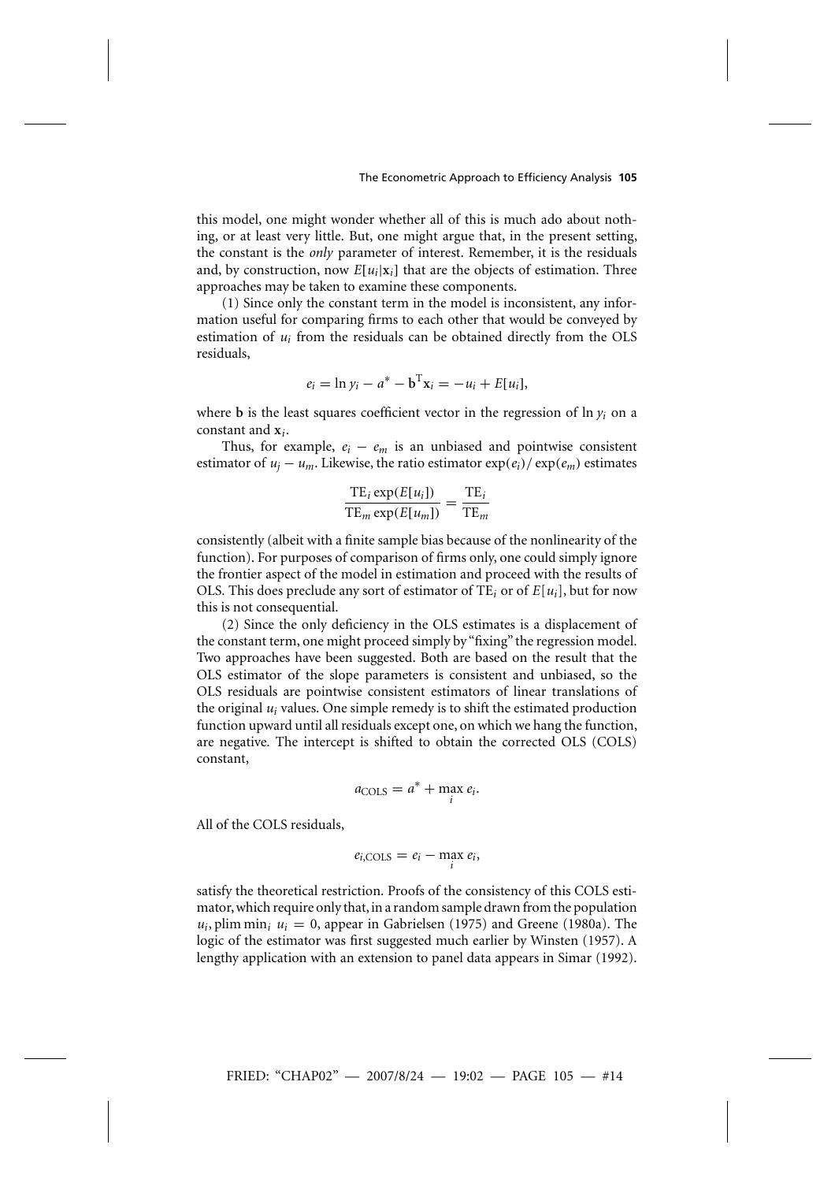this model, one might wonder whether all of this is much ado about nothing, or at least very little. But, one might argue that, in the present setting, the constant is the *only* parameter of interest. Remember, it is the residuals and, by construction, now $E[u_i|\mathbf{x}_i]$ that are the objects of estimation. Three approaches may be taken to examine these components.

(1) Since only the constant term in the model is inconsistent, any information useful for comparing firms to each other that would be conveyed by estimation of $u_i$ from the residuals can be obtained directly from the OLS residuals,

$$e_i = \ln y_i - a^* - \mathbf{b}^{\mathrm{T}}\mathbf{x}_i = -u_i + E[u_i],$$

where $\mathbf{b}$ is the least squares coefficient vector in the regression of $\ln y_i$ on a constant and $\mathbf{x}_i$.

Thus, for example, $e_i - e_m$ is an unbiased and pointwise consistent estimator of $u_j - u_m$. Likewise, the ratio estimator $\exp(e_i)/\exp(e_m)$ estimates

$$\frac{\mathrm{TE}_i \exp(E[u_i])}{\mathrm{TE}_m \exp(E[u_m])} = \frac{\mathrm{TE}_i}{\mathrm{TE}_m}$$

consistently (albeit with a finite sample bias because of the nonlinearity of the function). For purposes of comparison of firms only, one could simply ignore the frontier aspect of the model in estimation and proceed with the results of OLS. This does preclude any sort of estimator of $\mathrm{TE}_i$ or of $E[u_i]$, but for now this is not consequential.

(2) Since the only deficiency in the OLS estimates is a displacement of the constant term, one might proceed simply by "fixing" the regression model. Two approaches have been suggested. Both are based on the result that the OLS estimator of the slope parameters is consistent and unbiased, so the OLS residuals are pointwise consistent estimators of linear translations of the original $u_i$ values. One simple remedy is to shift the estimated production function upward until all residuals except one, on which we hang the function, are negative. The intercept is shifted to obtain the corrected OLS (COLS) constant,

$$a_{\mathrm{COLS}} = a^* + \max_i e_i.$$

All of the COLS residuals,

$$e_{i,\mathrm{COLS}} = e_i - \max_i e_i,$$

satisfy the theoretical restriction. Proofs of the consistency of this COLS estimator, which require only that, in a random sample drawn from the population $u_i$, $\operatorname{plim} \min_i u_i = 0$, appear in Gabrielsen (1975) and Greene (1980a). The logic of the estimator was first suggested much earlier by Winsten (1957). A lengthy application with an extension to panel data appears in Simar (1992).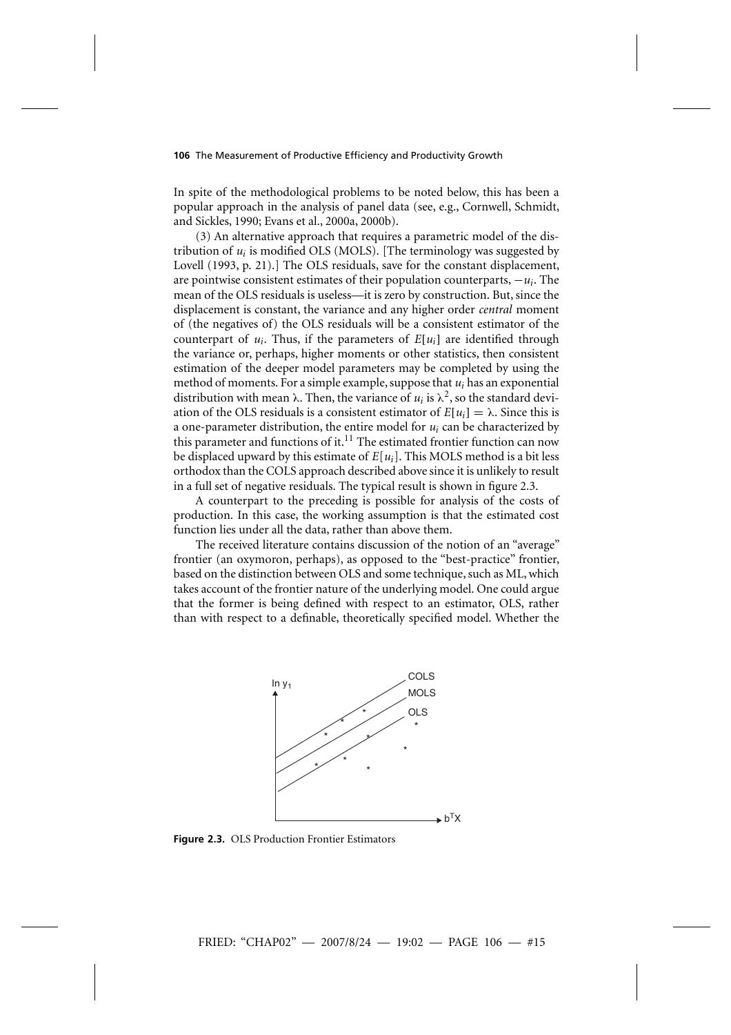In spite of the methodological problems to be noted below, this has been a popular approach in the analysis of panel data (see, e.g., Cornwell, Schmidt, and Sickles, 1990; Evans et al., 2000a, 2000b).

(3) An alternative approach that requires a parametric model of the distribution of $u_i$ is modified OLS (MOLS). [The terminology was suggested by Lovell (1993, p. 21).] The OLS residuals, save for the constant displacement, are pointwise consistent estimates of their population counterparts, $-u_i$. The mean of the OLS residuals is useless—it is zero by construction. But, since the displacement is constant, the variance and any higher order *central* moment of (the negatives of) the OLS residuals will be a consistent estimator of the counterpart of $u_i$. Thus, if the parameters of $E[u_i]$ are identified through the variance or, perhaps, higher moments or other statistics, then consistent estimation of the deeper model parameters may be completed by using the method of moments. For a simple example, suppose that $u_i$ has an exponential distribution with mean $\lambda$. Then, the variance of $u_i$ is $\lambda^2$, so the standard deviation of the OLS residuals is a consistent estimator of $E[u_i] = \lambda$. Since this is a one-parameter distribution, the entire model for $u_i$ can be characterized by this parameter and functions of it.[11] The estimated frontier function can now be displaced upward by this estimate of $E[u_i]$. This MOLS method is a bit less orthodox than the COLS approach described above since it is unlikely to result in a full set of negative residuals. The typical result is shown in figure 2.3.

A counterpart to the preceding is possible for analysis of the costs of production. In this case, the working assumption is that the estimated cost function lies under all the data, rather than above them.

The received literature contains discussion of the notion of an "average" frontier (an oxymoron, perhaps), as opposed to the "best-practice" frontier, based on the distinction between OLS and some technique, such as ML, which takes account of the frontier nature of the underlying model. One could argue that the former is being defined with respect to an estimator, OLS, rather than with respect to a definable, theoretically specified model. Whether the

**Figure 2.3.** OLS Production Frontier Estimators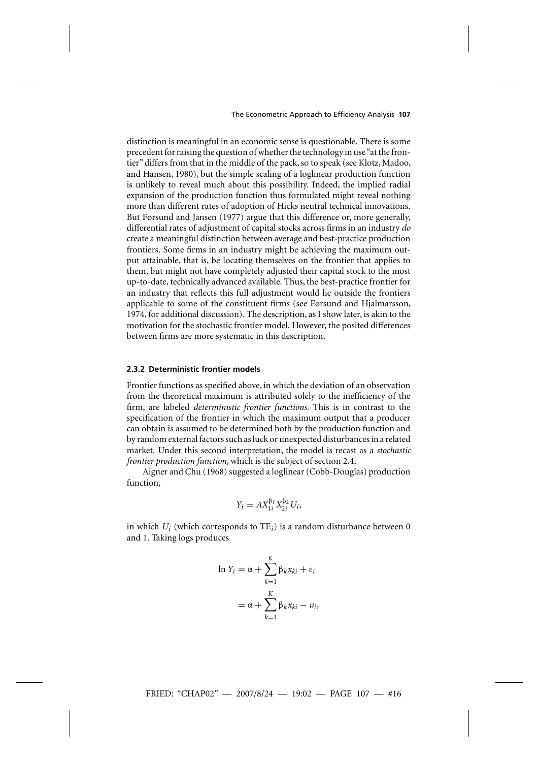distinction is meaningful in an economic sense is questionable. There is some precedent for raising the question of whether the technology in use "at the frontier" differs from that in the middle of the pack, so to speak (see Klotz, Madoo, and Hansen, 1980), but the simple scaling of a loglinear production function is unlikely to reveal much about this possibility. Indeed, the implied radial expansion of the production function thus formulated might reveal nothing more than different rates of adoption of Hicks neutral technical innovations. But Førsund and Jansen (1977) argue that this difference or, more generally, differential rates of adjustment of capital stocks across firms in an industry *do* create a meaningful distinction between average and best-practice production frontiers. Some firms in an industry might be achieving the maximum output attainable, that is, be locating themselves on the frontier that applies to them, but might not have completely adjusted their capital stock to the most up-to-date, technically advanced available. Thus, the best-practice frontier for an industry that reflects this full adjustment would lie outside the frontiers applicable to some of the constituent firms (see Førsund and Hjalmarsson, 1974, for additional discussion). The description, as I show later, is akin to the motivation for the stochastic frontier model. However, the posited differences between firms are more systematic in this description.

### 2.3.2 Deterministic frontier models

Frontier functions as specified above, in which the deviation of an observation from the theoretical maximum is attributed solely to the inefficiency of the firm, are labeled *deterministic frontier functions*. This is in contrast to the specification of the frontier in which the maximum output that a producer can obtain is assumed to be determined both by the production function and by random external factors such as luck or unexpected disturbances in a related market. Under this second interpretation, the model is recast as a *stochastic frontier production function*, which is the subject of section 2.4.

Aigner and Chu (1968) suggested a loglinear (Cobb-Douglas) production function,

$$Y_i = AX_{1i}^{\beta_1} X_{2i}^{\beta_2} U_i,$$

in which $U_i$ (which corresponds to $\text{TE}_i$) is a random disturbance between 0 and 1. Taking logs produces

$$\begin{aligned}\ln Y_i &= \alpha + \sum_{k=1}^{K} \beta_k x_{ki} + \varepsilon_i \\ &= \alpha + \sum_{k=1}^{K} \beta_k x_{ki} - u_i,\end{aligned}$$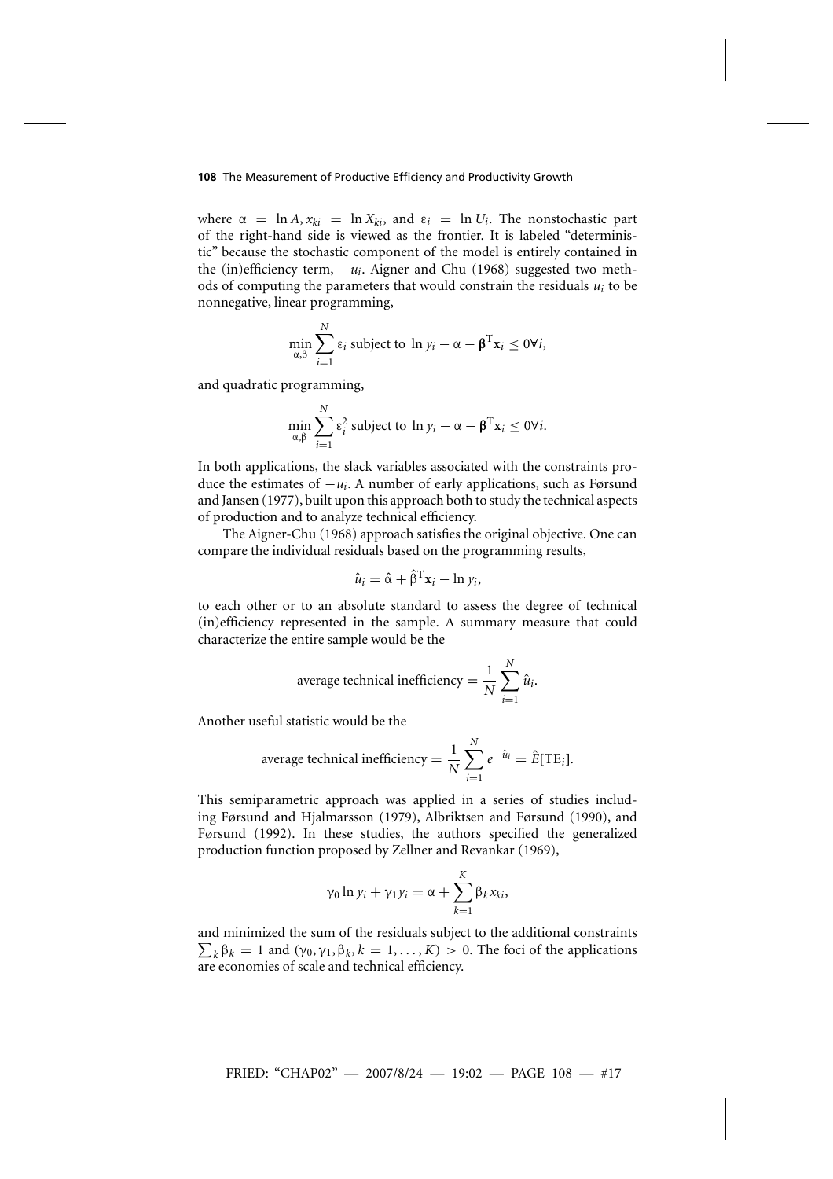where $\alpha = \ln A, x_{ki} = \ln X_{ki}$, and $\varepsilon_i = \ln U_i$. The nonstochastic part of the right-hand side is viewed as the frontier. It is labeled "deterministic" because the stochastic component of the model is entirely contained in the (in)efficiency term, $-u_i$. Aigner and Chu (1968) suggested two methods of computing the parameters that would constrain the residuals $u_i$ to be nonnegative, linear programming,

$$\min_{\alpha,\beta} \sum_{i=1}^{N} \varepsilon_i \text{ subject to } \ln y_i - \alpha - \boldsymbol{\beta}^{\mathrm{T}}\mathbf{x}_i \leq 0 \forall i,$$

and quadratic programming,

$$\min_{\alpha,\beta} \sum_{i=1}^{N} \varepsilon_i^2 \text{ subject to } \ln y_i - \alpha - \boldsymbol{\beta}^{\mathrm{T}}\mathbf{x}_i \leq 0 \forall i.$$

In both applications, the slack variables associated with the constraints produce the estimates of $-u_i$. A number of early applications, such as Førsund and Jansen (1977), built upon this approach both to study the technical aspects of production and to analyze technical efficiency.

The Aigner-Chu (1968) approach satisfies the original objective. One can compare the individual residuals based on the programming results,

$$\hat{u}_i = \hat{\alpha} + \hat{\beta}^{\mathrm{T}}\mathbf{x}_i - \ln y_i,$$

to each other or to an absolute standard to assess the degree of technical (in)efficiency represented in the sample. A summary measure that could characterize the entire sample would be the

$$\text{average technical inefficiency} = \frac{1}{N}\sum_{i=1}^{N} \hat{u}_i.$$

Another useful statistic would be the

$$\text{average technical inefficiency} = \frac{1}{N}\sum_{i=1}^{N} e^{-\hat{u}_i} = \hat{E}[\mathrm{TE}_i].$$

This semiparametric approach was applied in a series of studies including Førsund and Hjalmarsson (1979), Albriktsen and Førsund (1990), and Førsund (1992). In these studies, the authors specified the generalized production function proposed by Zellner and Revankar (1969),

$$\gamma_0 \ln y_i + \gamma_1 y_i = \alpha + \sum_{k=1}^{K} \beta_k x_{ki},$$

and minimized the sum of the residuals subject to the additional constraints $\sum_k \beta_k = 1$ and $(\gamma_0, \gamma_1, \beta_k, k = 1, \ldots, K) > 0$. The foci of the applications are economies of scale and technical efficiency.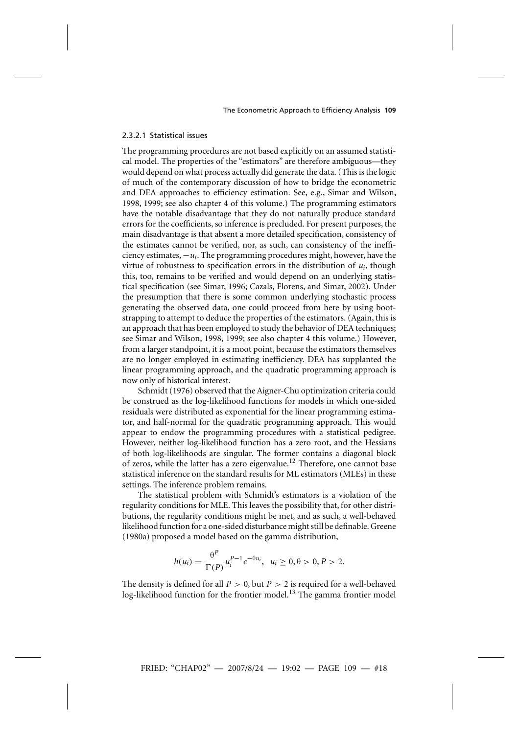#### 2.3.2.1 Statistical issues

The programming procedures are not based explicitly on an assumed statistical model. The properties of the "estimators" are therefore ambiguous—they would depend on what process actually did generate the data. (This is the logic of much of the contemporary discussion of how to bridge the econometric and DEA approaches to efficiency estimation. See, e.g., Simar and Wilson, 1998, 1999; see also chapter 4 of this volume.) The programming estimators have the notable disadvantage that they do not naturally produce standard errors for the coefficients, so inference is precluded. For present purposes, the main disadvantage is that absent a more detailed specification, consistency of the estimates cannot be verified, nor, as such, can consistency of the inefficiency estimates, $-u_i$. The programming procedures might, however, have the virtue of robustness to specification errors in the distribution of $u_i$, though this, too, remains to be verified and would depend on an underlying statistical specification (see Simar, 1996; Cazals, Florens, and Simar, 2002). Under the presumption that there is some common underlying stochastic process generating the observed data, one could proceed from here by using bootstrapping to attempt to deduce the properties of the estimators. (Again, this is an approach that has been employed to study the behavior of DEA techniques; see Simar and Wilson, 1998, 1999; see also chapter 4 this volume.) However, from a larger standpoint, it is a moot point, because the estimators themselves are no longer employed in estimating inefficiency. DEA has supplanted the linear programming approach, and the quadratic programming approach is now only of historical interest.

Schmidt (1976) observed that the Aigner-Chu optimization criteria could be construed as the log-likelihood functions for models in which one-sided residuals were distributed as exponential for the linear programming estimator, and half-normal for the quadratic programming approach. This would appear to endow the programming procedures with a statistical pedigree. However, neither log-likelihood function has a zero root, and the Hessians of both log-likelihoods are singular. The former contains a diagonal block of zeros, while the latter has a zero eigenvalue.[12] Therefore, one cannot base statistical inference on the standard results for ML estimators (MLEs) in these settings. The inference problem remains.

The statistical problem with Schmidt's estimators is a violation of the regularity conditions for MLE. This leaves the possibility that, for other distributions, the regularity conditions might be met, and as such, a well-behaved likelihood function for a one-sided disturbance might still be definable. Greene (1980a) proposed a model based on the gamma distribution,

$$h(u_i) = \frac{\theta^P}{\Gamma(P)} u_i^{P-1} e^{-\theta u_i}, \quad u_i \geq 0, \theta > 0, P > 2.$$

The density is defined for all $P > 0$, but $P > 2$ is required for a well-behaved log-likelihood function for the frontier model.[13] The gamma frontier model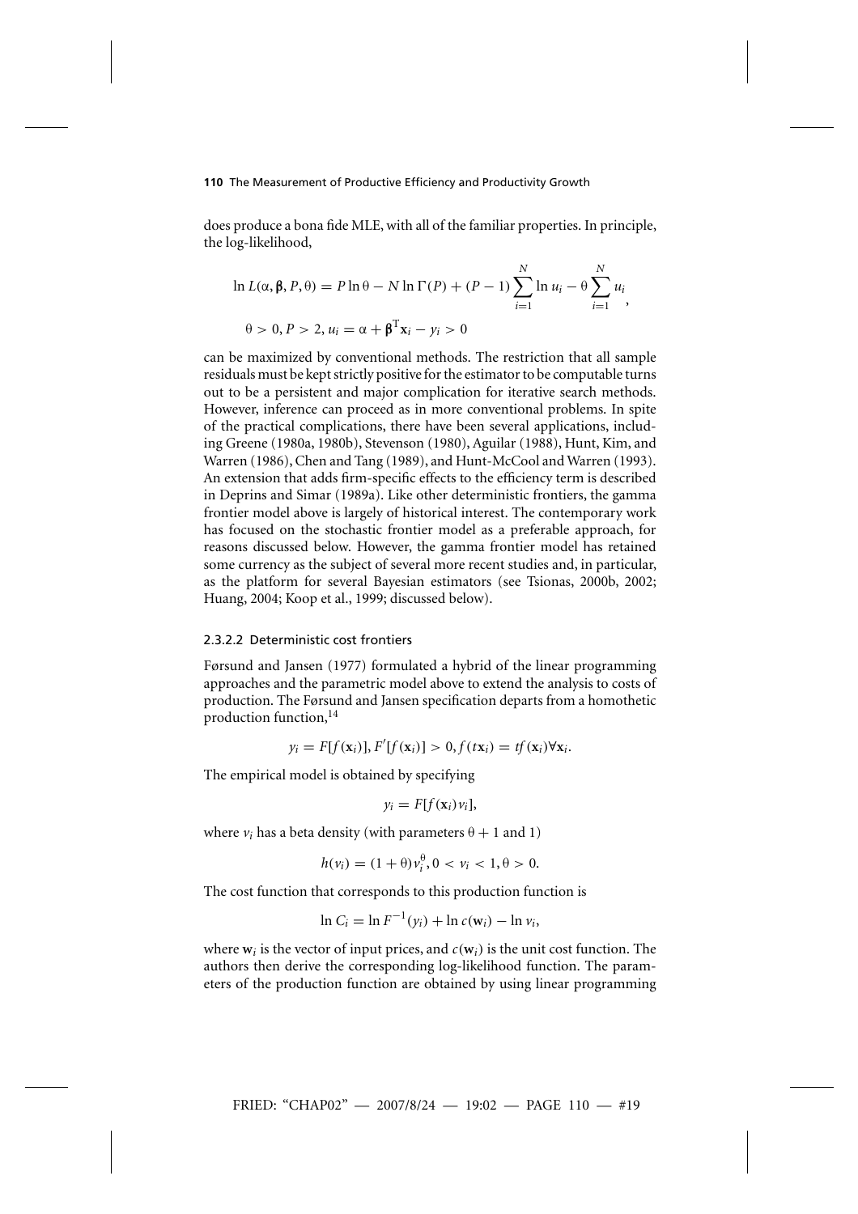does produce a bona fide MLE, with all of the familiar properties. In principle, the log-likelihood,

$$\ln L(\alpha, \boldsymbol{\beta}, P, \theta) = P \ln \theta - N \ln \Gamma(P) + (P-1) \sum_{i=1}^{N} \ln u_i - \theta \sum_{i=1}^{N} u_i,$$

$$\theta > 0, P > 2, u_i = \alpha + \boldsymbol{\beta}^{\mathrm{T}} \mathbf{x}_i - y_i > 0$$

can be maximized by conventional methods. The restriction that all sample residuals must be kept strictly positive for the estimator to be computable turns out to be a persistent and major complication for iterative search methods. However, inference can proceed as in more conventional problems. In spite of the practical complications, there have been several applications, including Greene (1980a, 1980b), Stevenson (1980), Aguilar (1988), Hunt, Kim, and Warren (1986), Chen and Tang (1989), and Hunt-McCool and Warren (1993). An extension that adds firm-specific effects to the efficiency term is described in Deprins and Simar (1989a). Like other deterministic frontiers, the gamma frontier model above is largely of historical interest. The contemporary work has focused on the stochastic frontier model as a preferable approach, for reasons discussed below. However, the gamma frontier model has retained some currency as the subject of several more recent studies and, in particular, as the platform for several Bayesian estimators (see Tsionas, 2000b, 2002; Huang, 2004; Koop et al., 1999; discussed below).

#### 2.3.2.2 Deterministic cost frontiers

Førsund and Jansen (1977) formulated a hybrid of the linear programming approaches and the parametric model above to extend the analysis to costs of production. The Førsund and Jansen specification departs from a homothetic production function,[14]

$$y_i = F[f(\mathbf{x}_i)], F'[f(\mathbf{x}_i)] > 0, f(t\mathbf{x}_i) = tf(\mathbf{x}_i) \forall \mathbf{x}_i.$$

The empirical model is obtained by specifying

$$y_i = F[f(\mathbf{x}_i)v_i],$$

where $v_i$ has a beta density (with parameters $\theta + 1$ and 1)

$$h(v_i) = (1+\theta)v_i^{\theta}, 0 < v_i < 1, \theta > 0.$$

The cost function that corresponds to this production function is

$$\ln C_i = \ln F^{-1}(y_i) + \ln c(\mathbf{w}_i) - \ln v_i,$$

where $\mathbf{w}_i$ is the vector of input prices, and $c(\mathbf{w}_i)$ is the unit cost function. The authors then derive the corresponding log-likelihood function. The parameters of the production function are obtained by using linear programming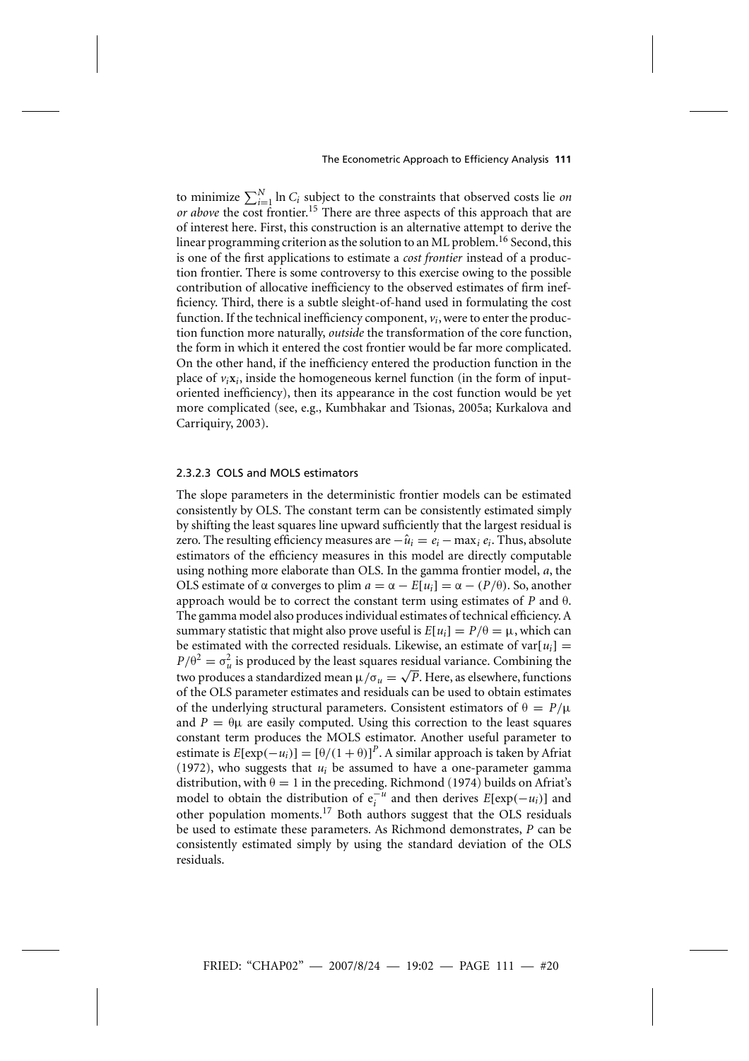to minimize $\sum_{i=1}^{N} \ln C_i$ subject to the constraints that observed costs lie *on or above* the cost frontier.[15] There are three aspects of this approach that are of interest here. First, this construction is an alternative attempt to derive the linear programming criterion as the solution to an ML problem.[16] Second, this is one of the first applications to estimate a *cost frontier* instead of a production frontier. There is some controversy to this exercise owing to the possible contribution of allocative inefficiency to the observed estimates of firm inefficiency. Third, there is a subtle sleight-of-hand used in formulating the cost function. If the technical inefficiency component, $v_i$, were to enter the production function more naturally, *outside* the transformation of the core function, the form in which it entered the cost frontier would be far more complicated. On the other hand, if the inefficiency entered the production function in the place of $v_i\mathbf{x}_i$, inside the homogeneous kernel function (in the form of input-oriented inefficiency), then its appearance in the cost function would be yet more complicated (see, e.g., Kumbhakar and Tsionas, 2005a; Kurkalova and Carriquiry, 2003).

#### 2.3.2.3 COLS and MOLS estimators

The slope parameters in the deterministic frontier models can be estimated consistently by OLS. The constant term can be consistently estimated simply by shifting the least squares line upward sufficiently that the largest residual is zero. The resulting efficiency measures are $-\hat{u}_i = e_i - \max_i e_i$. Thus, absolute estimators of the efficiency measures in this model are directly computable using nothing more elaborate than OLS. In the gamma frontier model, $a$, the OLS estimate of $\alpha$ converges to plim $a = \alpha - E[u_i] = \alpha - (P/\theta)$. So, another approach would be to correct the constant term using estimates of $P$ and $\theta$. The gamma model also produces individual estimates of technical efficiency. A summary statistic that might also prove useful is $E[u_i] = P/\theta = \mu$, which can be estimated with the corrected residuals. Likewise, an estimate of $\text{var}[u_i] = P/\theta^2 = \sigma_u^2$ is produced by the least squares residual variance. Combining the two produces a standardized mean $\mu/\sigma_u = \sqrt{P}$. Here, as elsewhere, functions of the OLS parameter estimates and residuals can be used to obtain estimates of the underlying structural parameters. Consistent estimators of $\theta = P/\mu$ and $P = \theta\mu$ are easily computed. Using this correction to the least squares constant term produces the MOLS estimator. Another useful parameter to estimate is $E[\exp(-u_i)] = [\theta/(1+\theta)]^P$. A similar approach is taken by Afriat (1972), who suggests that $u_i$ be assumed to have a one-parameter gamma distribution, with $\theta = 1$ in the preceding. Richmond (1974) builds on Afriat's model to obtain the distribution of $e_i^{-u}$ and then derives $E[\exp(-u_i)]$ and other population moments.[17] Both authors suggest that the OLS residuals be used to estimate these parameters. As Richmond demonstrates, $P$ can be consistently estimated simply by using the standard deviation of the OLS residuals.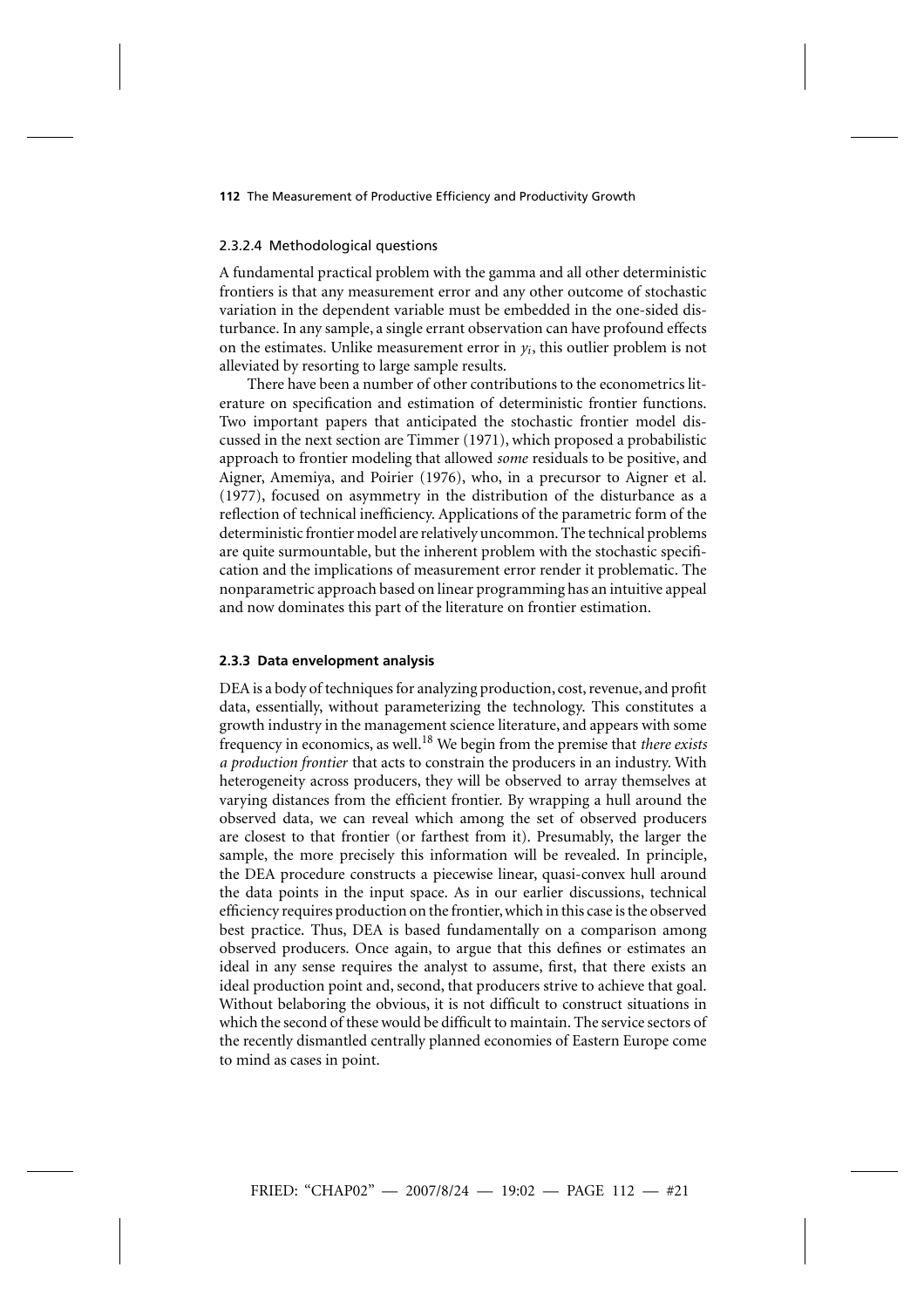#### 2.3.2.4 Methodological questions

A fundamental practical problem with the gamma and all other deterministic frontiers is that any measurement error and any other outcome of stochastic variation in the dependent variable must be embedded in the one-sided disturbance. In any sample, a single errant observation can have profound effects on the estimates. Unlike measurement error in $y_i$, this outlier problem is not alleviated by resorting to large sample results.

There have been a number of other contributions to the econometrics literature on specification and estimation of deterministic frontier functions. Two important papers that anticipated the stochastic frontier model discussed in the next section are Timmer (1971), which proposed a probabilistic approach to frontier modeling that allowed *some* residuals to be positive, and Aigner, Amemiya, and Poirier (1976), who, in a precursor to Aigner et al. (1977), focused on asymmetry in the distribution of the disturbance as a reflection of technical inefficiency. Applications of the parametric form of the deterministic frontier model are relatively uncommon. The technical problems are quite surmountable, but the inherent problem with the stochastic specification and the implications of measurement error render it problematic. The nonparametric approach based on linear programming has an intuitive appeal and now dominates this part of the literature on frontier estimation.

### 2.3.3 Data envelopment analysis

DEA is a body of techniques for analyzing production, cost, revenue, and profit data, essentially, without parameterizing the technology. This constitutes a growth industry in the management science literature, and appears with some frequency in economics, as well.[18] We begin from the premise that *there exists a production frontier* that acts to constrain the producers in an industry. With heterogeneity across producers, they will be observed to array themselves at varying distances from the efficient frontier. By wrapping a hull around the observed data, we can reveal which among the set of observed producers are closest to that frontier (or farthest from it). Presumably, the larger the sample, the more precisely this information will be revealed. In principle, the DEA procedure constructs a piecewise linear, quasi-convex hull around the data points in the input space. As in our earlier discussions, technical efficiency requires production on the frontier, which in this case is the observed best practice. Thus, DEA is based fundamentally on a comparison among observed producers. Once again, to argue that this defines or estimates an ideal in any sense requires the analyst to assume, first, that there exists an ideal production point and, second, that producers strive to achieve that goal. Without belaboring the obvious, it is not difficult to construct situations in which the second of these would be difficult to maintain. The service sectors of the recently dismantled centrally planned economies of Eastern Europe come to mind as cases in point.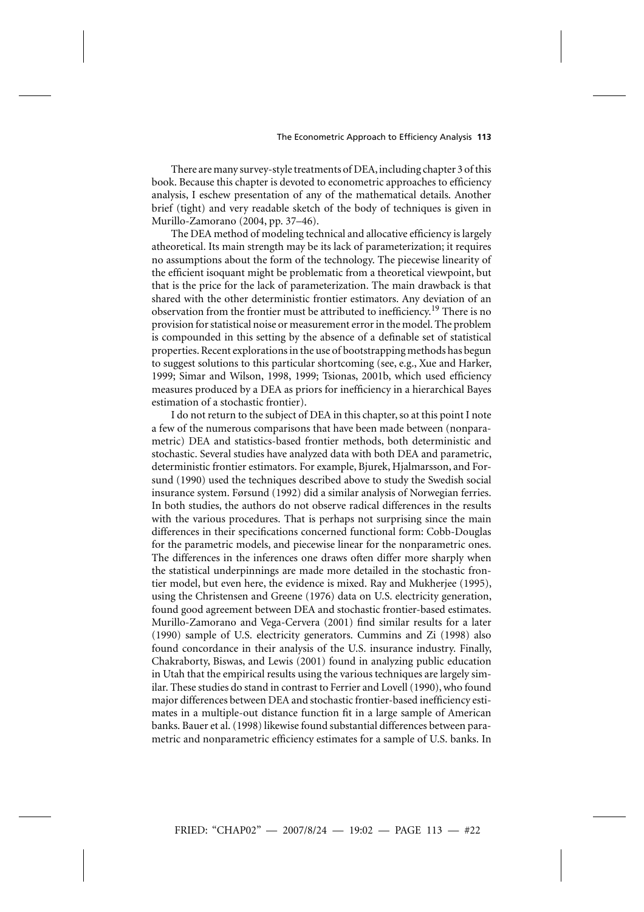There are many survey-style treatments of DEA, including chapter 3 of this book. Because this chapter is devoted to econometric approaches to efficiency analysis, I eschew presentation of any of the mathematical details. Another brief (tight) and very readable sketch of the body of techniques is given in Murillo-Zamorano (2004, pp. 37–46).

The DEA method of modeling technical and allocative efficiency is largely atheoretical. Its main strength may be its lack of parameterization; it requires no assumptions about the form of the technology. The piecewise linearity of the efficient isoquant might be problematic from a theoretical viewpoint, but that is the price for the lack of parameterization. The main drawback is that shared with the other deterministic frontier estimators. Any deviation of an observation from the frontier must be attributed to inefficiency.[19] There is no provision for statistical noise or measurement error in the model. The problem is compounded in this setting by the absence of a definable set of statistical properties. Recent explorations in the use of bootstrapping methods has begun to suggest solutions to this particular shortcoming (see, e.g., Xue and Harker, 1999; Simar and Wilson, 1998, 1999; Tsionas, 2001b, which used efficiency measures produced by a DEA as priors for inefficiency in a hierarchical Bayes estimation of a stochastic frontier).

I do not return to the subject of DEA in this chapter, so at this point I note a few of the numerous comparisons that have been made between (nonparametric) DEA and statistics-based frontier methods, both deterministic and stochastic. Several studies have analyzed data with both DEA and parametric, deterministic frontier estimators. For example, Bjurek, Hjalmarsson, and Forsund (1990) used the techniques described above to study the Swedish social insurance system. Førsund (1992) did a similar analysis of Norwegian ferries. In both studies, the authors do not observe radical differences in the results with the various procedures. That is perhaps not surprising since the main differences in their specifications concerned functional form: Cobb-Douglas for the parametric models, and piecewise linear for the nonparametric ones. The differences in the inferences one draws often differ more sharply when the statistical underpinnings are made more detailed in the stochastic frontier model, but even here, the evidence is mixed. Ray and Mukherjee (1995), using the Christensen and Greene (1976) data on U.S. electricity generation, found good agreement between DEA and stochastic frontier-based estimates. Murillo-Zamorano and Vega-Cervera (2001) find similar results for a later (1990) sample of U.S. electricity generators. Cummins and Zi (1998) also found concordance in their analysis of the U.S. insurance industry. Finally, Chakraborty, Biswas, and Lewis (2001) found in analyzing public education in Utah that the empirical results using the various techniques are largely similar. These studies do stand in contrast to Ferrier and Lovell (1990), who found major differences between DEA and stochastic frontier-based inefficiency estimates in a multiple-out distance function fit in a large sample of American banks. Bauer et al. (1998) likewise found substantial differences between parametric and nonparametric efficiency estimates for a sample of U.S. banks. In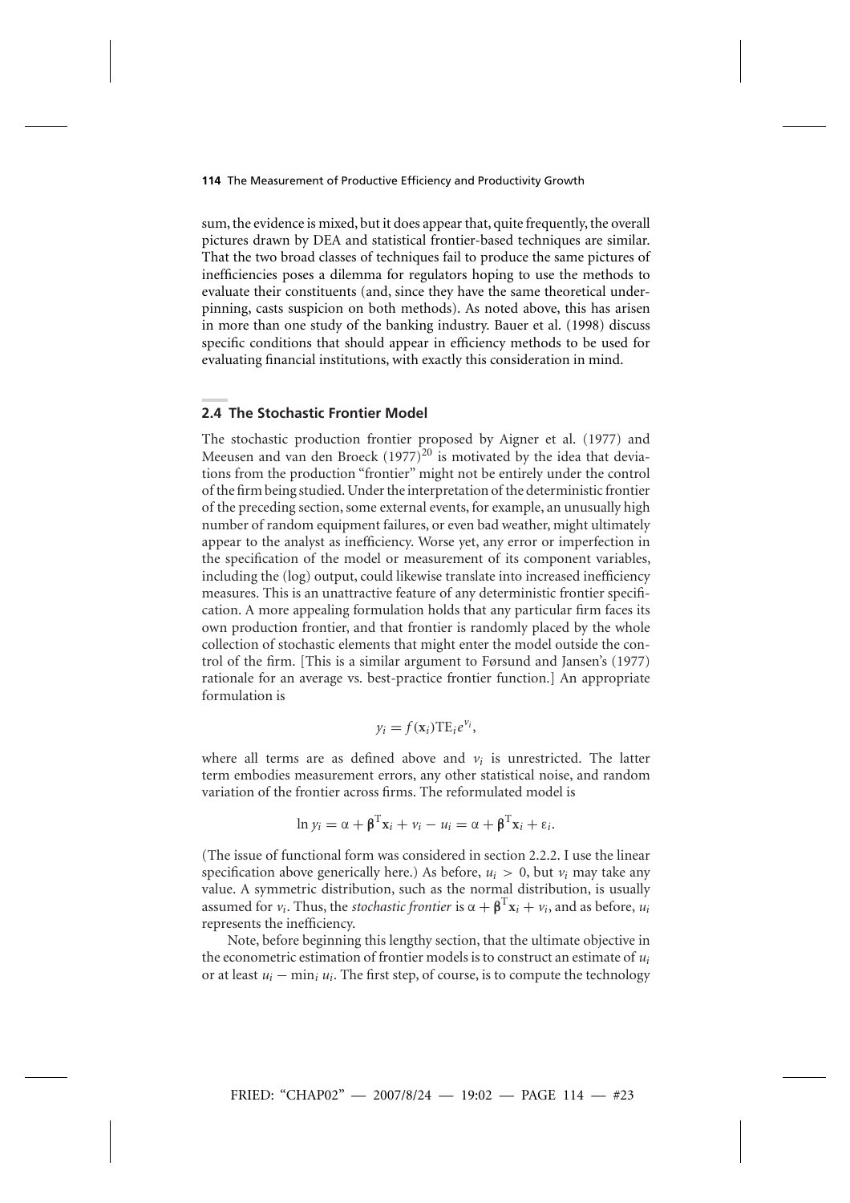sum, the evidence is mixed, but it does appear that, quite frequently, the overall pictures drawn by DEA and statistical frontier-based techniques are similar. That the two broad classes of techniques fail to produce the same pictures of inefficiencies poses a dilemma for regulators hoping to use the methods to evaluate their constituents (and, since they have the same theoretical underpinning, casts suspicion on both methods). As noted above, this has arisen in more than one study of the banking industry. Bauer et al. (1998) discuss specific conditions that should appear in efficiency methods to be used for evaluating financial institutions, with exactly this consideration in mind.

## 2.4 The Stochastic Frontier Model

The stochastic production frontier proposed by Aigner et al. (1977) and Meeusen and van den Broeck (1977)[20] is motivated by the idea that deviations from the production "frontier" might not be entirely under the control of the firm being studied. Under the interpretation of the deterministic frontier of the preceding section, some external events, for example, an unusually high number of random equipment failures, or even bad weather, might ultimately appear to the analyst as inefficiency. Worse yet, any error or imperfection in the specification of the model or measurement of its component variables, including the (log) output, could likewise translate into increased inefficiency measures. This is an unattractive feature of any deterministic frontier specification. A more appealing formulation holds that any particular firm faces its own production frontier, and that frontier is randomly placed by the whole collection of stochastic elements that might enter the model outside the control of the firm. [This is a similar argument to Førsund and Jansen's (1977) rationale for an average vs. best-practice frontier function.] An appropriate formulation is

$$y_i = f(\mathbf{x}_i)\mathrm{TE}_i e^{v_i},$$

where all terms are as defined above and $v_i$ is unrestricted. The latter term embodies measurement errors, any other statistical noise, and random variation of the frontier across firms. The reformulated model is

$$\ln y_i = \alpha + \boldsymbol{\beta}^{\mathrm{T}}\mathbf{x}_i + v_i - u_i = \alpha + \boldsymbol{\beta}^{\mathrm{T}}\mathbf{x}_i + \varepsilon_i.$$

(The issue of functional form was considered in section 2.2.2. I use the linear specification above generically here.) As before, $u_i > 0$, but $v_i$ may take any value. A symmetric distribution, such as the normal distribution, is usually assumed for $v_i$. Thus, the *stochastic frontier* is $\alpha + \boldsymbol{\beta}^{\mathrm{T}}\mathbf{x}_i + v_i$, and as before, $u_i$ represents the inefficiency.

Note, before beginning this lengthy section, that the ultimate objective in the econometric estimation of frontier models is to construct an estimate of $u_i$ or at least $u_i - \min_i u_i$. The first step, of course, is to compute the technology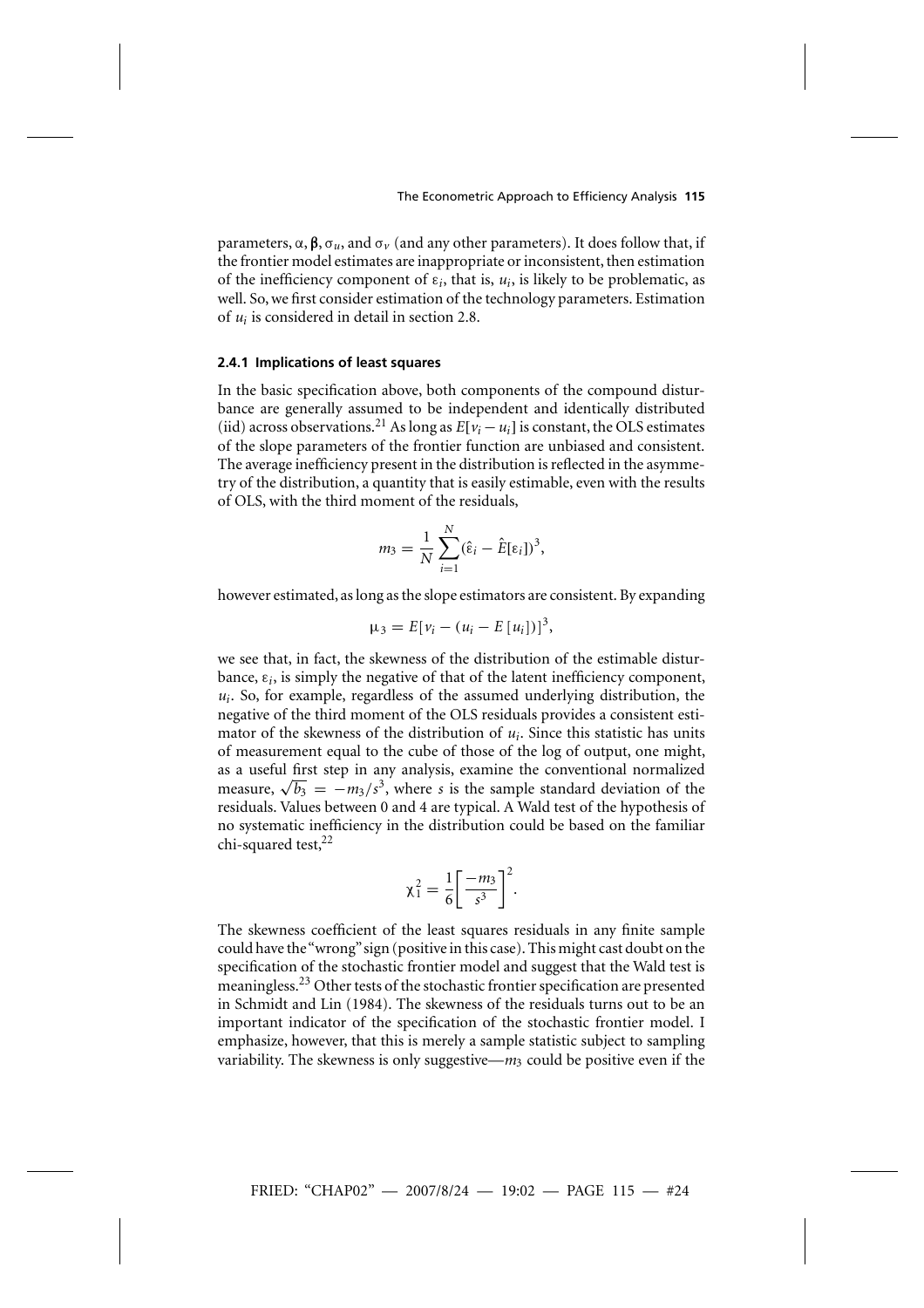parameters, $\alpha$, $\boldsymbol{\beta}$, $\sigma_u$, and $\sigma_v$ (and any other parameters). It does follow that, if the frontier model estimates are inappropriate or inconsistent, then estimation of the inefficiency component of $\varepsilon_i$, that is, $u_i$, is likely to be problematic, as well. So, we first consider estimation of the technology parameters. Estimation of $u_i$ is considered in detail in section 2.8.

#### 2.4.1 Implications of least squares

In the basic specification above, both components of the compound disturbance are generally assumed to be independent and identically distributed (iid) across observations.[21] As long as $E[v_i - u_i]$ is constant, the OLS estimates of the slope parameters of the frontier function are unbiased and consistent. The average inefficiency present in the distribution is reflected in the asymmetry of the distribution, a quantity that is easily estimable, even with the results of OLS, with the third moment of the residuals,

$$m_3 = \frac{1}{N}\sum_{i=1}^{N}(\hat{\varepsilon}_i - \hat{E}[\varepsilon_i])^3,$$

however estimated, as long as the slope estimators are consistent. By expanding

$$\mu_3 = E[v_i - (u_i - E[u_i])]^3,$$

we see that, in fact, the skewness of the distribution of the estimable disturbance, $\varepsilon_i$, is simply the negative of that of the latent inefficiency component, $u_i$. So, for example, regardless of the assumed underlying distribution, the negative of the third moment of the OLS residuals provides a consistent estimator of the skewness of the distribution of $u_i$. Since this statistic has units of measurement equal to the cube of those of the log of output, one might, as a useful first step in any analysis, examine the conventional normalized measure, $\sqrt{b_3} = -m_3/s^3$, where $s$ is the sample standard deviation of the residuals. Values between 0 and 4 are typical. A Wald test of the hypothesis of no systematic inefficiency in the distribution could be based on the familiar chi-squared test,[22]

$$\chi_1^2 = \frac{1}{6}\left[\frac{-m_3}{s^3}\right]^2.$$

The skewness coefficient of the least squares residuals in any finite sample could have the "wrong" sign (positive in this case). This might cast doubt on the specification of the stochastic frontier model and suggest that the Wald test is meaningless.[23] Other tests of the stochastic frontier specification are presented in Schmidt and Lin (1984). The skewness of the residuals turns out to be an important indicator of the specification of the stochastic frontier model. I emphasize, however, that this is merely a sample statistic subject to sampling variability. The skewness is only suggestive—$m_3$ could be positive even if the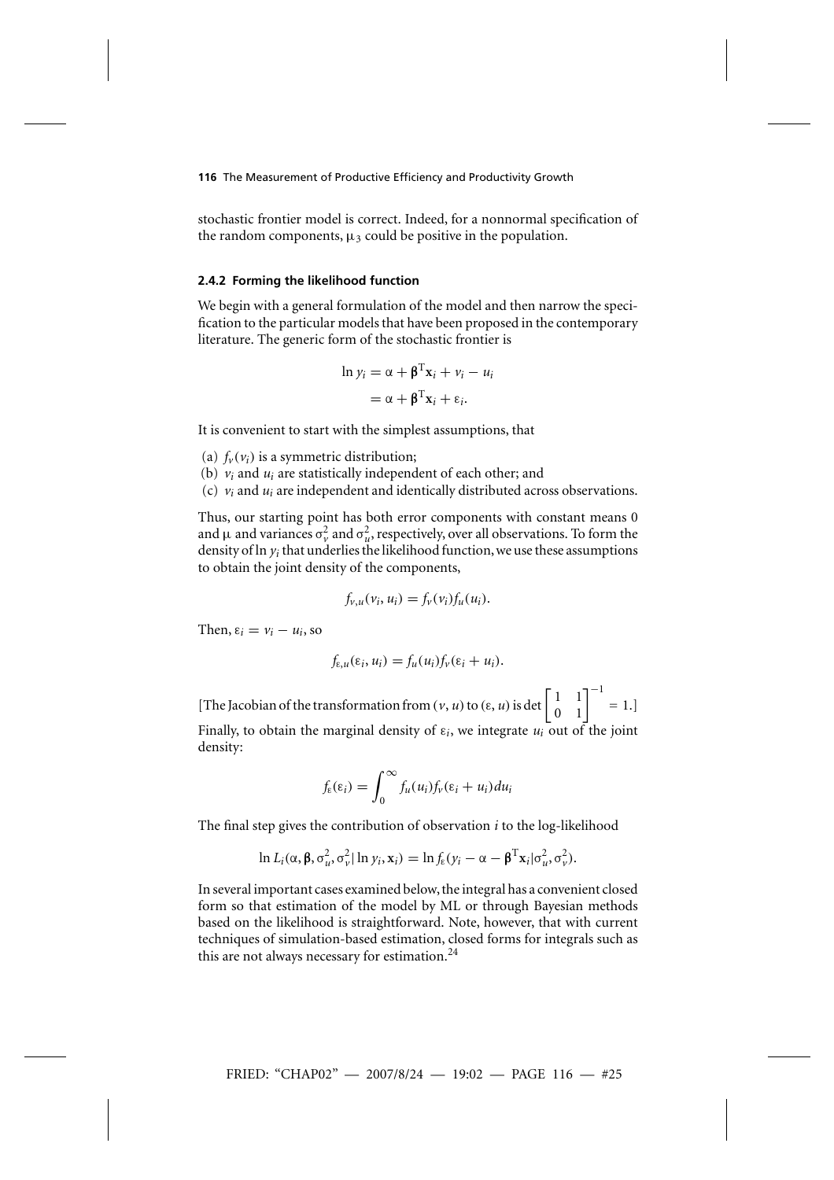stochastic frontier model is correct. Indeed, for a nonnormal specification of the random components, $\mu_3$ could be positive in the population.

### 2.4.2 Forming the likelihood function

We begin with a general formulation of the model and then narrow the specification to the particular models that have been proposed in the contemporary literature. The generic form of the stochastic frontier is

$$
\begin{aligned}
\ln y_i &= \alpha + \boldsymbol{\beta}^{\mathrm{T}}\mathbf{x}_i + v_i - u_i \\
&= \alpha + \boldsymbol{\beta}^{\mathrm{T}}\mathbf{x}_i + \varepsilon_i.
\end{aligned}
$$

It is convenient to start with the simplest assumptions, that

(a) $f_v(v_i)$ is a symmetric distribution;
(b) $v_i$ and $u_i$ are statistically independent of each other; and
(c) $v_i$ and $u_i$ are independent and identically distributed across observations.

Thus, our starting point has both error components with constant means 0 and $\mu$ and variances $\sigma_v^2$ and $\sigma_u^2$, respectively, over all observations. To form the density of $\ln y_i$ that underlies the likelihood function, we use these assumptions to obtain the joint density of the components,

$$
f_{v,u}(v_i, u_i) = f_v(v_i)f_u(u_i).
$$

Then, $\varepsilon_i = v_i - u_i$, so

$$
f_{\varepsilon,u}(\varepsilon_i, u_i) = f_u(u_i)f_v(\varepsilon_i + u_i).
$$

[The Jacobian of the transformation from $(v, u)$ to $(\varepsilon, u)$ is $\det\begin{bmatrix} 1 & 1 \\ 0 & 1 \end{bmatrix}^{-1} = 1$.]

Finally, to obtain the marginal density of $\varepsilon_i$, we integrate $u_i$ out of the joint density:

$$
f_\varepsilon(\varepsilon_i) = \int_0^\infty f_u(u_i)f_v(\varepsilon_i + u_i)du_i
$$

The final step gives the contribution of observation $i$ to the log-likelihood

$$
\ln L_i(\alpha, \boldsymbol{\beta}, \sigma_u^2, \sigma_v^2 | \ln y_i, \mathbf{x}_i) = \ln f_\varepsilon(y_i - \alpha - \boldsymbol{\beta}^{\mathrm{T}}\mathbf{x}_i | \sigma_u^2, \sigma_v^2).
$$

In several important cases examined below, the integral has a convenient closed form so that estimation of the model by ML or through Bayesian methods based on the likelihood is straightforward. Note, however, that with current techniques of simulation-based estimation, closed forms for integrals such as this are not always necessary for estimation.[24]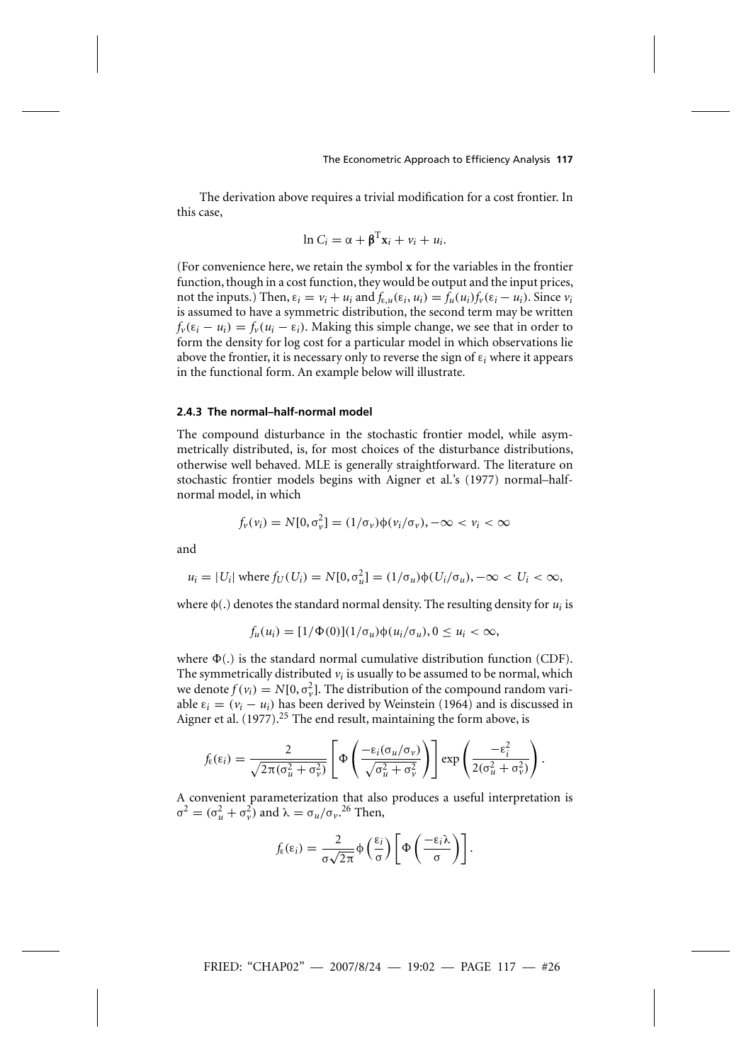The derivation above requires a trivial modification for a cost frontier. In this case,

$$\ln C_i = \alpha + \boldsymbol{\beta}^{\mathrm{T}} \mathbf{x}_i + v_i + u_i.$$

(For convenience here, we retain the symbol $\mathbf{x}$ for the variables in the frontier function, though in a cost function, they would be output and the input prices, not the inputs.) Then, $\varepsilon_i = v_i + u_i$ and $f_{\varepsilon,u}(\varepsilon_i, u_i) = f_u(u_i) f_v(\varepsilon_i - u_i)$. Since $v_i$ is assumed to have a symmetric distribution, the second term may be written $f_v(\varepsilon_i - u_i) = f_v(u_i - \varepsilon_i)$. Making this simple change, we see that in order to form the density for log cost for a particular model in which observations lie above the frontier, it is necessary only to reverse the sign of $\varepsilon_i$ where it appears in the functional form. An example below will illustrate.

### 2.4.3 The normal–half-normal model

The compound disturbance in the stochastic frontier model, while asymmetrically distributed, is, for most choices of the disturbance distributions, otherwise well behaved. MLE is generally straightforward. The literature on stochastic frontier models begins with Aigner et al.'s (1977) normal–half-normal model, in which

$$f_v(v_i) = N[0, \sigma_v^2] = (1/\sigma_v)\phi(v_i/\sigma_v), -\infty < v_i < \infty$$

and

$$u_i = |U_i| \text{ where } f_U(U_i) = N[0, \sigma_u^2] = (1/\sigma_u)\phi(U_i/\sigma_u), -\infty < U_i < \infty,$$

where $\phi(.)$ denotes the standard normal density. The resulting density for $u_i$ is

$$f_u(u_i) = [1/\Phi(0)](1/\sigma_u)\phi(u_i/\sigma_u), 0 \leq u_i < \infty,$$

where $\Phi(.)$ is the standard normal cumulative distribution function (CDF). The symmetrically distributed $v_i$ is usually to be assumed to be normal, which we denote $f(v_i) = N[0, \sigma_v^2]$. The distribution of the compound random variable $\varepsilon_i = (v_i - u_i)$ has been derived by Weinstein (1964) and is discussed in Aigner et al. (1977).[25] The end result, maintaining the form above, is

$$f_\varepsilon(\varepsilon_i) = \frac{2}{\sqrt{2\pi(\sigma_u^2 + \sigma_v^2)}} \left[ \Phi\left( \frac{-\varepsilon_i(\sigma_u/\sigma_v)}{\sqrt{\sigma_u^2 + \sigma_v^2}} \right) \right] \exp\left( \frac{-\varepsilon_i^2}{2(\sigma_u^2 + \sigma_v^2)} \right).$$

A convenient parameterization that also produces a useful interpretation is $\sigma^2 = (\sigma_u^2 + \sigma_v^2)$ and $\lambda = \sigma_u/\sigma_v$.[26] Then,

$$f_\varepsilon(\varepsilon_i) = \frac{2}{\sigma\sqrt{2\pi}} \phi\left(\frac{\varepsilon_i}{\sigma}\right) \left[ \Phi\left( \frac{-\varepsilon_i \lambda}{\sigma} \right) \right].$$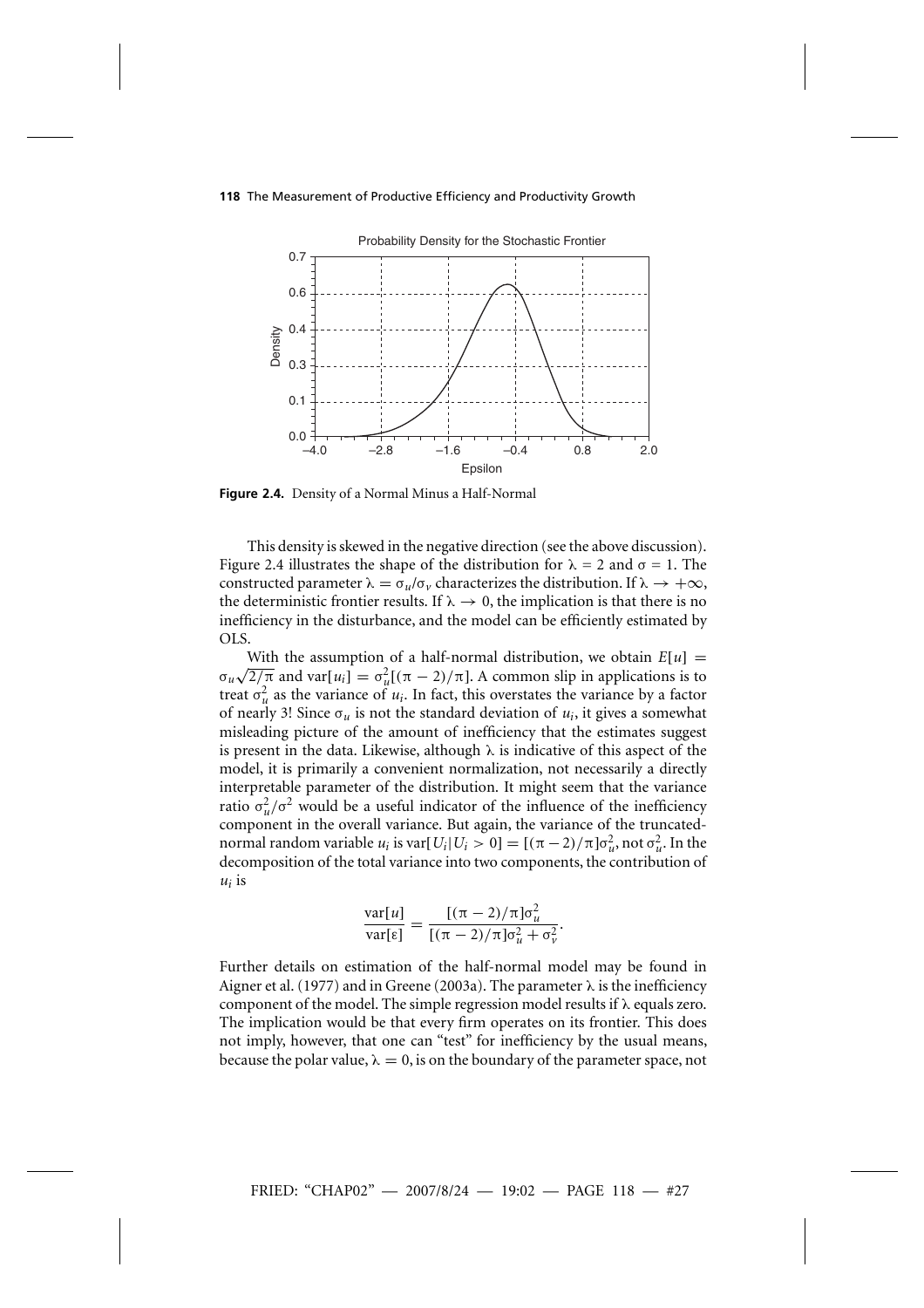Figure 2.4. Density of a Normal Minus a Half-Normal

This density is skewed in the negative direction (see the above discussion). Figure 2.4 illustrates the shape of the distribution for $\lambda = 2$ and $\sigma = 1$. The constructed parameter $\lambda = \sigma_u/\sigma_v$ characterizes the distribution. If $\lambda \to +\infty$, the deterministic frontier results. If $\lambda \to 0$, the implication is that there is no inefficiency in the disturbance, and the model can be efficiently estimated by OLS.

With the assumption of a half-normal distribution, we obtain $E[u] = \sigma_u\sqrt{2/\pi}$ and $\text{var}[u_i] = \sigma_u^2[(\pi - 2)/\pi]$. A common slip in applications is to treat $\sigma_u^2$ as the variance of $u_i$. In fact, this overstates the variance by a factor of nearly 3! Since $\sigma_u$ is not the standard deviation of $u_i$, it gives a somewhat misleading picture of the amount of inefficiency that the estimates suggest is present in the data. Likewise, although $\lambda$ is indicative of this aspect of the model, it is primarily a convenient normalization, not necessarily a directly interpretable parameter of the distribution. It might seem that the variance ratio $\sigma_u^2/\sigma^2$ would be a useful indicator of the influence of the inefficiency component in the overall variance. But again, the variance of the truncated-normal random variable $u_i$ is $\text{var}[U_i|U_i > 0] = [(\pi - 2)/\pi]\sigma_u^2$, not $\sigma_u^2$. In the decomposition of the total variance into two components, the contribution of $u_i$ is

$$\frac{\text{var}[u]}{\text{var}[\varepsilon]} = \frac{[(\pi - 2)/\pi]\sigma_u^2}{[(\pi - 2)/\pi]\sigma_u^2 + \sigma_v^2}.$$

Further details on estimation of the half-normal model may be found in Aigner et al. (1977) and in Greene (2003a). The parameter $\lambda$ is the inefficiency component of the model. The simple regression model results if $\lambda$ equals zero. The implication would be that every firm operates on its frontier. This does not imply, however, that one can "test" for inefficiency by the usual means, because the polar value, $\lambda = 0$, is on the boundary of the parameter space, not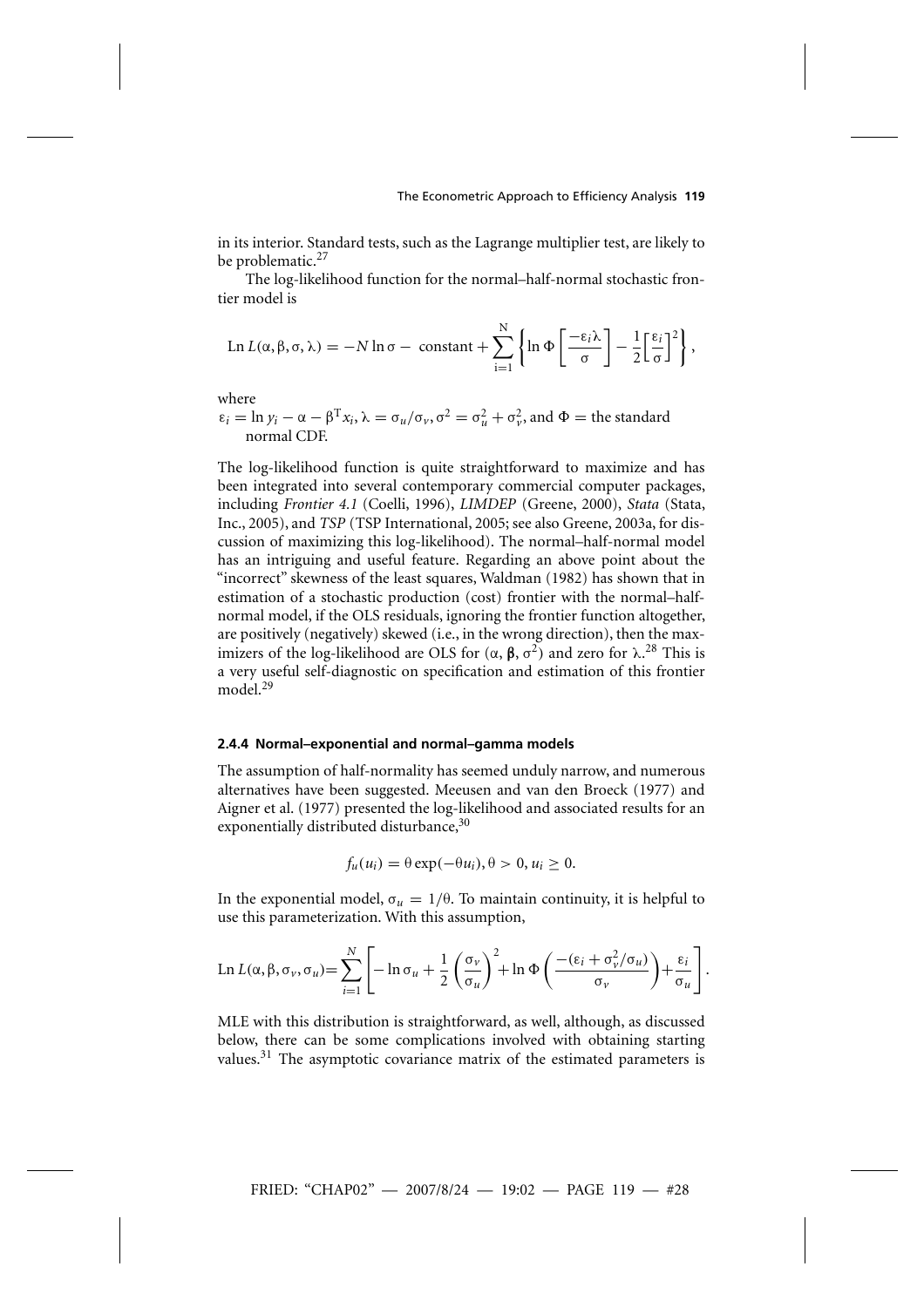in its interior. Standard tests, such as the Lagrange multiplier test, are likely to be problematic.[27]

The log-likelihood function for the normal–half-normal stochastic frontier model is

$$\operatorname{Ln} L(\alpha, \beta, \sigma, \lambda) = -N \ln \sigma - \text{ constant} + \sum_{i=1}^{N} \left\{ \ln \Phi \left[ \frac{-\varepsilon_i \lambda}{\sigma} \right] - \frac{1}{2} \left[ \frac{\varepsilon_i}{\sigma} \right]^2 \right\},$$

where

$\varepsilon_i = \ln y_i - \alpha - \beta^{\mathrm{T}} x_i$, $\lambda = \sigma_u / \sigma_v$, $\sigma^2 = \sigma_u^2 + \sigma_v^2$, and $\Phi =$ the standard normal CDF.

The log-likelihood function is quite straightforward to maximize and has been integrated into several contemporary commercial computer packages, including *Frontier 4.1* (Coelli, 1996), *LIMDEP* (Greene, 2000), *Stata* (Stata, Inc., 2005), and *TSP* (TSP International, 2005; see also Greene, 2003a, for discussion of maximizing this log-likelihood). The normal–half-normal model has an intriguing and useful feature. Regarding an above point about the "incorrect" skewness of the least squares, Waldman (1982) has shown that in estimation of a stochastic production (cost) frontier with the normal–half-normal model, if the OLS residuals, ignoring the frontier function altogether, are positively (negatively) skewed (i.e., in the wrong direction), then the maximizers of the log-likelihood are OLS for $(\alpha, \boldsymbol{\beta}, \sigma^2)$ and zero for $\lambda$.[28] This is a very useful self-diagnostic on specification and estimation of this frontier model.[29]

#### 2.4.4 Normal–exponential and normal–gamma models

The assumption of half-normality has seemed unduly narrow, and numerous alternatives have been suggested. Meeusen and van den Broeck (1977) and Aigner et al. (1977) presented the log-likelihood and associated results for an exponentially distributed disturbance,[30]

$$f_u(u_i) = \theta \exp(-\theta u_i), \theta > 0, u_i \geq 0.$$

In the exponential model, $\sigma_u = 1/\theta$. To maintain continuity, it is helpful to use this parameterization. With this assumption,

$$\operatorname{Ln} L(\alpha, \beta, \sigma_v, \sigma_u) = \sum_{i=1}^{N} \left[ -\ln \sigma_u + \frac{1}{2} \left( \frac{\sigma_v}{\sigma_u} \right)^2 + \ln \Phi \left( \frac{-(\varepsilon_i + \sigma_v^2 / \sigma_u)}{\sigma_v} \right) + \frac{\varepsilon_i}{\sigma_u} \right].$$

MLE with this distribution is straightforward, as well, although, as discussed below, there can be some complications involved with obtaining starting values.[31] The asymptotic covariance matrix of the estimated parameters is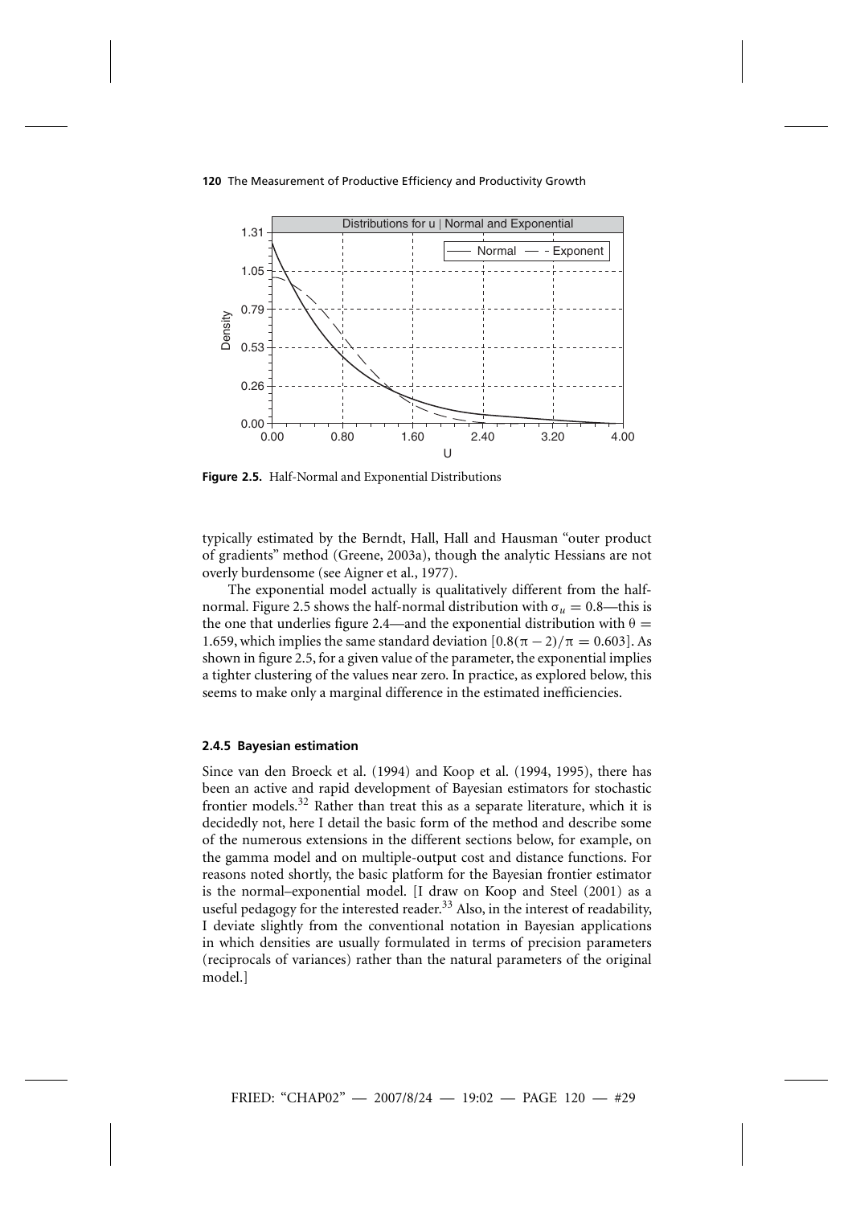Figure 2.5. Half-Normal and Exponential Distributions

typically estimated by the Berndt, Hall, Hall and Hausman "outer product of gradients" method (Greene, 2003a), though the analytic Hessians are not overly burdensome (see Aigner et al., 1977).

The exponential model actually is qualitatively different from the half-normal. Figure 2.5 shows the half-normal distribution with $\sigma_u = 0.8$—this is the one that underlies figure 2.4—and the exponential distribution with $\theta = 1.659$, which implies the same standard deviation $[0.8(\pi - 2)/\pi = 0.603]$. As shown in figure 2.5, for a given value of the parameter, the exponential implies a tighter clustering of the values near zero. In practice, as explored below, this seems to make only a marginal difference in the estimated inefficiencies.

### 2.4.5 Bayesian estimation

Since van den Broeck et al. (1994) and Koop et al. (1994, 1995), there has been an active and rapid development of Bayesian estimators for stochastic frontier models.[32] Rather than treat this as a separate literature, which it is decidedly not, here I detail the basic form of the method and describe some of the numerous extensions in the different sections below, for example, on the gamma model and on multiple-output cost and distance functions. For reasons noted shortly, the basic platform for the Bayesian frontier estimator is the normal–exponential model. [I draw on Koop and Steel (2001) as a useful pedagogy for the interested reader.[33] Also, in the interest of readability, I deviate slightly from the conventional notation in Bayesian applications in which densities are usually formulated in terms of precision parameters (reciprocals of variances) rather than the natural parameters of the original model.]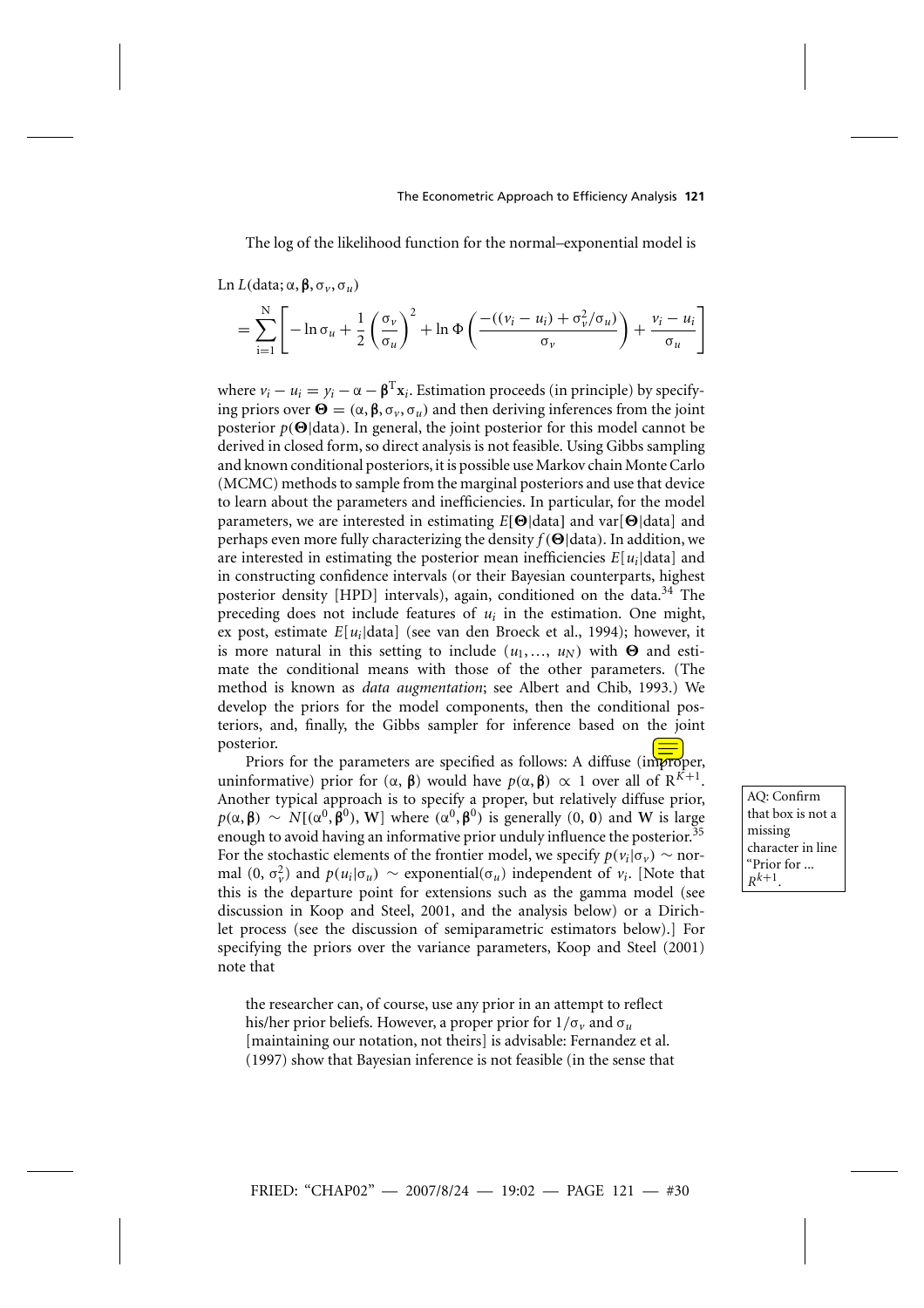The log of the likelihood function for the normal–exponential model is

$$\text{Ln } L(\text{data}; \alpha, \boldsymbol{\beta}, \sigma_v, \sigma_u)$$

$$= \sum_{i=1}^{N} \left[ -\ln \sigma_u + \frac{1}{2}\left(\frac{\sigma_v}{\sigma_u}\right)^2 + \ln \Phi\left(\frac{-((v_i - u_i) + \sigma_v^2/\sigma_u)}{\sigma_v}\right) + \frac{v_i - u_i}{\sigma_u} \right]$$

where $v_i - u_i = y_i - \alpha - \boldsymbol{\beta}^{\mathrm{T}}\mathbf{x}_i$. Estimation proceeds (in principle) by specifying priors over $\boldsymbol{\Theta} = (\alpha, \boldsymbol{\beta}, \sigma_v, \sigma_u)$ and then deriving inferences from the joint posterior $p(\boldsymbol{\Theta}|\text{data})$. In general, the joint posterior for this model cannot be derived in closed form, so direct analysis is not feasible. Using Gibbs sampling and known conditional posteriors, it is possible use Markov chain Monte Carlo (MCMC) methods to sample from the marginal posteriors and use that device to learn about the parameters and inefficiencies. In particular, for the model parameters, we are interested in estimating $E[\boldsymbol{\Theta}|\text{data}]$ and $\text{var}[\boldsymbol{\Theta}|\text{data}]$ and perhaps even more fully characterizing the density $f(\boldsymbol{\Theta}|\text{data})$. In addition, we are interested in estimating the posterior mean inefficiencies $E[u_i|\text{data}]$ and in constructing confidence intervals (or their Bayesian counterparts, highest posterior density [HPD] intervals), again, conditioned on the data.[34] The preceding does not include features of $u_i$ in the estimation. One might, ex post, estimate $E[u_i|\text{data}]$ (see van den Broeck et al., 1994); however, it is more natural in this setting to include $(u_1, \ldots, u_N)$ with $\boldsymbol{\Theta}$ and estimate the conditional means with those of the other parameters. (The method is known as *data augmentation*; see Albert and Chib, 1993.) We develop the priors for the model components, then the conditional posteriors, and, finally, the Gibbs sampler for inference based on the joint posterior.

Priors for the parameters are specified as follows: A diffuse (improper, uninformative) prior for $(\alpha, \boldsymbol{\beta})$ would have $p(\alpha, \boldsymbol{\beta}) \propto 1$ over all of $\mathrm{R}^{K+1}$. Another typical approach is to specify a proper, but relatively diffuse prior, $p(\alpha, \boldsymbol{\beta}) \sim N[(\alpha^0, \boldsymbol{\beta}^0), \mathbf{W}]$ where $(\alpha^0, \boldsymbol{\beta}^0)$ is generally $(0, \mathbf{0})$ and $\mathbf{W}$ is large enough to avoid having an informative prior unduly influence the posterior.[35] For the stochastic elements of the frontier model, we specify $p(v_i|\sigma_v) \sim$ normal $(0, \sigma_v^2)$ and $p(u_i|\sigma_u) \sim$ exponential$(\sigma_u)$ independent of $v_i$. [Note that this is the departure point for extensions such as the gamma model (see discussion in Koop and Steel, 2001, and the analysis below) or a Dirichlet process (see the discussion of semiparametric estimators below).] For specifying the priors over the variance parameters, Koop and Steel (2001) note that

> the researcher can, of course, use any prior in an attempt to reflect his/her prior beliefs. However, a proper prior for $1/\sigma_v$ and $\sigma_u$ [maintaining our notation, not theirs] is advisable: Fernandez et al. (1997) show that Bayesian inference is not feasible (in the sense that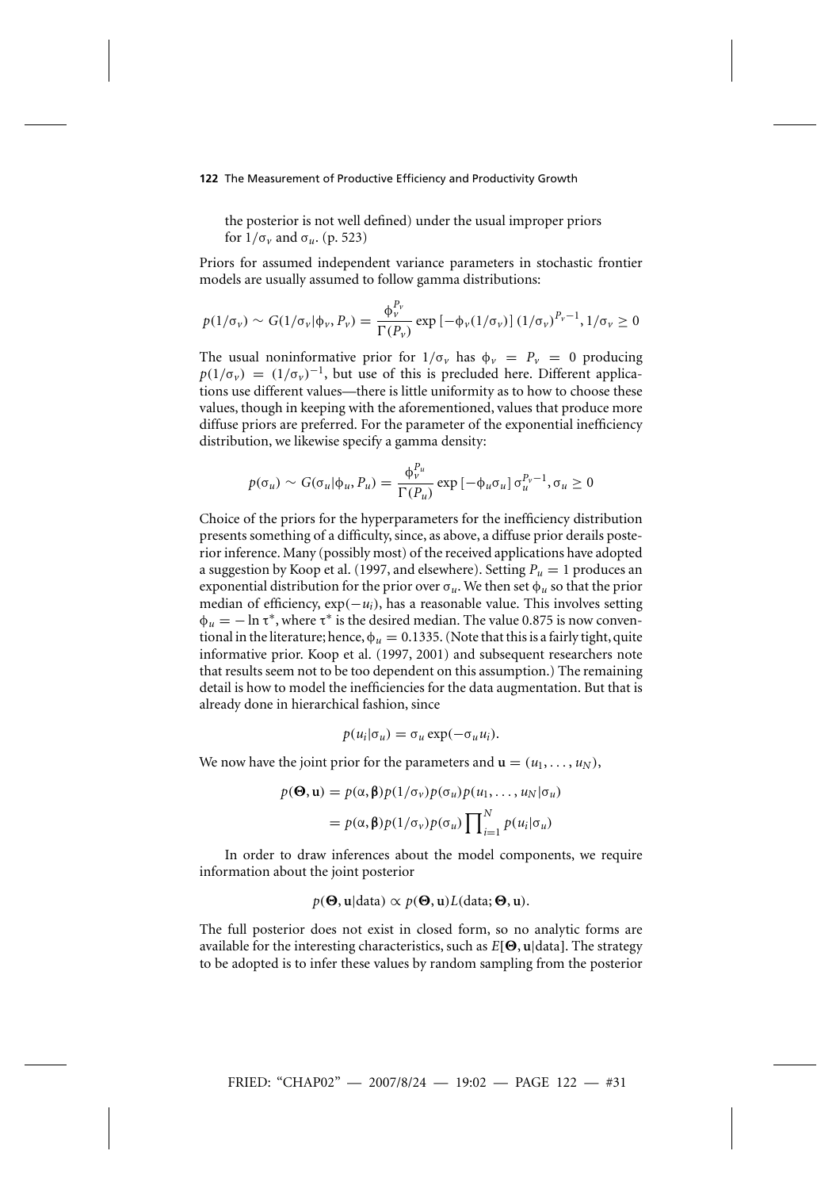the posterior is not well defined) under the usual improper priors for $1/\sigma_v$ and $\sigma_u$. (p. 523)

Priors for assumed independent variance parameters in stochastic frontier models are usually assumed to follow gamma distributions:

$$p(1/\sigma_v) \sim G(1/\sigma_v|\phi_v, P_v) = \frac{\phi_v^{P_v}}{\Gamma(P_v)} \exp\left[-\phi_v(1/\sigma_v)\right] (1/\sigma_v)^{P_v-1}, 1/\sigma_v \geq 0$$

The usual noninformative prior for $1/\sigma_v$ has $\phi_v = P_v = 0$ producing $p(1/\sigma_v) = (1/\sigma_v)^{-1}$, but use of this is precluded here. Different applications use different values—there is little uniformity as to how to choose these values, though in keeping with the aforementioned, values that produce more diffuse priors are preferred. For the parameter of the exponential inefficiency distribution, we likewise specify a gamma density:

$$p(\sigma_u) \sim G(\sigma_u|\phi_u, P_u) = \frac{\phi_v^{P_u}}{\Gamma(P_u)} \exp\left[-\phi_u \sigma_u\right] \sigma_u^{P_v-1}, \sigma_u \geq 0$$

Choice of the priors for the hyperparameters for the inefficiency distribution presents something of a difficulty, since, as above, a diffuse prior derails posterior inference. Many (possibly most) of the received applications have adopted a suggestion by Koop et al. (1997, and elsewhere). Setting $P_u = 1$ produces an exponential distribution for the prior over $\sigma_u$. We then set $\phi_u$ so that the prior median of efficiency, $\exp(-u_i)$, has a reasonable value. This involves setting $\phi_u = -\ln \tau^*$, where $\tau^*$ is the desired median. The value 0.875 is now conventional in the literature; hence, $\phi_u = 0.1335$. (Note that this is a fairly tight, quite informative prior. Koop et al. (1997, 2001) and subsequent researchers note that results seem not to be too dependent on this assumption.) The remaining detail is how to model the inefficiencies for the data augmentation. But that is already done in hierarchical fashion, since

$$p(u_i|\sigma_u) = \sigma_u \exp(-\sigma_u u_i).$$

We now have the joint prior for the parameters and $\mathbf{u} = (u_1, \ldots, u_N)$,

$$\begin{aligned} p(\boldsymbol{\Theta}, \mathbf{u}) &= p(\alpha, \boldsymbol{\beta}) p(1/\sigma_v) p(\sigma_u) p(u_1, \ldots, u_N|\sigma_u) \\ &= p(\alpha, \boldsymbol{\beta}) p(1/\sigma_v) p(\sigma_u) \prod_{i=1}^{N} p(u_i|\sigma_u) \end{aligned}$$

In order to draw inferences about the model components, we require information about the joint posterior

$$p(\boldsymbol{\Theta}, \mathbf{u}|\text{data}) \propto p(\boldsymbol{\Theta}, \mathbf{u}) L(\text{data}; \boldsymbol{\Theta}, \mathbf{u}).$$

The full posterior does not exist in closed form, so no analytic forms are available for the interesting characteristics, such as $E[\boldsymbol{\Theta}, \mathbf{u}|\text{data}]$. The strategy to be adopted is to infer these values by random sampling from the posterior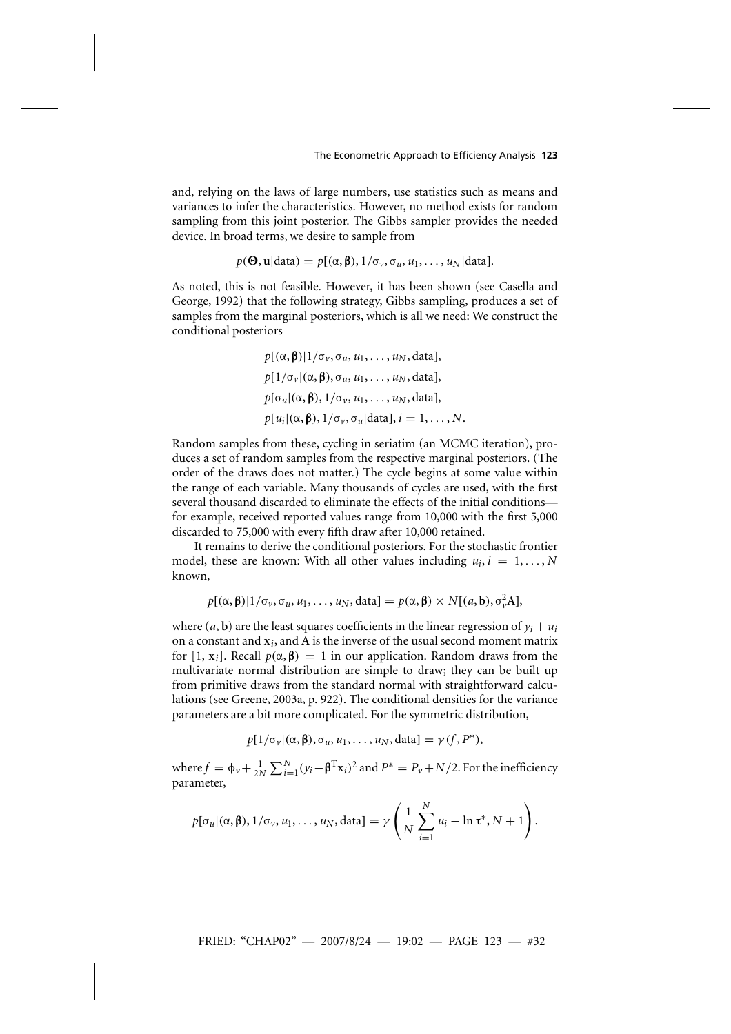and, relying on the laws of large numbers, use statistics such as means and variances to infer the characteristics. However, no method exists for random sampling from this joint posterior. The Gibbs sampler provides the needed device. In broad terms, we desire to sample from

$$p(\boldsymbol{\Theta}, \mathbf{u}|\text{data}) = p[(\alpha, \boldsymbol{\beta}), 1/\sigma_v, \sigma_u, u_1, \ldots, u_N|\text{data}].$$

As noted, this is not feasible. However, it has been shown (see Casella and George, 1992) that the following strategy, Gibbs sampling, produces a set of samples from the marginal posteriors, which is all we need: We construct the conditional posteriors

$$p[(\alpha, \boldsymbol{\beta})|1/\sigma_v, \sigma_u, u_1, \ldots, u_N, \text{data}],$$
$$p[1/\sigma_v|(\alpha, \boldsymbol{\beta}), \sigma_u, u_1, \ldots, u_N, \text{data}],$$
$$p[\sigma_u|(\alpha, \boldsymbol{\beta}), 1/\sigma_v, u_1, \ldots, u_N, \text{data}],$$
$$p[u_i|(\alpha, \boldsymbol{\beta}), 1/\sigma_v, \sigma_u|\text{data}], i = 1, \ldots, N.$$

Random samples from these, cycling in seriatim (an MCMC iteration), produces a set of random samples from the respective marginal posteriors. (The order of the draws does not matter.) The cycle begins at some value within the range of each variable. Many thousands of cycles are used, with the first several thousand discarded to eliminate the effects of the initial conditions—for example, received reported values range from 10,000 with the first 5,000 discarded to 75,000 with every fifth draw after 10,000 retained.

It remains to derive the conditional posteriors. For the stochastic frontier model, these are known: With all other values including $u_i, i = 1, \ldots, N$ known,

$$p[(\alpha, \boldsymbol{\beta})|1/\sigma_v, \sigma_u, u_1, \ldots, u_N, \text{data}] = p(\alpha, \boldsymbol{\beta}) \times N[(a, \mathbf{b}), \sigma_v^2 \mathbf{A}],$$

where $(a, \mathbf{b})$ are the least squares coefficients in the linear regression of $y_i + u_i$ on a constant and $\mathbf{x}_i$, and $\mathbf{A}$ is the inverse of the usual second moment matrix for $[1, \mathbf{x}_i]$. Recall $p(\alpha, \boldsymbol{\beta}) = 1$ in our application. Random draws from the multivariate normal distribution are simple to draw; they can be built up from primitive draws from the standard normal with straightforward calculations (see Greene, 2003a, p. 922). The conditional densities for the variance parameters are a bit more complicated. For the symmetric distribution,

$$p[1/\sigma_v|(\alpha, \boldsymbol{\beta}), \sigma_u, u_1, \ldots, u_N, \text{data}] = \gamma(f, P^*),$$

where $f = \phi_v + \frac{1}{2N}\sum_{i=1}^{N}(y_i - \boldsymbol{\beta}^{\mathrm{T}}\mathbf{x}_i)^2$ and $P^* = P_v + N/2$. For the inefficiency parameter,

$$p[\sigma_u|(\alpha, \boldsymbol{\beta}), 1/\sigma_v, u_1, \ldots, u_N, \text{data}] = \gamma\left(\frac{1}{N}\sum_{i=1}^{N} u_i - \ln \tau^*, N + 1\right).$$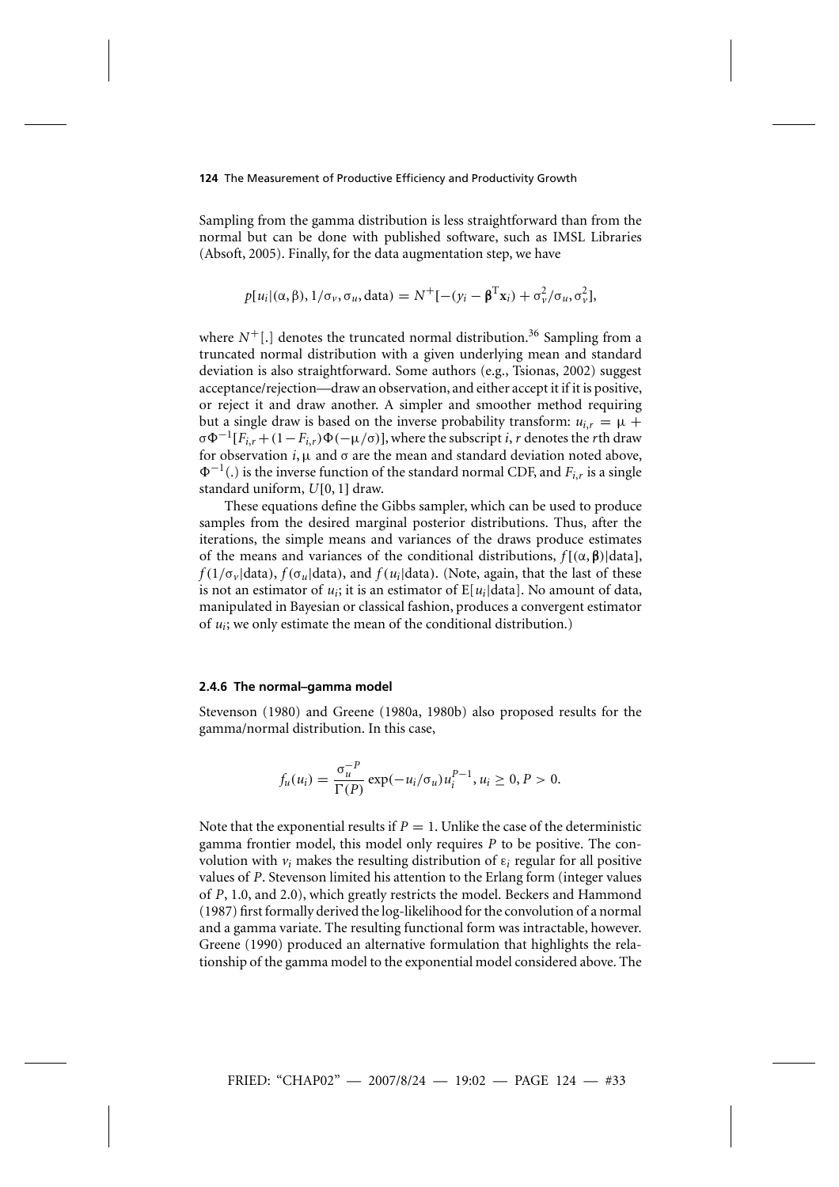Sampling from the gamma distribution is less straightforward than from the normal but can be done with published software, such as IMSL Libraries (Absoft, 2005). Finally, for the data augmentation step, we have

$$p[u_i|(\alpha, \beta), 1/\sigma_v, \sigma_u, \text{data}) = N^+[-(y_i - \boldsymbol{\beta}^{\mathrm{T}}\mathbf{x}_i) + \sigma_v^2/\sigma_u, \sigma_v^2],$$

where $N^+[.]$ denotes the truncated normal distribution.[36] Sampling from a truncated normal distribution with a given underlying mean and standard deviation is also straightforward. Some authors (e.g., Tsionas, 2002) suggest acceptance/rejection—draw an observation, and either accept it if it is positive, or reject it and draw another. A simpler and smoother method requiring but a single draw is based on the inverse probability transform: $u_{i,r} = \mu + \sigma\Phi^{-1}[F_{i,r} + (1 - F_{i,r})\Phi(-\mu/\sigma)]$, where the subscript $i, r$ denotes the $r$th draw for observation $i$, $\mu$ and $\sigma$ are the mean and standard deviation noted above, $\Phi^{-1}(.)$ is the inverse function of the standard normal CDF, and $F_{i,r}$ is a single standard uniform, $U[0, 1]$ draw.

These equations define the Gibbs sampler, which can be used to produce samples from the desired marginal posterior distributions. Thus, after the iterations, the simple means and variances of the draws produce estimates of the means and variances of the conditional distributions, $f[(\alpha, \boldsymbol{\beta})|\text{data}]$, $f(1/\sigma_v|\text{data})$, $f(\sigma_u|\text{data})$, and $f(u_i|\text{data})$. (Note, again, that the last of these is not an estimator of $u_i$; it is an estimator of $\mathrm{E}[u_i|\text{data}]$. No amount of data, manipulated in Bayesian or classical fashion, produces a convergent estimator of $u_i$; we only estimate the mean of the conditional distribution.)

#### 2.4.6 The normal–gamma model

Stevenson (1980) and Greene (1980a, 1980b) also proposed results for the gamma/normal distribution. In this case,

$$f_u(u_i) = \frac{\sigma_u^{-P}}{\Gamma(P)} \exp(-u_i/\sigma_u) u_i^{P-1}, u_i \geq 0, P > 0.$$

Note that the exponential results if $P = 1$. Unlike the case of the deterministic gamma frontier model, this model only requires $P$ to be positive. The convolution with $v_i$ makes the resulting distribution of $\varepsilon_i$ regular for all positive values of $P$. Stevenson limited his attention to the Erlang form (integer values of $P$, 1.0, and 2.0), which greatly restricts the model. Beckers and Hammond (1987) first formally derived the log-likelihood for the convolution of a normal and a gamma variate. The resulting functional form was intractable, however. Greene (1990) produced an alternative formulation that highlights the relationship of the gamma model to the exponential model considered above. The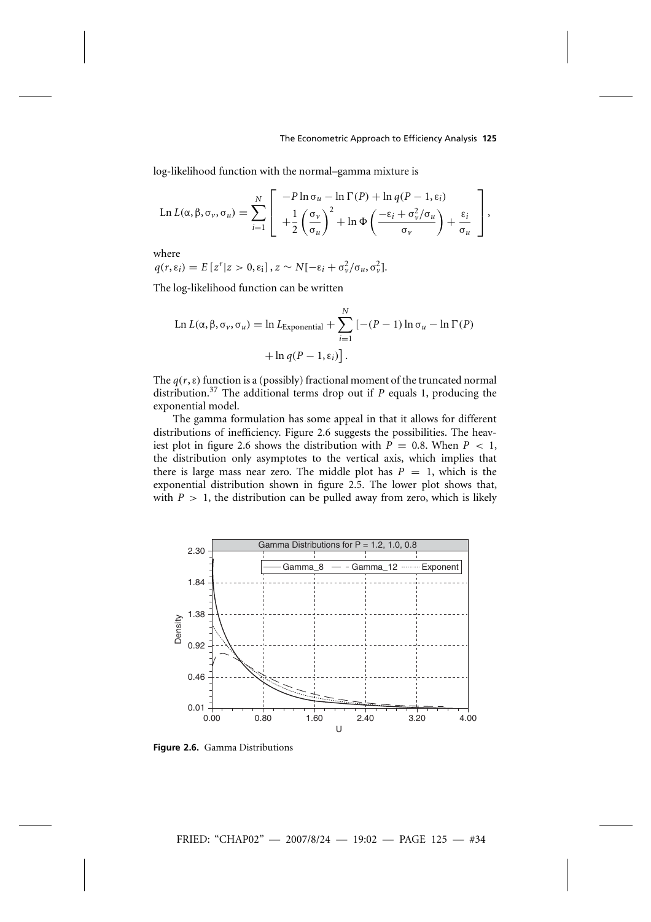log-likelihood function with the normal–gamma mixture is

$$\text{Ln}\, L(\alpha, \beta, \sigma_v, \sigma_u) = \sum_{i=1}^{N} \left[ \begin{array}{l} -P \ln \sigma_u - \ln \Gamma(P) + \ln q(P-1, \varepsilon_i) \\ + \frac{1}{2}\left(\frac{\sigma_v}{\sigma_u}\right)^2 + \ln \Phi\left(\frac{-\varepsilon_i + \sigma_v^2/\sigma_u}{\sigma_v}\right) + \frac{\varepsilon_i}{\sigma_u} \end{array} \right],$$

where

$q(r, \varepsilon_i) = E\left[z^r | z > 0, \varepsilon_i\right], z \sim N[-\varepsilon_i + \sigma_v^2/\sigma_u, \sigma_v^2]$.

The log-likelihood function can be written

$$\text{Ln}\, L(\alpha, \beta, \sigma_v, \sigma_u) = \ln L_{\text{Exponential}} + \sum_{i=1}^{N} \left[-(P-1)\ln \sigma_u - \ln \Gamma(P) + \ln q(P-1, \varepsilon_i)\right].$$

The $q(r, \varepsilon)$ function is a (possibly) fractional moment of the truncated normal distribution.[37] The additional terms drop out if $P$ equals 1, producing the exponential model.

The gamma formulation has some appeal in that it allows for different distributions of inefficiency. Figure 2.6 suggests the possibilities. The heaviest plot in figure 2.6 shows the distribution with $P = 0.8$. When $P < 1$, the distribution only asymptotes to the vertical axis, which implies that there is large mass near zero. The middle plot has $P = 1$, which is the exponential distribution shown in figure 2.5. The lower plot shows that, with $P > 1$, the distribution can be pulled away from zero, which is likely

**Figure 2.6.** Gamma Distributions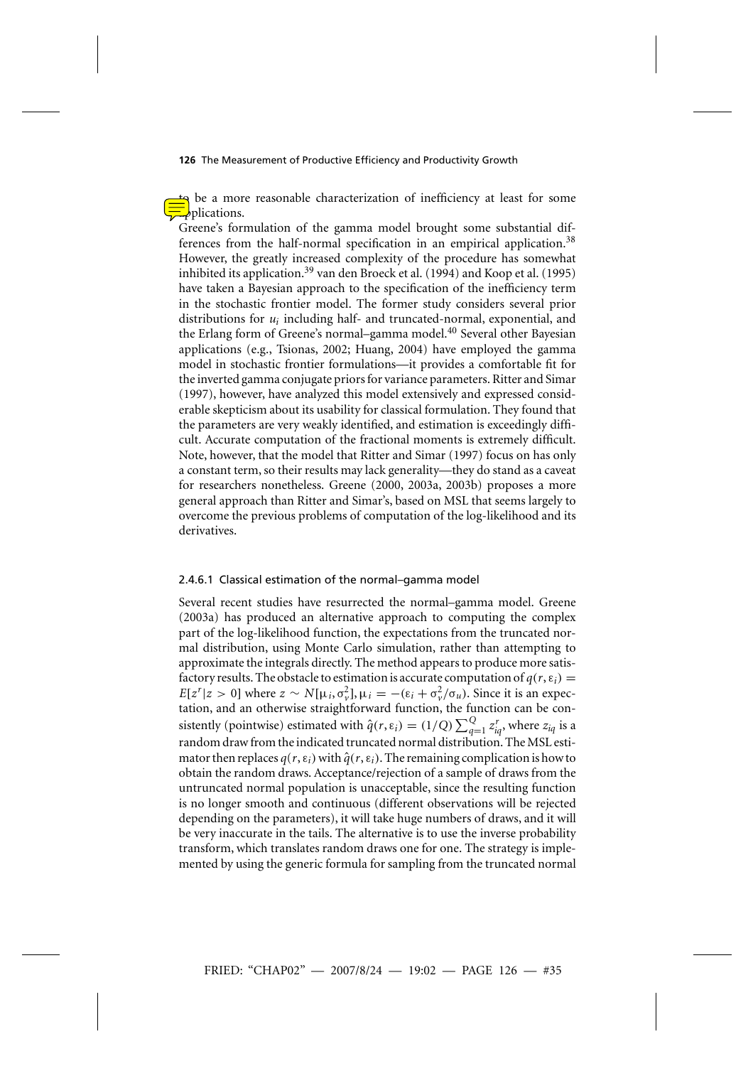to be a more reasonable characterization of inefficiency at least for some applications.

Greene's formulation of the gamma model brought some substantial differences from the half-normal specification in an empirical application.[38] However, the greatly increased complexity of the procedure has somewhat inhibited its application.[39] van den Broeck et al. (1994) and Koop et al. (1995) have taken a Bayesian approach to the specification of the inefficiency term in the stochastic frontier model. The former study considers several prior distributions for $u_i$ including half- and truncated-normal, exponential, and the Erlang form of Greene's normal–gamma model.[40] Several other Bayesian applications (e.g., Tsionas, 2002; Huang, 2004) have employed the gamma model in stochastic frontier formulations—it provides a comfortable fit for the inverted gamma conjugate priors for variance parameters. Ritter and Simar (1997), however, have analyzed this model extensively and expressed considerable skepticism about its usability for classical formulation. They found that the parameters are very weakly identified, and estimation is exceedingly difficult. Accurate computation of the fractional moments is extremely difficult. Note, however, that the model that Ritter and Simar (1997) focus on has only a constant term, so their results may lack generality—they do stand as a caveat for researchers nonetheless. Greene (2000, 2003a, 2003b) proposes a more general approach than Ritter and Simar's, based on MSL that seems largely to overcome the previous problems of computation of the log-likelihood and its derivatives.

### 2.4.6.1 Classical estimation of the normal–gamma model

Several recent studies have resurrected the normal–gamma model. Greene (2003a) has produced an alternative approach to computing the complex part of the log-likelihood function, the expectations from the truncated normal distribution, using Monte Carlo simulation, rather than attempting to approximate the integrals directly. The method appears to produce more satisfactory results. The obstacle to estimation is accurate computation of $q(r, \varepsilon_i) = E[z^r | z > 0]$ where $z \sim N[\mu_i, \sigma_v^2]$, $\mu_i = -(\varepsilon_i + \sigma_v^2/\sigma_u)$. Since it is an expectation, and an otherwise straightforward function, the function can be consistently (pointwise) estimated with $\hat{q}(r, \varepsilon_i) = (1/Q) \sum_{q=1}^{Q} z_{iq}^r$, where $z_{iq}$ is a random draw from the indicated truncated normal distribution. The MSL estimator then replaces $q(r, \varepsilon_i)$ with $\hat{q}(r, \varepsilon_i)$. The remaining complication is how to obtain the random draws. Acceptance/rejection of a sample of draws from the untruncated normal population is unacceptable, since the resulting function is no longer smooth and continuous (different observations will be rejected depending on the parameters), it will take huge numbers of draws, and it will be very inaccurate in the tails. The alternative is to use the inverse probability transform, which translates random draws one for one. The strategy is implemented by using the generic formula for sampling from the truncated normal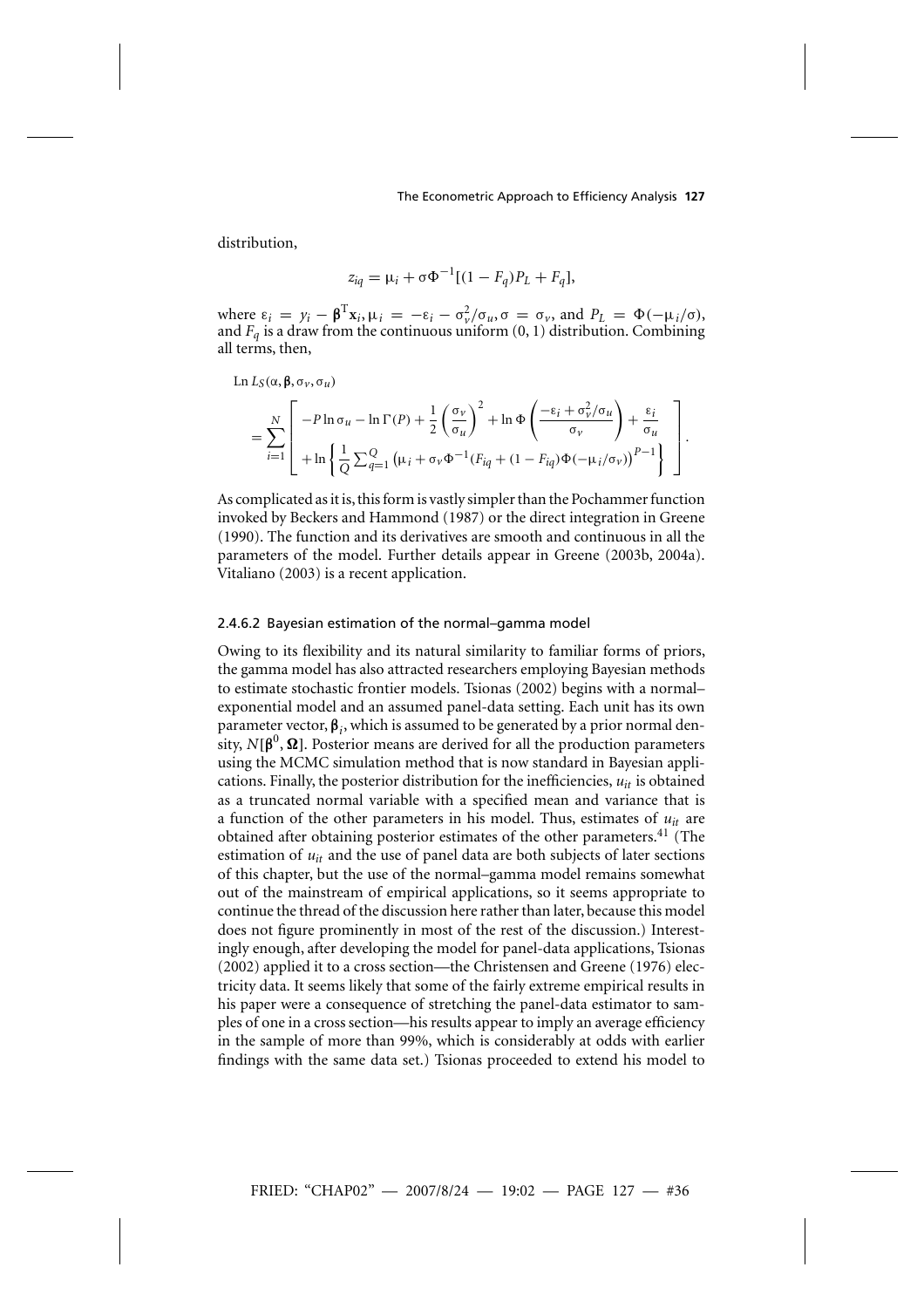distribution,

$$z_{iq} = \mu_i + \sigma\Phi^{-1}[(1 - F_q)P_L + F_q],$$

where $\varepsilon_i = y_i - \boldsymbol{\beta}^{\mathrm{T}}\mathbf{x}_i, \mu_i = -\varepsilon_i - \sigma_v^2/\sigma_u, \sigma = \sigma_v$, and $P_L = \Phi(-\mu_i/\sigma)$, and $F_q$ is a draw from the continuous uniform (0, 1) distribution. Combining all terms, then,

$$\text{Ln } L_S(\alpha, \boldsymbol{\beta}, \sigma_v, \sigma_u)$$

$$= \sum_{i=1}^{N} \left[ \begin{array}{l} -P \ln \sigma_u - \ln \Gamma(P) + \dfrac{1}{2}\left(\dfrac{\sigma_v}{\sigma_u}\right)^2 + \ln \Phi\left(\dfrac{-\varepsilon_i + \sigma_v^2/\sigma_u}{\sigma_v}\right) + \dfrac{\varepsilon_i}{\sigma_u} \\ + \ln\left\{ \dfrac{1}{Q}\sum_{q=1}^{Q} \left(\mu_i + \sigma_v \Phi^{-1}(F_{iq} + (1 - F_{iq})\Phi(-\mu_i/\sigma_v)\right)^{P-1} \right\} \end{array} \right].$$

As complicated as it is, this form is vastly simpler than the Pochammer function invoked by Beckers and Hammond (1987) or the direct integration in Greene (1990). The function and its derivatives are smooth and continuous in all the parameters of the model. Further details appear in Greene (2003b, 2004a). Vitaliano (2003) is a recent application.

#### 2.4.6.2 Bayesian estimation of the normal–gamma model

Owing to its flexibility and its natural similarity to familiar forms of priors, the gamma model has also attracted researchers employing Bayesian methods to estimate stochastic frontier models. Tsionas (2002) begins with a normal–exponential model and an assumed panel-data setting. Each unit has its own parameter vector, $\boldsymbol{\beta}_i$, which is assumed to be generated by a prior normal density, $N[\boldsymbol{\beta}^0, \boldsymbol{\Omega}]$. Posterior means are derived for all the production parameters using the MCMC simulation method that is now standard in Bayesian applications. Finally, the posterior distribution for the inefficiencies, $u_{it}$ is obtained as a truncated normal variable with a specified mean and variance that is a function of the other parameters in his model. Thus, estimates of $u_{it}$ are obtained after obtaining posterior estimates of the other parameters.[41] (The estimation of $u_{it}$ and the use of panel data are both subjects of later sections of this chapter, but the use of the normal–gamma model remains somewhat out of the mainstream of empirical applications, so it seems appropriate to continue the thread of the discussion here rather than later, because this model does not figure prominently in most of the rest of the discussion.) Interestingly enough, after developing the model for panel-data applications, Tsionas (2002) applied it to a cross section—the Christensen and Greene (1976) electricity data. It seems likely that some of the fairly extreme empirical results in his paper were a consequence of stretching the panel-data estimator to samples of one in a cross section—his results appear to imply an average efficiency in the sample of more than 99%, which is considerably at odds with earlier findings with the same data set.) Tsionas proceeded to extend his model to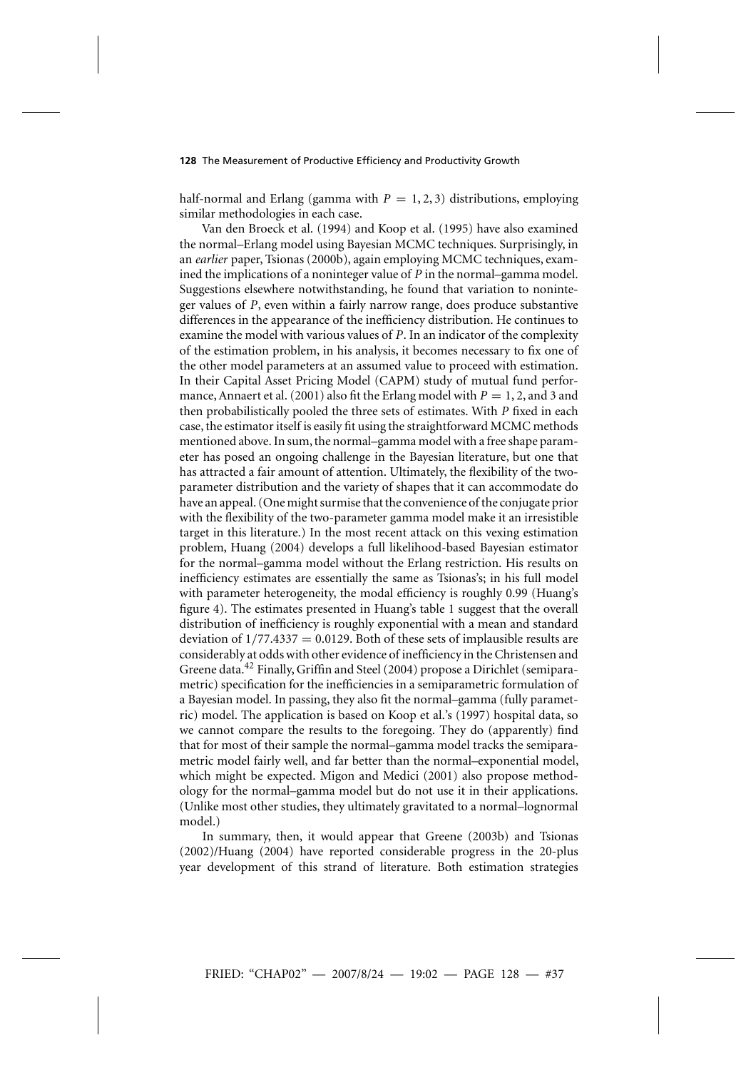half-normal and Erlang (gamma with $P = 1, 2, 3$) distributions, employing similar methodologies in each case.

Van den Broeck et al. (1994) and Koop et al. (1995) have also examined the normal–Erlang model using Bayesian MCMC techniques. Surprisingly, in an *earlier* paper, Tsionas (2000b), again employing MCMC techniques, examined the implications of a noninteger value of $P$ in the normal–gamma model. Suggestions elsewhere notwithstanding, he found that variation to noninteger values of $P$, even within a fairly narrow range, does produce substantive differences in the appearance of the inefficiency distribution. He continues to examine the model with various values of $P$. In an indicator of the complexity of the estimation problem, in his analysis, it becomes necessary to fix one of the other model parameters at an assumed value to proceed with estimation. In their Capital Asset Pricing Model (CAPM) study of mutual fund performance, Annaert et al. (2001) also fit the Erlang model with $P = 1, 2$, and 3 and then probabilistically pooled the three sets of estimates. With $P$ fixed in each case, the estimator itself is easily fit using the straightforward MCMC methods mentioned above. In sum, the normal–gamma model with a free shape parameter has posed an ongoing challenge in the Bayesian literature, but one that has attracted a fair amount of attention. Ultimately, the flexibility of the two-parameter distribution and the variety of shapes that it can accommodate do have an appeal. (One might surmise that the convenience of the conjugate prior with the flexibility of the two-parameter gamma model make it an irresistible target in this literature.) In the most recent attack on this vexing estimation problem, Huang (2004) develops a full likelihood-based Bayesian estimator for the normal–gamma model without the Erlang restriction. His results on inefficiency estimates are essentially the same as Tsionas's; in his full model with parameter heterogeneity, the modal efficiency is roughly 0.99 (Huang's figure 4). The estimates presented in Huang's table 1 suggest that the overall distribution of inefficiency is roughly exponential with a mean and standard deviation of $1/77.4337 = 0.0129$. Both of these sets of implausible results are considerably at odds with other evidence of inefficiency in the Christensen and Greene data.[42] Finally, Griffin and Steel (2004) propose a Dirichlet (semiparametric) specification for the inefficiencies in a semiparametric formulation of a Bayesian model. In passing, they also fit the normal–gamma (fully parametric) model. The application is based on Koop et al.'s (1997) hospital data, so we cannot compare the results to the foregoing. They do (apparently) find that for most of their sample the normal–gamma model tracks the semiparametric model fairly well, and far better than the normal–exponential model, which might be expected. Migon and Medici (2001) also propose methodology for the normal–gamma model but do not use it in their applications. (Unlike most other studies, they ultimately gravitated to a normal–lognormal model.)

In summary, then, it would appear that Greene (2003b) and Tsionas (2002)/Huang (2004) have reported considerable progress in the 20-plus year development of this strand of literature. Both estimation strategies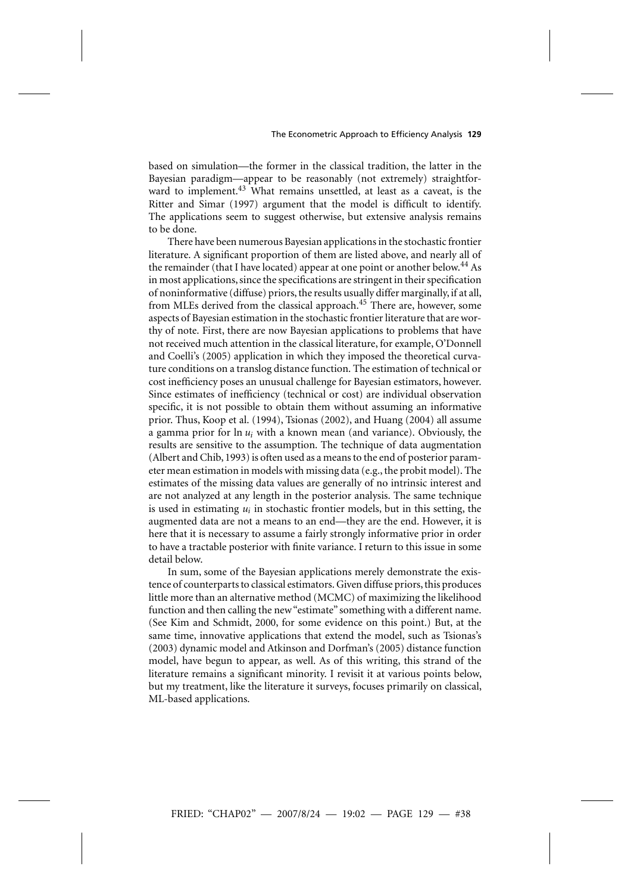based on simulation—the former in the classical tradition, the latter in the Bayesian paradigm—appear to be reasonably (not extremely) straightforward to implement.[43] What remains unsettled, at least as a caveat, is the Ritter and Simar (1997) argument that the model is difficult to identify. The applications seem to suggest otherwise, but extensive analysis remains to be done.

There have been numerous Bayesian applications in the stochastic frontier literature. A significant proportion of them are listed above, and nearly all of the remainder (that I have located) appear at one point or another below.[44] As in most applications, since the specifications are stringent in their specification of noninformative (diffuse) priors, the results usually differ marginally, if at all, from MLEs derived from the classical approach.[45] There are, however, some aspects of Bayesian estimation in the stochastic frontier literature that are worthy of note. First, there are now Bayesian applications to problems that have not received much attention in the classical literature, for example, O'Donnell and Coelli's (2005) application in which they imposed the theoretical curvature conditions on a translog distance function. The estimation of technical or cost inefficiency poses an unusual challenge for Bayesian estimators, however. Since estimates of inefficiency (technical or cost) are individual observation specific, it is not possible to obtain them without assuming an informative prior. Thus, Koop et al. (1994), Tsionas (2002), and Huang (2004) all assume a gamma prior for $\ln u_i$ with a known mean (and variance). Obviously, the results are sensitive to the assumption. The technique of data augmentation (Albert and Chib, 1993) is often used as a means to the end of posterior parameter mean estimation in models with missing data (e.g., the probit model). The estimates of the missing data values are generally of no intrinsic interest and are not analyzed at any length in the posterior analysis. The same technique is used in estimating $u_i$ in stochastic frontier models, but in this setting, the augmented data are not a means to an end—they are the end. However, it is here that it is necessary to assume a fairly strongly informative prior in order to have a tractable posterior with finite variance. I return to this issue in some detail below.

In sum, some of the Bayesian applications merely demonstrate the existence of counterparts to classical estimators. Given diffuse priors, this produces little more than an alternative method (MCMC) of maximizing the likelihood function and then calling the new "estimate" something with a different name. (See Kim and Schmidt, 2000, for some evidence on this point.) But, at the same time, innovative applications that extend the model, such as Tsionas's (2003) dynamic model and Atkinson and Dorfman's (2005) distance function model, have begun to appear, as well. As of this writing, this strand of the literature remains a significant minority. I revisit it at various points below, but my treatment, like the literature it surveys, focuses primarily on classical, ML-based applications.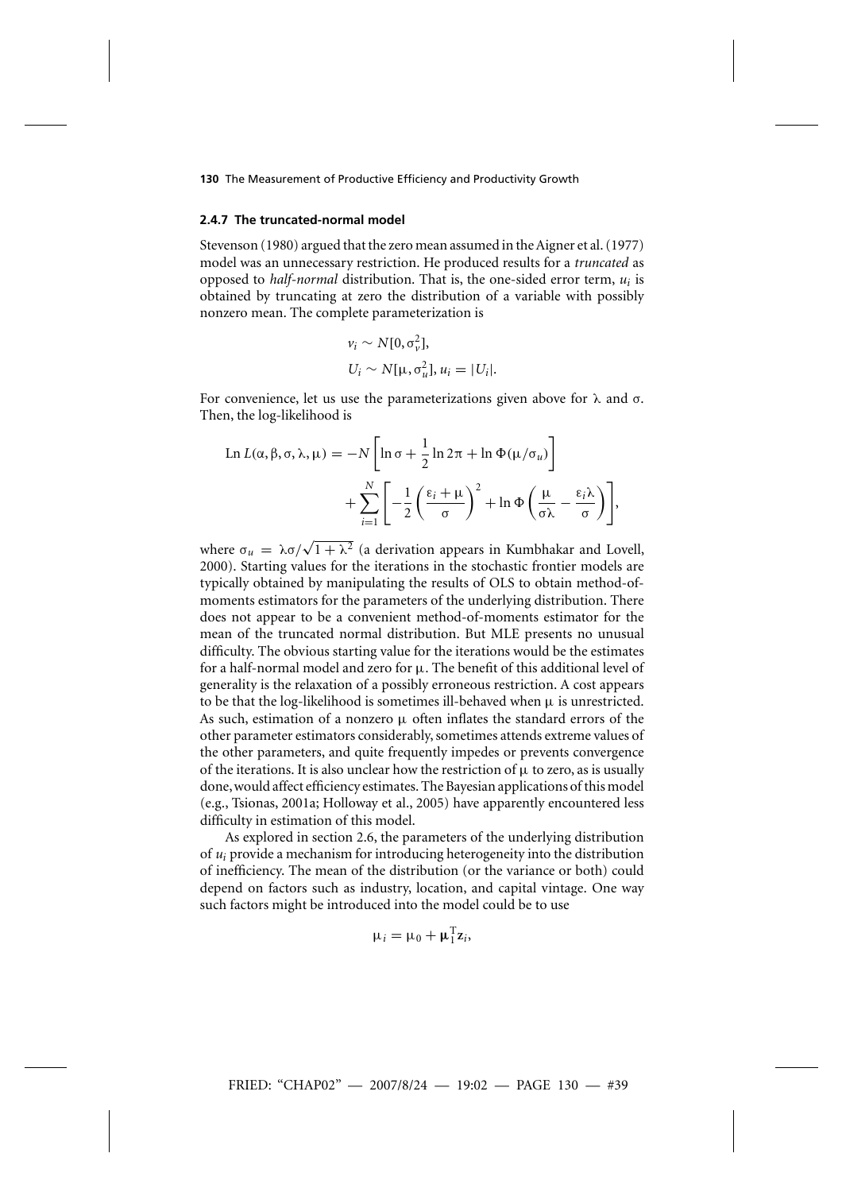### 2.4.7 The truncated-normal model

Stevenson (1980) argued that the zero mean assumed in the Aigner et al. (1977) model was an unnecessary restriction. He produced results for a *truncated* as opposed to *half-normal* distribution. That is, the one-sided error term, $u_i$ is obtained by truncating at zero the distribution of a variable with possibly nonzero mean. The complete parameterization is

$$v_i \sim N[0, \sigma_v^2],$$
$$U_i \sim N[\mu, \sigma_u^2], u_i = |U_i|.$$

For convenience, let us use the parameterizations given above for $\lambda$ and $\sigma$. Then, the log-likelihood is

$$\text{Ln}\, L(\alpha, \beta, \sigma, \lambda, \mu) = -N\left[\ln \sigma + \frac{1}{2}\ln 2\pi + \ln \Phi(\mu/\sigma_u)\right] + \sum_{i=1}^{N}\left[-\frac{1}{2}\left(\frac{\varepsilon_i + \mu}{\sigma}\right)^2 + \ln \Phi\left(\frac{\mu}{\sigma\lambda} - \frac{\varepsilon_i \lambda}{\sigma}\right)\right],$$

where $\sigma_u = \lambda\sigma/\sqrt{1+\lambda^2}$ (a derivation appears in Kumbhakar and Lovell, 2000). Starting values for the iterations in the stochastic frontier models are typically obtained by manipulating the results of OLS to obtain method-of-moments estimators for the parameters of the underlying distribution. There does not appear to be a convenient method-of-moments estimator for the mean of the truncated normal distribution. But MLE presents no unusual difficulty. The obvious starting value for the iterations would be the estimates for a half-normal model and zero for $\mu$. The benefit of this additional level of generality is the relaxation of a possibly erroneous restriction. A cost appears to be that the log-likelihood is sometimes ill-behaved when $\mu$ is unrestricted. As such, estimation of a nonzero $\mu$ often inflates the standard errors of the other parameter estimators considerably, sometimes attends extreme values of the other parameters, and quite frequently impedes or prevents convergence of the iterations. It is also unclear how the restriction of $\mu$ to zero, as is usually done, would affect efficiency estimates. The Bayesian applications of this model (e.g., Tsionas, 2001a; Holloway et al., 2005) have apparently encountered less difficulty in estimation of this model.

As explored in section 2.6, the parameters of the underlying distribution of $u_i$ provide a mechanism for introducing heterogeneity into the distribution of inefficiency. The mean of the distribution (or the variance or both) could depend on factors such as industry, location, and capital vintage. One way such factors might be introduced into the model could be to use

$$\mu_i = \mu_0 + \boldsymbol{\mu}_1^{\mathrm{T}} \mathbf{z}_i,$$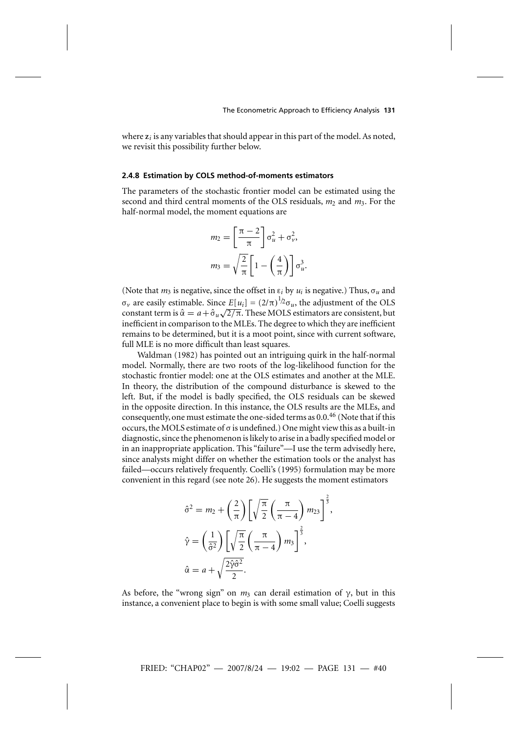where $\mathbf{z}_i$ is any variables that should appear in this part of the model. As noted, we revisit this possibility further below.

### 2.4.8 Estimation by COLS method-of-moments estimators

The parameters of the stochastic frontier model can be estimated using the second and third central moments of the OLS residuals, $m_2$ and $m_3$. For the half-normal model, the moment equations are

$$m_2 = \left[\frac{\pi - 2}{\pi}\right]\sigma_u^2 + \sigma_v^2,$$

$$m_3 = \sqrt{\frac{2}{\pi}}\left[1 - \left(\frac{4}{\pi}\right)\right]\sigma_u^3.$$

(Note that $m_3$ is negative, since the offset in $\varepsilon_i$ by $u_i$ is negative.) Thus, $\sigma_u$ and $\sigma_v$ are easily estimable. Since $E[u_i] = (2/\pi)^{1/2}\sigma_u$, the adjustment of the OLS constant term is $\hat{\alpha} = a + \hat{\sigma}_u\sqrt{2/\pi}$. These MOLS estimators are consistent, but inefficient in comparison to the MLEs. The degree to which they are inefficient remains to be determined, but it is a moot point, since with current software, full MLE is no more difficult than least squares.

Waldman (1982) has pointed out an intriguing quirk in the half-normal model. Normally, there are two roots of the log-likelihood function for the stochastic frontier model: one at the OLS estimates and another at the MLE. In theory, the distribution of the compound disturbance is skewed to the left. But, if the model is badly specified, the OLS residuals can be skewed in the opposite direction. In this instance, the OLS results are the MLEs, and consequently, one must estimate the one-sided terms as 0.0.[46] (Note that if this occurs, the MOLS estimate of $\sigma$ is undefined.) One might view this as a built-in diagnostic, since the phenomenon is likely to arise in a badly specified model or in an inappropriate application. This "failure"—I use the term advisedly here, since analysts might differ on whether the estimation tools or the analyst has failed—occurs relatively frequently. Coelli's (1995) formulation may be more convenient in this regard (see note 26). He suggests the moment estimators

$$\hat{\sigma}^2 = m_2 + \left(\frac{2}{\pi}\right)\left[\sqrt{\frac{\pi}{2}}\left(\frac{\pi}{\pi - 4}\right)m_{23}\right]^{\frac{2}{3}},$$

$$\hat{\gamma} = \left(\frac{1}{\hat{\sigma}^2}\right)\left[\sqrt{\frac{\pi}{2}}\left(\frac{\pi}{\pi - 4}\right)m_3\right]^{\frac{2}{3}},$$

$$\hat{\alpha} = a + \sqrt{\frac{2\hat{\gamma}\hat{\sigma}^2}{2}}.$$

As before, the "wrong sign" on $m_3$ can derail estimation of $\gamma$, but in this instance, a convenient place to begin is with some small value; Coelli suggests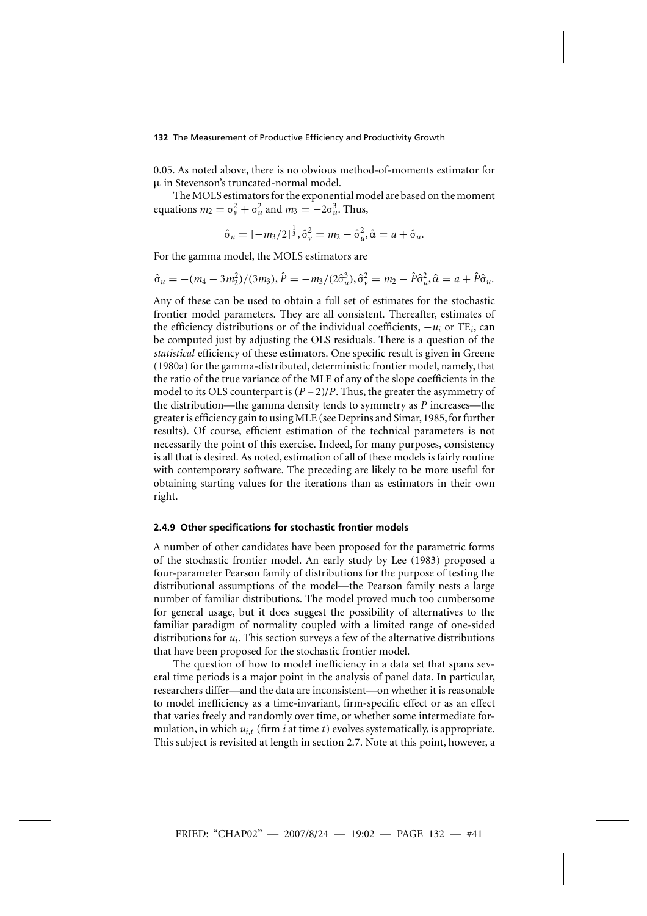0.05. As noted above, there is no obvious method-of-moments estimator for $\mu$ in Stevenson's truncated-normal model.

The MOLS estimators for the exponential model are based on the moment equations $m_2 = \sigma_v^2 + \sigma_u^2$ and $m_3 = -2\sigma_u^3$. Thus,

$$\hat{\sigma}_u = [-m_3/2]^{\frac{1}{3}}, \hat{\sigma}_v^2 = m_2 - \hat{\sigma}_u^2, \hat{\alpha} = a + \hat{\sigma}_u.$$

For the gamma model, the MOLS estimators are

$$\hat{\sigma}_u = -(m_4 - 3m_2^2)/(3m_3), \hat{P} = -m_3/(2\hat{\sigma}_u^3), \hat{\sigma}_v^2 = m_2 - \hat{P}\hat{\sigma}_u^2, \hat{\alpha} = a + \hat{P}\hat{\sigma}_u.$$

Any of these can be used to obtain a full set of estimates for the stochastic frontier model parameters. They are all consistent. Thereafter, estimates of the efficiency distributions or of the individual coefficients, $-u_i$ or $\text{TE}_i$, can be computed just by adjusting the OLS residuals. There is a question of the *statistical* efficiency of these estimators. One specific result is given in Greene (1980a) for the gamma-distributed, deterministic frontier model, namely, that the ratio of the true variance of the MLE of any of the slope coefficients in the model to its OLS counterpart is $(P-2)/P$. Thus, the greater the asymmetry of the distribution—the gamma density tends to symmetry as $P$ increases—the greater is efficiency gain to using MLE (see Deprins and Simar, 1985, for further results). Of course, efficient estimation of the technical parameters is not necessarily the point of this exercise. Indeed, for many purposes, consistency is all that is desired. As noted, estimation of all of these models is fairly routine with contemporary software. The preceding are likely to be more useful for obtaining starting values for the iterations than as estimators in their own right.

#### 2.4.9 Other specifications for stochastic frontier models

A number of other candidates have been proposed for the parametric forms of the stochastic frontier model. An early study by Lee (1983) proposed a four-parameter Pearson family of distributions for the purpose of testing the distributional assumptions of the model—the Pearson family nests a large number of familiar distributions. The model proved much too cumbersome for general usage, but it does suggest the possibility of alternatives to the familiar paradigm of normality coupled with a limited range of one-sided distributions for $u_i$. This section surveys a few of the alternative distributions that have been proposed for the stochastic frontier model.

The question of how to model inefficiency in a data set that spans several time periods is a major point in the analysis of panel data. In particular, researchers differ—and the data are inconsistent—on whether it is reasonable to model inefficiency as a time-invariant, firm-specific effect or as an effect that varies freely and randomly over time, or whether some intermediate formulation, in which $u_{i,t}$ (firm $i$ at time $t$) evolves systematically, is appropriate. This subject is revisited at length in section 2.7. Note at this point, however, a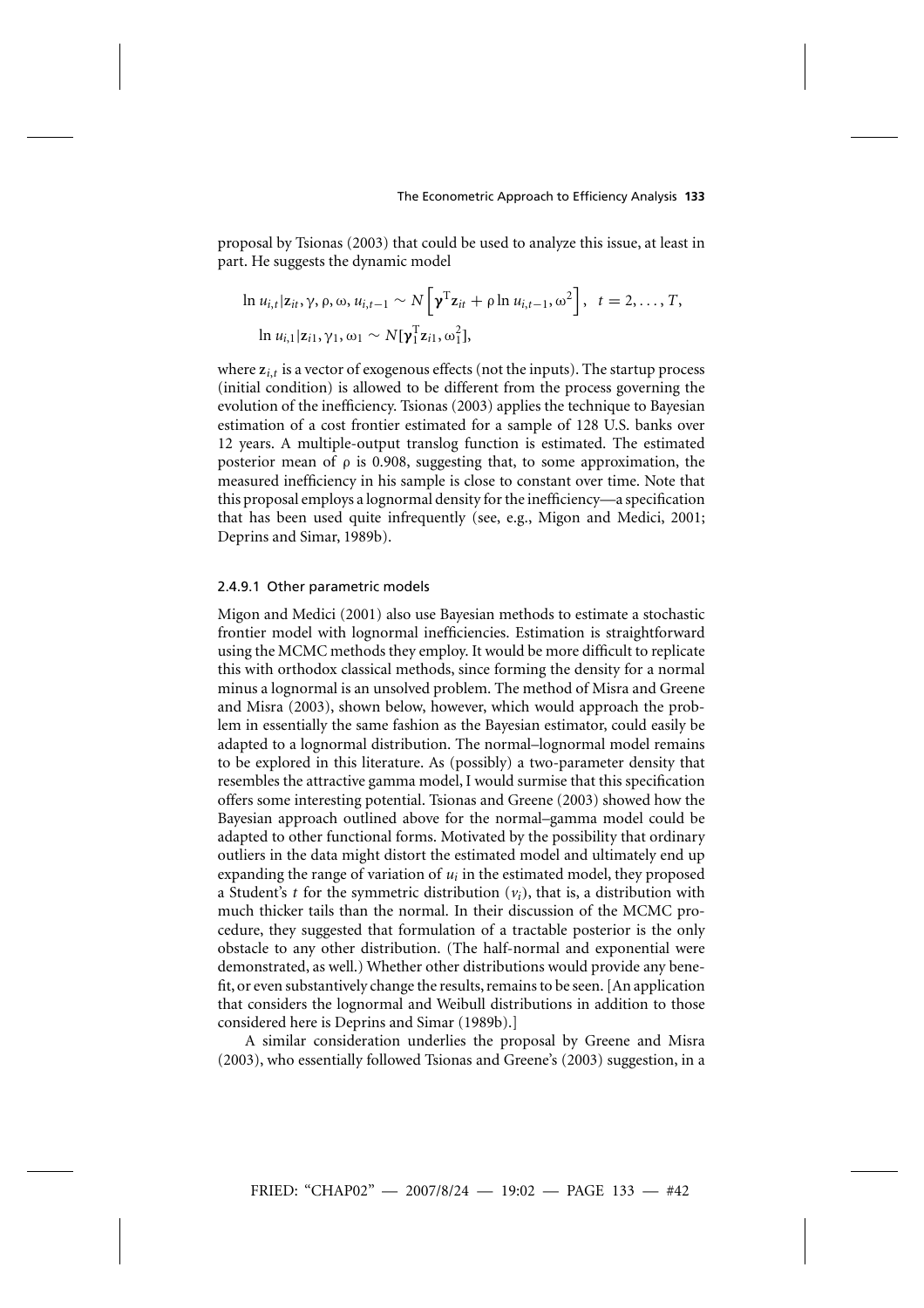proposal by Tsionas (2003) that could be used to analyze this issue, at least in part. He suggests the dynamic model

$$\ln u_{i,t}|\mathbf{z}_{it}, \gamma, \rho, \omega, u_{i,t-1} \sim N\left[\boldsymbol{\gamma}^{\mathrm{T}}\mathbf{z}_{it} + \rho \ln u_{i,t-1}, \omega^2\right], \quad t = 2, \ldots, T,$$

$$\ln u_{i,1}|\mathbf{z}_{i1}, \gamma_1, \omega_1 \sim N[\boldsymbol{\gamma}_1^{\mathrm{T}}\mathbf{z}_{i1}, \omega_1^2],$$

where $\mathbf{z}_{i,t}$ is a vector of exogenous effects (not the inputs). The startup process (initial condition) is allowed to be different from the process governing the evolution of the inefficiency. Tsionas (2003) applies the technique to Bayesian estimation of a cost frontier estimated for a sample of 128 U.S. banks over 12 years. A multiple-output translog function is estimated. The estimated posterior mean of $\rho$ is 0.908, suggesting that, to some approximation, the measured inefficiency in his sample is close to constant over time. Note that this proposal employs a lognormal density for the inefficiency—a specification that has been used quite infrequently (see, e.g., Migon and Medici, 2001; Deprins and Simar, 1989b).

#### 2.4.9.1 Other parametric models

Migon and Medici (2001) also use Bayesian methods to estimate a stochastic frontier model with lognormal inefficiencies. Estimation is straightforward using the MCMC methods they employ. It would be more difficult to replicate this with orthodox classical methods, since forming the density for a normal minus a lognormal is an unsolved problem. The method of Misra and Greene and Misra (2003), shown below, however, which would approach the problem in essentially the same fashion as the Bayesian estimator, could easily be adapted to a lognormal distribution. The normal–lognormal model remains to be explored in this literature. As (possibly) a two-parameter density that resembles the attractive gamma model, I would surmise that this specification offers some interesting potential. Tsionas and Greene (2003) showed how the Bayesian approach outlined above for the normal–gamma model could be adapted to other functional forms. Motivated by the possibility that ordinary outliers in the data might distort the estimated model and ultimately end up expanding the range of variation of $u_i$ in the estimated model, they proposed a Student's $t$ for the symmetric distribution ($v_i$), that is, a distribution with much thicker tails than the normal. In their discussion of the MCMC procedure, they suggested that formulation of a tractable posterior is the only obstacle to any other distribution. (The half-normal and exponential were demonstrated, as well.) Whether other distributions would provide any benefit, or even substantively change the results, remains to be seen. [An application that considers the lognormal and Weibull distributions in addition to those considered here is Deprins and Simar (1989b).]

A similar consideration underlies the proposal by Greene and Misra (2003), who essentially followed Tsionas and Greene's (2003) suggestion, in a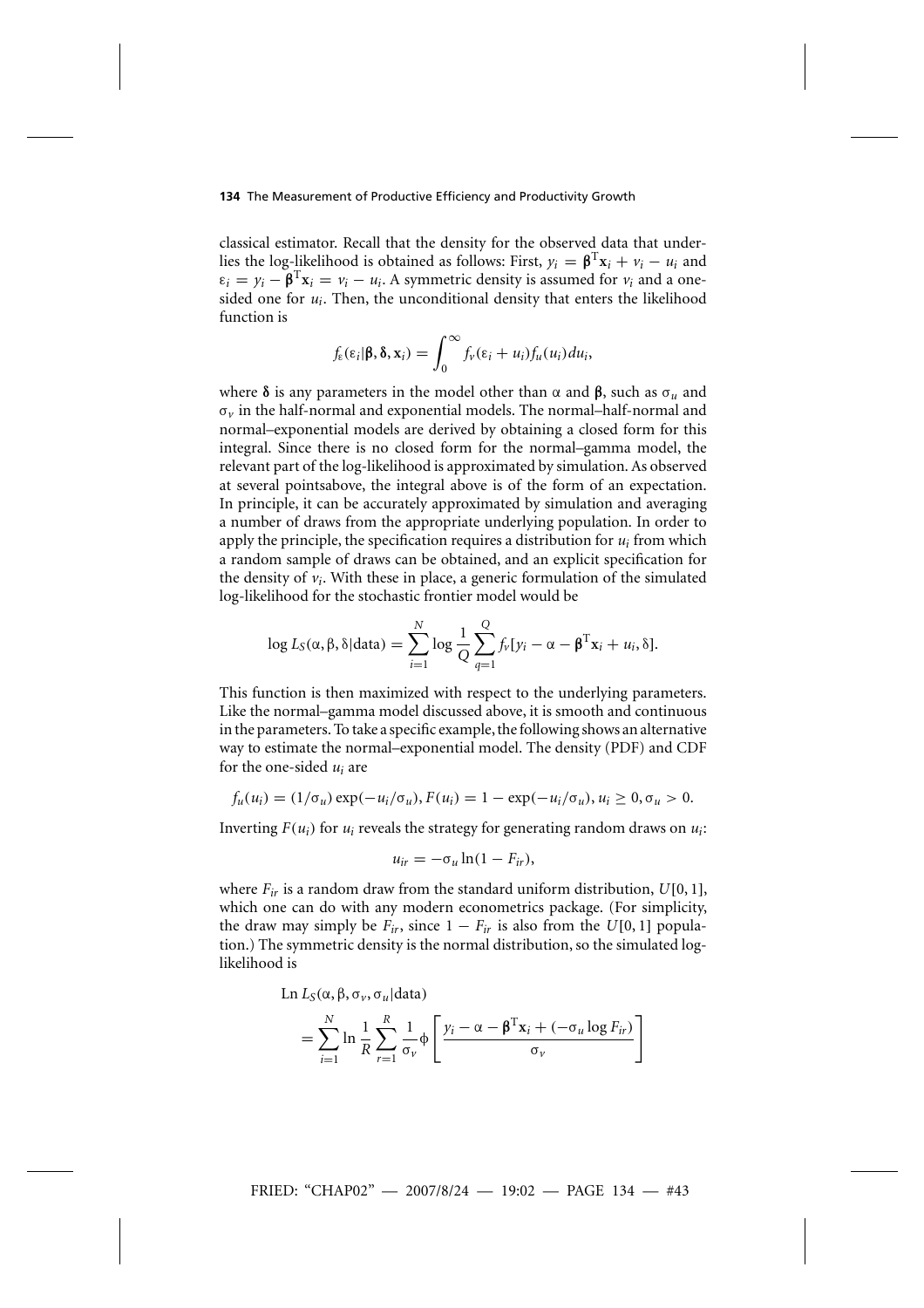classical estimator. Recall that the density for the observed data that underlies the log-likelihood is obtained as follows: First, $y_i = \boldsymbol{\beta}^{\mathrm{T}}\mathbf{x}_i + v_i - u_i$ and $\varepsilon_i = y_i - \boldsymbol{\beta}^{\mathrm{T}}\mathbf{x}_i = v_i - u_i$. A symmetric density is assumed for $v_i$ and a one-sided one for $u_i$. Then, the unconditional density that enters the likelihood function is

$$f_\varepsilon(\varepsilon_i|\boldsymbol{\beta}, \boldsymbol{\delta}, \mathbf{x}_i) = \int_0^\infty f_v(\varepsilon_i + u_i) f_u(u_i) du_i,$$

where $\boldsymbol{\delta}$ is any parameters in the model other than $\alpha$ and $\boldsymbol{\beta}$, such as $\sigma_u$ and $\sigma_v$ in the half-normal and exponential models. The normal–half-normal and normal–exponential models are derived by obtaining a closed form for this integral. Since there is no closed form for the normal–gamma model, the relevant part of the log-likelihood is approximated by simulation. As observed at several pointsabove, the integral above is of the form of an expectation. In principle, it can be accurately approximated by simulation and averaging a number of draws from the appropriate underlying population. In order to apply the principle, the specification requires a distribution for $u_i$ from which a random sample of draws can be obtained, and an explicit specification for the density of $v_i$. With these in place, a generic formulation of the simulated log-likelihood for the stochastic frontier model would be

$$\log L_S(\alpha, \beta, \delta|\text{data}) = \sum_{i=1}^{N} \log \frac{1}{Q} \sum_{q=1}^{Q} f_v[y_i - \alpha - \boldsymbol{\beta}^{\mathrm{T}}\mathbf{x}_i + u_i, \delta].$$

This function is then maximized with respect to the underlying parameters. Like the normal–gamma model discussed above, it is smooth and continuous in the parameters. To take a specific example, the following shows an alternative way to estimate the normal–exponential model. The density (PDF) and CDF for the one-sided $u_i$ are

$$f_u(u_i) = (1/\sigma_u)\exp(-u_i/\sigma_u), F(u_i) = 1 - \exp(-u_i/\sigma_u), u_i \geq 0, \sigma_u > 0.$$

Inverting $F(u_i)$ for $u_i$ reveals the strategy for generating random draws on $u_i$:

$$u_{ir} = -\sigma_u \ln(1 - F_{ir}),$$

where $F_{ir}$ is a random draw from the standard uniform distribution, $U[0, 1]$, which one can do with any modern econometrics package. (For simplicity, the draw may simply be $F_{ir}$, since $1 - F_{ir}$ is also from the $U[0, 1]$ population.) The symmetric density is the normal distribution, so the simulated log-likelihood is

$$\begin{aligned}
&\text{Ln } L_S(\alpha, \beta, \sigma_v, \sigma_u|\text{data}) \\
&= \sum_{i=1}^{N} \ln \frac{1}{R} \sum_{r=1}^{R} \frac{1}{\sigma_v} \phi \left[ \frac{y_i - \alpha - \boldsymbol{\beta}^{\mathrm{T}}\mathbf{x}_i + (-\sigma_u \log F_{ir})}{\sigma_v} \right]
\end{aligned}$$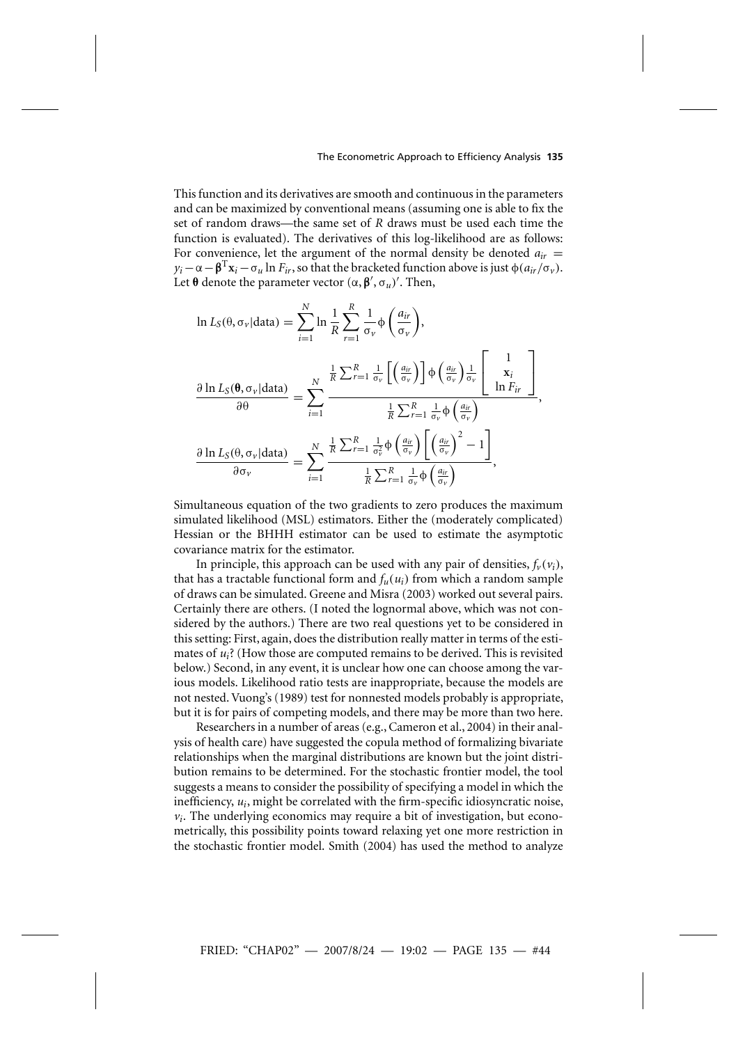This function and its derivatives are smooth and continuous in the parameters and can be maximized by conventional means (assuming one is able to fix the set of random draws—the same set of $R$ draws must be used each time the function is evaluated). The derivatives of this log-likelihood are as follows: For convenience, let the argument of the normal density be denoted $a_{ir} = y_i - \alpha - \boldsymbol{\beta}^{\mathrm{T}}\mathbf{x}_i - \sigma_u \ln F_{ir}$, so that the bracketed function above is just $\phi(a_{ir}/\sigma_v)$. Let $\boldsymbol{\theta}$ denote the parameter vector $(\alpha, \boldsymbol{\beta}', \sigma_u)'$. Then,

$$\ln L_S(\theta, \sigma_v|\text{data}) = \sum_{i=1}^{N} \ln \frac{1}{R} \sum_{r=1}^{R} \frac{1}{\sigma_v} \phi\left(\frac{a_{ir}}{\sigma_v}\right),$$

$$\frac{\partial \ln L_S(\boldsymbol{\theta}, \sigma_v|\text{data})}{\partial \theta} = \sum_{i=1}^{N} \frac{\frac{1}{R}\sum_{r=1}^{R} \frac{1}{\sigma_v}\left[\left(\frac{a_{ir}}{\sigma_v}\right)\right] \phi\left(\frac{a_{ir}}{\sigma_v}\right) \frac{1}{\sigma_v} \begin{bmatrix} 1 \\ \mathbf{x}_i \\ \ln F_{ir} \end{bmatrix}}{\frac{1}{R}\sum_{r=1}^{R} \frac{1}{\sigma_v} \phi\left(\frac{a_{ir}}{\sigma_v}\right)},$$

$$\frac{\partial \ln L_S(\theta, \sigma_v|\text{data})}{\partial \sigma_v} = \sum_{i=1}^{N} \frac{\frac{1}{R}\sum_{r=1}^{R} \frac{1}{\sigma_v^2} \phi\left(\frac{a_{ir}}{\sigma_v}\right)\left[\left(\frac{a_{ir}}{\sigma_v}\right)^2 - 1\right]}{\frac{1}{R}\sum_{r=1}^{R} \frac{1}{\sigma_v} \phi\left(\frac{a_{ir}}{\sigma_v}\right)},$$

Simultaneous equation of the two gradients to zero produces the maximum simulated likelihood (MSL) estimators. Either the (moderately complicated) Hessian or the BHHH estimator can be used to estimate the asymptotic covariance matrix for the estimator.

In principle, this approach can be used with any pair of densities, $f_v(v_i)$, that has a tractable functional form and $f_u(u_i)$ from which a random sample of draws can be simulated. Greene and Misra (2003) worked out several pairs. Certainly there are others. (I noted the lognormal above, which was not considered by the authors.) There are two real questions yet to be considered in this setting: First, again, does the distribution really matter in terms of the estimates of $u_i$? (How those are computed remains to be derived. This is revisited below.) Second, in any event, it is unclear how one can choose among the various models. Likelihood ratio tests are inappropriate, because the models are not nested. Vuong's (1989) test for nonnested models probably is appropriate, but it is for pairs of competing models, and there may be more than two here.

Researchers in a number of areas (e.g., Cameron et al., 2004) in their analysis of health care) have suggested the copula method of formalizing bivariate relationships when the marginal distributions are known but the joint distribution remains to be determined. For the stochastic frontier model, the tool suggests a means to consider the possibility of specifying a model in which the inefficiency, $u_i$, might be correlated with the firm-specific idiosyncratic noise, $v_i$. The underlying economics may require a bit of investigation, but econometrically, this possibility points toward relaxing yet one more restriction in the stochastic frontier model. Smith (2004) has used the method to analyze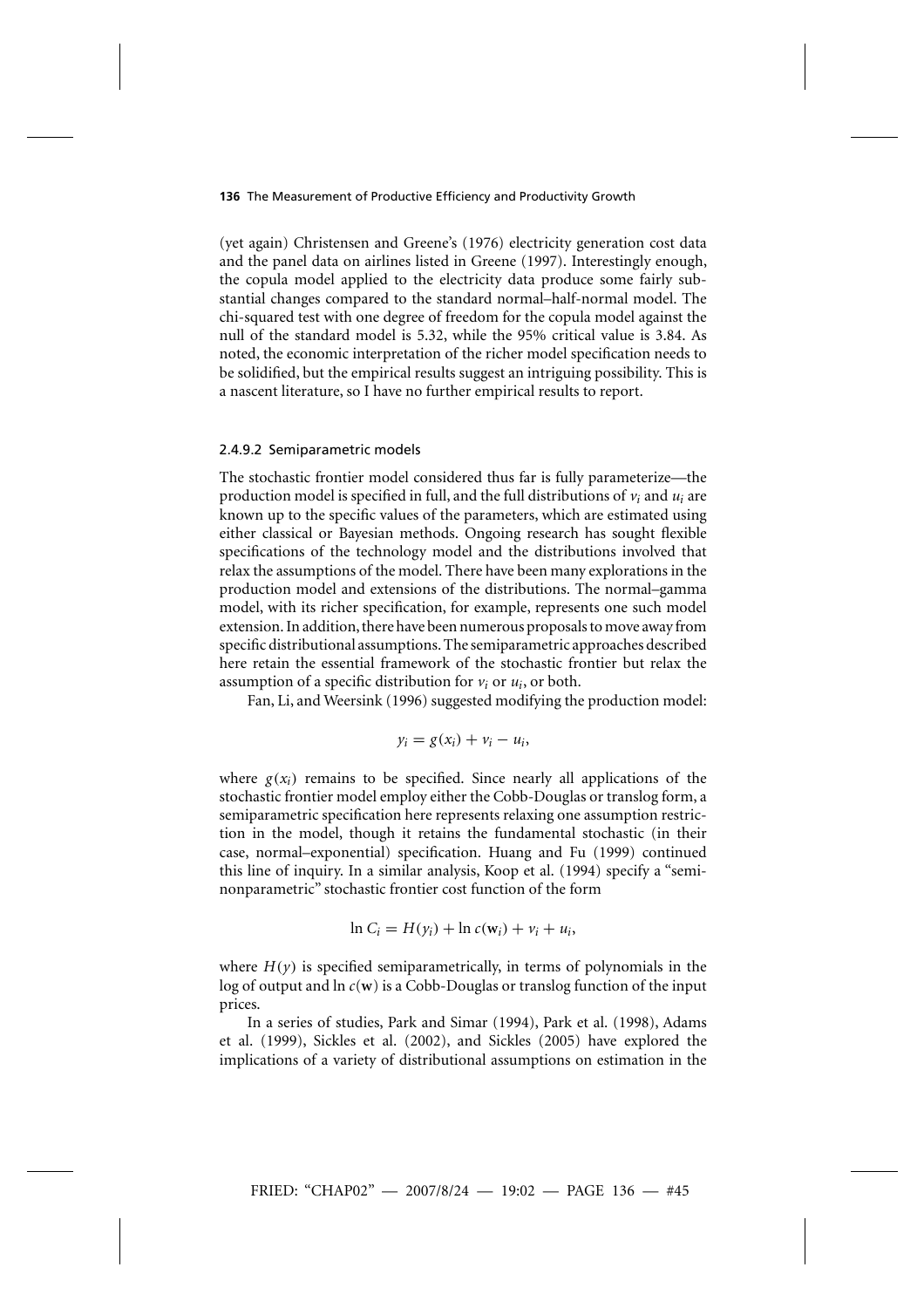(yet again) Christensen and Greene's (1976) electricity generation cost data and the panel data on airlines listed in Greene (1997). Interestingly enough, the copula model applied to the electricity data produce some fairly substantial changes compared to the standard normal–half-normal model. The chi-squared test with one degree of freedom for the copula model against the null of the standard model is 5.32, while the 95% critical value is 3.84. As noted, the economic interpretation of the richer model specification needs to be solidified, but the empirical results suggest an intriguing possibility. This is a nascent literature, so I have no further empirical results to report.

#### 2.4.9.2 Semiparametric models

The stochastic frontier model considered thus far is fully parameterize—the production model is specified in full, and the full distributions of $v_i$ and $u_i$ are known up to the specific values of the parameters, which are estimated using either classical or Bayesian methods. Ongoing research has sought flexible specifications of the technology model and the distributions involved that relax the assumptions of the model. There have been many explorations in the production model and extensions of the distributions. The normal–gamma model, with its richer specification, for example, represents one such model extension. In addition, there have been numerous proposals to move away from specific distributional assumptions. The semiparametric approaches described here retain the essential framework of the stochastic frontier but relax the assumption of a specific distribution for $v_i$ or $u_i$, or both.

Fan, Li, and Weersink (1996) suggested modifying the production model:

$$y_i = g(x_i) + v_i - u_i,$$

where $g(x_i)$ remains to be specified. Since nearly all applications of the stochastic frontier model employ either the Cobb-Douglas or translog form, a semiparametric specification here represents relaxing one assumption restriction in the model, though it retains the fundamental stochastic (in their case, normal–exponential) specification. Huang and Fu (1999) continued this line of inquiry. In a similar analysis, Koop et al. (1994) specify a "seminonparametric" stochastic frontier cost function of the form

$$\ln C_i = H(y_i) + \ln c(\mathbf{w}_i) + v_i + u_i,$$

where $H(y)$ is specified semiparametrically, in terms of polynomials in the log of output and $\ln c(\mathbf{w})$ is a Cobb-Douglas or translog function of the input prices.

In a series of studies, Park and Simar (1994), Park et al. (1998), Adams et al. (1999), Sickles et al. (2002), and Sickles (2005) have explored the implications of a variety of distributional assumptions on estimation in the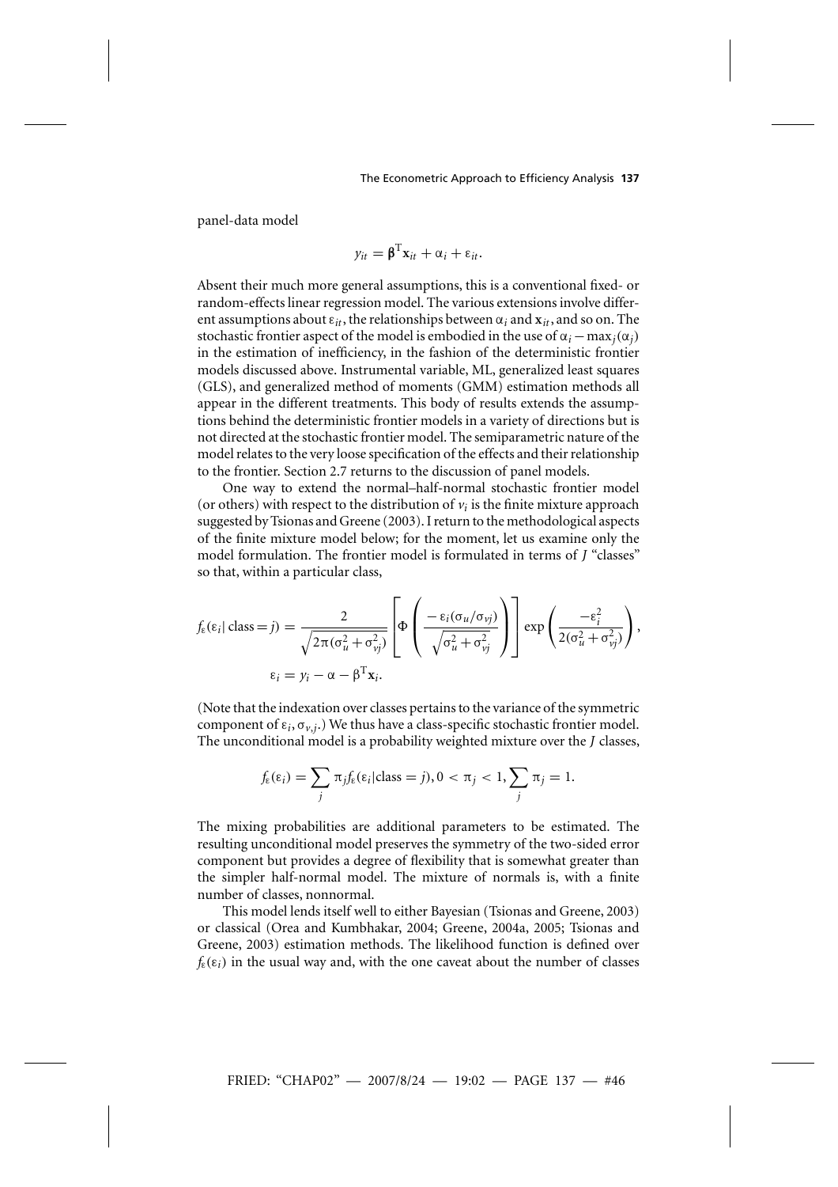panel-data model

$$y_{it} = \boldsymbol{\beta}^{\mathrm{T}}\mathbf{x}_{it} + \alpha_i + \varepsilon_{it}.$$

Absent their much more general assumptions, this is a conventional fixed- or random-effects linear regression model. The various extensions involve different assumptions about $\varepsilon_{it}$, the relationships between $\alpha_i$ and $\mathbf{x}_{it}$, and so on. The stochastic frontier aspect of the model is embodied in the use of $\alpha_i - \max_j(\alpha_j)$ in the estimation of inefficiency, in the fashion of the deterministic frontier models discussed above. Instrumental variable, ML, generalized least squares (GLS), and generalized method of moments (GMM) estimation methods all appear in the different treatments. This body of results extends the assumptions behind the deterministic frontier models in a variety of directions but is not directed at the stochastic frontier model. The semiparametric nature of the model relates to the very loose specification of the effects and their relationship to the frontier. Section 2.7 returns to the discussion of panel models.

One way to extend the normal–half-normal stochastic frontier model (or others) with respect to the distribution of $v_i$ is the finite mixture approach suggested by Tsionas and Greene (2003). I return to the methodological aspects of the finite mixture model below; for the moment, let us examine only the model formulation. The frontier model is formulated in terms of $J$ "classes" so that, within a particular class,

$$f_\varepsilon(\varepsilon_i|\,\text{class} = j) = \frac{2}{\sqrt{2\pi(\sigma_u^2 + \sigma_{vj}^2)}}\left[\Phi\left(\frac{-\varepsilon_i(\sigma_u/\sigma_{vj})}{\sqrt{\sigma_u^2 + \sigma_{vj}^2}}\right)\right]\exp\left(\frac{-\varepsilon_i^2}{2(\sigma_u^2 + \sigma_{vj}^2)}\right),$$

$$\varepsilon_i = y_i - \alpha - \beta^{\mathrm{T}}\mathbf{x}_i.$$

(Note that the indexation over classes pertains to the variance of the symmetric component of $\varepsilon_i, \sigma_{v,j}$.) We thus have a class-specific stochastic frontier model. The unconditional model is a probability weighted mixture over the $J$ classes,

$$f_\varepsilon(\varepsilon_i) = \sum_j \pi_j f_\varepsilon(\varepsilon_i|\text{class} = j), 0 < \pi_j < 1, \sum_j \pi_j = 1.$$

The mixing probabilities are additional parameters to be estimated. The resulting unconditional model preserves the symmetry of the two-sided error component but provides a degree of flexibility that is somewhat greater than the simpler half-normal model. The mixture of normals is, with a finite number of classes, nonnormal.

This model lends itself well to either Bayesian (Tsionas and Greene, 2003) or classical (Orea and Kumbhakar, 2004; Greene, 2004a, 2005; Tsionas and Greene, 2003) estimation methods. The likelihood function is defined over $f_\varepsilon(\varepsilon_i)$ in the usual way and, with the one caveat about the number of classes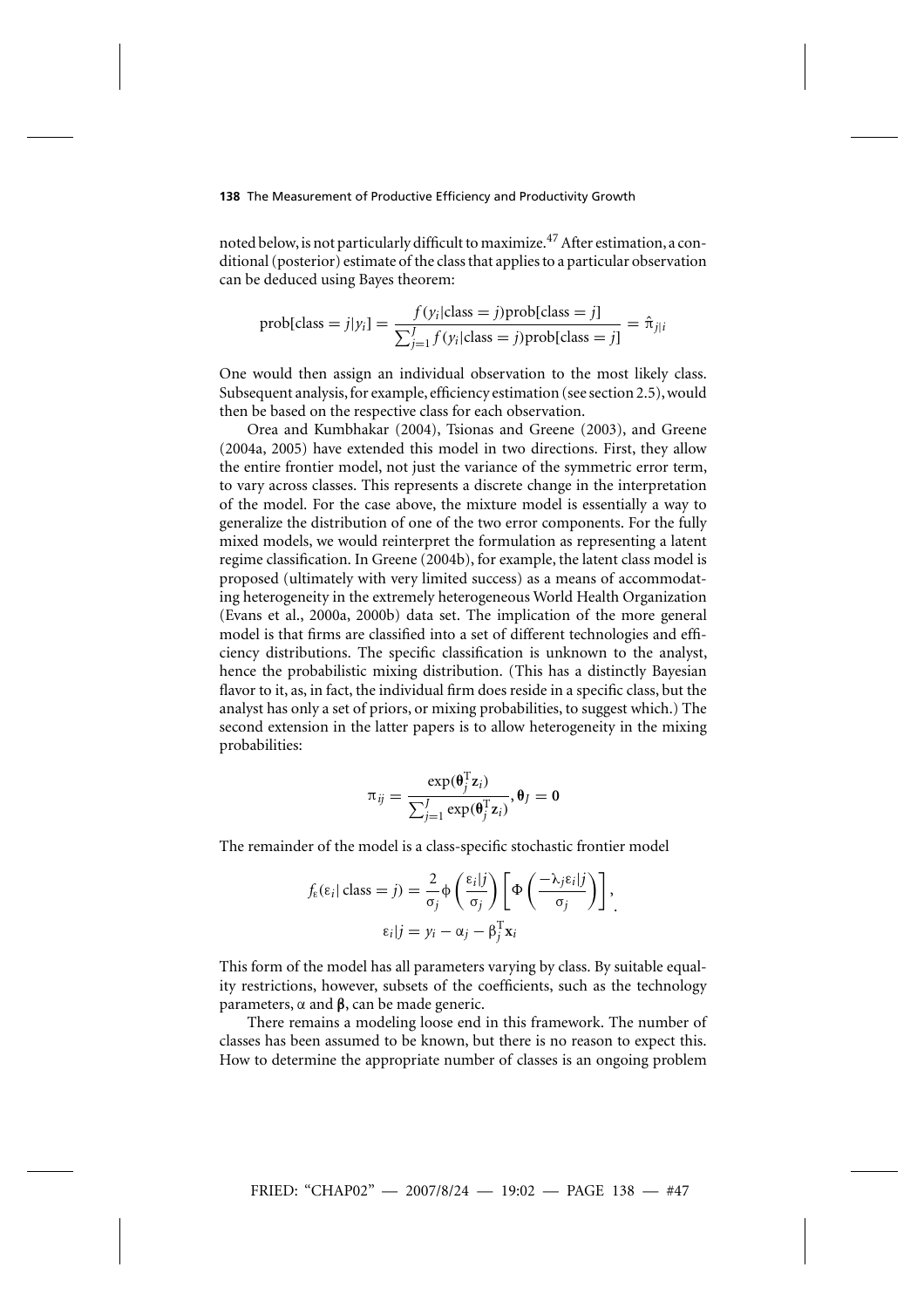noted below, is not particularly difficult to maximize.[47] After estimation, a conditional (posterior) estimate of the class that applies to a particular observation can be deduced using Bayes theorem:

$$\text{prob}[\text{class} = j|y_i] = \frac{f(y_i|\text{class} = j)\text{prob}[\text{class} = j]}{\sum_{j=1}^{J} f(y_i|\text{class} = j)\text{prob}[\text{class} = j]} = \hat{\pi}_{j|i}$$

One would then assign an individual observation to the most likely class. Subsequent analysis, for example, efficiency estimation (see section 2.5), would then be based on the respective class for each observation.

Orea and Kumbhakar (2004), Tsionas and Greene (2003), and Greene (2004a, 2005) have extended this model in two directions. First, they allow the entire frontier model, not just the variance of the symmetric error term, to vary across classes. This represents a discrete change in the interpretation of the model. For the case above, the mixture model is essentially a way to generalize the distribution of one of the two error components. For the fully mixed models, we would reinterpret the formulation as representing a latent regime classification. In Greene (2004b), for example, the latent class model is proposed (ultimately with very limited success) as a means of accommodating heterogeneity in the extremely heterogeneous World Health Organization (Evans et al., 2000a, 2000b) data set. The implication of the more general model is that firms are classified into a set of different technologies and efficiency distributions. The specific classification is unknown to the analyst, hence the probabilistic mixing distribution. (This has a distinctly Bayesian flavor to it, as, in fact, the individual firm does reside in a specific class, but the analyst has only a set of priors, or mixing probabilities, to suggest which.) The second extension in the latter papers is to allow heterogeneity in the mixing probabilities:

$$\pi_{ij} = \frac{\exp(\boldsymbol{\theta}_j^{\mathrm{T}}\mathbf{z}_i)}{\sum_{j=1}^{J}\exp(\boldsymbol{\theta}_j^{\mathrm{T}}\mathbf{z}_i)}, \boldsymbol{\theta}_J = \mathbf{0}$$

The remainder of the model is a class-specific stochastic frontier model

$$f_\varepsilon(\varepsilon_i|\,\text{class} = j) = \frac{2}{\sigma_j}\phi\left(\frac{\varepsilon_i|j}{\sigma_j}\right)\left[\Phi\left(\frac{-\lambda_j\varepsilon_i|j}{\sigma_j}\right)\right],$$
$$\varepsilon_i|j = y_i - \alpha_j - \beta_j^{\mathrm{T}}\mathbf{x}_i$$

This form of the model has all parameters varying by class. By suitable equality restrictions, however, subsets of the coefficients, such as the technology parameters, $\alpha$ and $\boldsymbol{\beta}$, can be made generic.

There remains a modeling loose end in this framework. The number of classes has been assumed to be known, but there is no reason to expect this. How to determine the appropriate number of classes is an ongoing problem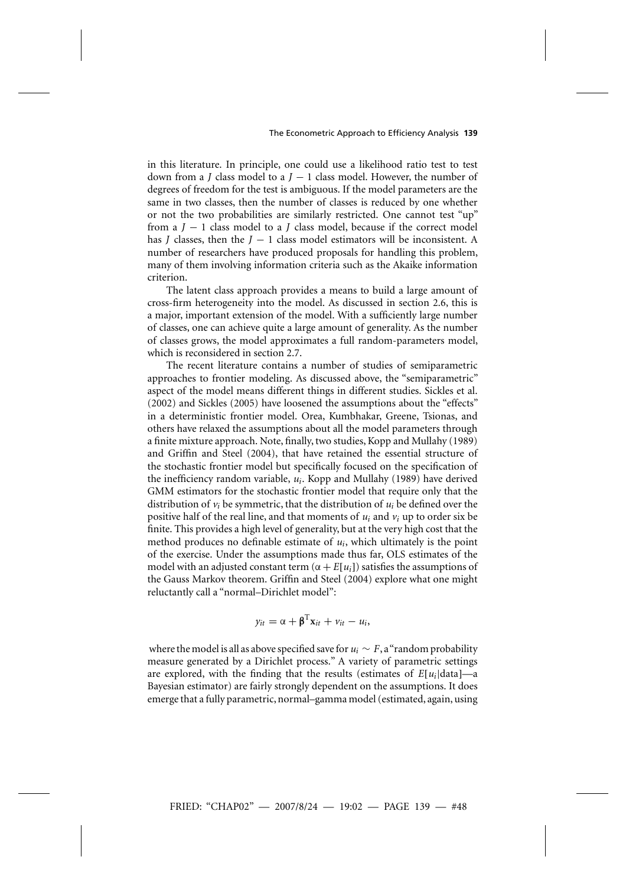in this literature. In principle, one could use a likelihood ratio test to test down from a $J$ class model to a $J - 1$ class model. However, the number of degrees of freedom for the test is ambiguous. If the model parameters are the same in two classes, then the number of classes is reduced by one whether or not the two probabilities are similarly restricted. One cannot test "up" from a $J - 1$ class model to a $J$ class model, because if the correct model has $J$ classes, then the $J - 1$ class model estimators will be inconsistent. A number of researchers have produced proposals for handling this problem, many of them involving information criteria such as the Akaike information criterion.

The latent class approach provides a means to build a large amount of cross-firm heterogeneity into the model. As discussed in section 2.6, this is a major, important extension of the model. With a sufficiently large number of classes, one can achieve quite a large amount of generality. As the number of classes grows, the model approximates a full random-parameters model, which is reconsidered in section 2.7.

The recent literature contains a number of studies of semiparametric approaches to frontier modeling. As discussed above, the "semiparametric" aspect of the model means different things in different studies. Sickles et al. (2002) and Sickles (2005) have loosened the assumptions about the "effects" in a deterministic frontier model. Orea, Kumbhakar, Greene, Tsionas, and others have relaxed the assumptions about all the model parameters through a finite mixture approach. Note, finally, two studies, Kopp and Mullahy (1989) and Griffin and Steel (2004), that have retained the essential structure of the stochastic frontier model but specifically focused on the specification of the inefficiency random variable, $u_i$. Kopp and Mullahy (1989) have derived GMM estimators for the stochastic frontier model that require only that the distribution of $v_i$ be symmetric, that the distribution of $u_i$ be defined over the positive half of the real line, and that moments of $u_i$ and $v_i$ up to order six be finite. This provides a high level of generality, but at the very high cost that the method produces no definable estimate of $u_i$, which ultimately is the point of the exercise. Under the assumptions made thus far, OLS estimates of the model with an adjusted constant term $(\alpha + E[u_i])$ satisfies the assumptions of the Gauss Markov theorem. Griffin and Steel (2004) explore what one might reluctantly call a "normal–Dirichlet model":

$$y_{it} = \alpha + \boldsymbol{\beta}^{\mathrm{T}}\mathbf{x}_{it} + v_{it} - u_i,$$

where the model is all as above specified save for $u_i \sim F$, a "random probability measure generated by a Dirichlet process." A variety of parametric settings are explored, with the finding that the results (estimates of $E[u_i|\text{data}]$—a Bayesian estimator) are fairly strongly dependent on the assumptions. It does emerge that a fully parametric, normal–gamma model (estimated, again, using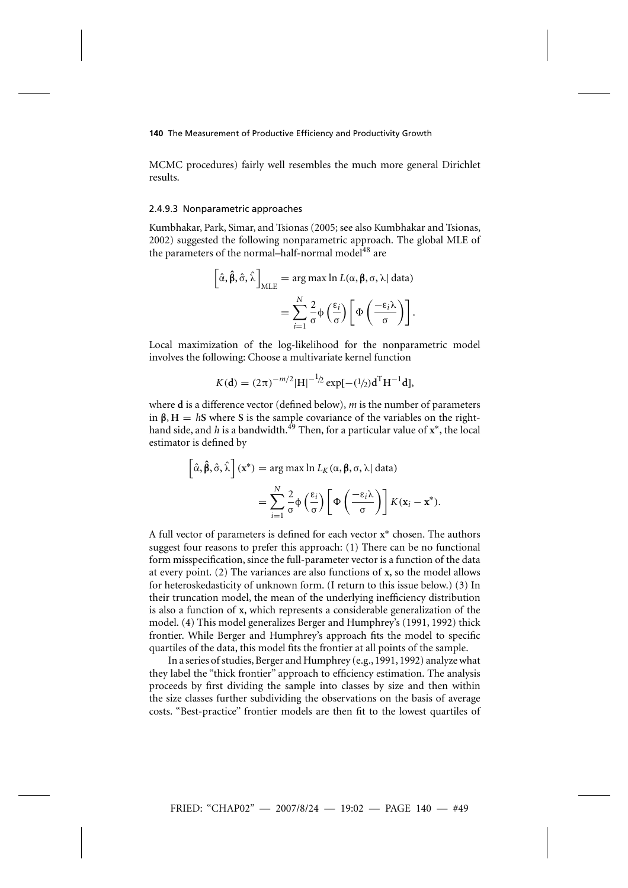MCMC procedures) fairly well resembles the much more general Dirichlet results.

#### 2.4.9.3 Nonparametric approaches

Kumbhakar, Park, Simar, and Tsionas (2005; see also Kumbhakar and Tsionas, 2002) suggested the following nonparametric approach. The global MLE of the parameters of the normal–half-normal model[48] are

$$\left[\hat{\alpha}, \hat{\boldsymbol{\beta}}, \hat{\sigma}, \hat{\lambda}\right]_{\text{MLE}} = \arg\max \ln L(\alpha, \boldsymbol{\beta}, \sigma, \lambda \,|\, \text{data})$$

$$= \sum_{i=1}^{N} \frac{2}{\sigma}\phi\left(\frac{\varepsilon_i}{\sigma}\right)\left[\Phi\left(\frac{-\varepsilon_i\lambda}{\sigma}\right)\right].$$

Local maximization of the log-likelihood for the nonparametric model involves the following: Choose a multivariate kernel function

$$K(\mathbf{d}) = (2\pi)^{-m/2}|\mathbf{H}|^{-1/2}\exp[-(1/2)\mathbf{d}^{\mathrm{T}}\mathbf{H}^{-1}\mathbf{d}],$$

where $\mathbf{d}$ is a difference vector (defined below), $m$ is the number of parameters in $\boldsymbol{\beta}$, $\mathbf{H} = h\mathbf{S}$ where $\mathbf{S}$ is the sample covariance of the variables on the right-hand side, and $h$ is a bandwidth.[49] Then, for a particular value of $\mathbf{x}^*$, the local estimator is defined by

$$\left[\hat{\alpha}, \hat{\boldsymbol{\beta}}, \hat{\sigma}, \hat{\lambda}\right](\mathbf{x}^*) = \arg\max \ln L_K(\alpha, \boldsymbol{\beta}, \sigma, \lambda \,|\, \text{data})$$

$$= \sum_{i=1}^{N} \frac{2}{\sigma}\phi\left(\frac{\varepsilon_i}{\sigma}\right)\left[\Phi\left(\frac{-\varepsilon_i\lambda}{\sigma}\right)\right]K(\mathbf{x}_i - \mathbf{x}^*).$$

A full vector of parameters is defined for each vector $\mathbf{x}^*$ chosen. The authors suggest four reasons to prefer this approach: (1) There can be no functional form misspecification, since the full-parameter vector is a function of the data at every point. (2) The variances are also functions of $\mathbf{x}$, so the model allows for heteroskedasticity of unknown form. (I return to this issue below.) (3) In their truncation model, the mean of the underlying inefficiency distribution is also a function of $\mathbf{x}$, which represents a considerable generalization of the model. (4) This model generalizes Berger and Humphrey's (1991, 1992) thick frontier. While Berger and Humphrey's approach fits the model to specific quartiles of the data, this model fits the frontier at all points of the sample.

In a series of studies, Berger and Humphrey (e.g., 1991, 1992) analyze what they label the "thick frontier" approach to efficiency estimation. The analysis proceeds by first dividing the sample into classes by size and then within the size classes further subdividing the observations on the basis of average costs. "Best-practice" frontier models are then fit to the lowest quartiles of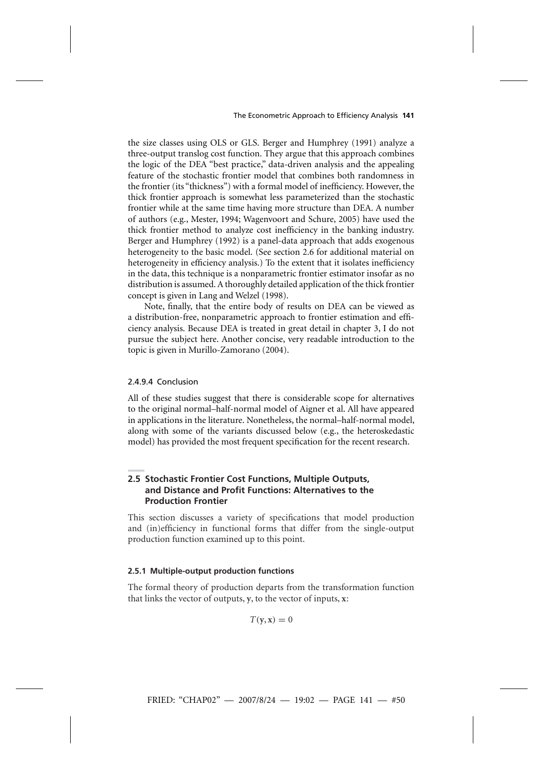the size classes using OLS or GLS. Berger and Humphrey (1991) analyze a three-output translog cost function. They argue that this approach combines the logic of the DEA "best practice," data-driven analysis and the appealing feature of the stochastic frontier model that combines both randomness in the frontier (its "thickness") with a formal model of inefficiency. However, the thick frontier approach is somewhat less parameterized than the stochastic frontier while at the same time having more structure than DEA. A number of authors (e.g., Mester, 1994; Wagenvoort and Schure, 2005) have used the thick frontier method to analyze cost inefficiency in the banking industry. Berger and Humphrey (1992) is a panel-data approach that adds exogenous heterogeneity to the basic model. (See section 2.6 for additional material on heterogeneity in efficiency analysis.) To the extent that it isolates inefficiency in the data, this technique is a nonparametric frontier estimator insofar as no distribution is assumed. A thoroughly detailed application of the thick frontier concept is given in Lang and Welzel (1998).

Note, finally, that the entire body of results on DEA can be viewed as a distribution-free, nonparametric approach to frontier estimation and efficiency analysis. Because DEA is treated in great detail in chapter 3, I do not pursue the subject here. Another concise, very readable introduction to the topic is given in Murillo-Zamorano (2004).

#### 2.4.9.4 Conclusion

All of these studies suggest that there is considerable scope for alternatives to the original normal–half-normal model of Aigner et al. All have appeared in applications in the literature. Nonetheless, the normal–half-normal model, along with some of the variants discussed below (e.g., the heteroskedastic model) has provided the most frequent specification for the recent research.

## 2.5 Stochastic Frontier Cost Functions, Multiple Outputs, and Distance and Profit Functions: Alternatives to the Production Frontier

This section discusses a variety of specifications that model production and (in)efficiency in functional forms that differ from the single-output production function examined up to this point.

### 2.5.1 Multiple-output production functions

The formal theory of production departs from the transformation function that links the vector of outputs, $\mathbf{y}$, to the vector of inputs, $\mathbf{x}$:

$$T(\mathbf{y}, \mathbf{x}) = 0$$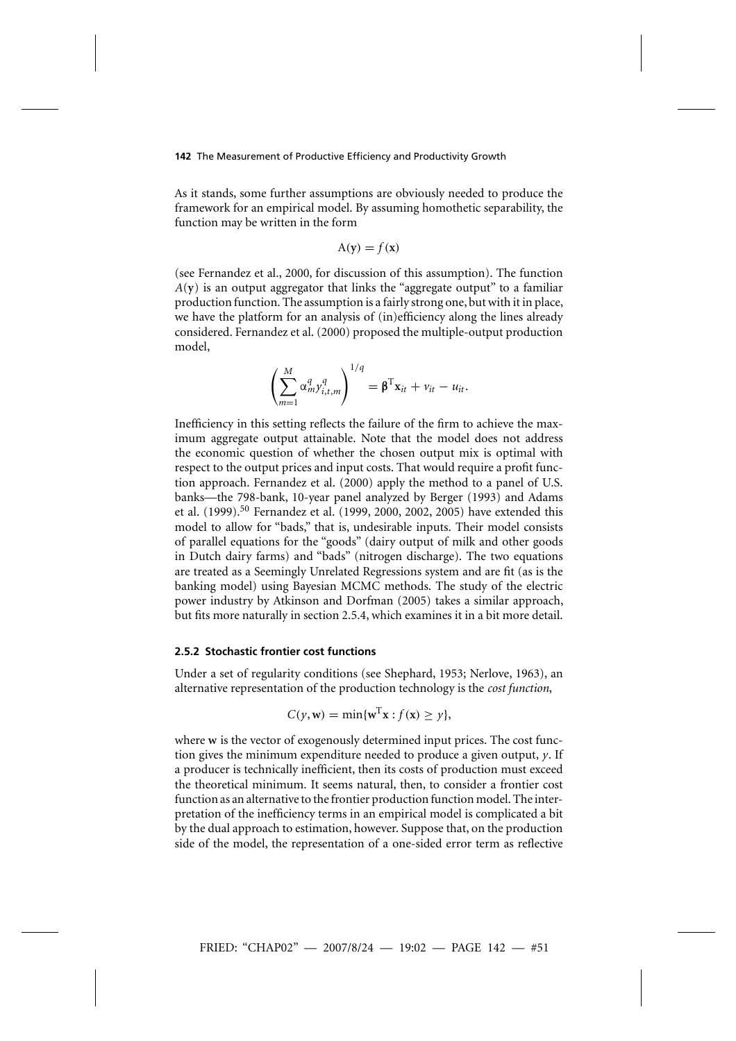As it stands, some further assumptions are obviously needed to produce the framework for an empirical model. By assuming homothetic separability, the function may be written in the form

$$\mathrm{A}(\mathbf{y}) = f(\mathbf{x})$$

(see Fernandez et al., 2000, for discussion of this assumption). The function $A(\mathbf{y})$ is an output aggregator that links the "aggregate output" to a familiar production function. The assumption is a fairly strong one, but with it in place, we have the platform for an analysis of (in)efficiency along the lines already considered. Fernandez et al. (2000) proposed the multiple-output production model,

$$\left(\sum_{m=1}^{M} \alpha_m^q y_{i,t,m}^q\right)^{1/q} = \boldsymbol{\beta}^{\mathrm{T}} \mathbf{x}_{it} + v_{it} - u_{it}.$$

Inefficiency in this setting reflects the failure of the firm to achieve the maximum aggregate output attainable. Note that the model does not address the economic question of whether the chosen output mix is optimal with respect to the output prices and input costs. That would require a profit function approach. Fernandez et al. (2000) apply the method to a panel of U.S. banks—the 798-bank, 10-year panel analyzed by Berger (1993) and Adams et al. (1999).[50] Fernandez et al. (1999, 2000, 2002, 2005) have extended this model to allow for "bads," that is, undesirable inputs. Their model consists of parallel equations for the "goods" (dairy output of milk and other goods in Dutch dairy farms) and "bads" (nitrogen discharge). The two equations are treated as a Seemingly Unrelated Regressions system and are fit (as is the banking model) using Bayesian MCMC methods. The study of the electric power industry by Atkinson and Dorfman (2005) takes a similar approach, but fits more naturally in section 2.5.4, which examines it in a bit more detail.

### 2.5.2 Stochastic frontier cost functions

Under a set of regularity conditions (see Shephard, 1953; Nerlove, 1963), an alternative representation of the production technology is the *cost function*,

$$C(y, \mathbf{w}) = \min\{\mathbf{w}^{\mathrm{T}}\mathbf{x} : f(\mathbf{x}) \geq y\},$$

where $\mathbf{w}$ is the vector of exogenously determined input prices. The cost function gives the minimum expenditure needed to produce a given output, $y$. If a producer is technically inefficient, then its costs of production must exceed the theoretical minimum. It seems natural, then, to consider a frontier cost function as an alternative to the frontier production function model. The interpretation of the inefficiency terms in an empirical model is complicated a bit by the dual approach to estimation, however. Suppose that, on the production side of the model, the representation of a one-sided error term as reflective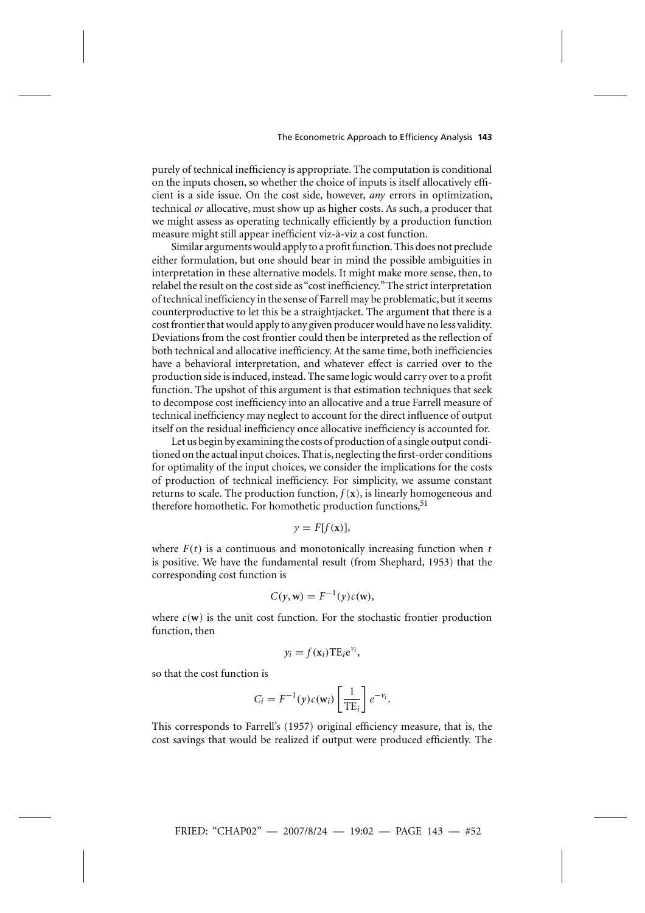purely of technical inefficiency is appropriate. The computation is conditional on the inputs chosen, so whether the choice of inputs is itself allocatively efficient is a side issue. On the cost side, however, *any* errors in optimization, technical *or* allocative, must show up as higher costs. As such, a producer that we might assess as operating technically efficiently by a production function measure might still appear inefficient viz-à-viz a cost function.

Similar arguments would apply to a profit function. This does not preclude either formulation, but one should bear in mind the possible ambiguities in interpretation in these alternative models. It might make more sense, then, to relabel the result on the cost side as "cost inefficiency." The strict interpretation of technical inefficiency in the sense of Farrell may be problematic, but it seems counterproductive to let this be a straightjacket. The argument that there is a cost frontier that would apply to any given producer would have no less validity. Deviations from the cost frontier could then be interpreted as the reflection of both technical and allocative inefficiency. At the same time, both inefficiencies have a behavioral interpretation, and whatever effect is carried over to the production side is induced, instead. The same logic would carry over to a profit function. The upshot of this argument is that estimation techniques that seek to decompose cost inefficiency into an allocative and a true Farrell measure of technical inefficiency may neglect to account for the direct influence of output itself on the residual inefficiency once allocative inefficiency is accounted for.

Let us begin by examining the costs of production of a single output conditioned on the actual input choices. That is, neglecting the first-order conditions for optimality of the input choices, we consider the implications for the costs of production of technical inefficiency. For simplicity, we assume constant returns to scale. The production function, $f(\mathbf{x})$, is linearly homogeneous and therefore homothetic. For homothetic production functions,[51]

$$y = F[f(\mathbf{x})],$$

where $F(t)$ is a continuous and monotonically increasing function when $t$ is positive. We have the fundamental result (from Shephard, 1953) that the corresponding cost function is

$$C(y, \mathbf{w}) = F^{-1}(y)c(\mathbf{w}),$$

where $c(\mathbf{w})$ is the unit cost function. For the stochastic frontier production function, then

$$y_i = f(\mathbf{x}_i)\text{TE}_i e^{v_i},$$

so that the cost function is

$$C_i = F^{-1}(y)c(\mathbf{w}_i)\left[\frac{1}{\text{TE}_i}\right]e^{-v_i}.$$

This corresponds to Farrell's (1957) original efficiency measure, that is, the cost savings that would be realized if output were produced efficiently. The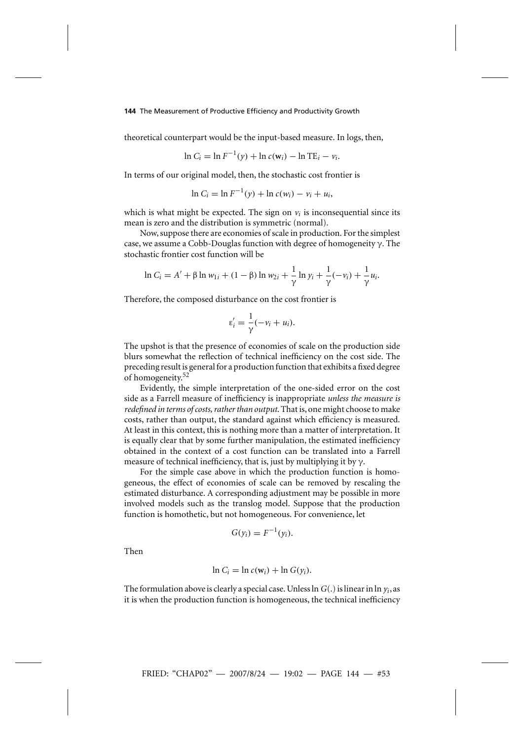theoretical counterpart would be the input-based measure. In logs, then,

$$\ln C_i = \ln F^{-1}(y) + \ln c(\mathbf{w}_i) - \ln \mathrm{TE}_i - v_i.$$

In terms of our original model, then, the stochastic cost frontier is

$$\ln C_i = \ln F^{-1}(y) + \ln c(w_i) - v_i + u_i,$$

which is what might be expected. The sign on $v_i$ is inconsequential since its mean is zero and the distribution is symmetric (normal).

Now, suppose there are economies of scale in production. For the simplest case, we assume a Cobb-Douglas function with degree of homogeneity $\gamma$. The stochastic frontier cost function will be

$$\ln C_i = A' + \beta \ln w_{1i} + (1 - \beta) \ln w_{2i} + \frac{1}{\gamma} \ln y_i + \frac{1}{\gamma}(-v_i) + \frac{1}{\gamma} u_i.$$

Therefore, the composed disturbance on the cost frontier is

$$\varepsilon_i' = \frac{1}{\gamma}(-v_i + u_i).$$

The upshot is that the presence of economies of scale on the production side blurs somewhat the reflection of technical inefficiency on the cost side. The preceding result is general for a production function that exhibits a fixed degree of homogeneity.[52]

Evidently, the simple interpretation of the one-sided error on the cost side as a Farrell measure of inefficiency is inappropriate *unless the measure is redefined in terms of costs, rather than output*. That is, one might choose to make costs, rather than output, the standard against which efficiency is measured. At least in this context, this is nothing more than a matter of interpretation. It is equally clear that by some further manipulation, the estimated inefficiency obtained in the context of a cost function can be translated into a Farrell measure of technical inefficiency, that is, just by multiplying it by $\gamma$.

For the simple case above in which the production function is homogeneous, the effect of economies of scale can be removed by rescaling the estimated disturbance. A corresponding adjustment may be possible in more involved models such as the translog model. Suppose that the production function is homothetic, but not homogeneous. For convenience, let

$$G(y_i) = F^{-1}(y_i).$$

Then

$$\ln C_i = \ln c(\mathbf{w}_i) + \ln G(y_i).$$

The formulation above is clearly a special case. Unless $\ln G(.)$ is linear in $\ln y_i$, as it is when the production function is homogeneous, the technical inefficiency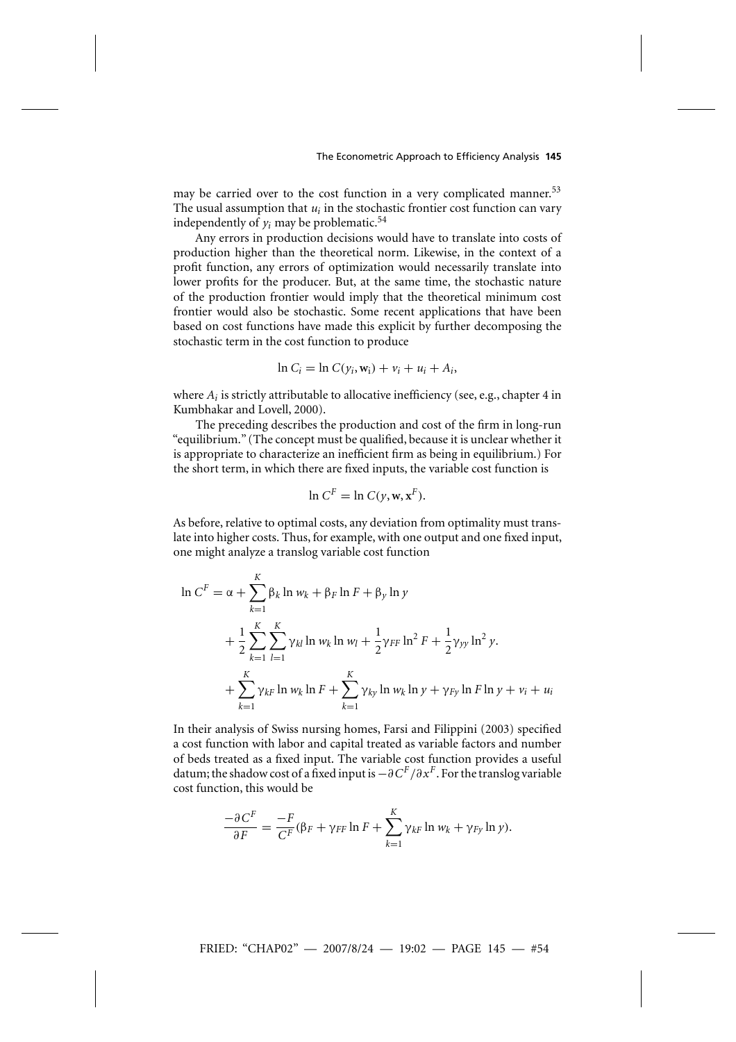may be carried over to the cost function in a very complicated manner.[53] The usual assumption that $u_i$ in the stochastic frontier cost function can vary independently of $y_i$ may be problematic.[54]

Any errors in production decisions would have to translate into costs of production higher than the theoretical norm. Likewise, in the context of a profit function, any errors of optimization would necessarily translate into lower profits for the producer. But, at the same time, the stochastic nature of the production frontier would imply that the theoretical minimum cost frontier would also be stochastic. Some recent applications that have been based on cost functions have made this explicit by further decomposing the stochastic term in the cost function to produce

$$\ln C_i = \ln C(y_i, \mathbf{w}_i) + v_i + u_i + A_i,$$

where $A_i$ is strictly attributable to allocative inefficiency (see, e.g., chapter 4 in Kumbhakar and Lovell, 2000).

The preceding describes the production and cost of the firm in long-run "equilibrium." (The concept must be qualified, because it is unclear whether it is appropriate to characterize an inefficient firm as being in equilibrium.) For the short term, in which there are fixed inputs, the variable cost function is

$$\ln C^F = \ln C(y, \mathbf{w}, \mathbf{x}^F).$$

As before, relative to optimal costs, any deviation from optimality must translate into higher costs. Thus, for example, with one output and one fixed input, one might analyze a translog variable cost function

$$\begin{aligned}
\ln C^F = \alpha &+ \sum_{k=1}^{K} \beta_k \ln w_k + \beta_F \ln F + \beta_y \ln y \\
&+ \frac{1}{2}\sum_{k=1}^{K}\sum_{l=1}^{K} \gamma_{kl} \ln w_k \ln w_l + \frac{1}{2}\gamma_{FF} \ln^2 F + \frac{1}{2}\gamma_{yy} \ln^2 y. \\
&+ \sum_{k=1}^{K} \gamma_{kF} \ln w_k \ln F + \sum_{k=1}^{K} \gamma_{ky} \ln w_k \ln y + \gamma_{Fy} \ln F \ln y + v_i + u_i
\end{aligned}$$

In their analysis of Swiss nursing homes, Farsi and Filippini (2003) specified a cost function with labor and capital treated as variable factors and number of beds treated as a fixed input. The variable cost function provides a useful datum; the shadow cost of a fixed input is $-\partial C^F/\partial x^F$. For the translog variable cost function, this would be

$$\frac{-\partial C^F}{\partial F} = \frac{-F}{C^F}\left(\beta_F + \gamma_{FF} \ln F + \sum_{k=1}^{K} \gamma_{kF} \ln w_k + \gamma_{Fy} \ln y\right).$$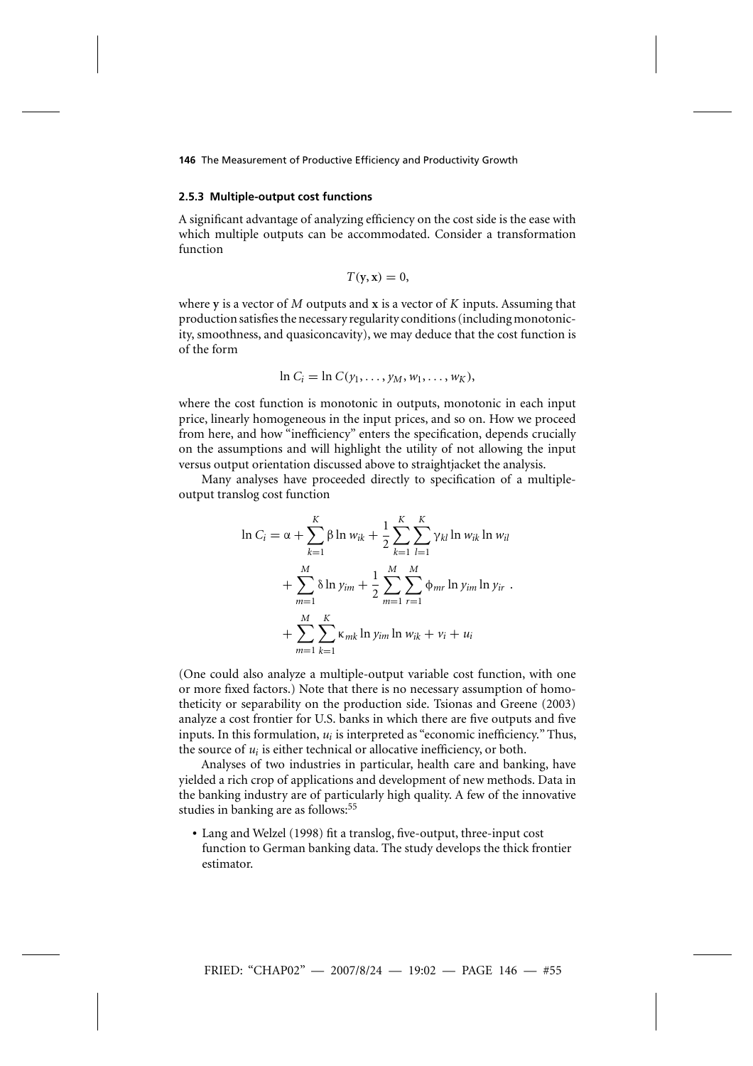### 2.5.3 Multiple-output cost functions

A significant advantage of analyzing efficiency on the cost side is the ease with which multiple outputs can be accommodated. Consider a transformation function

$$T(\mathbf{y}, \mathbf{x}) = 0,$$

where $\mathbf{y}$ is a vector of $M$ outputs and $\mathbf{x}$ is a vector of $K$ inputs. Assuming that production satisfies the necessary regularity conditions (including monotonicity, smoothness, and quasiconcavity), we may deduce that the cost function is of the form

$$\ln C_i = \ln C(y_1, \ldots, y_M, w_1, \ldots, w_K),$$

where the cost function is monotonic in outputs, monotonic in each input price, linearly homogeneous in the input prices, and so on. How we proceed from here, and how "inefficiency" enters the specification, depends crucially on the assumptions and will highlight the utility of not allowing the input versus output orientation discussed above to straightjacket the analysis.

Many analyses have proceeded directly to specification of a multiple-output translog cost function

$$\begin{aligned}
\ln C_i = \alpha &+ \sum_{k=1}^{K} \beta \ln w_{ik} + \frac{1}{2} \sum_{k=1}^{K} \sum_{l=1}^{K} \gamma_{kl} \ln w_{ik} \ln w_{il} \\
&+ \sum_{m=1}^{M} \delta \ln y_{im} + \frac{1}{2} \sum_{m=1}^{M} \sum_{r=1}^{M} \phi_{mr} \ln y_{im} \ln y_{ir} \ . \\
&+ \sum_{m=1}^{M} \sum_{k=1}^{K} \kappa_{mk} \ln y_{im} \ln w_{ik} + v_i + u_i
\end{aligned}$$

(One could also analyze a multiple-output variable cost function, with one or more fixed factors.) Note that there is no necessary assumption of homotheticity or separability on the production side. Tsionas and Greene (2003) analyze a cost frontier for U.S. banks in which there are five outputs and five inputs. In this formulation, $u_i$ is interpreted as "economic inefficiency." Thus, the source of $u_i$ is either technical or allocative inefficiency, or both.

Analyses of two industries in particular, health care and banking, have yielded a rich crop of applications and development of new methods. Data in the banking industry are of particularly high quality. A few of the innovative studies in banking are as follows:[55]

- Lang and Welzel (1998) fit a translog, five-output, three-input cost function to German banking data. The study develops the thick frontier estimator.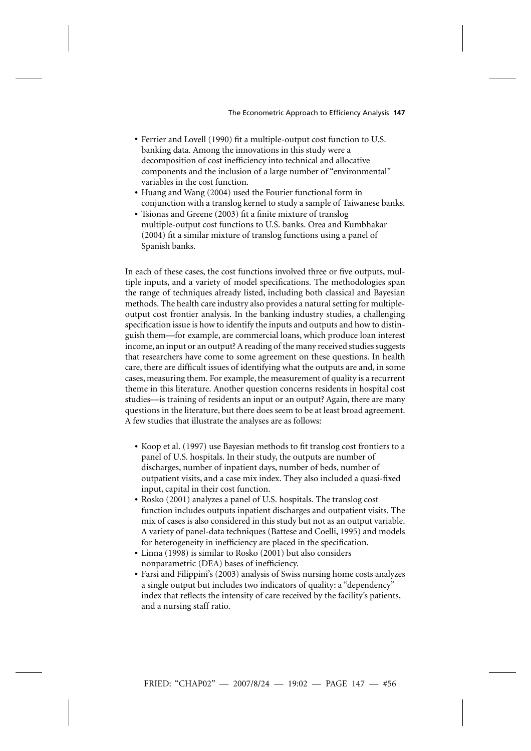- Ferrier and Lovell (1990) fit a multiple-output cost function to U.S. banking data. Among the innovations in this study were a decomposition of cost inefficiency into technical and allocative components and the inclusion of a large number of "environmental" variables in the cost function.
- Huang and Wang (2004) used the Fourier functional form in conjunction with a translog kernel to study a sample of Taiwanese banks.
- Tsionas and Greene (2003) fit a finite mixture of translog multiple-output cost functions to U.S. banks. Orea and Kumbhakar (2004) fit a similar mixture of translog functions using a panel of Spanish banks.

In each of these cases, the cost functions involved three or five outputs, multiple inputs, and a variety of model specifications. The methodologies span the range of techniques already listed, including both classical and Bayesian methods. The health care industry also provides a natural setting for multiple-output cost frontier analysis. In the banking industry studies, a challenging specification issue is how to identify the inputs and outputs and how to distinguish them—for example, are commercial loans, which produce loan interest income, an input or an output? A reading of the many received studies suggests that researchers have come to some agreement on these questions. In health care, there are difficult issues of identifying what the outputs are and, in some cases, measuring them. For example, the measurement of quality is a recurrent theme in this literature. Another question concerns residents in hospital cost studies—is training of residents an input or an output? Again, there are many questions in the literature, but there does seem to be at least broad agreement. A few studies that illustrate the analyses are as follows:

- Koop et al. (1997) use Bayesian methods to fit translog cost frontiers to a panel of U.S. hospitals. In their study, the outputs are number of discharges, number of inpatient days, number of beds, number of outpatient visits, and a case mix index. They also included a quasi-fixed input, capital in their cost function.
- Rosko (2001) analyzes a panel of U.S. hospitals. The translog cost function includes outputs inpatient discharges and outpatient visits. The mix of cases is also considered in this study but not as an output variable. A variety of panel-data techniques (Battese and Coelli, 1995) and models for heterogeneity in inefficiency are placed in the specification.
- Linna (1998) is similar to Rosko (2001) but also considers nonparametric (DEA) bases of inefficiency.
- Farsi and Filippini's (2003) analysis of Swiss nursing home costs analyzes a single output but includes two indicators of quality: a "dependency" index that reflects the intensity of care received by the facility's patients, and a nursing staff ratio.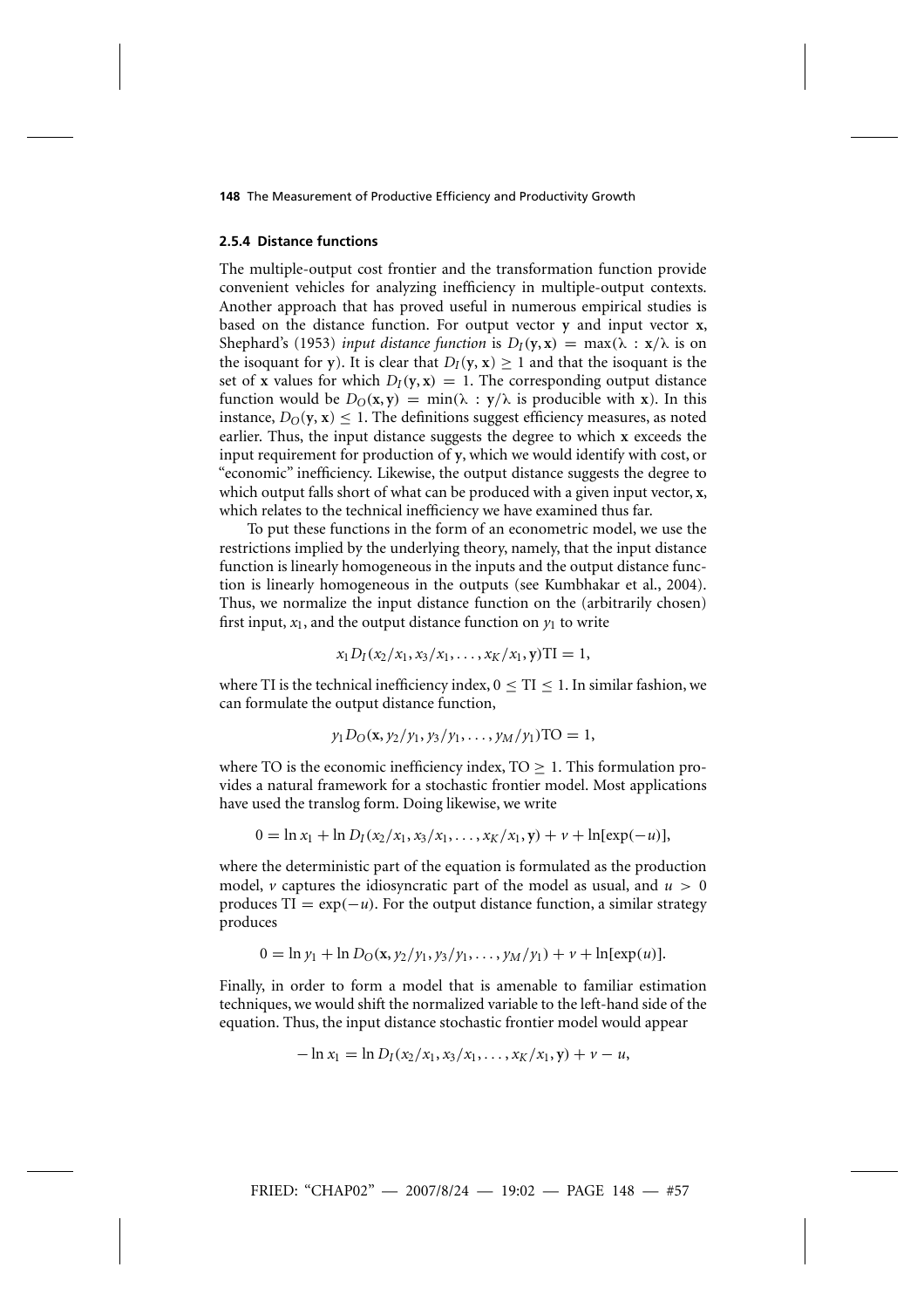### 2.5.4 Distance functions

The multiple-output cost frontier and the transformation function provide convenient vehicles for analyzing inefficiency in multiple-output contexts. Another approach that has proved useful in numerous empirical studies is based on the distance function. For output vector $\mathbf{y}$ and input vector $\mathbf{x}$, Shephard's (1953) *input distance function* is $D_I(\mathbf{y}, \mathbf{x}) = \max(\lambda : \mathbf{x}/\lambda$ is on the isoquant for $\mathbf{y}$). It is clear that $D_I(\mathbf{y}, \mathbf{x}) \geq 1$ and that the isoquant is the set of $\mathbf{x}$ values for which $D_I(\mathbf{y}, \mathbf{x}) = 1$. The corresponding output distance function would be $D_O(\mathbf{x}, \mathbf{y}) = \min(\lambda : \mathbf{y}/\lambda$ is producible with $\mathbf{x}$). In this instance, $D_O(\mathbf{y}, \mathbf{x}) \leq 1$. The definitions suggest efficiency measures, as noted earlier. Thus, the input distance suggests the degree to which $\mathbf{x}$ exceeds the input requirement for production of $\mathbf{y}$, which we would identify with cost, or "economic" inefficiency. Likewise, the output distance suggests the degree to which output falls short of what can be produced with a given input vector, $\mathbf{x}$, which relates to the technical inefficiency we have examined thus far.

To put these functions in the form of an econometric model, we use the restrictions implied by the underlying theory, namely, that the input distance function is linearly homogeneous in the inputs and the output distance function is linearly homogeneous in the outputs (see Kumbhakar et al., 2004). Thus, we normalize the input distance function on the (arbitrarily chosen) first input, $x_1$, and the output distance function on $y_1$ to write

$$x_1 D_I(x_2/x_1, x_3/x_1, \ldots, x_K/x_1, \mathbf{y})\text{TI} = 1,$$

where TI is the technical inefficiency index, $0 \leq \text{TI} \leq 1$. In similar fashion, we can formulate the output distance function,

$$y_1 D_O(\mathbf{x}, y_2/y_1, y_3/y_1, \ldots, y_M/y_1)\text{TO} = 1,$$

where TO is the economic inefficiency index, $\text{TO} \geq 1$. This formulation provides a natural framework for a stochastic frontier model. Most applications have used the translog form. Doing likewise, we write

$$0 = \ln x_1 + \ln D_I(x_2/x_1, x_3/x_1, \ldots, x_K/x_1, \mathbf{y}) + v + \ln[\exp(-u)],$$

where the deterministic part of the equation is formulated as the production model, $v$ captures the idiosyncratic part of the model as usual, and $u > 0$ produces $\text{TI} = \exp(-u)$. For the output distance function, a similar strategy produces

$$0 = \ln y_1 + \ln D_O(\mathbf{x}, y_2/y_1, y_3/y_1, \ldots, y_M/y_1) + v + \ln[\exp(u)].$$

Finally, in order to form a model that is amenable to familiar estimation techniques, we would shift the normalized variable to the left-hand side of the equation. Thus, the input distance stochastic frontier model would appear

$$-\ln x_1 = \ln D_I(x_2/x_1, x_3/x_1, \ldots, x_K/x_1, \mathbf{y}) + v - u,$$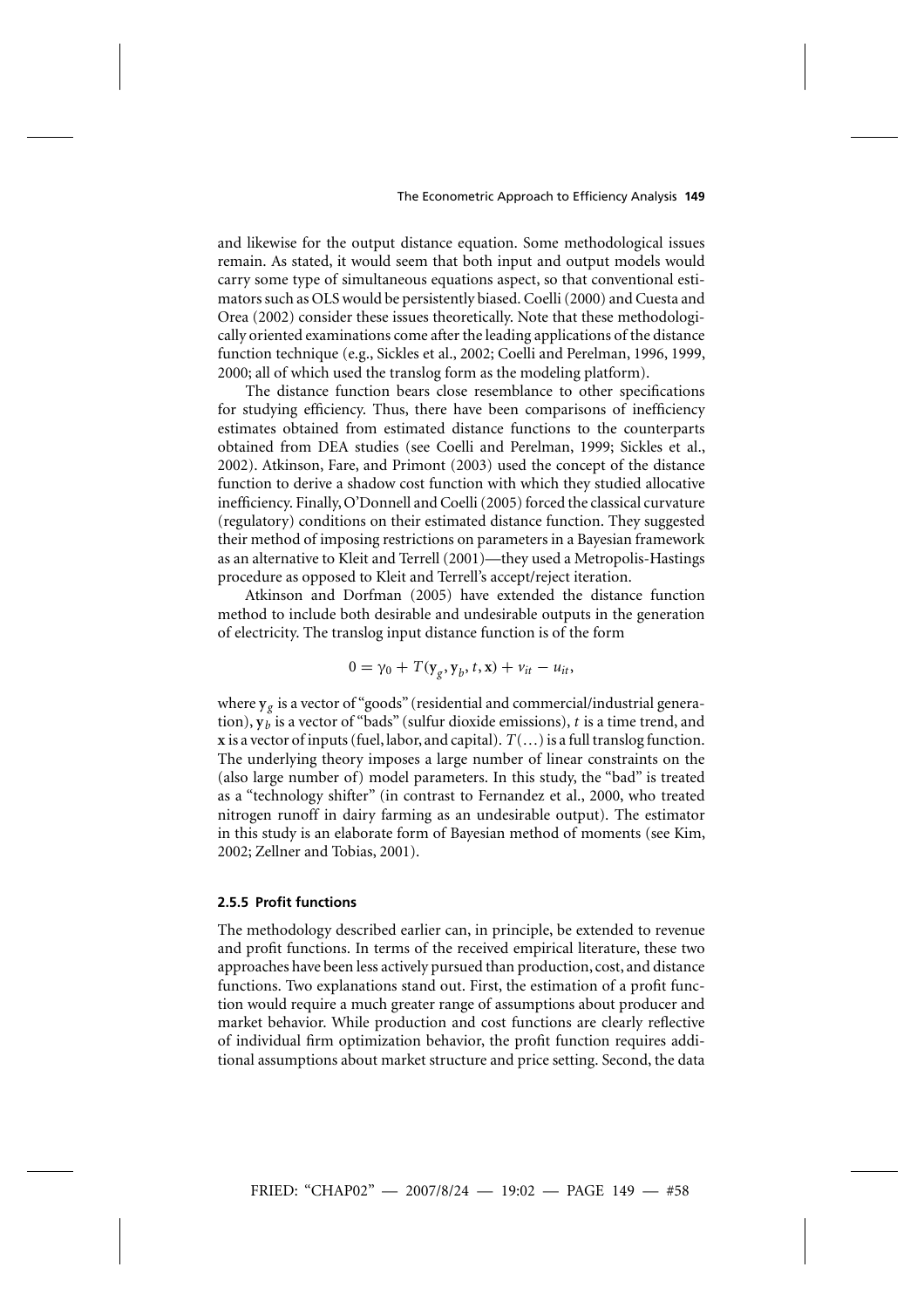and likewise for the output distance equation. Some methodological issues remain. As stated, it would seem that both input and output models would carry some type of simultaneous equations aspect, so that conventional estimators such as OLS would be persistently biased. Coelli (2000) and Cuesta and Orea (2002) consider these issues theoretically. Note that these methodologically oriented examinations come after the leading applications of the distance function technique (e.g., Sickles et al., 2002; Coelli and Perelman, 1996, 1999, 2000; all of which used the translog form as the modeling platform).

The distance function bears close resemblance to other specifications for studying efficiency. Thus, there have been comparisons of inefficiency estimates obtained from estimated distance functions to the counterparts obtained from DEA studies (see Coelli and Perelman, 1999; Sickles et al., 2002). Atkinson, Fare, and Primont (2003) used the concept of the distance function to derive a shadow cost function with which they studied allocative inefficiency. Finally, O'Donnell and Coelli (2005) forced the classical curvature (regulatory) conditions on their estimated distance function. They suggested their method of imposing restrictions on parameters in a Bayesian framework as an alternative to Kleit and Terrell (2001)—they used a Metropolis-Hastings procedure as opposed to Kleit and Terrell's accept/reject iteration.

Atkinson and Dorfman (2005) have extended the distance function method to include both desirable and undesirable outputs in the generation of electricity. The translog input distance function is of the form

$$0 = \gamma_0 + T(\mathbf{y}_g, \mathbf{y}_b, t, \mathbf{x}) + v_{it} - u_{it},$$

where $\mathbf{y}_g$ is a vector of "goods" (residential and commercial/industrial generation), $\mathbf{y}_b$ is a vector of "bads" (sulfur dioxide emissions), $t$ is a time trend, and $\mathbf{x}$ is a vector of inputs (fuel, labor, and capital). $T(\ldots)$ is a full translog function. The underlying theory imposes a large number of linear constraints on the (also large number of) model parameters. In this study, the "bad" is treated as a "technology shifter" (in contrast to Fernandez et al., 2000, who treated nitrogen runoff in dairy farming as an undesirable output). The estimator in this study is an elaborate form of Bayesian method of moments (see Kim, 2002; Zellner and Tobias, 2001).

### 2.5.5 Profit functions

The methodology described earlier can, in principle, be extended to revenue and profit functions. In terms of the received empirical literature, these two approaches have been less actively pursued than production, cost, and distance functions. Two explanations stand out. First, the estimation of a profit function would require a much greater range of assumptions about producer and market behavior. While production and cost functions are clearly reflective of individual firm optimization behavior, the profit function requires additional assumptions about market structure and price setting. Second, the data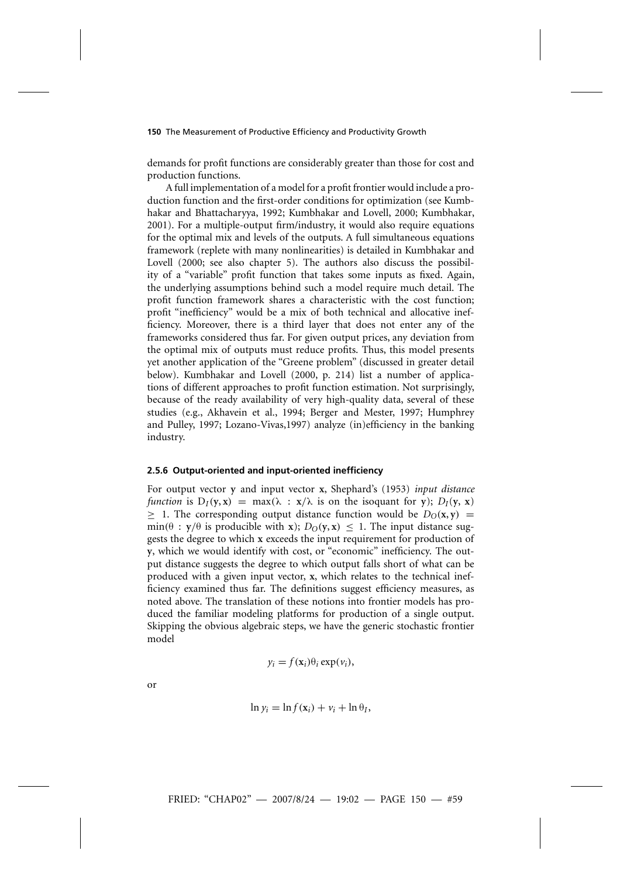demands for profit functions are considerably greater than those for cost and production functions.

A full implementation of a model for a profit frontier would include a production function and the first-order conditions for optimization (see Kumbhakar and Bhattacharyya, 1992; Kumbhakar and Lovell, 2000; Kumbhakar, 2001). For a multiple-output firm/industry, it would also require equations for the optimal mix and levels of the outputs. A full simultaneous equations framework (replete with many nonlinearities) is detailed in Kumbhakar and Lovell (2000; see also chapter 5). The authors also discuss the possibility of a "variable" profit function that takes some inputs as fixed. Again, the underlying assumptions behind such a model require much detail. The profit function framework shares a characteristic with the cost function; profit "inefficiency" would be a mix of both technical and allocative inefficiency. Moreover, there is a third layer that does not enter any of the frameworks considered thus far. For given output prices, any deviation from the optimal mix of outputs must reduce profits. Thus, this model presents yet another application of the "Greene problem" (discussed in greater detail below). Kumbhakar and Lovell (2000, p. 214) list a number of applications of different approaches to profit function estimation. Not surprisingly, because of the ready availability of very high-quality data, several of these studies (e.g., Akhavein et al., 1994; Berger and Mester, 1997; Humphrey and Pulley, 1997; Lozano-Vivas,1997) analyze (in)efficiency in the banking industry.

### 2.5.6 Output-oriented and input-oriented inefficiency

For output vector $\mathbf{y}$ and input vector $\mathbf{x}$, Shephard's (1953) *input distance function* is $D_I(\mathbf{y}, \mathbf{x}) = \max(\lambda : \mathbf{x}/\lambda$ is on the isoquant for $\mathbf{y})$; $D_I(\mathbf{y}, \mathbf{x}) \geq 1$. The corresponding output distance function would be $D_O(\mathbf{x}, \mathbf{y}) = \min(\theta : \mathbf{y}/\theta$ is producible with $\mathbf{x})$; $D_O(\mathbf{y}, \mathbf{x}) \leq 1$. The input distance suggests the degree to which $\mathbf{x}$ exceeds the input requirement for production of $\mathbf{y}$, which we would identify with cost, or "economic" inefficiency. The output distance suggests the degree to which output falls short of what can be produced with a given input vector, $\mathbf{x}$, which relates to the technical inefficiency examined thus far. The definitions suggest efficiency measures, as noted above. The translation of these notions into frontier models has produced the familiar modeling platforms for production of a single output. Skipping the obvious algebraic steps, we have the generic stochastic frontier model

$$y_i = f(\mathbf{x}_i)\theta_i \exp(v_i),$$

or

$$\ln y_i = \ln f(\mathbf{x}_i) + v_i + \ln \theta_I,$$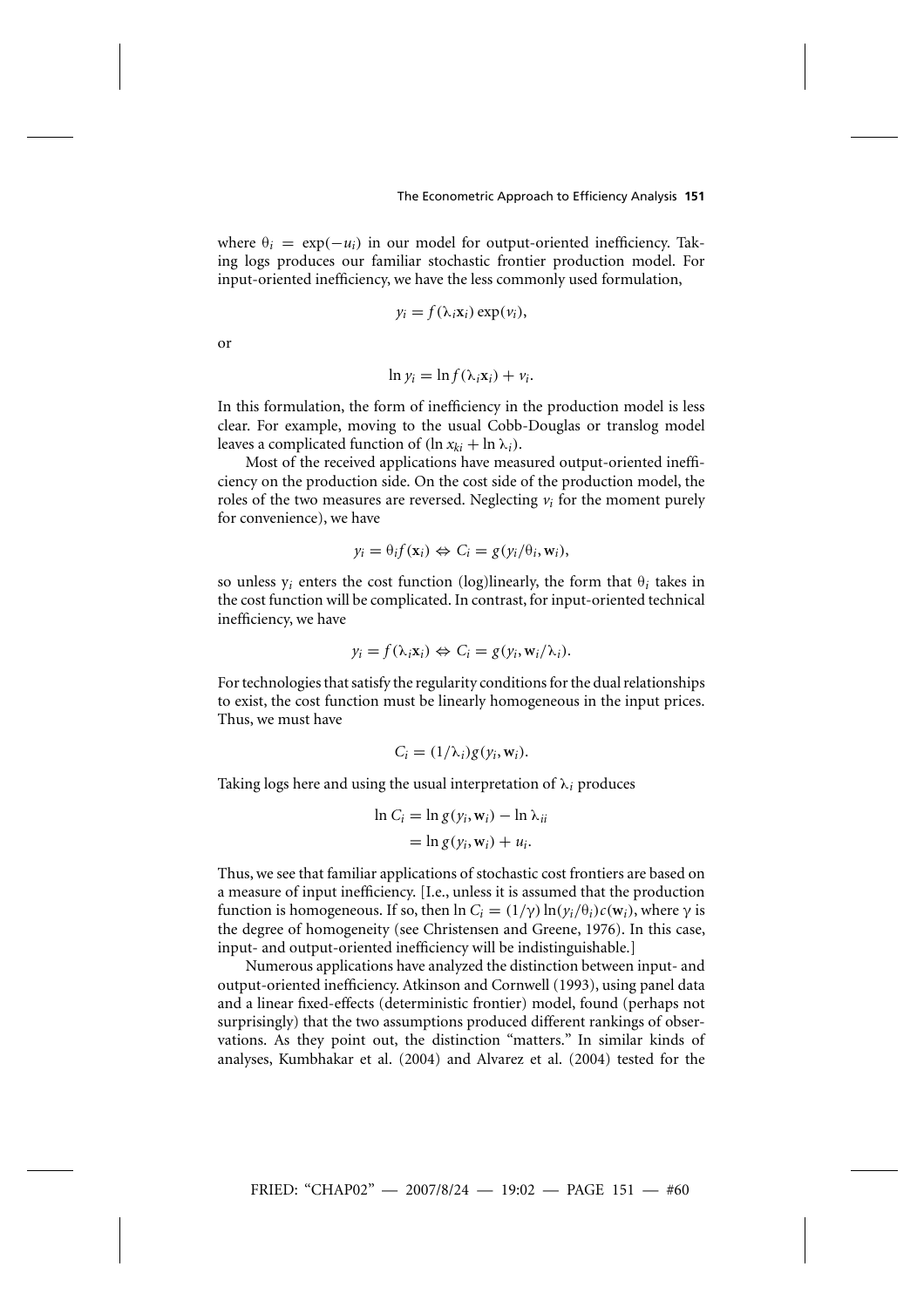where $\theta_i = \exp(-u_i)$ in our model for output-oriented inefficiency. Taking logs produces our familiar stochastic frontier production model. For input-oriented inefficiency, we have the less commonly used formulation,

$$y_i = f(\lambda_i \mathbf{x}_i) \exp(v_i),$$

or

$$\ln y_i = \ln f(\lambda_i \mathbf{x}_i) + v_i.$$

In this formulation, the form of inefficiency in the production model is less clear. For example, moving to the usual Cobb-Douglas or translog model leaves a complicated function of $(\ln x_{ki} + \ln \lambda_i)$.

Most of the received applications have measured output-oriented inefficiency on the production side. On the cost side of the production model, the roles of the two measures are reversed. Neglecting $v_i$ for the moment purely for convenience), we have

$$y_i = \theta_i f(\mathbf{x}_i) \Leftrightarrow C_i = g(y_i/\theta_i, \mathbf{w}_i),$$

so unless $y_i$ enters the cost function (log)linearly, the form that $\theta_i$ takes in the cost function will be complicated. In contrast, for input-oriented technical inefficiency, we have

$$y_i = f(\lambda_i \mathbf{x}_i) \Leftrightarrow C_i = g(y_i, \mathbf{w}_i/\lambda_i).$$

For technologies that satisfy the regularity conditions for the dual relationships to exist, the cost function must be linearly homogeneous in the input prices. Thus, we must have

$$C_i = (1/\lambda_i) g(y_i, \mathbf{w}_i).$$

Taking logs here and using the usual interpretation of $\lambda_i$ produces

$$\begin{aligned} \ln C_i &= \ln g(y_i, \mathbf{w}_i) - \ln \lambda_{ii} \\ &= \ln g(y_i, \mathbf{w}_i) + u_i. \end{aligned}$$

Thus, we see that familiar applications of stochastic cost frontiers are based on a measure of input inefficiency. [I.e., unless it is assumed that the production function is homogeneous. If so, then $\ln C_i = (1/\gamma) \ln(y_i/\theta_i) c(\mathbf{w}_i)$, where $\gamma$ is the degree of homogeneity (see Christensen and Greene, 1976). In this case, input- and output-oriented inefficiency will be indistinguishable.]

Numerous applications have analyzed the distinction between input- and output-oriented inefficiency. Atkinson and Cornwell (1993), using panel data and a linear fixed-effects (deterministic frontier) model, found (perhaps not surprisingly) that the two assumptions produced different rankings of observations. As they point out, the distinction "matters." In similar kinds of analyses, Kumbhakar et al. (2004) and Alvarez et al. (2004) tested for the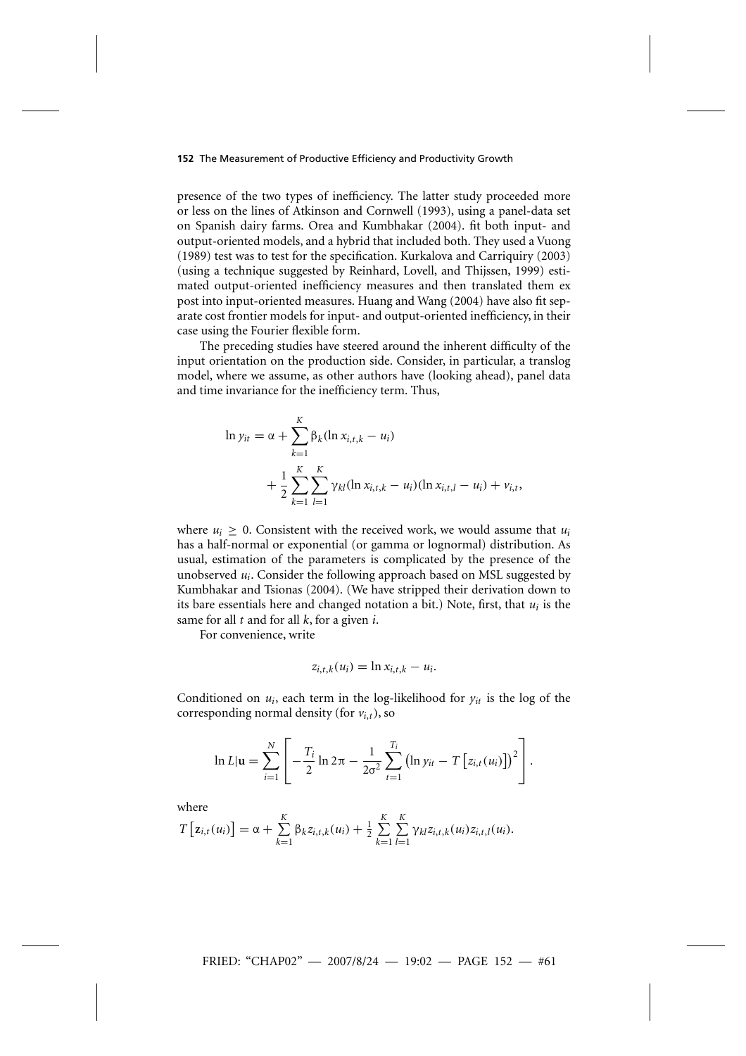presence of the two types of inefficiency. The latter study proceeded more or less on the lines of Atkinson and Cornwell (1993), using a panel-data set on Spanish dairy farms. Orea and Kumbhakar (2004). fit both input- and output-oriented models, and a hybrid that included both. They used a Vuong (1989) test was to test for the specification. Kurkalova and Carriquiry (2003) (using a technique suggested by Reinhard, Lovell, and Thijssen, 1999) estimated output-oriented inefficiency measures and then translated them ex post into input-oriented measures. Huang and Wang (2004) have also fit separate cost frontier models for input- and output-oriented inefficiency, in their case using the Fourier flexible form.

The preceding studies have steered around the inherent difficulty of the input orientation on the production side. Consider, in particular, a translog model, where we assume, as other authors have (looking ahead), panel data and time invariance for the inefficiency term. Thus,

$$
\begin{aligned}
\ln y_{it} = \alpha &+ \sum_{k=1}^{K} \beta_k (\ln x_{i,t,k} - u_i) \\
&+ \frac{1}{2} \sum_{k=1}^{K} \sum_{l=1}^{K} \gamma_{kl} (\ln x_{i,t,k} - u_i)(\ln x_{i,t,l} - u_i) + v_{i,t},
\end{aligned}
$$

where $u_i \geq 0$. Consistent with the received work, we would assume that $u_i$ has a half-normal or exponential (or gamma or lognormal) distribution. As usual, estimation of the parameters is complicated by the presence of the unobserved $u_i$. Consider the following approach based on MSL suggested by Kumbhakar and Tsionas (2004). (We have stripped their derivation down to its bare essentials here and changed notation a bit.) Note, first, that $u_i$ is the same for all $t$ and for all $k$, for a given $i$.

For convenience, write

$$
z_{i,t,k}(u_i) = \ln x_{i,t,k} - u_i.
$$

Conditioned on $u_i$, each term in the log-likelihood for $y_{it}$ is the log of the corresponding normal density (for $v_{i,t}$), so

$$
\ln L|\mathbf{u} = \sum_{i=1}^{N} \left[ -\frac{T_i}{2} \ln 2\pi - \frac{1}{2\sigma^2} \sum_{t=1}^{T_i} \left( \ln y_{it} - T\left[ z_{i,t}(u_i) \right] \right)^2 \right].
$$

where

$$
T\left[\mathbf{z}_{i,t}(u_i)\right] = \alpha + \sum_{k=1}^{K} \beta_k z_{i,t,k}(u_i) + \frac{1}{2} \sum_{k=1}^{K} \sum_{l=1}^{K} \gamma_{kl} z_{i,t,k}(u_i) z_{i,t,l}(u_i).
$$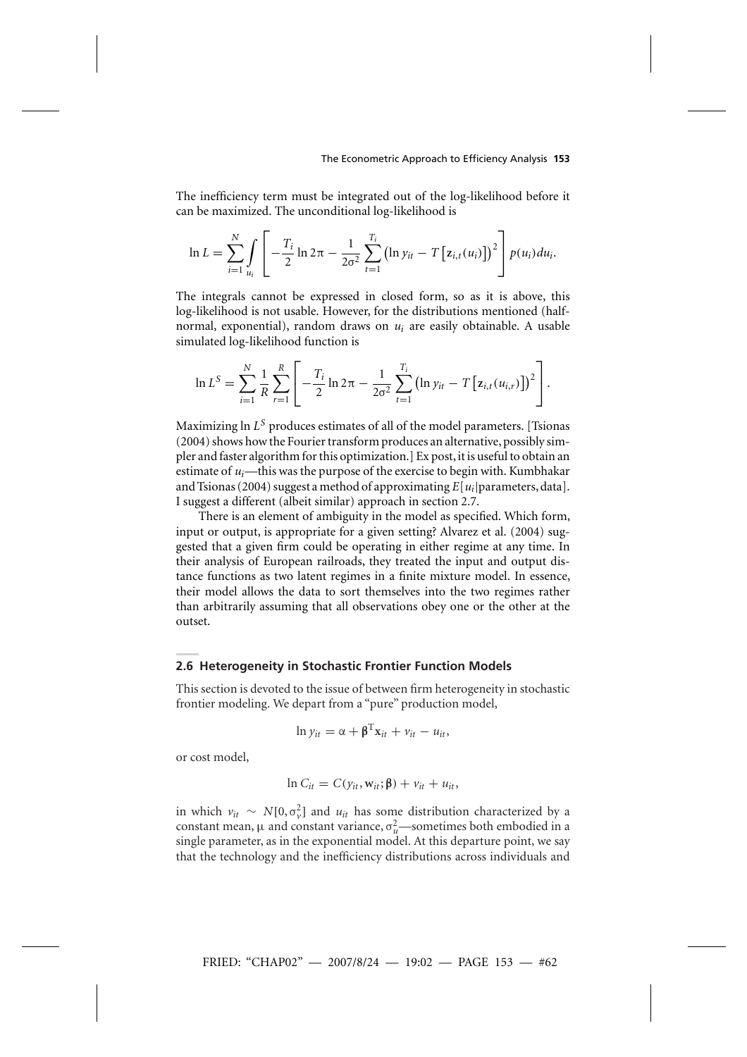The inefficiency term must be integrated out of the log-likelihood before it can be maximized. The unconditional log-likelihood is

$$\ln L = \sum_{i=1}^{N} \int_{u_i} \left[ -\frac{T_i}{2} \ln 2\pi - \frac{1}{2\sigma^2} \sum_{t=1}^{T_i} \left( \ln y_{it} - T\left[ \mathbf{z}_{i,t}(u_i) \right] \right)^2 \right] p(u_i) du_i.$$

The integrals cannot be expressed in closed form, so as it is above, this log-likelihood is not usable. However, for the distributions mentioned (half-normal, exponential), random draws on $u_i$ are easily obtainable. A usable simulated log-likelihood function is

$$\ln L^S = \sum_{i=1}^{N} \frac{1}{R} \sum_{r=1}^{R} \left[ -\frac{T_i}{2} \ln 2\pi - \frac{1}{2\sigma^2} \sum_{t=1}^{T_i} \left( \ln y_{it} - T\left[ \mathbf{z}_{i,t}(u_{i,r}) \right] \right)^2 \right].$$

Maximizing $\ln L^S$ produces estimates of all of the model parameters. [Tsionas (2004) shows how the Fourier transform produces an alternative, possibly simpler and faster algorithm for this optimization.] Ex post, it is useful to obtain an estimate of $u_i$—this was the purpose of the exercise to begin with. Kumbhakar and Tsionas (2004) suggest a method of approximating $E[u_i|\text{parameters, data}]$. I suggest a different (albeit similar) approach in section 2.7.

There is an element of ambiguity in the model as specified. Which form, input or output, is appropriate for a given setting? Alvarez et al. (2004) suggested that a given firm could be operating in either regime at any time. In their analysis of European railroads, they treated the input and output distance functions as two latent regimes in a finite mixture model. In essence, their model allows the data to sort themselves into the two regimes rather than arbitrarily assuming that all observations obey one or the other at the outset.

## 2.6 Heterogeneity in Stochastic Frontier Function Models

This section is devoted to the issue of between firm heterogeneity in stochastic frontier modeling. We depart from a "pure" production model,

$$\ln y_{it} = \alpha + \boldsymbol{\beta}^{\mathrm{T}} \mathbf{x}_{it} + v_{it} - u_{it},$$

or cost model,

$$\ln C_{it} = C(y_{it}, \mathbf{w}_{it}; \boldsymbol{\beta}) + v_{it} + u_{it},$$

in which $v_{it} \sim N[0, \sigma_v^2]$ and $u_{it}$ has some distribution characterized by a constant mean, $\mu$ and constant variance, $\sigma_u^2$—sometimes both embodied in a single parameter, as in the exponential model. At this departure point, we say that the technology and the inefficiency distributions across individuals and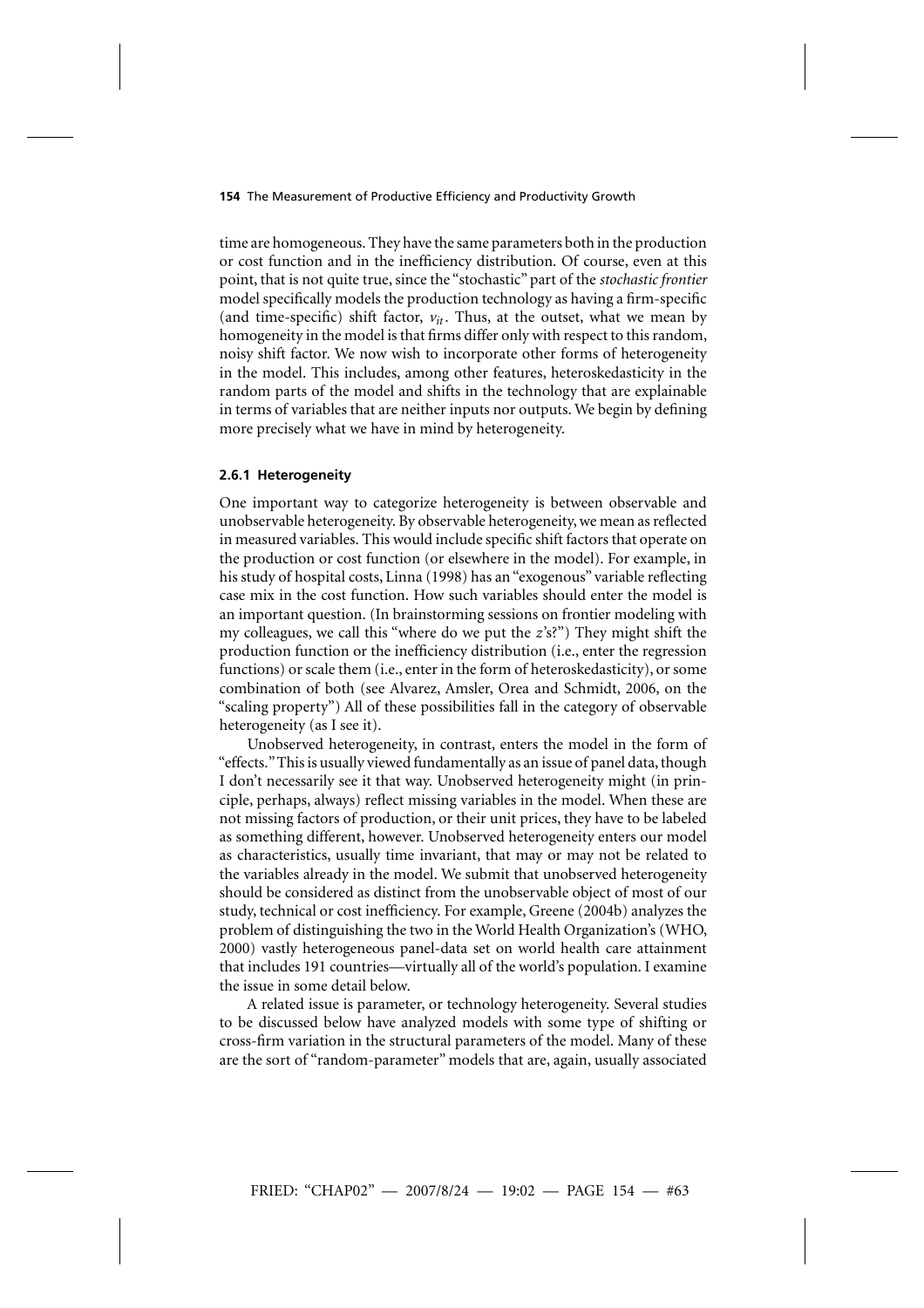time are homogeneous. They have the same parameters both in the production or cost function and in the inefficiency distribution. Of course, even at this point, that is not quite true, since the "stochastic" part of the *stochastic frontier* model specifically models the production technology as having a firm-specific (and time-specific) shift factor, $v_{it}$. Thus, at the outset, what we mean by homogeneity in the model is that firms differ only with respect to this random, noisy shift factor. We now wish to incorporate other forms of heterogeneity in the model. This includes, among other features, heteroskedasticity in the random parts of the model and shifts in the technology that are explainable in terms of variables that are neither inputs nor outputs. We begin by defining more precisely what we have in mind by heterogeneity.

### 2.6.1 Heterogeneity

One important way to categorize heterogeneity is between observable and unobservable heterogeneity. By observable heterogeneity, we mean as reflected in measured variables. This would include specific shift factors that operate on the production or cost function (or elsewhere in the model). For example, in his study of hospital costs, Linna (1998) has an "exogenous" variable reflecting case mix in the cost function. How such variables should enter the model is an important question. (In brainstorming sessions on frontier modeling with my colleagues, we call this "where do we put the $z$'s?") They might shift the production function or the inefficiency distribution (i.e., enter the regression functions) or scale them (i.e., enter in the form of heteroskedasticity), or some combination of both (see Alvarez, Amsler, Orea and Schmidt, 2006, on the "scaling property") All of these possibilities fall in the category of observable heterogeneity (as I see it).

Unobserved heterogeneity, in contrast, enters the model in the form of "effects." This is usually viewed fundamentally as an issue of panel data, though I don't necessarily see it that way. Unobserved heterogeneity might (in principle, perhaps, always) reflect missing variables in the model. When these are not missing factors of production, or their unit prices, they have to be labeled as something different, however. Unobserved heterogeneity enters our model as characteristics, usually time invariant, that may or may not be related to the variables already in the model. We submit that unobserved heterogeneity should be considered as distinct from the unobservable object of most of our study, technical or cost inefficiency. For example, Greene (2004b) analyzes the problem of distinguishing the two in the World Health Organization's (WHO, 2000) vastly heterogeneous panel-data set on world health care attainment that includes 191 countries—virtually all of the world's population. I examine the issue in some detail below.

A related issue is parameter, or technology heterogeneity. Several studies to be discussed below have analyzed models with some type of shifting or cross-firm variation in the structural parameters of the model. Many of these are the sort of "random-parameter" models that are, again, usually associated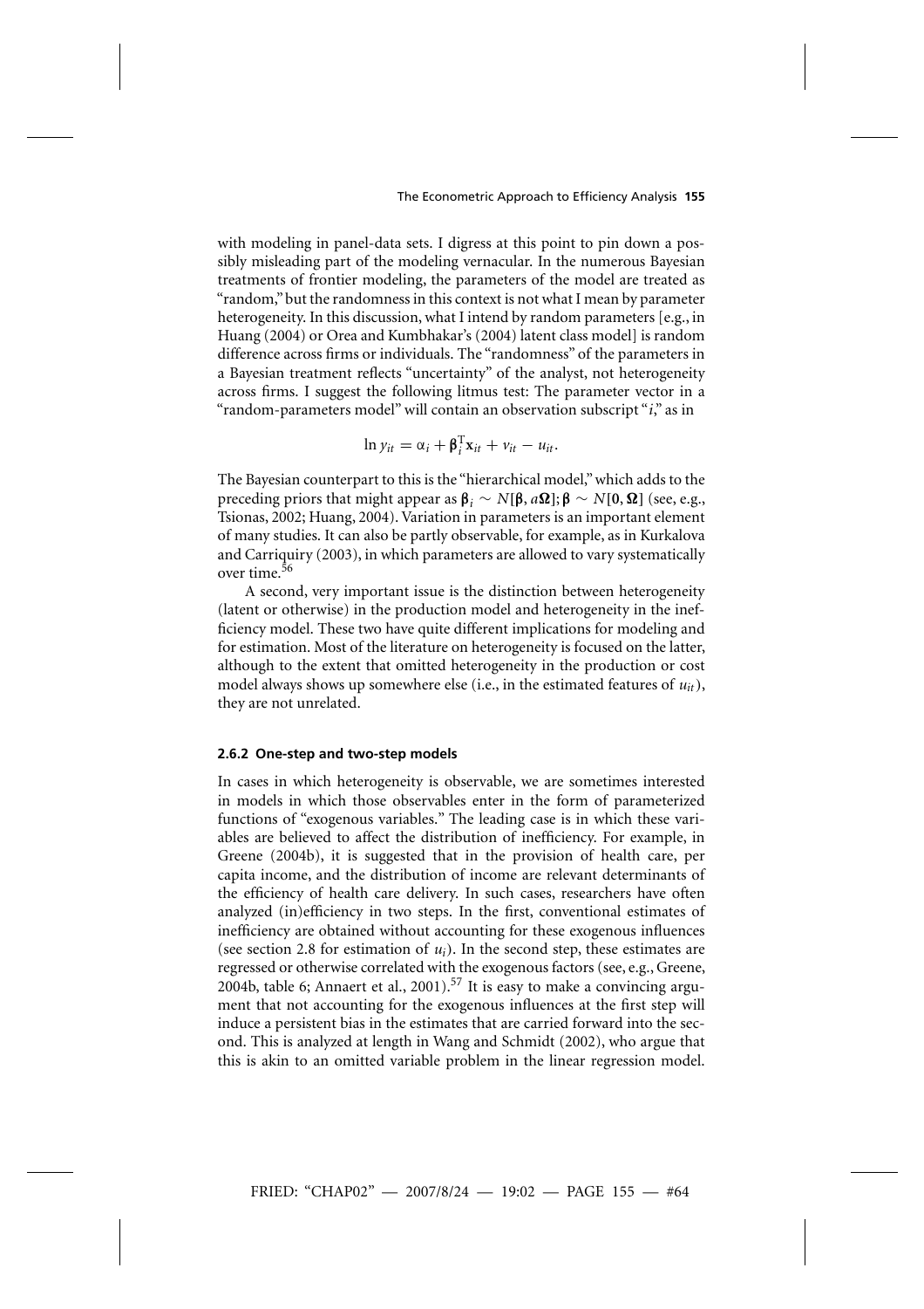with modeling in panel-data sets. I digress at this point to pin down a possibly misleading part of the modeling vernacular. In the numerous Bayesian treatments of frontier modeling, the parameters of the model are treated as "random," but the randomness in this context is not what I mean by parameter heterogeneity. In this discussion, what I intend by random parameters [e.g., in Huang (2004) or Orea and Kumbhakar's (2004) latent class model] is random difference across firms or individuals. The "randomness" of the parameters in a Bayesian treatment reflects "uncertainty" of the analyst, not heterogeneity across firms. I suggest the following litmus test: The parameter vector in a "random-parameters model" will contain an observation subscript "$i$," as in

$$\ln y_{it} = \alpha_i + \boldsymbol{\beta}_i^{\mathrm{T}} \mathbf{x}_{it} + v_{it} - u_{it}.$$

The Bayesian counterpart to this is the "hierarchical model," which adds to the preceding priors that might appear as $\boldsymbol{\beta}_i \sim N[\boldsymbol{\beta}, a\boldsymbol{\Omega}]$; $\boldsymbol{\beta} \sim N[\mathbf{0}, \boldsymbol{\Omega}]$ (see, e.g., Tsionas, 2002; Huang, 2004). Variation in parameters is an important element of many studies. It can also be partly observable, for example, as in Kurkalova and Carriquiry (2003), in which parameters are allowed to vary systematically over time.[56]

A second, very important issue is the distinction between heterogeneity (latent or otherwise) in the production model and heterogeneity in the inefficiency model. These two have quite different implications for modeling and for estimation. Most of the literature on heterogeneity is focused on the latter, although to the extent that omitted heterogeneity in the production or cost model always shows up somewhere else (i.e., in the estimated features of $u_{it}$), they are not unrelated.

#### 2.6.2 One-step and two-step models

In cases in which heterogeneity is observable, we are sometimes interested in models in which those observables enter in the form of parameterized functions of "exogenous variables." The leading case is in which these variables are believed to affect the distribution of inefficiency. For example, in Greene (2004b), it is suggested that in the provision of health care, per capita income, and the distribution of income are relevant determinants of the efficiency of health care delivery. In such cases, researchers have often analyzed (in)efficiency in two steps. In the first, conventional estimates of inefficiency are obtained without accounting for these exogenous influences (see section 2.8 for estimation of $u_i$). In the second step, these estimates are regressed or otherwise correlated with the exogenous factors (see, e.g., Greene, 2004b, table 6; Annaert et al., 2001).[57] It is easy to make a convincing argument that not accounting for the exogenous influences at the first step will induce a persistent bias in the estimates that are carried forward into the second. This is analyzed at length in Wang and Schmidt (2002), who argue that this is akin to an omitted variable problem in the linear regression model.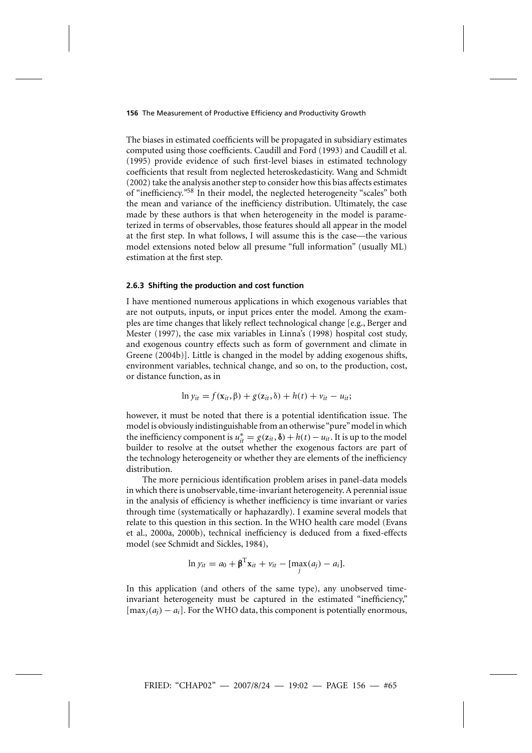The biases in estimated coefficients will be propagated in subsidiary estimates computed using those coefficients. Caudill and Ford (1993) and Caudill et al. (1995) provide evidence of such first-level biases in estimated technology coefficients that result from neglected heteroskedasticity. Wang and Schmidt (2002) take the analysis another step to consider how this bias affects estimates of "inefficiency."[58] In their model, the neglected heterogeneity "scales" both the mean and variance of the inefficiency distribution. Ultimately, the case made by these authors is that when heterogeneity in the model is parameterized in terms of observables, those features should all appear in the model at the first step. In what follows, I will assume this is the case—the various model extensions noted below all presume "full information" (usually ML) estimation at the first step.

### 2.6.3 Shifting the production and cost function

I have mentioned numerous applications in which exogenous variables that are not outputs, inputs, or input prices enter the model. Among the examples are time changes that likely reflect technological change [e.g., Berger and Mester (1997), the case mix variables in Linna's (1998) hospital cost study, and exogenous country effects such as form of government and climate in Greene (2004b)]. Little is changed in the model by adding exogenous shifts, environment variables, technical change, and so on, to the production, cost, or distance function, as in

$$\ln y_{it} = f(\mathbf{x}_{it}, \beta) + g(\mathbf{z}_{it}, \delta) + h(t) + v_{it} - u_{it};$$

however, it must be noted that there is a potential identification issue. The model is obviously indistinguishable from an otherwise "pure" model in which the inefficiency component is $u_{it}^* = g(\mathbf{z}_{it}, \boldsymbol{\delta}) + h(t) - u_{it}$. It is up to the model builder to resolve at the outset whether the exogenous factors are part of the technology heterogeneity or whether they are elements of the inefficiency distribution.

The more pernicious identification problem arises in panel-data models in which there is unobservable, time-invariant heterogeneity. A perennial issue in the analysis of efficiency is whether inefficiency is time invariant or varies through time (systematically or haphazardly). I examine several models that relate to this question in this section. In the WHO health care model (Evans et al., 2000a, 2000b), technical inefficiency is deduced from a fixed-effects model (see Schmidt and Sickles, 1984),

$$\ln y_{it} = a_0 + \boldsymbol{\beta}^{\mathrm{T}} \mathbf{x}_{it} + v_{it} - [\max_j(a_j) - a_i].$$

In this application (and others of the same type), any unobserved time-invariant heterogeneity must be captured in the estimated "inefficiency," $[\max_j(a_j) - a_i]$. For the WHO data, this component is potentially enormous,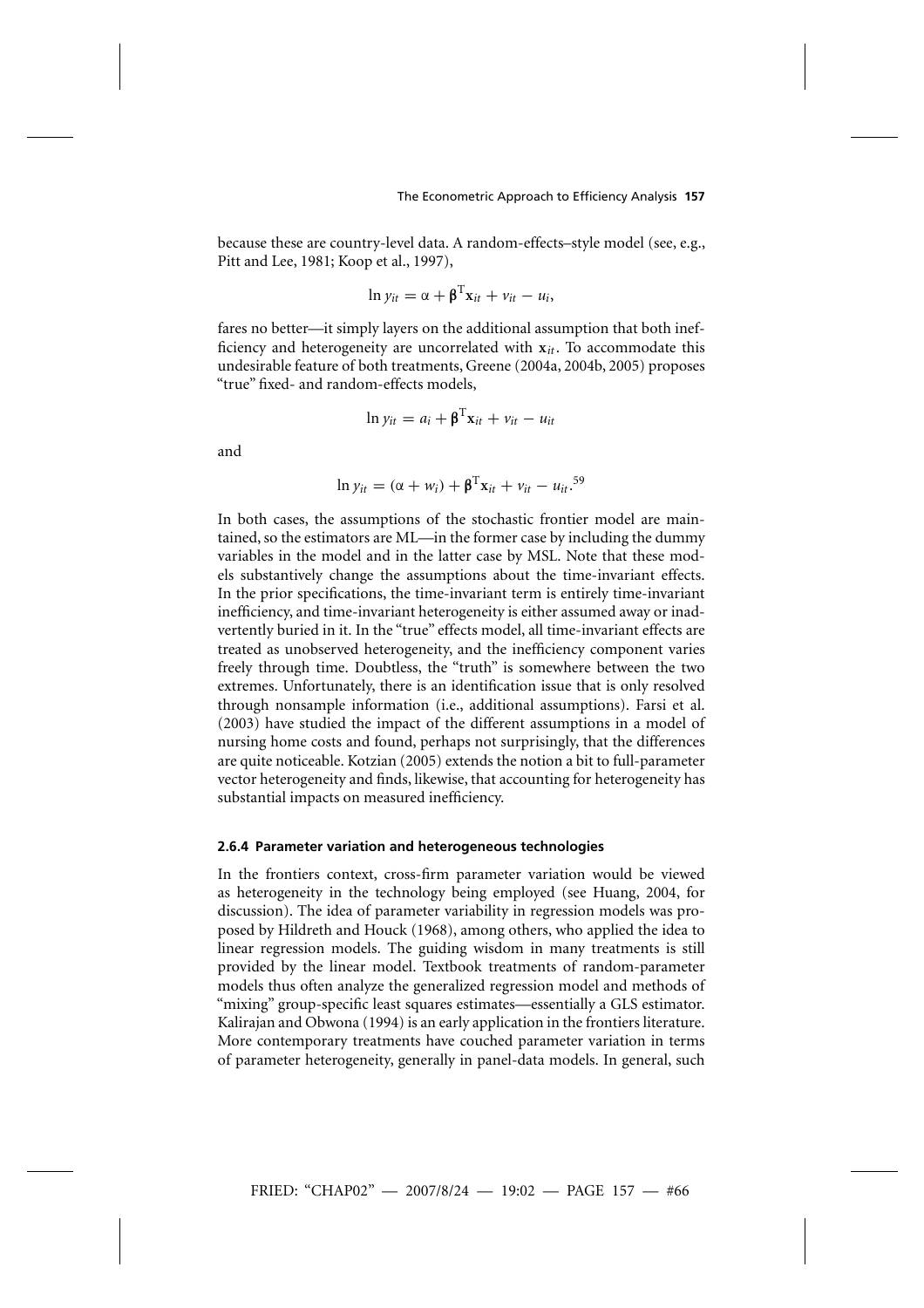because these are country-level data. A random-effects–style model (see, e.g., Pitt and Lee, 1981; Koop et al., 1997),

$$\ln y_{it} = \alpha + \boldsymbol{\beta}^{\mathrm{T}}\mathbf{x}_{it} + v_{it} - u_i,$$

fares no better—it simply layers on the additional assumption that both inefficiency and heterogeneity are uncorrelated with $\mathbf{x}_{it}$. To accommodate this undesirable feature of both treatments, Greene (2004a, 2004b, 2005) proposes "true" fixed- and random-effects models,

$$\ln y_{it} = a_i + \boldsymbol{\beta}^{\mathrm{T}}\mathbf{x}_{it} + v_{it} - u_{it}$$

and

$$\ln y_{it} = (\alpha + w_i) + \boldsymbol{\beta}^{\mathrm{T}}\mathbf{x}_{it} + v_{it} - u_{it}.$$[59]

In both cases, the assumptions of the stochastic frontier model are maintained, so the estimators are ML—in the former case by including the dummy variables in the model and in the latter case by MSL. Note that these models substantively change the assumptions about the time-invariant effects. In the prior specifications, the time-invariant term is entirely time-invariant inefficiency, and time-invariant heterogeneity is either assumed away or inadvertently buried in it. In the "true" effects model, all time-invariant effects are treated as unobserved heterogeneity, and the inefficiency component varies freely through time. Doubtless, the "truth" is somewhere between the two extremes. Unfortunately, there is an identification issue that is only resolved through nonsample information (i.e., additional assumptions). Farsi et al. (2003) have studied the impact of the different assumptions in a model of nursing home costs and found, perhaps not surprisingly, that the differences are quite noticeable. Kotzian (2005) extends the notion a bit to full-parameter vector heterogeneity and finds, likewise, that accounting for heterogeneity has substantial impacts on measured inefficiency.

#### 2.6.4 Parameter variation and heterogeneous technologies

In the frontiers context, cross-firm parameter variation would be viewed as heterogeneity in the technology being employed (see Huang, 2004, for discussion). The idea of parameter variability in regression models was proposed by Hildreth and Houck (1968), among others, who applied the idea to linear regression models. The guiding wisdom in many treatments is still provided by the linear model. Textbook treatments of random-parameter models thus often analyze the generalized regression model and methods of "mixing" group-specific least squares estimates—essentially a GLS estimator. Kalirajan and Obwona (1994) is an early application in the frontiers literature. More contemporary treatments have couched parameter variation in terms of parameter heterogeneity, generally in panel-data models. In general, such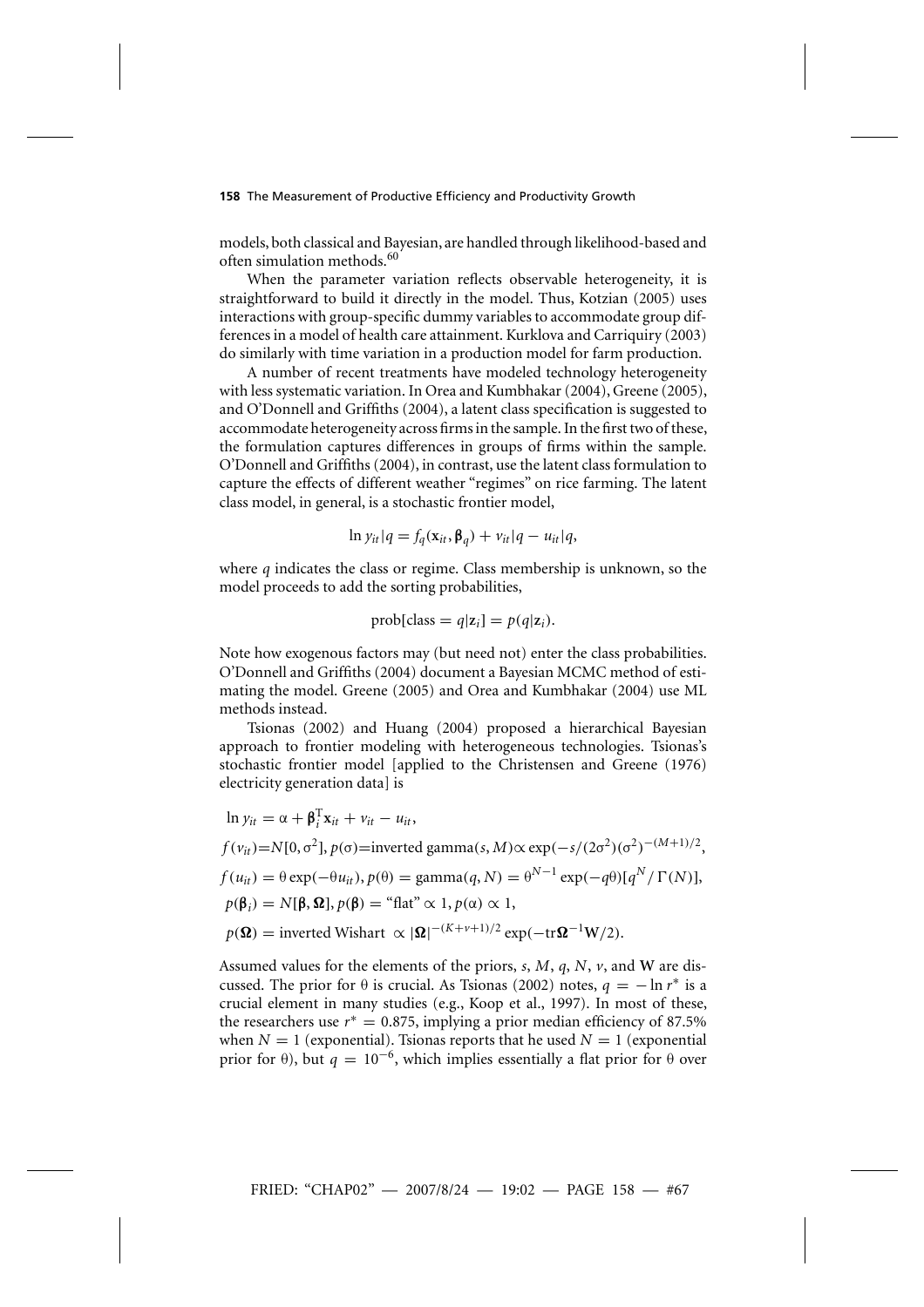models, both classical and Bayesian, are handled through likelihood-based and often simulation methods.[60]

When the parameter variation reflects observable heterogeneity, it is straightforward to build it directly in the model. Thus, Kotzian (2005) uses interactions with group-specific dummy variables to accommodate group differences in a model of health care attainment. Kurklova and Carriquiry (2003) do similarly with time variation in a production model for farm production.

A number of recent treatments have modeled technology heterogeneity with less systematic variation. In Orea and Kumbhakar (2004), Greene (2005), and O'Donnell and Griffiths (2004), a latent class specification is suggested to accommodate heterogeneity across firms in the sample. In the first two of these, the formulation captures differences in groups of firms within the sample. O'Donnell and Griffiths (2004), in contrast, use the latent class formulation to capture the effects of different weather "regimes" on rice farming. The latent class model, in general, is a stochastic frontier model,

$$\ln y_{it}|q = f_q(\mathbf{x}_{it}, \boldsymbol{\beta}_q) + v_{it}|q - u_{it}|q,$$

where $q$ indicates the class or regime. Class membership is unknown, so the model proceeds to add the sorting probabilities,

$$\text{prob}[\text{class} = q|\mathbf{z}_i] = p(q|\mathbf{z}_i).$$

Note how exogenous factors may (but need not) enter the class probabilities. O'Donnell and Griffiths (2004) document a Bayesian MCMC method of estimating the model. Greene (2005) and Orea and Kumbhakar (2004) use ML methods instead.

Tsionas (2002) and Huang (2004) proposed a hierarchical Bayesian approach to frontier modeling with heterogeneous technologies. Tsionas's stochastic frontier model [applied to the Christensen and Greene (1976) electricity generation data] is

$$\ln y_{it} = \alpha + \boldsymbol{\beta}_i^{\mathrm{T}} \mathbf{x}_{it} + v_{it} - u_{it},$$

$$f(v_{it}) = N[0, \sigma^2], \; p(\sigma) = \text{inverted gamma}(s, M) \propto \exp(-s/(2\sigma^2)(\sigma^2)^{-(M+1)/2},$$

$$f(u_{it}) = \theta \exp(-\theta u_{it}), \; p(\theta) = \text{gamma}(q, N) = \theta^{N-1} \exp(-q\theta)[q^N / \Gamma(N)],$$

$$p(\boldsymbol{\beta}_i) = N[\boldsymbol{\beta}, \boldsymbol{\Omega}], \; p(\boldsymbol{\beta}) = \text{"flat"} \propto 1, \; p(\alpha) \propto 1,$$

$$p(\boldsymbol{\Omega}) = \text{inverted Wishart } \propto |\boldsymbol{\Omega}|^{-(K+v+1)/2} \exp(-\text{tr}\boldsymbol{\Omega}^{-1}\mathbf{W}/2).$$

Assumed values for the elements of the priors, $s$, $M$, $q$, $N$, $v$, and $\mathbf{W}$ are discussed. The prior for $\theta$ is crucial. As Tsionas (2002) notes, $q = -\ln r^*$ is a crucial element in many studies (e.g., Koop et al., 1997). In most of these, the researchers use $r^* = 0.875$, implying a prior median efficiency of 87.5% when $N = 1$ (exponential). Tsionas reports that he used $N = 1$ (exponential prior for $\theta$), but $q = 10^{-6}$, which implies essentially a flat prior for $\theta$ over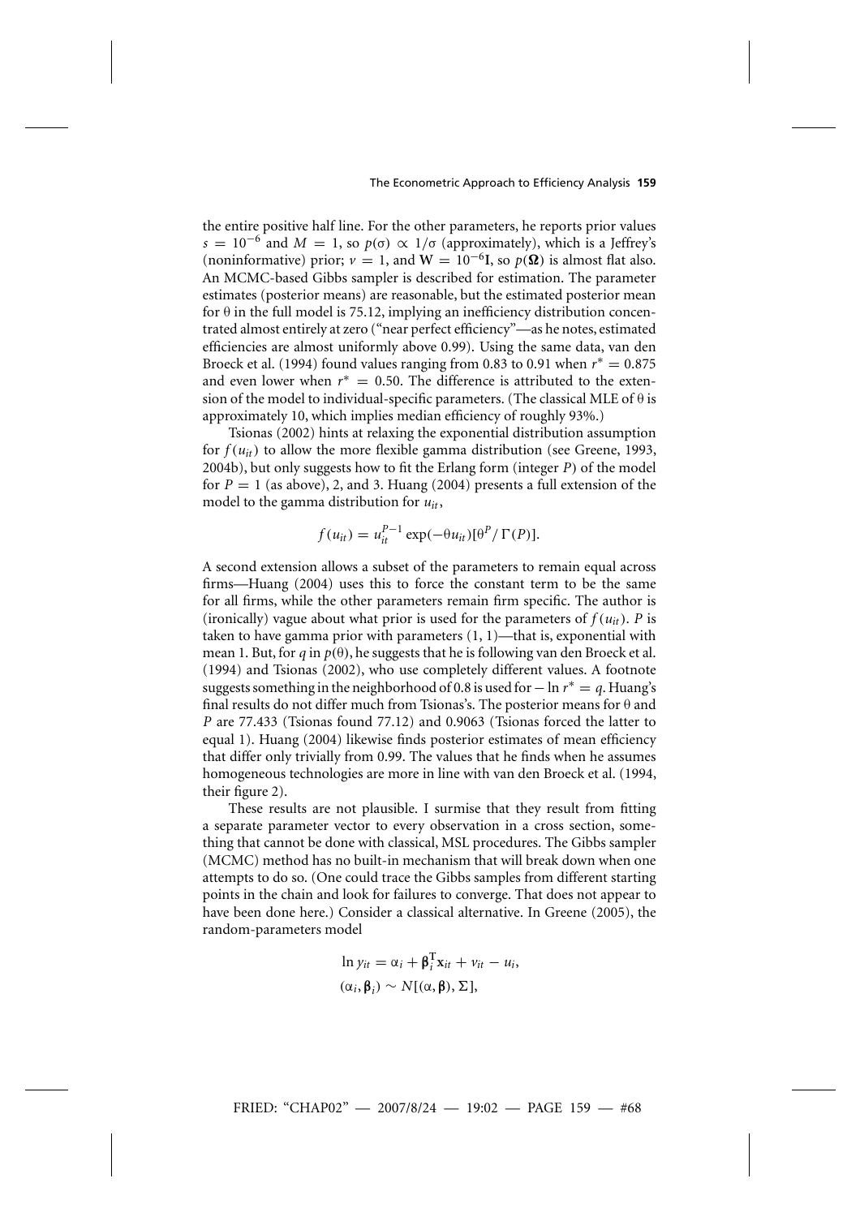the entire positive half line. For the other parameters, he reports prior values $s = 10^{-6}$ and $M = 1$, so $p(\sigma) \propto 1/\sigma$ (approximately), which is a Jeffrey's (noninformative) prior; $v = 1$, and $\mathbf{W} = 10^{-6}\mathbf{I}$, so $p(\boldsymbol{\Omega})$ is almost flat also. An MCMC-based Gibbs sampler is described for estimation. The parameter estimates (posterior means) are reasonable, but the estimated posterior mean for $\theta$ in the full model is 75.12, implying an inefficiency distribution concentrated almost entirely at zero ("near perfect efficiency"—as he notes, estimated efficiencies are almost uniformly above 0.99). Using the same data, van den Broeck et al. (1994) found values ranging from 0.83 to 0.91 when $r^* = 0.875$ and even lower when $r^* = 0.50$. The difference is attributed to the extension of the model to individual-specific parameters. (The classical MLE of $\theta$ is approximately 10, which implies median efficiency of roughly 93%.)

Tsionas (2002) hints at relaxing the exponential distribution assumption for $f(u_{it})$ to allow the more flexible gamma distribution (see Greene, 1993, 2004b), but only suggests how to fit the Erlang form (integer $P$) of the model for $P = 1$ (as above), 2, and 3. Huang (2004) presents a full extension of the model to the gamma distribution for $u_{it}$,

$$f(u_{it}) = u_{it}^{P-1} \exp(-\theta u_{it})[\theta^P / \Gamma(P)].$$

A second extension allows a subset of the parameters to remain equal across firms—Huang (2004) uses this to force the constant term to be the same for all firms, while the other parameters remain firm specific. The author is (ironically) vague about what prior is used for the parameters of $f(u_{it})$. $P$ is taken to have gamma prior with parameters $(1, 1)$—that is, exponential with mean 1. But, for $q$ in $p(\theta)$, he suggests that he is following van den Broeck et al. (1994) and Tsionas (2002), who use completely different values. A footnote suggests something in the neighborhood of 0.8 is used for $-\ln r^* = q$. Huang's final results do not differ much from Tsionas's. The posterior means for $\theta$ and $P$ are 77.433 (Tsionas found 77.12) and 0.9063 (Tsionas forced the latter to equal 1). Huang (2004) likewise finds posterior estimates of mean efficiency that differ only trivially from 0.99. The values that he finds when he assumes homogeneous technologies are more in line with van den Broeck et al. (1994, their figure 2).

These results are not plausible. I surmise that they result from fitting a separate parameter vector to every observation in a cross section, something that cannot be done with classical, MSL procedures. The Gibbs sampler (MCMC) method has no built-in mechanism that will break down when one attempts to do so. (One could trace the Gibbs samples from different starting points in the chain and look for failures to converge. That does not appear to have been done here.) Consider a classical alternative. In Greene (2005), the random-parameters model

$$\ln y_{it} = \alpha_i + \boldsymbol{\beta}_i^{\mathrm{T}} \mathbf{x}_{it} + v_{it} - u_i,$$
$$(\alpha_i, \boldsymbol{\beta}_i) \sim N[(\alpha, \boldsymbol{\beta}), \Sigma],$$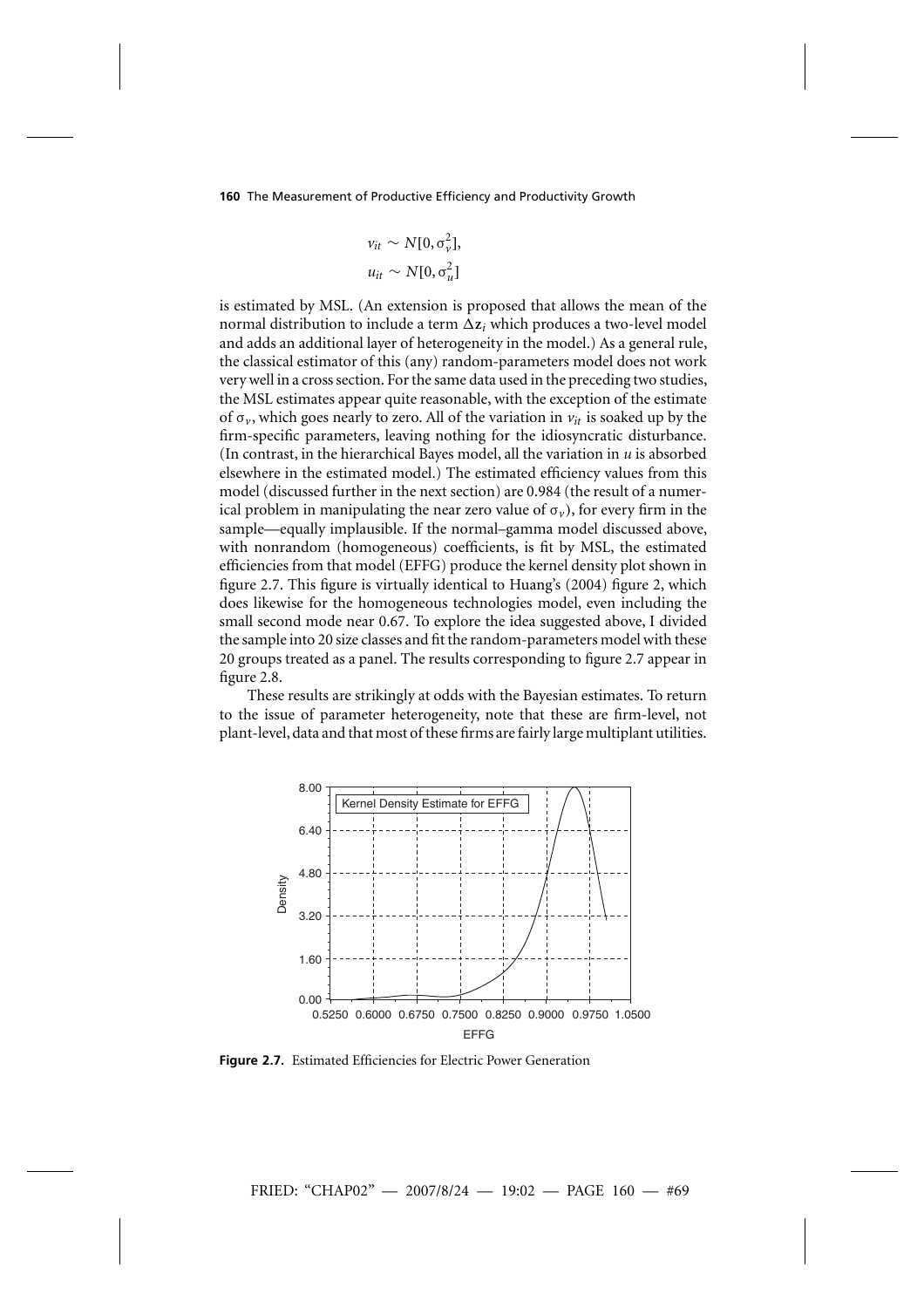$$v_{it} \sim N[0, \sigma_v^2],$$
$$u_{it} \sim N[0, \sigma_u^2]$$

is estimated by MSL. (An extension is proposed that allows the mean of the normal distribution to include a term $\Delta\mathbf{z}_i$ which produces a two-level model and adds an additional layer of heterogeneity in the model.) As a general rule, the classical estimator of this (any) random-parameters model does not work very well in a cross section. For the same data used in the preceding two studies, the MSL estimates appear quite reasonable, with the exception of the estimate of $\sigma_v$, which goes nearly to zero. All of the variation in $v_{it}$ is soaked up by the firm-specific parameters, leaving nothing for the idiosyncratic disturbance. (In contrast, in the hierarchical Bayes model, all the variation in $u$ is absorbed elsewhere in the estimated model.) The estimated efficiency values from this model (discussed further in the next section) are 0.984 (the result of a numerical problem in manipulating the near zero value of $\sigma_v$), for every firm in the sample—equally implausible. If the normal–gamma model discussed above, with nonrandom (homogeneous) coefficients, is fit by MSL, the estimated efficiencies from that model (EFFG) produce the kernel density plot shown in figure 2.7. This figure is virtually identical to Huang's (2004) figure 2, which does likewise for the homogeneous technologies model, even including the small second mode near 0.67. To explore the idea suggested above, I divided the sample into 20 size classes and fit the random-parameters model with these 20 groups treated as a panel. The results corresponding to figure 2.7 appear in figure 2.8.

These results are strikingly at odds with the Bayesian estimates. To return to the issue of parameter heterogeneity, note that these are firm-level, not plant-level, data and that most of these firms are fairly large multiplant utilities.

**Figure 2.7.** Estimated Efficiencies for Electric Power Generation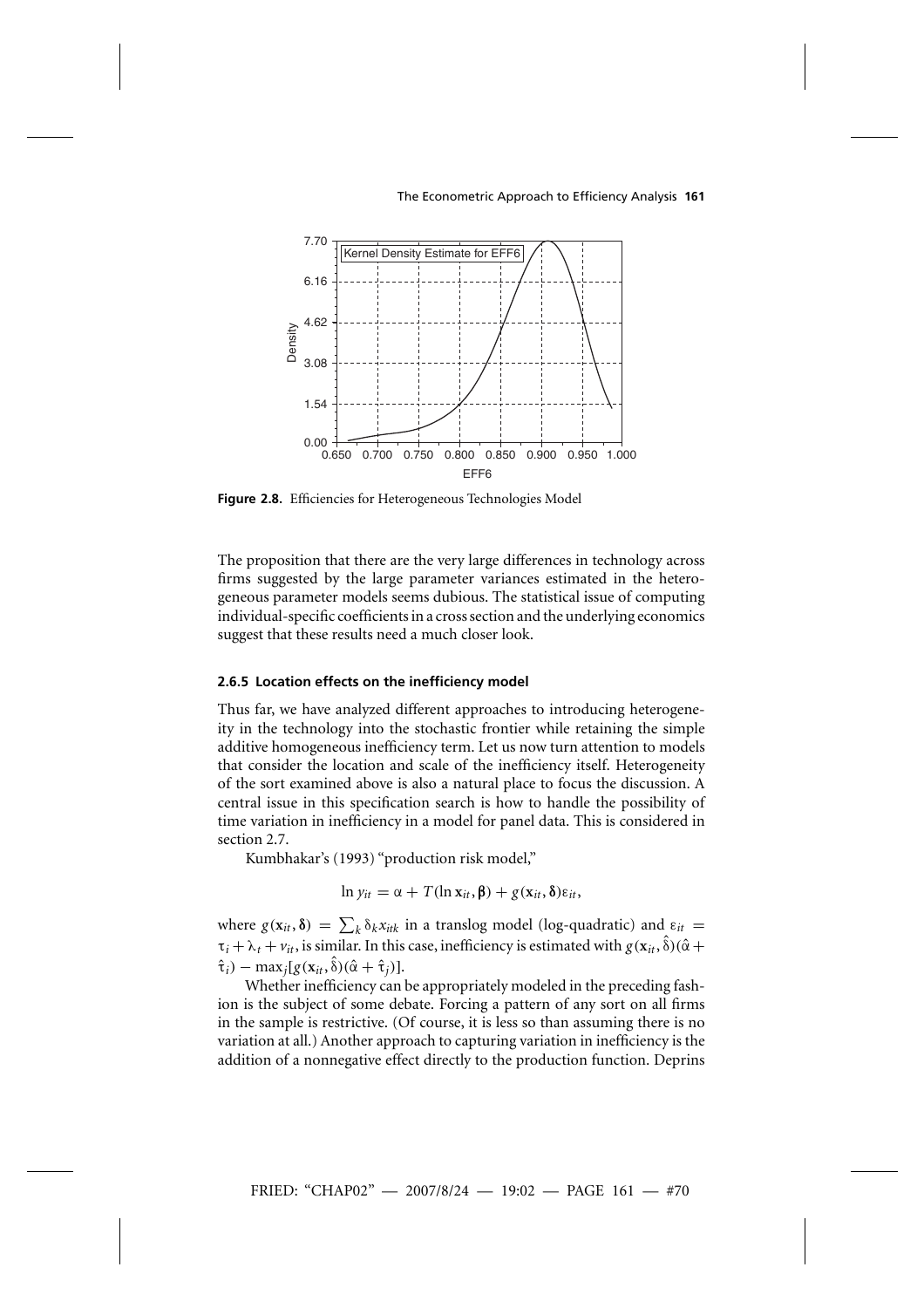**Figure 2.8.** Efficiencies for Heterogeneous Technologies Model

The proposition that there are the very large differences in technology across firms suggested by the large parameter variances estimated in the heterogeneous parameter models seems dubious. The statistical issue of computing individual-specific coefficients in a cross section and the underlying economics suggest that these results need a much closer look.

### 2.6.5 Location effects on the inefficiency model

Thus far, we have analyzed different approaches to introducing heterogeneity in the technology into the stochastic frontier while retaining the simple additive homogeneous inefficiency term. Let us now turn attention to models that consider the location and scale of the inefficiency itself. Heterogeneity of the sort examined above is also a natural place to focus the discussion. A central issue in this specification search is how to handle the possibility of time variation in inefficiency in a model for panel data. This is considered in section 2.7.

Kumbhakar's (1993) "production risk model,"

$$\ln y_{it} = \alpha + T(\ln \mathbf{x}_{it}, \boldsymbol{\beta}) + g(\mathbf{x}_{it}, \boldsymbol{\delta})\varepsilon_{it},$$

where $g(\mathbf{x}_{it}, \boldsymbol{\delta}) = \sum_k \delta_k x_{itk}$ in a translog model (log-quadratic) and $\varepsilon_{it} = \tau_i + \lambda_t + v_{it}$, is similar. In this case, inefficiency is estimated with $g(\mathbf{x}_{it}, \hat{\boldsymbol{\delta}})(\hat{\alpha} + \hat{\tau}_i) - \max_j[g(\mathbf{x}_{it}, \hat{\boldsymbol{\delta}})(\hat{\alpha} + \hat{\tau}_j)]$.

Whether inefficiency can be appropriately modeled in the preceding fashion is the subject of some debate. Forcing a pattern of any sort on all firms in the sample is restrictive. (Of course, it is less so than assuming there is no variation at all.) Another approach to capturing variation in inefficiency is the addition of a nonnegative effect directly to the production function. Deprins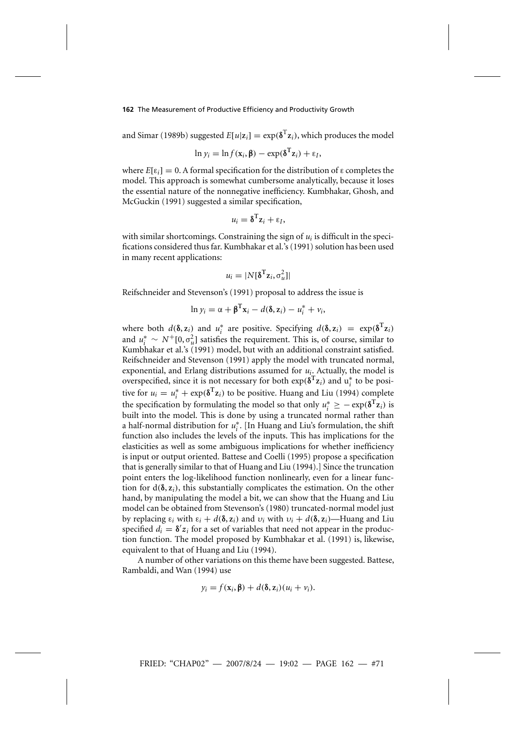and Simar (1989b) suggested $E[u|\mathbf{z}_i] = \exp(\boldsymbol{\delta}^{\mathrm{T}}\mathbf{z}_i)$, which produces the model

$$\ln y_i = \ln f(\mathbf{x}_i, \boldsymbol{\beta}) - \exp(\boldsymbol{\delta}^{\mathrm{T}}\mathbf{z}_i) + \varepsilon_I,$$

where $E[\varepsilon_i] = 0$. A formal specification for the distribution of $\varepsilon$ completes the model. This approach is somewhat cumbersome analytically, because it loses the essential nature of the nonnegative inefficiency. Kumbhakar, Ghosh, and McGuckin (1991) suggested a similar specification,

$$u_i = \boldsymbol{\delta}^{\mathrm{T}}\mathbf{z}_i + \varepsilon_I,$$

with similar shortcomings. Constraining the sign of $u_i$ is difficult in the specifications considered thus far. Kumbhakar et al.'s (1991) solution has been used in many recent applications:

$$u_i = |N[\boldsymbol{\delta}^{\mathrm{T}}\mathbf{z}_i, \sigma_u^2]|$$

Reifschneider and Stevenson's (1991) proposal to address the issue is

$$\ln y_i = \alpha + \boldsymbol{\beta}^{\mathrm{T}}\mathbf{x}_i - d(\boldsymbol{\delta}, \mathbf{z}_i) - u_i^* + v_i,$$

where both $d(\boldsymbol{\delta}, \mathbf{z}_i)$ and $u_i^*$ are positive. Specifying $d(\boldsymbol{\delta}, \mathbf{z}_i) = \exp(\boldsymbol{\delta}^{\mathrm{T}}\mathbf{z}_i)$ and $u_i^* \sim N^+[0, \sigma_u^2]$ satisfies the requirement. This is, of course, similar to Kumbhakar et al.'s (1991) model, but with an additional constraint satisfied. Reifschneider and Stevenson (1991) apply the model with truncated normal, exponential, and Erlang distributions assumed for $u_i$. Actually, the model is overspecified, since it is not necessary for both $\exp(\boldsymbol{\delta}^{\mathrm{T}}\mathbf{z}_i)$ and $u_i^*$ to be positive for $u_i = u_i^* + \exp(\boldsymbol{\delta}^{\mathrm{T}}\mathbf{z}_i)$ to be positive. Huang and Liu (1994) complete the specification by formulating the model so that only $u_i^* \geq -\exp(\boldsymbol{\delta}^{\mathrm{T}}\mathbf{z}_i)$ is built into the model. This is done by using a truncated normal rather than a half-normal distribution for $u_i^*$. [In Huang and Liu's formulation, the shift function also includes the levels of the inputs. This has implications for the elasticities as well as some ambiguous implications for whether inefficiency is input or output oriented. Battese and Coelli (1995) propose a specification that is generally similar to that of Huang and Liu (1994).] Since the truncation point enters the log-likelihood function nonlinearly, even for a linear function for $d(\boldsymbol{\delta}, \mathbf{z}_i)$, this substantially complicates the estimation. On the other hand, by manipulating the model a bit, we can show that the Huang and Liu model can be obtained from Stevenson's (1980) truncated-normal model just by replacing $\varepsilon_i$ with $\varepsilon_i + d(\boldsymbol{\delta}, \mathbf{z}_i)$ and $\upsilon_i$ with $\upsilon_i + d(\boldsymbol{\delta}, \mathbf{z}_i)$—Huang and Liu specified $d_i = \boldsymbol{\delta}' z_i$ for a set of variables that need not appear in the production function. The model proposed by Kumbhakar et al. (1991) is, likewise, equivalent to that of Huang and Liu (1994).

A number of other variations on this theme have been suggested. Battese, Rambaldi, and Wan (1994) use

$$y_i = f(\mathbf{x}_i, \boldsymbol{\beta}) + d(\boldsymbol{\delta}, \mathbf{z}_i)(u_i + v_i).$$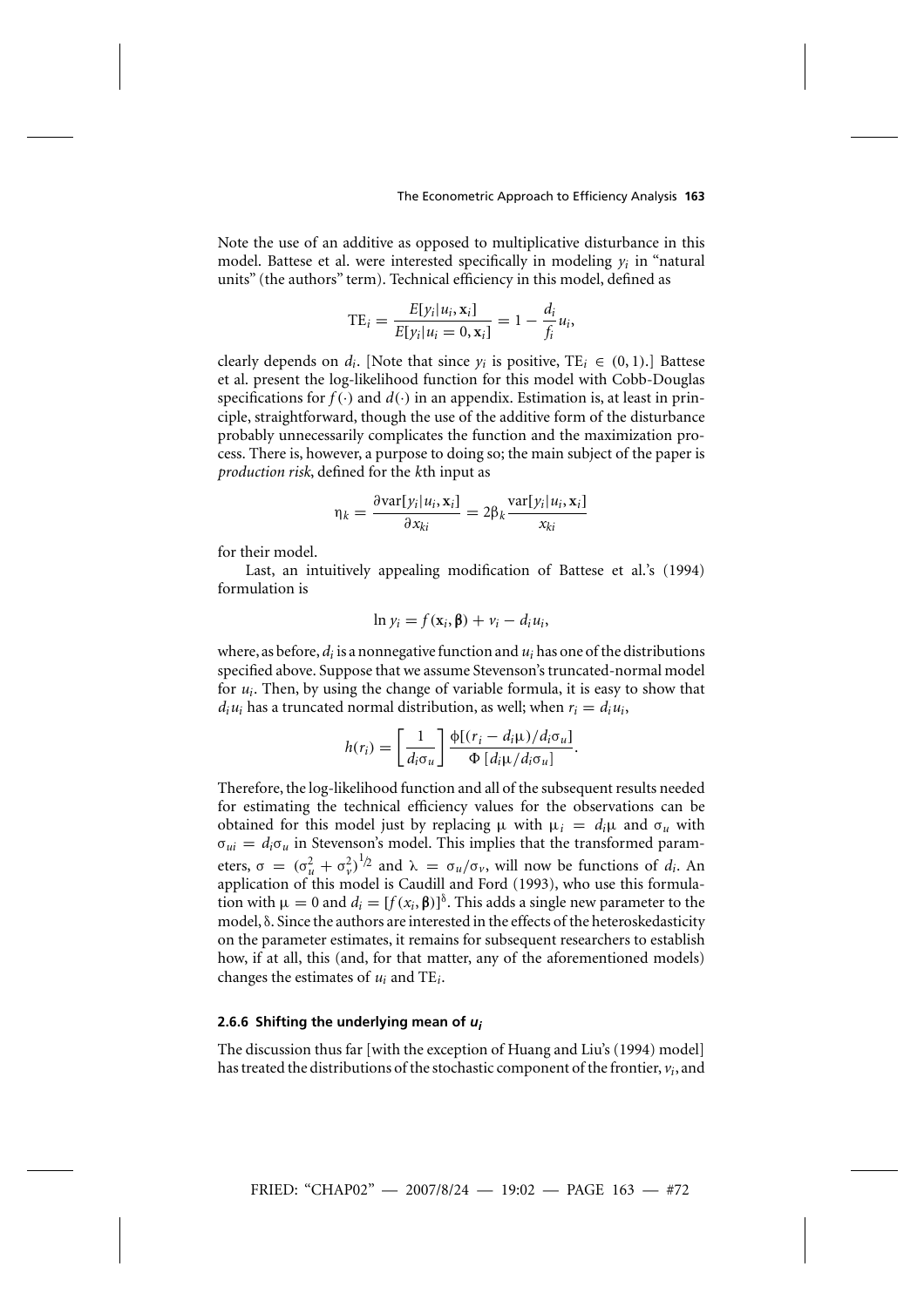Note the use of an additive as opposed to multiplicative disturbance in this model. Battese et al. were interested specifically in modeling $y_i$ in "natural units" (the authors" term). Technical efficiency in this model, defined as

$$\mathrm{TE}_i = \frac{E[y_i|u_i, \mathbf{x}_i]}{E[y_i|u_i = 0, \mathbf{x}_i]} = 1 - \frac{d_i}{f_i}u_i,$$

clearly depends on $d_i$. [Note that since $y_i$ is positive, $\mathrm{TE}_i \in (0, 1)$.] Battese et al. present the log-likelihood function for this model with Cobb-Douglas specifications for $f(\cdot)$ and $d(\cdot)$ in an appendix. Estimation is, at least in principle, straightforward, though the use of the additive form of the disturbance probably unnecessarily complicates the function and the maximization process. There is, however, a purpose to doing so; the main subject of the paper is *production risk*, defined for the $k$th input as

$$\eta_k = \frac{\partial \mathrm{var}[y_i|u_i, \mathbf{x}_i]}{\partial x_{ki}} = 2\beta_k \frac{\mathrm{var}[y_i|u_i, \mathbf{x}_i]}{x_{ki}}$$

for their model.

Last, an intuitively appealing modification of Battese et al.'s (1994) formulation is

$$\ln y_i = f(\mathbf{x}_i, \boldsymbol{\beta}) + v_i - d_i u_i,$$

where, as before, $d_i$ is a nonnegative function and $u_i$ has one of the distributions specified above. Suppose that we assume Stevenson's truncated-normal model for $u_i$. Then, by using the change of variable formula, it is easy to show that $d_i u_i$ has a truncated normal distribution, as well; when $r_i = d_i u_i$,

$$h(r_i) = \left[\frac{1}{d_i \sigma_u}\right] \frac{\phi[(r_i - d_i \mu)/d_i \sigma_u]}{\Phi\,[d_i \mu/d_i \sigma_u]}.$$

Therefore, the log-likelihood function and all of the subsequent results needed for estimating the technical efficiency values for the observations can be obtained for this model just by replacing $\mu$ with $\mu_i = d_i \mu$ and $\sigma_u$ with $\sigma_{ui} = d_i \sigma_u$ in Stevenson's model. This implies that the transformed parameters, $\sigma = (\sigma_u^2 + \sigma_v^2)^{1/2}$ and $\lambda = \sigma_u/\sigma_v$, will now be functions of $d_i$. An application of this model is Caudill and Ford (1993), who use this formulation with $\mu = 0$ and $d_i = [f(x_i, \boldsymbol{\beta})]^{\delta}$. This adds a single new parameter to the model, $\delta$. Since the authors are interested in the effects of the heteroskedasticity on the parameter estimates, it remains for subsequent researchers to establish how, if at all, this (and, for that matter, any of the aforementioned models) changes the estimates of $u_i$ and $\mathrm{TE}_i$.

#### 2.6.6 Shifting the underlying mean of $u_i$

The discussion thus far [with the exception of Huang and Liu's (1994) model] has treated the distributions of the stochastic component of the frontier, $v_i$, and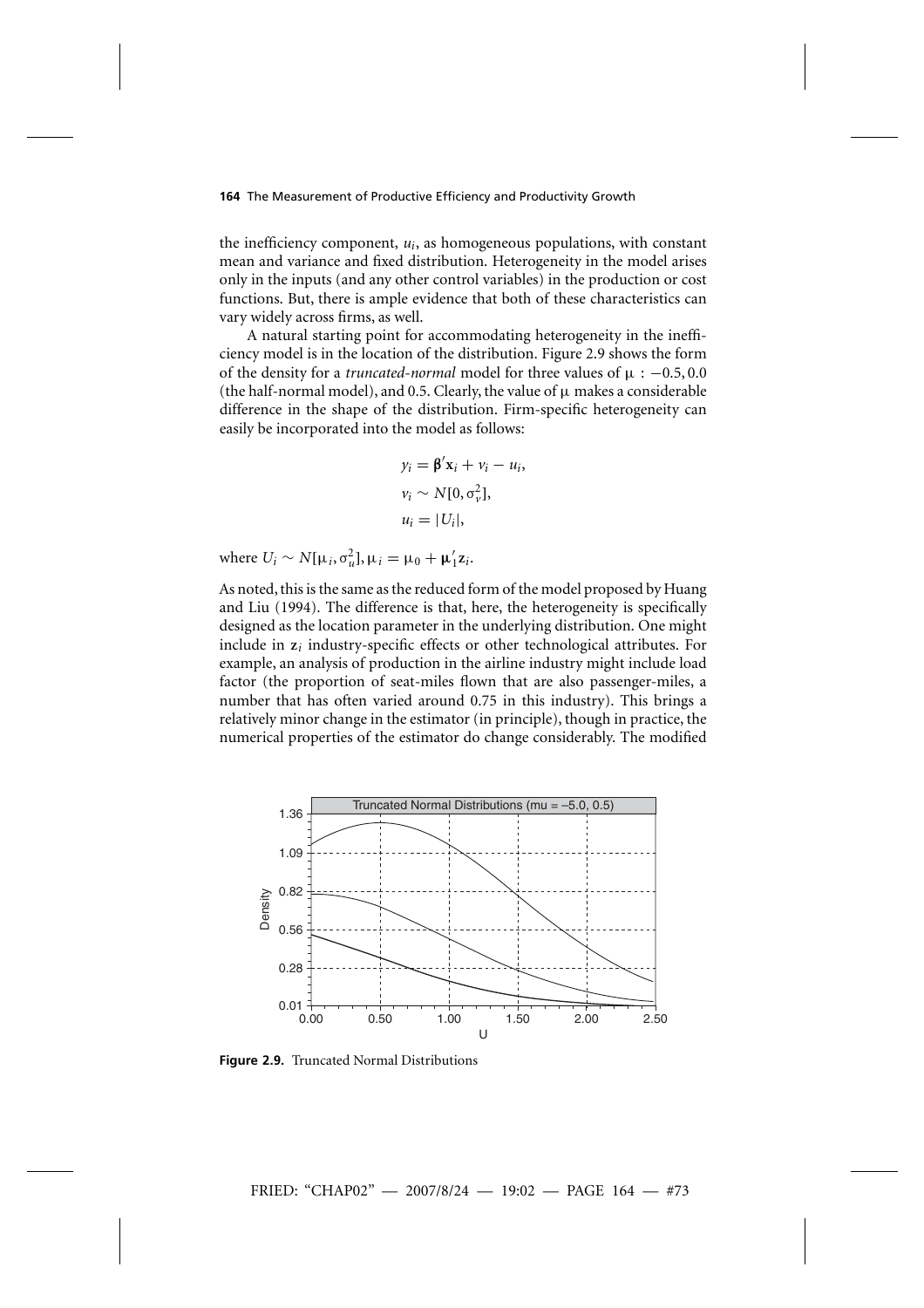the inefficiency component, $u_i$, as homogeneous populations, with constant mean and variance and fixed distribution. Heterogeneity in the model arises only in the inputs (and any other control variables) in the production or cost functions. But, there is ample evidence that both of these characteristics can vary widely across firms, as well.

A natural starting point for accommodating heterogeneity in the inefficiency model is in the location of the distribution. Figure 2.9 shows the form of the density for a *truncated-normal* model for three values of $\mu$ : $-0.5, 0.0$ (the half-normal model), and 0.5. Clearly, the value of $\mu$ makes a considerable difference in the shape of the distribution. Firm-specific heterogeneity can easily be incorporated into the model as follows:

$$
\begin{aligned}
y_i &= \beta' \mathbf{x}_i + v_i - u_i, \\
v_i &\sim N[0, \sigma_v^2], \\
u_i &= |U_i|,
\end{aligned}
$$

where $U_i \sim N[\mu_i, \sigma_u^2], \mu_i = \mu_0 + \mu_1' \mathbf{z}_i$.

As noted, this is the same as the reduced form of the model proposed by Huang and Liu (1994). The difference is that, here, the heterogeneity is specifically designed as the location parameter in the underlying distribution. One might include in $\mathbf{z}_i$ industry-specific effects or other technological attributes. For example, an analysis of production in the airline industry might include load factor (the proportion of seat-miles flown that are also passenger-miles, a number that has often varied around 0.75 in this industry). This brings a relatively minor change in the estimator (in principle), though in practice, the numerical properties of the estimator do change considerably. The modified

**Figure 2.9.** Truncated Normal Distributions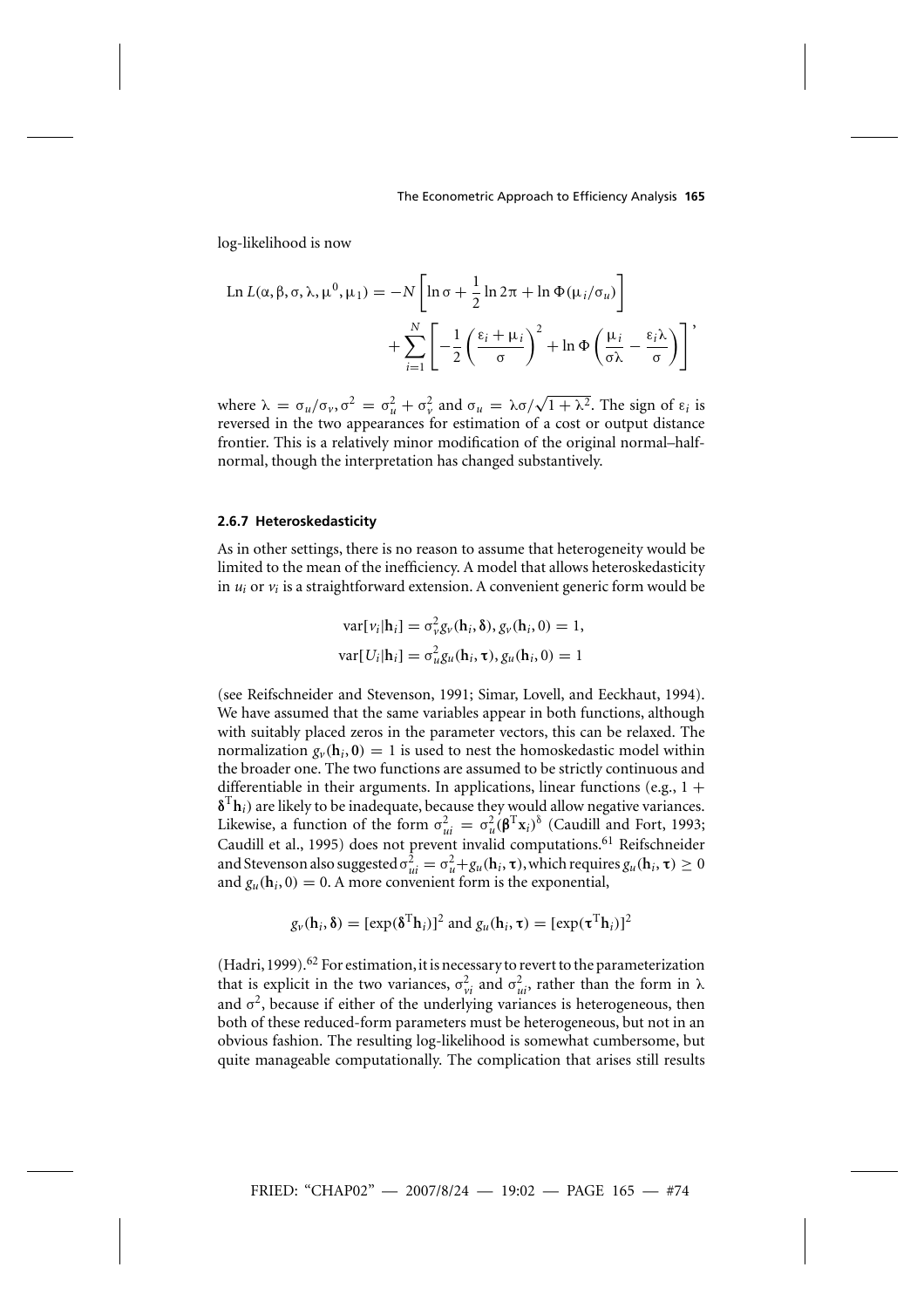log-likelihood is now

$$\text{Ln } L(\alpha, \beta, \sigma, \lambda, \mu^0, \mu_1) = -N\left[\ln \sigma + \frac{1}{2}\ln 2\pi + \ln \Phi(\mu_i/\sigma_u)\right] + \sum_{i=1}^{N}\left[-\frac{1}{2}\left(\frac{\varepsilon_i + \mu_i}{\sigma}\right)^2 + \ln \Phi\left(\frac{\mu_i}{\sigma\lambda} - \frac{\varepsilon_i \lambda}{\sigma}\right)\right],$$

where $\lambda = \sigma_u/\sigma_v, \sigma^2 = \sigma_u^2 + \sigma_v^2$ and $\sigma_u = \lambda\sigma/\sqrt{1+\lambda^2}$. The sign of $\varepsilon_i$ is reversed in the two appearances for estimation of a cost or output distance frontier. This is a relatively minor modification of the original normal–half-normal, though the interpretation has changed substantively.

### 2.6.7 Heteroskedasticity

As in other settings, there is no reason to assume that heterogeneity would be limited to the mean of the inefficiency. A model that allows heteroskedasticity in $u_i$ or $v_i$ is a straightforward extension. A convenient generic form would be

$$\text{var}[v_i|\mathbf{h}_i] = \sigma_v^2 g_v(\mathbf{h}_i, \boldsymbol{\delta}), g_v(\mathbf{h}_i, 0) = 1,$$
$$\text{var}[U_i|\mathbf{h}_i] = \sigma_u^2 g_u(\mathbf{h}_i, \boldsymbol{\tau}), g_u(\mathbf{h}_i, 0) = 1$$

(see Reifschneider and Stevenson, 1991; Simar, Lovell, and Eeckhaut, 1994). We have assumed that the same variables appear in both functions, although with suitably placed zeros in the parameter vectors, this can be relaxed. The normalization $g_v(\mathbf{h}_i, \mathbf{0}) = 1$ is used to nest the homoskedastic model within the broader one. The two functions are assumed to be strictly continuous and differentiable in their arguments. In applications, linear functions (e.g., $1 + \boldsymbol{\delta}^{\mathrm{T}}\mathbf{h}_i$) are likely to be inadequate, because they would allow negative variances. Likewise, a function of the form $\sigma_{ui}^2 = \sigma_u^2(\boldsymbol{\beta}^{\mathrm{T}}\mathbf{x}_i)^{\delta}$ (Caudill and Fort, 1993; Caudill et al., 1995) does not prevent invalid computations.[61] Reifschneider and Stevenson also suggested $\sigma_{ui}^2 = \sigma_u^2 + g_u(\mathbf{h}_i, \boldsymbol{\tau})$, which requires $g_u(\mathbf{h}_i, \boldsymbol{\tau}) \geq 0$ and $g_u(\mathbf{h}_i, 0) = 0$. A more convenient form is the exponential,

$$g_v(\mathbf{h}_i, \boldsymbol{\delta}) = [\exp(\boldsymbol{\delta}^{\mathrm{T}}\mathbf{h}_i)]^2 \text{ and } g_u(\mathbf{h}_i, \boldsymbol{\tau}) = [\exp(\boldsymbol{\tau}^{\mathrm{T}}\mathbf{h}_i)]^2$$

(Hadri, 1999).[62] For estimation, it is necessary to revert to the parameterization that is explicit in the two variances, $\sigma_{vi}^2$ and $\sigma_{ui}^2$, rather than the form in $\lambda$ and $\sigma^2$, because if either of the underlying variances is heterogeneous, then both of these reduced-form parameters must be heterogeneous, but not in an obvious fashion. The resulting log-likelihood is somewhat cumbersome, but quite manageable computationally. The complication that arises still results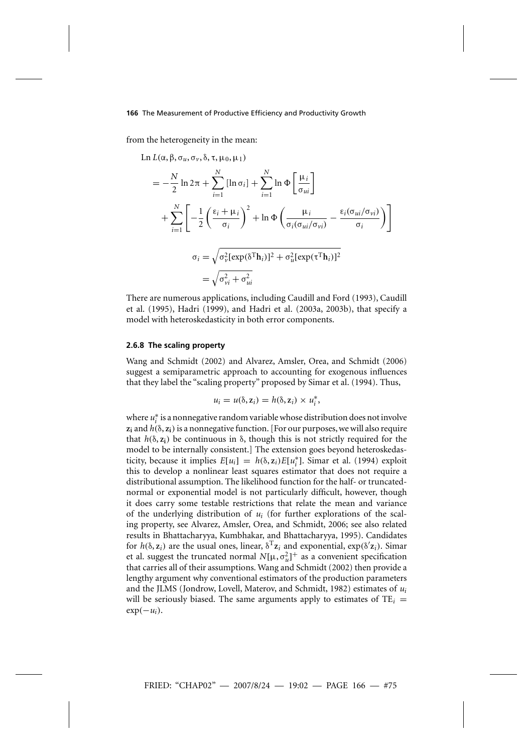from the heterogeneity in the mean:

$$
\begin{aligned}
&\text{Ln } L(\alpha, \beta, \sigma_u, \sigma_v, \delta, \tau, \mu_0, \mu_1) \\
&= -\frac{N}{2} \ln 2\pi + \sum_{i=1}^{N} [\ln \sigma_i] + \sum_{i=1}^{N} \ln \Phi \left[ \frac{\mu_i}{\sigma_{ui}} \right] \\
&\quad + \sum_{i=1}^{N} \left[ -\frac{1}{2} \left( \frac{\varepsilon_i + \mu_i}{\sigma_i} \right)^2 + \ln \Phi \left( \frac{\mu_i}{\sigma_i(\sigma_{ui}/\sigma_{vi})} - \frac{\varepsilon_i(\sigma_{ui}/\sigma_{vi})}{\sigma_i} \right) \right]
\end{aligned}
$$

$$
\begin{aligned}
\sigma_i &= \sqrt{\sigma_v^2[\exp(\delta^{\mathrm{T}}\mathbf{h}_i)]^2 + \sigma_u^2[\exp(\tau^{\mathrm{T}}\mathbf{h}_i)]^2} \\
&= \sqrt{\sigma_{vi}^2 + \sigma_{ui}^2}
\end{aligned}
$$

There are numerous applications, including Caudill and Ford (1993), Caudill et al. (1995), Hadri (1999), and Hadri et al. (2003a, 2003b), that specify a model with heteroskedasticity in both error components.

### 2.6.8 The scaling property

Wang and Schmidt (2002) and Alvarez, Amsler, Orea, and Schmidt (2006) suggest a semiparametric approach to accounting for exogenous influences that they label the "scaling property" proposed by Simar et al. (1994). Thus,

$$
u_i = u(\delta, \mathbf{z}_i) = h(\delta, \mathbf{z}_i) \times u_i^*,
$$

where $u_i^*$ is a nonnegative random variable whose distribution does not involve $\mathbf{z_i}$ and $h(\delta, \mathbf{z_i})$ is a nonnegative function. [For our purposes, we will also require that $h(\delta, \mathbf{z_i})$ be continuous in $\delta$, though this is not strictly required for the model to be internally consistent.] The extension goes beyond heteroskedasticity, because it implies $E[u_i] = h(\delta, \mathbf{z}_i)E[u_i^*]$. Simar et al. (1994) exploit this to develop a nonlinear least squares estimator that does not require a distributional assumption. The likelihood function for the half- or truncated-normal or exponential model is not particularly difficult, however, though it does carry some testable restrictions that relate the mean and variance of the underlying distribution of $u_i$ (for further explorations of the scaling property, see Alvarez, Amsler, Orea, and Schmidt, 2006; see also related results in Bhattacharyya, Kumbhakar, and Bhattacharyya, 1995). Candidates for $h(\delta, \mathbf{z}_i)$ are the usual ones, linear, $\delta^{\mathrm{T}}\mathbf{z}_i$ and exponential, $\exp(\delta'\mathbf{z}_i)$. Simar et al. suggest the truncated normal $N[\mu, \sigma_u^2]^+$ as a convenient specification that carries all of their assumptions. Wang and Schmidt (2002) then provide a lengthy argument why conventional estimators of the production parameters and the JLMS (Jondrow, Lovell, Materov, and Schmidt, 1982) estimates of $u_i$ will be seriously biased. The same arguments apply to estimates of $\text{TE}_i = \exp(-u_i)$.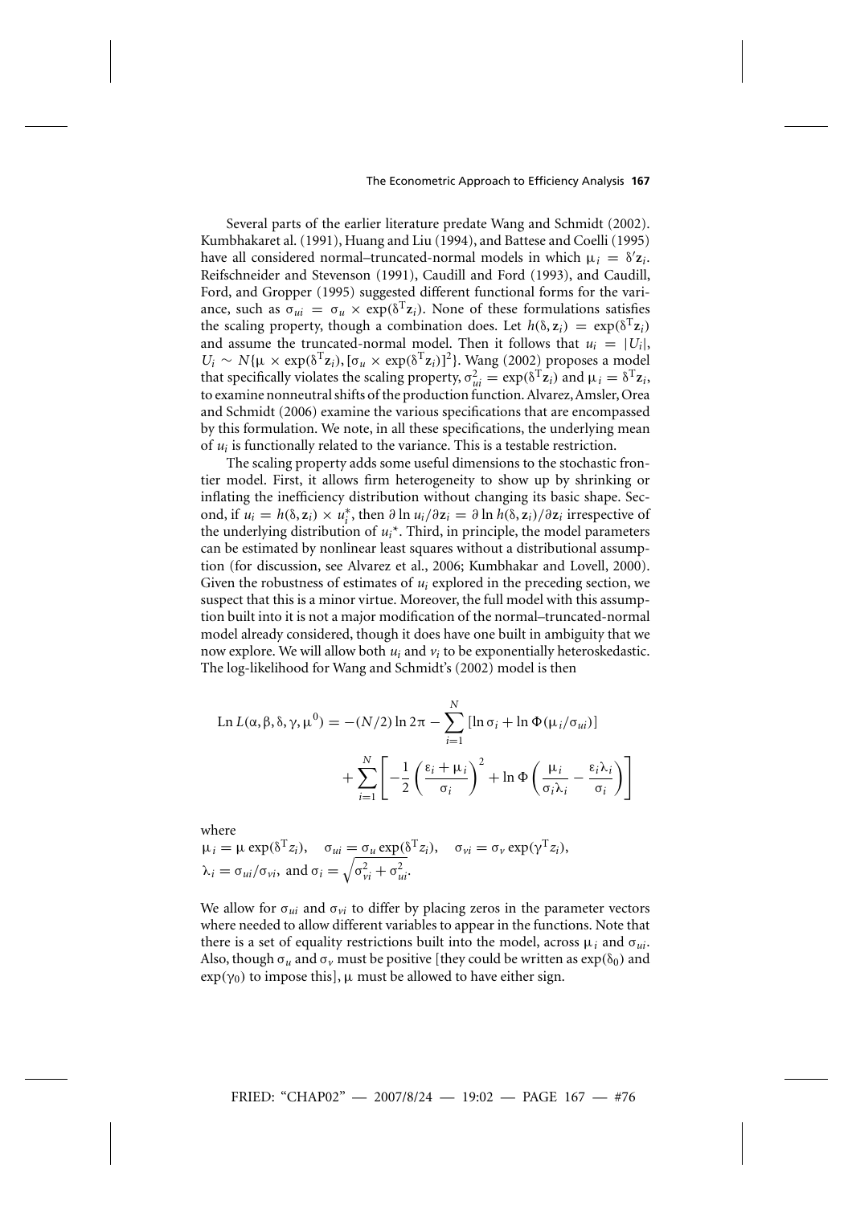Several parts of the earlier literature predate Wang and Schmidt (2002). Kumbhakaret al. (1991), Huang and Liu (1994), and Battese and Coelli (1995) have all considered normal–truncated-normal models in which $\mu_i = \delta' \mathbf{z}_i$. Reifschneider and Stevenson (1991), Caudill and Ford (1993), and Caudill, Ford, and Gropper (1995) suggested different functional forms for the variance, such as $\sigma_{ui} = \sigma_u \times \exp(\delta^T \mathbf{z}_i)$. None of these formulations satisfies the scaling property, though a combination does. Let $h(\delta, \mathbf{z}_i) = \exp(\delta^T \mathbf{z}_i)$ and assume the truncated-normal model. Then it follows that $u_i = |U_i|$, $U_i \sim N\{\mu \times \exp(\delta^T \mathbf{z}_i), [\sigma_u \times \exp(\delta^T \mathbf{z}_i)]^2\}$. Wang (2002) proposes a model that specifically violates the scaling property, $\sigma_{ui}^2 = \exp(\delta^T \mathbf{z}_i)$ and $\mu_i = \delta^T \mathbf{z}_i$, to examine nonneutral shifts of the production function. Alvarez, Amsler, Orea and Schmidt (2006) examine the various specifications that are encompassed by this formulation. We note, in all these specifications, the underlying mean of $u_i$ is functionally related to the variance. This is a testable restriction.

The scaling property adds some useful dimensions to the stochastic frontier model. First, it allows firm heterogeneity to show up by shrinking or inflating the inefficiency distribution without changing its basic shape. Second, if $u_i = h(\delta, \mathbf{z}_i) \times u_i^*$, then $\partial \ln u_i / \partial \mathbf{z}_i = \partial \ln h(\delta, \mathbf{z}_i)/\partial \mathbf{z}_i$ irrespective of the underlying distribution of $u_i{}^*$. Third, in principle, the model parameters can be estimated by nonlinear least squares without a distributional assumption (for discussion, see Alvarez et al., 2006; Kumbhakar and Lovell, 2000). Given the robustness of estimates of $u_i$ explored in the preceding section, we suspect that this is a minor virtue. Moreover, the full model with this assumption built into it is not a major modification of the normal–truncated-normal model already considered, though it does have one built in ambiguity that we now explore. We will allow both $u_i$ and $v_i$ to be exponentially heteroskedastic. The log-likelihood for Wang and Schmidt's (2002) model is then

$$
\begin{aligned}
\operatorname{Ln} L(\alpha, \beta, \delta, \gamma, \mu^0) = -(N/2) \ln 2\pi - \sum_{i=1}^{N} [\ln \sigma_i + \ln \Phi(\mu_i/\sigma_{ui})] \\
+ \sum_{i=1}^{N} \left[ -\frac{1}{2} \left( \frac{\varepsilon_i + \mu_i}{\sigma_i} \right)^2 + \ln \Phi \left( \frac{\mu_i}{\sigma_i \lambda_i} - \frac{\varepsilon_i \lambda_i}{\sigma_i} \right) \right]
\end{aligned}
$$

where

$\mu_i = \mu \exp(\delta^T z_i), \quad \sigma_{ui} = \sigma_u \exp(\delta^T z_i), \quad \sigma_{vi} = \sigma_v \exp(\gamma^T z_i),$
$\lambda_i = \sigma_{ui}/\sigma_{vi}$, and $\sigma_i = \sqrt{\sigma_{vi}^2 + \sigma_{ui}^2}$.

We allow for $\sigma_{ui}$ and $\sigma_{vi}$ to differ by placing zeros in the parameter vectors where needed to allow different variables to appear in the functions. Note that there is a set of equality restrictions built into the model, across $\mu_i$ and $\sigma_{ui}$. Also, though $\sigma_u$ and $\sigma_v$ must be positive [they could be written as $\exp(\delta_0)$ and $\exp(\gamma_0)$ to impose this], $\mu$ must be allowed to have either sign.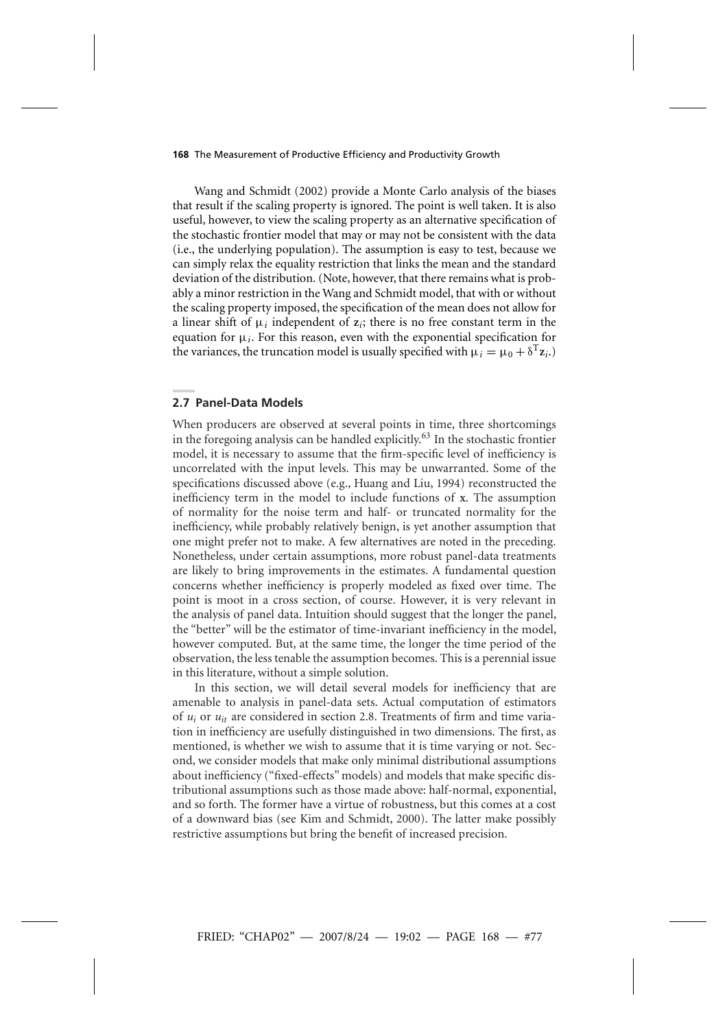Wang and Schmidt (2002) provide a Monte Carlo analysis of the biases that result if the scaling property is ignored. The point is well taken. It is also useful, however, to view the scaling property as an alternative specification of the stochastic frontier model that may or may not be consistent with the data (i.e., the underlying population). The assumption is easy to test, because we can simply relax the equality restriction that links the mean and the standard deviation of the distribution. (Note, however, that there remains what is probably a minor restriction in the Wang and Schmidt model, that with or without the scaling property imposed, the specification of the mean does not allow for a linear shift of $\mu_i$ independent of $\mathbf{z}_i$; there is no free constant term in the equation for $\mu_i$. For this reason, even with the exponential specification for the variances, the truncation model is usually specified with $\mu_i = \mu_0 + \delta^{\mathrm{T}}\mathbf{z}_i$.)

## 2.7 Panel-Data Models

When producers are observed at several points in time, three shortcomings in the foregoing analysis can be handled explicitly.[63] In the stochastic frontier model, it is necessary to assume that the firm-specific level of inefficiency is uncorrelated with the input levels. This may be unwarranted. Some of the specifications discussed above (e.g., Huang and Liu, 1994) reconstructed the inefficiency term in the model to include functions of $\mathbf{x}$. The assumption of normality for the noise term and half- or truncated normality for the inefficiency, while probably relatively benign, is yet another assumption that one might prefer not to make. A few alternatives are noted in the preceding. Nonetheless, under certain assumptions, more robust panel-data treatments are likely to bring improvements in the estimates. A fundamental question concerns whether inefficiency is properly modeled as fixed over time. The point is moot in a cross section, of course. However, it is very relevant in the analysis of panel data. Intuition should suggest that the longer the panel, the "better" will be the estimator of time-invariant inefficiency in the model, however computed. But, at the same time, the longer the time period of the observation, the less tenable the assumption becomes. This is a perennial issue in this literature, without a simple solution.

In this section, we will detail several models for inefficiency that are amenable to analysis in panel-data sets. Actual computation of estimators of $u_i$ or $u_{it}$ are considered in section 2.8. Treatments of firm and time variation in inefficiency are usefully distinguished in two dimensions. The first, as mentioned, is whether we wish to assume that it is time varying or not. Second, we consider models that make only minimal distributional assumptions about inefficiency ("fixed-effects" models) and models that make specific distributional assumptions such as those made above: half-normal, exponential, and so forth. The former have a virtue of robustness, but this comes at a cost of a downward bias (see Kim and Schmidt, 2000). The latter make possibly restrictive assumptions but bring the benefit of increased precision.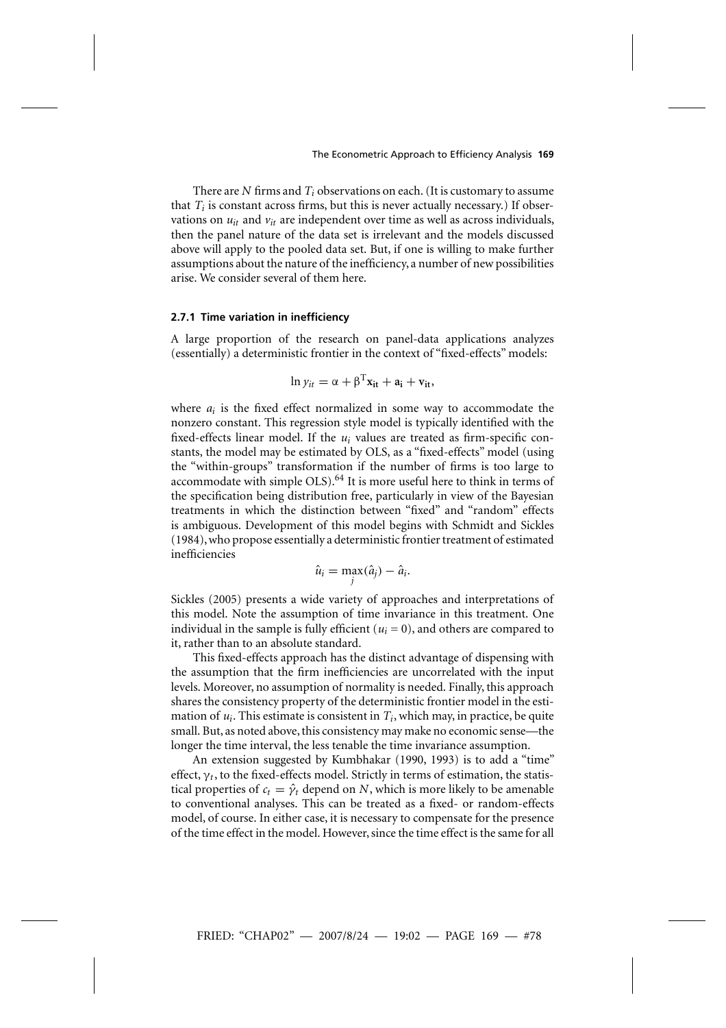There are $N$ firms and $T_i$ observations on each. (It is customary to assume that $T_i$ is constant across firms, but this is never actually necessary.) If observations on $u_{it}$ and $v_{it}$ are independent over time as well as across individuals, then the panel nature of the data set is irrelevant and the models discussed above will apply to the pooled data set. But, if one is willing to make further assumptions about the nature of the inefficiency, a number of new possibilities arise. We consider several of them here.

### 2.7.1 Time variation in inefficiency

A large proportion of the research on panel-data applications analyzes (essentially) a deterministic frontier in the context of "fixed-effects" models:

$$\ln y_{it} = \alpha + \beta^{\mathrm{T}} \mathbf{x_{it}} + \mathbf{a_i} + \mathbf{v_{it}},$$

where $a_i$ is the fixed effect normalized in some way to accommodate the nonzero constant. This regression style model is typically identified with the fixed-effects linear model. If the $u_i$ values are treated as firm-specific constants, the model may be estimated by OLS, as a "fixed-effects" model (using the "within-groups" transformation if the number of firms is too large to accommodate with simple OLS).[64] It is more useful here to think in terms of the specification being distribution free, particularly in view of the Bayesian treatments in which the distinction between "fixed" and "random" effects is ambiguous. Development of this model begins with Schmidt and Sickles (1984), who propose essentially a deterministic frontier treatment of estimated inefficiencies

$$\hat{u}_i = \max_j(\hat{a}_j) - \hat{a}_i.$$

Sickles (2005) presents a wide variety of approaches and interpretations of this model. Note the assumption of time invariance in this treatment. One individual in the sample is fully efficient ($u_i = 0$), and others are compared to it, rather than to an absolute standard.

This fixed-effects approach has the distinct advantage of dispensing with the assumption that the firm inefficiencies are uncorrelated with the input levels. Moreover, no assumption of normality is needed. Finally, this approach shares the consistency property of the deterministic frontier model in the estimation of $u_i$. This estimate is consistent in $T_i$, which may, in practice, be quite small. But, as noted above, this consistency may make no economic sense—the longer the time interval, the less tenable the time invariance assumption.

An extension suggested by Kumbhakar (1990, 1993) is to add a "time" effect, $\gamma_t$, to the fixed-effects model. Strictly in terms of estimation, the statistical properties of $c_t = \hat{\gamma}_t$ depend on $N$, which is more likely to be amenable to conventional analyses. This can be treated as a fixed- or random-effects model, of course. In either case, it is necessary to compensate for the presence of the time effect in the model. However, since the time effect is the same for all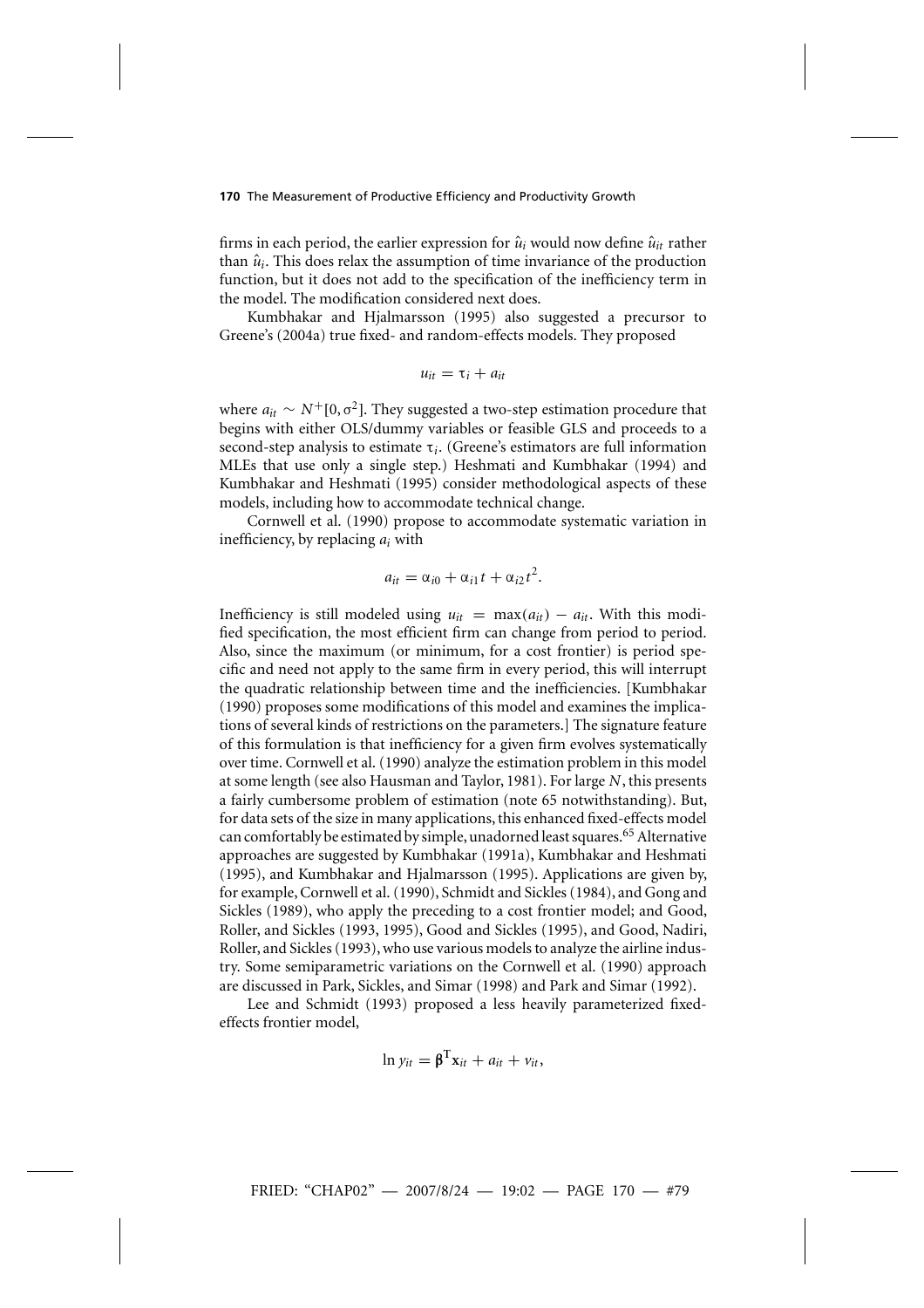firms in each period, the earlier expression for $\hat{u}_i$ would now define $\hat{u}_{it}$ rather than $\hat{u}_i$. This does relax the assumption of time invariance of the production function, but it does not add to the specification of the inefficiency term in the model. The modification considered next does.

Kumbhakar and Hjalmarsson (1995) also suggested a precursor to Greene's (2004a) true fixed- and random-effects models. They proposed

$$u_{it} = \tau_i + a_{it}$$

where $a_{it} \sim N^+[0, \sigma^2]$. They suggested a two-step estimation procedure that begins with either OLS/dummy variables or feasible GLS and proceeds to a second-step analysis to estimate $\tau_i$. (Greene's estimators are full information MLEs that use only a single step.) Heshmati and Kumbhakar (1994) and Kumbhakar and Heshmati (1995) consider methodological aspects of these models, including how to accommodate technical change.

Cornwell et al. (1990) propose to accommodate systematic variation in inefficiency, by replacing $a_i$ with

$$a_{it} = \alpha_{i0} + \alpha_{i1}t + \alpha_{i2}t^2.$$

Inefficiency is still modeled using $u_{it} = \max(a_{it}) - a_{it}$. With this modified specification, the most efficient firm can change from period to period. Also, since the maximum (or minimum, for a cost frontier) is period specific and need not apply to the same firm in every period, this will interrupt the quadratic relationship between time and the inefficiencies. [Kumbhakar (1990) proposes some modifications of this model and examines the implications of several kinds of restrictions on the parameters.] The signature feature of this formulation is that inefficiency for a given firm evolves systematically over time. Cornwell et al. (1990) analyze the estimation problem in this model at some length (see also Hausman and Taylor, 1981). For large $N$, this presents a fairly cumbersome problem of estimation (note 65 notwithstanding). But, for data sets of the size in many applications, this enhanced fixed-effects model can comfortably be estimated by simple, unadorned least squares.[65] Alternative approaches are suggested by Kumbhakar (1991a), Kumbhakar and Heshmati (1995), and Kumbhakar and Hjalmarsson (1995). Applications are given by, for example, Cornwell et al. (1990), Schmidt and Sickles (1984), and Gong and Sickles (1989), who apply the preceding to a cost frontier model; and Good, Roller, and Sickles (1993, 1995), Good and Sickles (1995), and Good, Nadiri, Roller, and Sickles (1993), who use various models to analyze the airline industry. Some semiparametric variations on the Cornwell et al. (1990) approach are discussed in Park, Sickles, and Simar (1998) and Park and Simar (1992).

Lee and Schmidt (1993) proposed a less heavily parameterized fixed-effects frontier model,

$$\ln y_{it} = \boldsymbol{\beta}^{\mathrm{T}}\mathbf{x}_{it} + a_{it} + v_{it},$$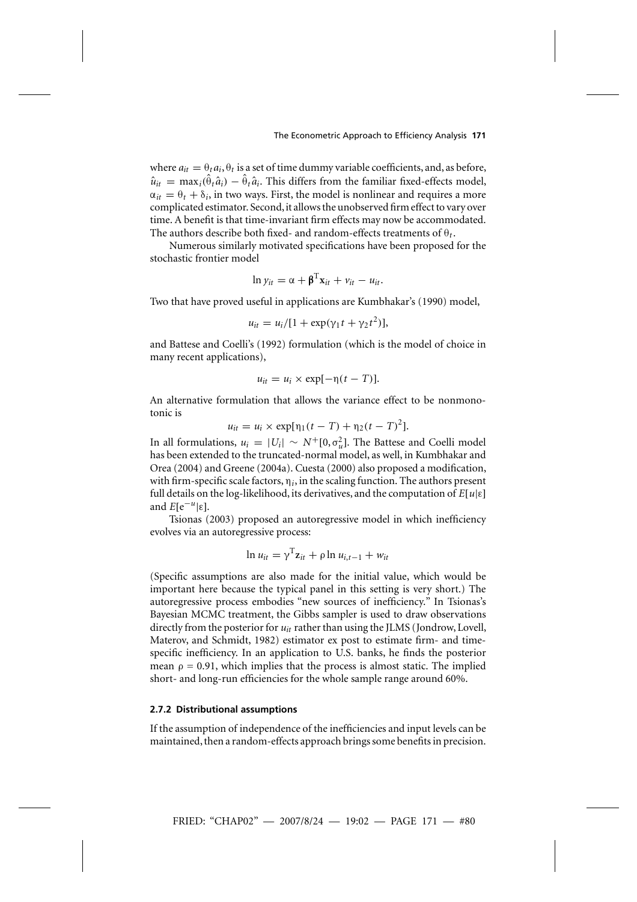where $a_{it} = \theta_t a_i, \theta_t$ is a set of time dummy variable coefficients, and, as before, $\hat{u}_{it} = \max_i(\hat{\theta}_t \hat{a}_i) - \hat{\theta}_t \hat{a}_i$. This differs from the familiar fixed-effects model, $\alpha_{it} = \theta_t + \delta_i$, in two ways. First, the model is nonlinear and requires a more complicated estimator. Second, it allows the unobserved firm effect to vary over time. A benefit is that time-invariant firm effects may now be accommodated. The authors describe both fixed- and random-effects treatments of $\theta_t$.

Numerous similarly motivated specifications have been proposed for the stochastic frontier model

$$\ln y_{it} = \alpha + \boldsymbol{\beta}^{\mathrm{T}} \mathbf{x}_{it} + v_{it} - u_{it}.$$

Two that have proved useful in applications are Kumbhakar's (1990) model,

$$u_{it} = u_i / [1 + \exp(\gamma_1 t + \gamma_2 t^2)],$$

and Battese and Coelli's (1992) formulation (which is the model of choice in many recent applications),

$$u_{it} = u_i \times \exp[-\eta(t - T)].$$

An alternative formulation that allows the variance effect to be nonmonotonic is

$$u_{it} = u_i \times \exp[\eta_1(t - T) + \eta_2(t - T)^2].$$

In all formulations, $u_i = |U_i| \sim N^+[0, \sigma_u^2]$. The Battese and Coelli model has been extended to the truncated-normal model, as well, in Kumbhakar and Orea (2004) and Greene (2004a). Cuesta (2000) also proposed a modification, with firm-specific scale factors, $\eta_i$, in the scaling function. The authors present full details on the log-likelihood, its derivatives, and the computation of $E[u|\varepsilon]$ and $E[e^{-u}|\varepsilon]$.

Tsionas (2003) proposed an autoregressive model in which inefficiency evolves via an autoregressive process:

$$\ln u_{it} = \gamma^{\mathrm{T}} \mathbf{z}_{it} + \rho \ln u_{i,t-1} + w_{it}$$

(Specific assumptions are also made for the initial value, which would be important here because the typical panel in this setting is very short.) The autoregressive process embodies "new sources of inefficiency." In Tsionas's Bayesian MCMC treatment, the Gibbs sampler is used to draw observations directly from the posterior for $u_{it}$ rather than using the JLMS (Jondrow, Lovell, Materov, and Schmidt, 1982) estimator ex post to estimate firm- and time-specific inefficiency. In an application to U.S. banks, he finds the posterior mean $\rho = 0.91$, which implies that the process is almost static. The implied short- and long-run efficiencies for the whole sample range around 60%.

#### 2.7.2 Distributional assumptions

If the assumption of independence of the inefficiencies and input levels can be maintained, then a random-effects approach brings some benefits in precision.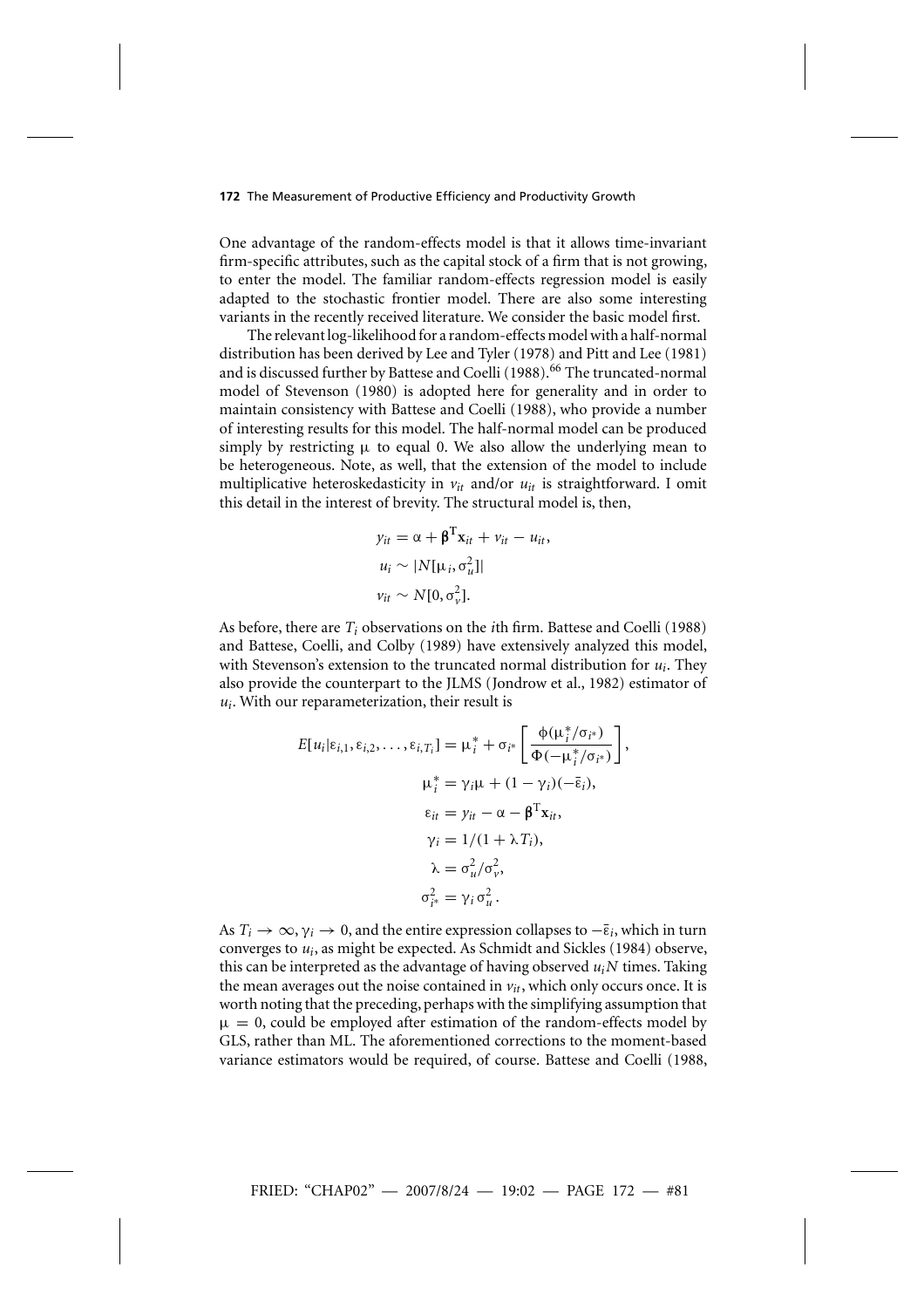One advantage of the random-effects model is that it allows time-invariant firm-specific attributes, such as the capital stock of a firm that is not growing, to enter the model. The familiar random-effects regression model is easily adapted to the stochastic frontier model. There are also some interesting variants in the recently received literature. We consider the basic model first.

The relevant log-likelihood for a random-effects model with a half-normal distribution has been derived by Lee and Tyler (1978) and Pitt and Lee (1981) and is discussed further by Battese and Coelli (1988).[66] The truncated-normal model of Stevenson (1980) is adopted here for generality and in order to maintain consistency with Battese and Coelli (1988), who provide a number of interesting results for this model. The half-normal model can be produced simply by restricting $\mu$ to equal 0. We also allow the underlying mean to be heterogeneous. Note, as well, that the extension of the model to include multiplicative heteroskedasticity in $v_{it}$ and/or $u_{it}$ is straightforward. I omit this detail in the interest of brevity. The structural model is, then,

$$
\begin{aligned}
y_{it} &= \alpha + \boldsymbol{\beta}^{\mathrm{T}}\mathbf{x}_{it} + v_{it} - u_{it}, \\
u_i &\sim |N[\mu_i, \sigma_u^2]| \\
v_{it} &\sim N[0, \sigma_v^2].
\end{aligned}
$$

As before, there are $T_i$ observations on the $i$th firm. Battese and Coelli (1988) and Battese, Coelli, and Colby (1989) have extensively analyzed this model, with Stevenson's extension to the truncated normal distribution for $u_i$. They also provide the counterpart to the JLMS (Jondrow et al., 1982) estimator of $u_i$. With our reparameterization, their result is

$$
\begin{aligned}
E[u_i|\varepsilon_{i,1}, \varepsilon_{i,2}, \ldots, \varepsilon_{i,T_i}] &= \mu_i^* + \sigma_{i*}\left[\frac{\phi(\mu_i^*/\sigma_{i*})}{\Phi(-\mu_i^*/\sigma_{i*})}\right], \\
\mu_i^* &= \gamma_i\mu + (1 - \gamma_i)(-\bar{\varepsilon}_i), \\
\varepsilon_{it} &= y_{it} - \alpha - \boldsymbol{\beta}^{\mathrm{T}}\mathbf{x}_{it}, \\
\gamma_i &= 1/(1 + \lambda T_i), \\
\lambda &= \sigma_u^2/\sigma_v^2, \\
\sigma_{i*}^2 &= \gamma_i \sigma_u^2.
\end{aligned}
$$

As $T_i \to \infty$, $\gamma_i \to 0$, and the entire expression collapses to $-\bar{\varepsilon}_i$, which in turn converges to $u_i$, as might be expected. As Schmidt and Sickles (1984) observe, this can be interpreted as the advantage of having observed $u_i N$ times. Taking the mean averages out the noise contained in $v_{it}$, which only occurs once. It is worth noting that the preceding, perhaps with the simplifying assumption that $\mu = 0$, could be employed after estimation of the random-effects model by GLS, rather than ML. The aforementioned corrections to the moment-based variance estimators would be required, of course. Battese and Coelli (1988,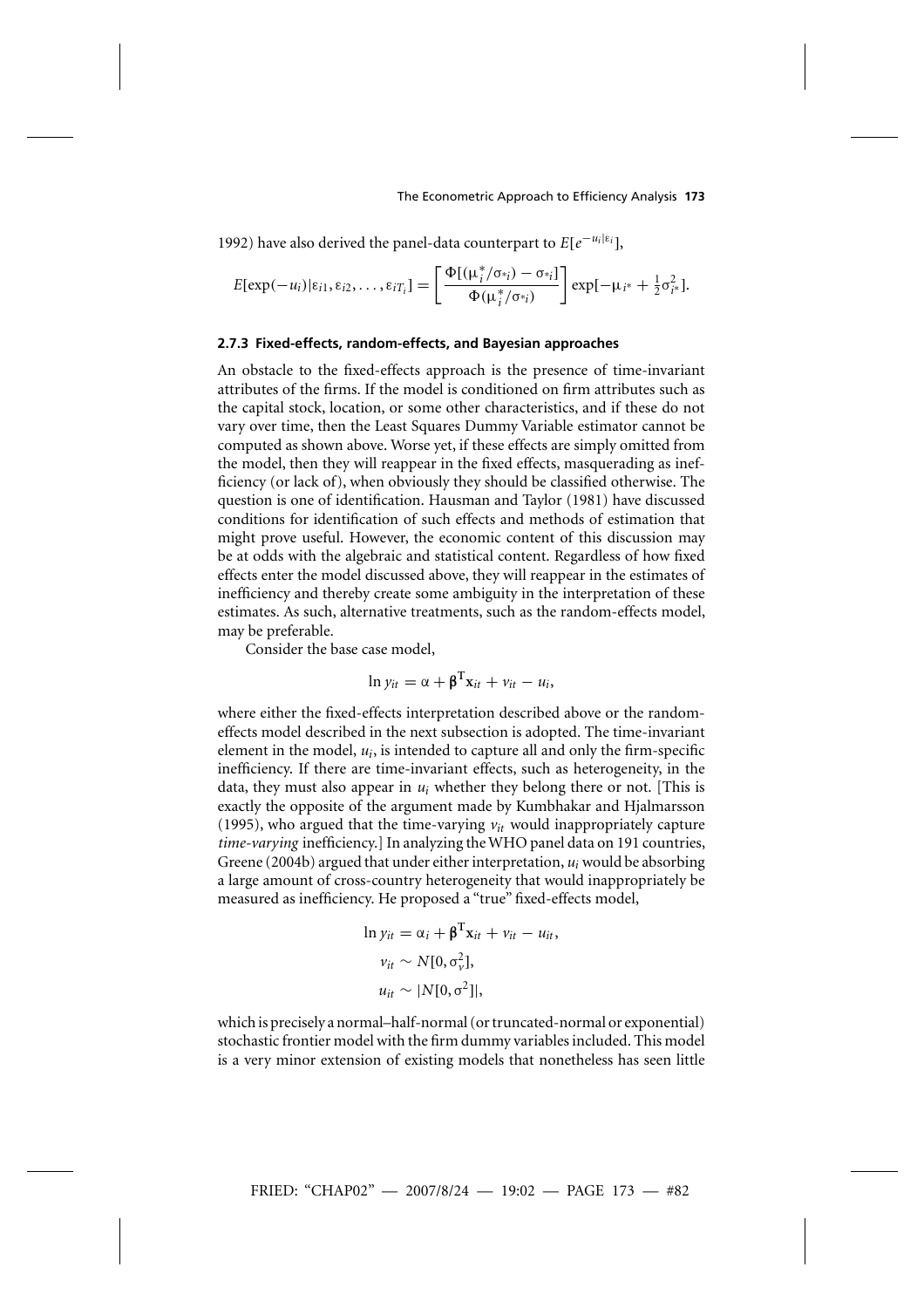1992) have also derived the panel-data counterpart to $E[e^{-u_i|\varepsilon_i}]$,

$$E[\exp(-u_i)|\varepsilon_{i1}, \varepsilon_{i2}, \ldots, \varepsilon_{iT_i}] = \left[\frac{\Phi[(\mu_i^*/\sigma_{*i}) - \sigma_{*i}]}{\Phi(\mu_i^*/\sigma_{*i})}\right] \exp[-\mu_{i^*} + \tfrac{1}{2}\sigma_{i^*}^2].$$

### 2.7.3 Fixed-effects, random-effects, and Bayesian approaches

An obstacle to the fixed-effects approach is the presence of time-invariant attributes of the firms. If the model is conditioned on firm attributes such as the capital stock, location, or some other characteristics, and if these do not vary over time, then the Least Squares Dummy Variable estimator cannot be computed as shown above. Worse yet, if these effects are simply omitted from the model, then they will reappear in the fixed effects, masquerading as inefficiency (or lack of), when obviously they should be classified otherwise. The question is one of identification. Hausman and Taylor (1981) have discussed conditions for identification of such effects and methods of estimation that might prove useful. However, the economic content of this discussion may be at odds with the algebraic and statistical content. Regardless of how fixed effects enter the model discussed above, they will reappear in the estimates of inefficiency and thereby create some ambiguity in the interpretation of these estimates. As such, alternative treatments, such as the random-effects model, may be preferable.

Consider the base case model,

$$\ln y_{it} = \alpha + \boldsymbol{\beta}^{\mathrm{T}}\mathbf{x}_{it} + v_{it} - u_i,$$

where either the fixed-effects interpretation described above or the random-effects model described in the next subsection is adopted. The time-invariant element in the model, $u_i$, is intended to capture all and only the firm-specific inefficiency. If there are time-invariant effects, such as heterogeneity, in the data, they must also appear in $u_i$ whether they belong there or not. [This is exactly the opposite of the argument made by Kumbhakar and Hjalmarsson (1995), who argued that the time-varying $v_{it}$ would inappropriately capture *time-varying* inefficiency.] In analyzing the WHO panel data on 191 countries, Greene (2004b) argued that under either interpretation, $u_i$ would be absorbing a large amount of cross-country heterogeneity that would inappropriately be measured as inefficiency. He proposed a "true" fixed-effects model,

$$\ln y_{it} = \alpha_i + \boldsymbol{\beta}^{\mathrm{T}}\mathbf{x}_{it} + v_{it} - u_{it},$$
$$v_{it} \sim N[0, \sigma_v^2],$$
$$u_{it} \sim |N[0, \sigma^2]|,$$

which is precisely a normal–half-normal (or truncated-normal or exponential) stochastic frontier model with the firm dummy variables included. This model is a very minor extension of existing models that nonetheless has seen little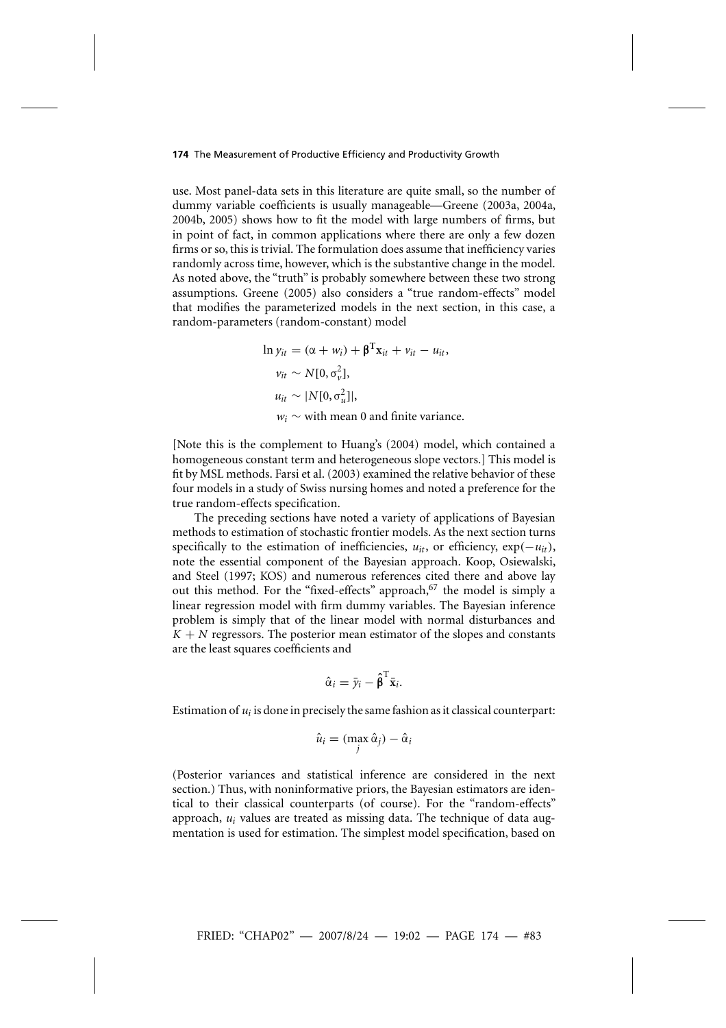use. Most panel-data sets in this literature are quite small, so the number of dummy variable coefficients is usually manageable—Greene (2003a, 2004a, 2004b, 2005) shows how to fit the model with large numbers of firms, but in point of fact, in common applications where there are only a few dozen firms or so, this is trivial. The formulation does assume that inefficiency varies randomly across time, however, which is the substantive change in the model. As noted above, the "truth" is probably somewhere between these two strong assumptions. Greene (2005) also considers a "true random-effects" model that modifies the parameterized models in the next section, in this case, a random-parameters (random-constant) model

$$
\begin{aligned}
\ln y_{it} &= (\alpha + w_i) + \boldsymbol{\beta}^{\mathrm{T}}\mathbf{x}_{it} + v_{it} - u_{it}, \\
v_{it} &\sim N[0, \sigma_v^2], \\
u_{it} &\sim |N[0, \sigma_u^2]|, \\
w_i &\sim \text{with mean 0 and finite variance.}
\end{aligned}
$$

[Note this is the complement to Huang's (2004) model, which contained a homogeneous constant term and heterogeneous slope vectors.] This model is fit by MSL methods. Farsi et al. (2003) examined the relative behavior of these four models in a study of Swiss nursing homes and noted a preference for the true random-effects specification.

The preceding sections have noted a variety of applications of Bayesian methods to estimation of stochastic frontier models. As the next section turns specifically to the estimation of inefficiencies, $u_{it}$, or efficiency, $\exp(-u_{it})$, note the essential component of the Bayesian approach. Koop, Osiewalski, and Steel (1997; KOS) and numerous references cited there and above lay out this method. For the "fixed-effects" approach,[67] the model is simply a linear regression model with firm dummy variables. The Bayesian inference problem is simply that of the linear model with normal disturbances and $K + N$ regressors. The posterior mean estimator of the slopes and constants are the least squares coefficients and

$$
\hat{\alpha}_i = \bar{y}_i - \hat{\boldsymbol{\beta}}^{\mathrm{T}}\bar{\mathbf{x}}_i.
$$

Estimation of $u_i$ is done in precisely the same fashion as it classical counterpart:

$$
\hat{u}_i = (\max_j \hat{\alpha}_j) - \hat{\alpha}_i
$$

(Posterior variances and statistical inference are considered in the next section.) Thus, with noninformative priors, the Bayesian estimators are identical to their classical counterparts (of course). For the "random-effects" approach, $u_i$ values are treated as missing data. The technique of data augmentation is used for estimation. The simplest model specification, based on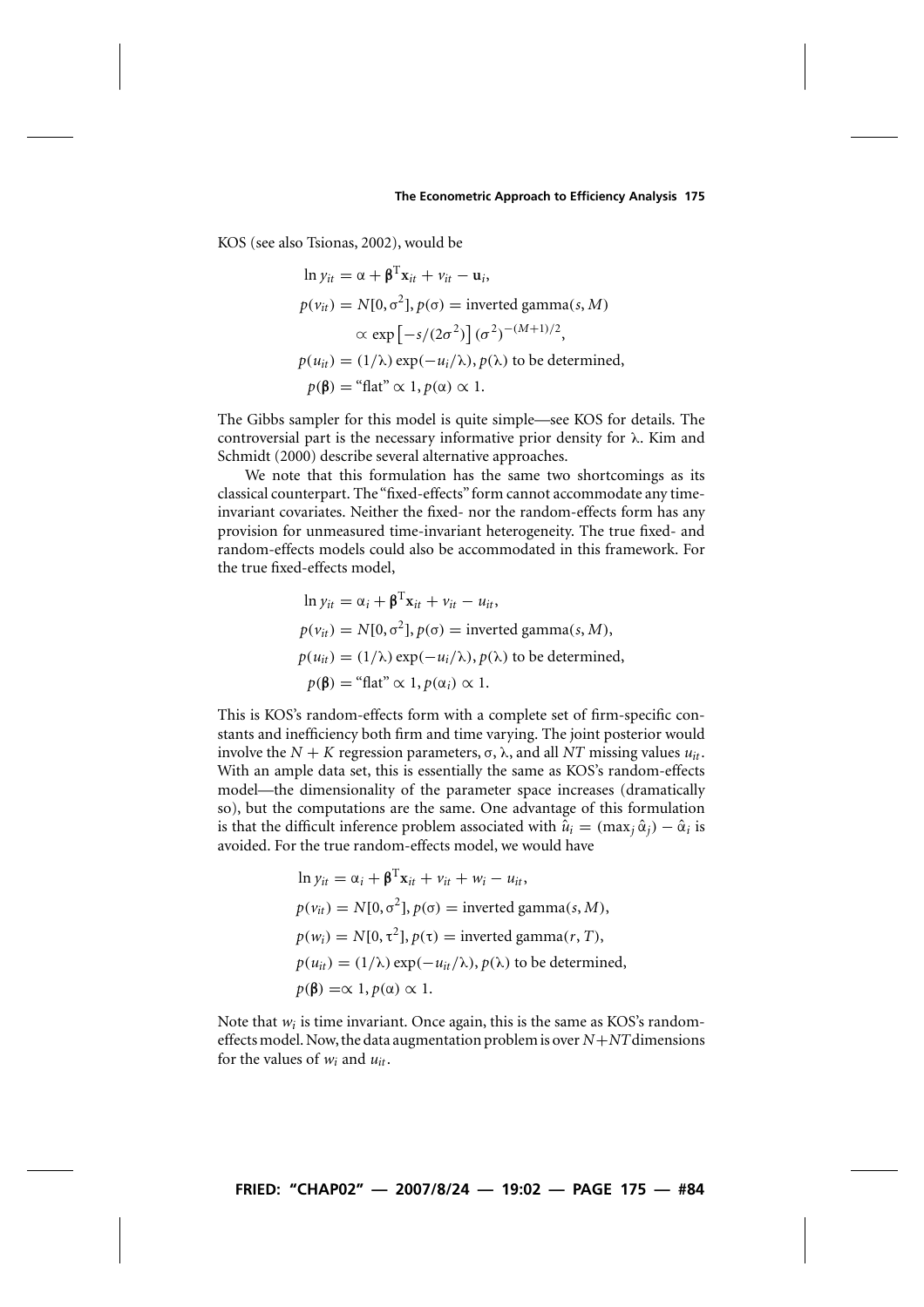KOS (see also Tsionas, 2002), would be

$$
\begin{aligned}
\ln y_{it} &= \alpha + \boldsymbol{\beta}^{\mathrm{T}}\mathbf{x}_{it} + v_{it} - \mathbf{u}_i,\\
p(v_{it}) &= N[0, \sigma^2], p(\sigma) = \text{inverted gamma}(s, M)\\
&\propto \exp\left[-s/(2\sigma^2)\right](\sigma^2)^{-(M+1)/2},\\
p(u_{it}) &= (1/\lambda)\exp(-u_i/\lambda), p(\lambda) \text{ to be determined},\\
p(\boldsymbol{\beta}) &= \text{“flat”} \propto 1, p(\alpha) \propto 1.
\end{aligned}
$$

The Gibbs sampler for this model is quite simple—see KOS for details. The controversial part is the necessary informative prior density for $\lambda$. Kim and Schmidt (2000) describe several alternative approaches.

We note that this formulation has the same two shortcomings as its classical counterpart. The "fixed-effects" form cannot accommodate any time-invariant covariates. Neither the fixed- nor the random-effects form has any provision for unmeasured time-invariant heterogeneity. The true fixed- and random-effects models could also be accommodated in this framework. For the true fixed-effects model,

$$
\begin{aligned}
\ln y_{it} &= \alpha_i + \boldsymbol{\beta}^{\mathrm{T}}\mathbf{x}_{it} + v_{it} - u_{it},\\
p(v_{it}) &= N[0, \sigma^2], p(\sigma) = \text{inverted gamma}(s, M),\\
p(u_{it}) &= (1/\lambda)\exp(-u_i/\lambda), p(\lambda) \text{ to be determined},\\
p(\boldsymbol{\beta}) &= \text{“flat”} \propto 1, p(\alpha_i) \propto 1.
\end{aligned}
$$

This is KOS's random-effects form with a complete set of firm-specific constants and inefficiency both firm and time varying. The joint posterior would involve the $N + K$ regression parameters, $\sigma$, $\lambda$, and all $NT$ missing values $u_{it}$. With an ample data set, this is essentially the same as KOS's random-effects model—the dimensionality of the parameter space increases (dramatically so), but the computations are the same. One advantage of this formulation is that the difficult inference problem associated with $\hat{u}_i = (\max_j \hat{\alpha}_j) - \hat{\alpha}_i$ is avoided. For the true random-effects model, we would have

$$
\begin{aligned}
\ln y_{it} &= \alpha_i + \boldsymbol{\beta}^{\mathrm{T}}\mathbf{x}_{it} + v_{it} + w_i - u_{it},\\
p(v_{it}) &= N[0, \sigma^2], p(\sigma) = \text{inverted gamma}(s, M),\\
p(w_i) &= N[0, \tau^2], p(\tau) = \text{inverted gamma}(r, T),\\
p(u_{it}) &= (1/\lambda)\exp(-u_{it}/\lambda), p(\lambda) \text{ to be determined},\\
p(\boldsymbol{\beta}) &= \propto 1, p(\alpha) \propto 1.
\end{aligned}
$$

Note that $w_i$ is time invariant. Once again, this is the same as KOS's random-effects model. Now, the data augmentation problem is over $N+NT$ dimensions for the values of $w_i$ and $u_{it}$.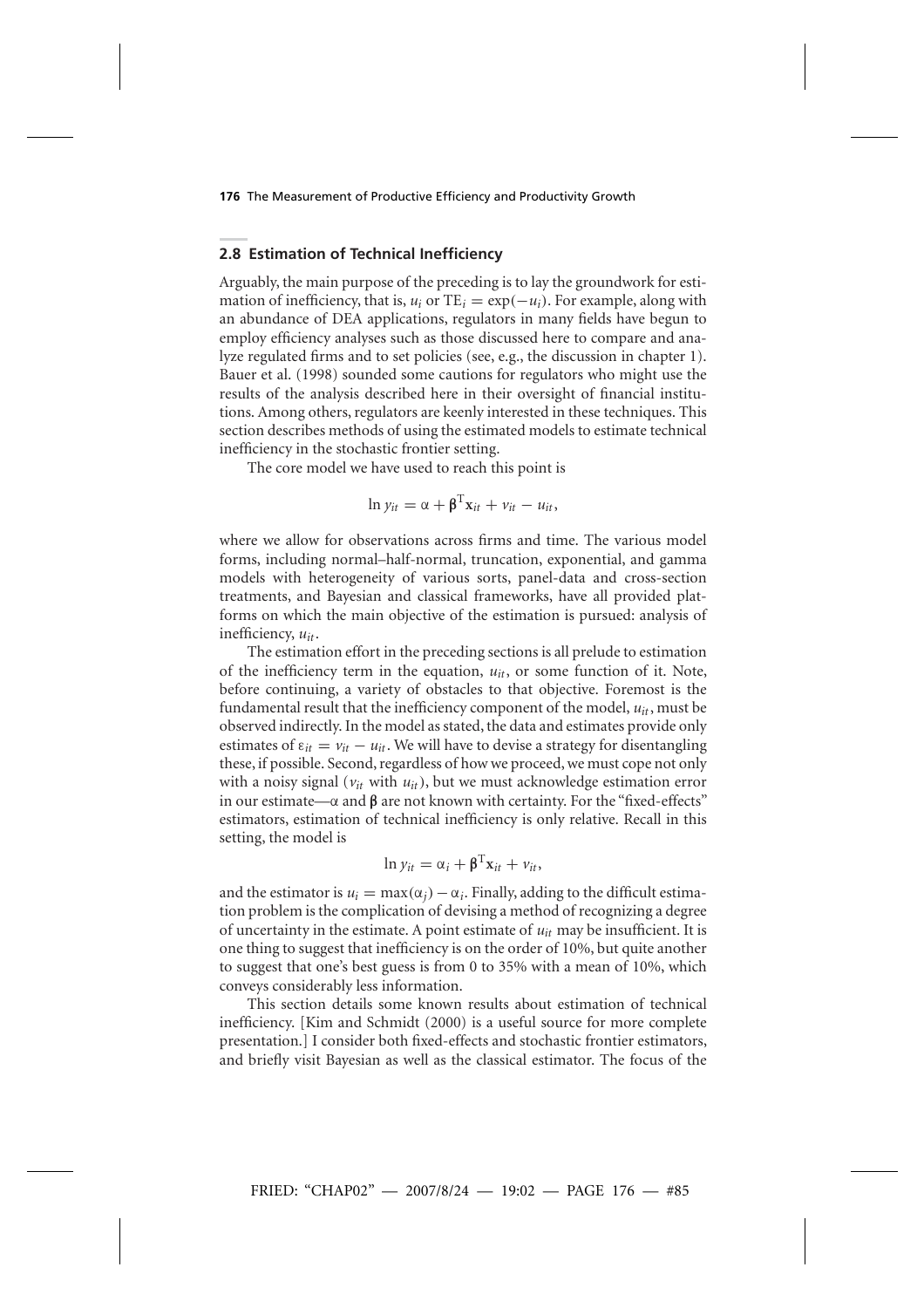## 2.8 Estimation of Technical Inefficiency

Arguably, the main purpose of the preceding is to lay the groundwork for estimation of inefficiency, that is, $u_i$ or $\mathrm{TE}_i = \exp(-u_i)$. For example, along with an abundance of DEA applications, regulators in many fields have begun to employ efficiency analyses such as those discussed here to compare and analyze regulated firms and to set policies (see, e.g., the discussion in chapter 1). Bauer et al. (1998) sounded some cautions for regulators who might use the results of the analysis described here in their oversight of financial institutions. Among others, regulators are keenly interested in these techniques. This section describes methods of using the estimated models to estimate technical inefficiency in the stochastic frontier setting.

The core model we have used to reach this point is

$$\ln y_{it} = \alpha + \boldsymbol{\beta}^{\mathrm{T}}\mathbf{x}_{it} + v_{it} - u_{it},$$

where we allow for observations across firms and time. The various model forms, including normal–half-normal, truncation, exponential, and gamma models with heterogeneity of various sorts, panel-data and cross-section treatments, and Bayesian and classical frameworks, have all provided platforms on which the main objective of the estimation is pursued: analysis of inefficiency, $u_{it}$.

The estimation effort in the preceding sections is all prelude to estimation of the inefficiency term in the equation, $u_{it}$, or some function of it. Note, before continuing, a variety of obstacles to that objective. Foremost is the fundamental result that the inefficiency component of the model, $u_{it}$, must be observed indirectly. In the model as stated, the data and estimates provide only estimates of $\varepsilon_{it} = v_{it} - u_{it}$. We will have to devise a strategy for disentangling these, if possible. Second, regardless of how we proceed, we must cope not only with a noisy signal ($v_{it}$ with $u_{it}$), but we must acknowledge estimation error in our estimate—$\alpha$ and $\boldsymbol{\beta}$ are not known with certainty. For the "fixed-effects" estimators, estimation of technical inefficiency is only relative. Recall in this setting, the model is

$$\ln y_{it} = \alpha_i + \boldsymbol{\beta}^{\mathrm{T}}\mathbf{x}_{it} + v_{it},$$

and the estimator is $u_i = \max(\alpha_j) - \alpha_i$. Finally, adding to the difficult estimation problem is the complication of devising a method of recognizing a degree of uncertainty in the estimate. A point estimate of $u_{it}$ may be insufficient. It is one thing to suggest that inefficiency is on the order of 10%, but quite another to suggest that one's best guess is from 0 to 35% with a mean of 10%, which conveys considerably less information.

This section details some known results about estimation of technical inefficiency. [Kim and Schmidt (2000) is a useful source for more complete presentation.] I consider both fixed-effects and stochastic frontier estimators, and briefly visit Bayesian as well as the classical estimator. The focus of the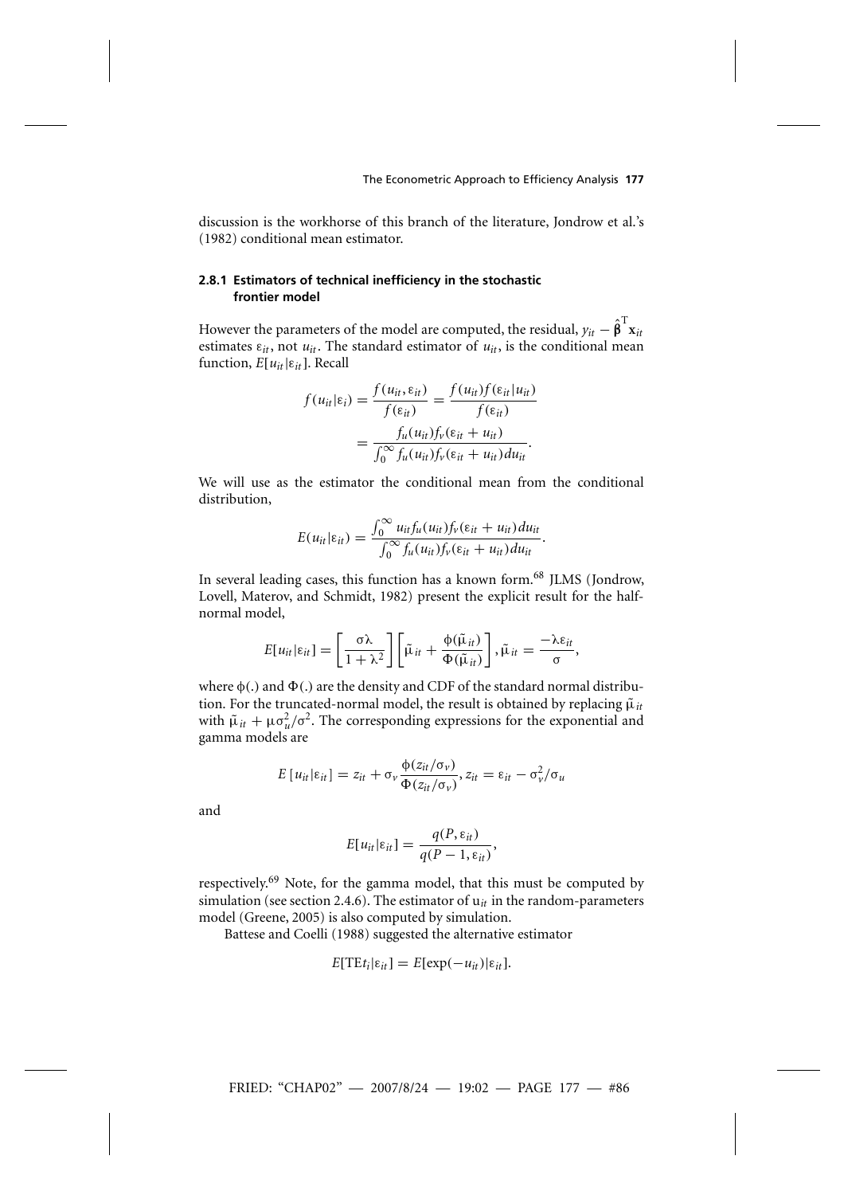discussion is the workhorse of this branch of the literature, Jondrow et al.'s (1982) conditional mean estimator.

### 2.8.1 Estimators of technical inefficiency in the stochastic frontier model

However the parameters of the model are computed, the residual, $y_{it} - \hat{\boldsymbol{\beta}}^{\mathrm{T}}\mathbf{x}_{it}$ estimates $\varepsilon_{it}$, not $u_{it}$. The standard estimator of $u_{it}$, is the conditional mean function, $E[u_{it}|\varepsilon_{it}]$. Recall

$$
\begin{aligned}
f(u_{it}|\varepsilon_i) = \frac{f(u_{it}, \varepsilon_{it})}{f(\varepsilon_{it})} &= \frac{f(u_{it})f(\varepsilon_{it}|u_{it})}{f(\varepsilon_{it})} \\
&= \frac{f_u(u_{it})f_v(\varepsilon_{it} + u_{it})}{\int_0^\infty f_u(u_{it})f_v(\varepsilon_{it} + u_{it})du_{it}}.
\end{aligned}
$$

We will use as the estimator the conditional mean from the conditional distribution,

$$
E(u_{it}|\varepsilon_{it}) = \frac{\int_0^\infty u_{it}f_u(u_{it})f_v(\varepsilon_{it} + u_{it})du_{it}}{\int_0^\infty f_u(u_{it})f_v(\varepsilon_{it} + u_{it})du_{it}}.
$$

In several leading cases, this function has a known form.[68] JLMS (Jondrow, Lovell, Materov, and Schmidt, 1982) present the explicit result for the half-normal model,

$$
E[u_{it}|\varepsilon_{it}] = \left[\frac{\sigma\lambda}{1 + \lambda^2}\right]\left[\tilde{\mu}_{it} + \frac{\phi(\tilde{\mu}_{it})}{\Phi(\tilde{\mu}_{it})}\right], \tilde{\mu}_{it} = \frac{-\lambda\varepsilon_{it}}{\sigma},
$$

where $\phi(.)$ and $\Phi(.)$ are the density and CDF of the standard normal distribution. For the truncated-normal model, the result is obtained by replacing $\tilde{\mu}_{it}$ with $\tilde{\mu}_{it} + \mu\sigma_u^2/\sigma^2$. The corresponding expressions for the exponential and gamma models are

$$
E\left[u_{it}|\varepsilon_{it}\right] = z_{it} + \sigma_v\frac{\phi(z_{it}/\sigma_v)}{\Phi(z_{it}/\sigma_v)}, z_{it} = \varepsilon_{it} - \sigma_v^2/\sigma_u
$$

and

$$
E[u_{it}|\varepsilon_{it}] = \frac{q(P, \varepsilon_{it})}{q(P-1, \varepsilon_{it})},
$$

respectively.[69] Note, for the gamma model, that this must be computed by simulation (see section 2.4.6). The estimator of $u_{it}$ in the random-parameters model (Greene, 2005) is also computed by simulation.

Battese and Coelli (1988) suggested the alternative estimator

$$
E[\mathrm{TE}t_i|\varepsilon_{it}] = E[\exp(-u_{it})|\varepsilon_{it}].
$$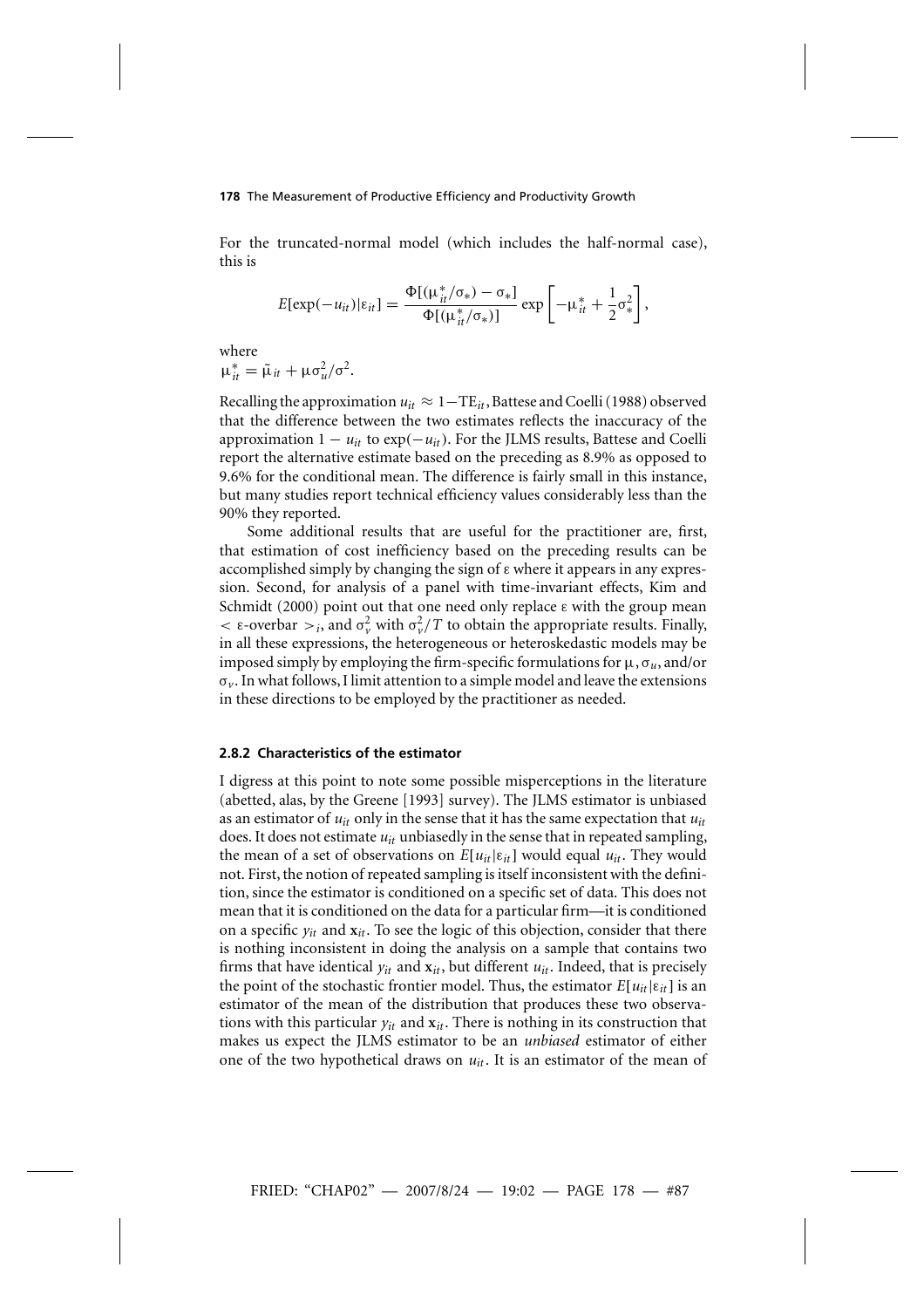For the truncated-normal model (which includes the half-normal case), this is

$$E[\exp(-u_{it})|\varepsilon_{it}] = \frac{\Phi[(\mu_{it}^*/\sigma_*) - \sigma_*]}{\Phi[(\mu_{it}^*/\sigma_*)]} \exp\left[-\mu_{it}^* + \frac{1}{2}\sigma_*^2\right],$$

where
$\mu_{it}^* = \tilde{\mu}_{it} + \mu\sigma_u^2/\sigma^2$.

Recalling the approximation $u_{it} \approx 1 - \text{TE}_{it}$, Battese and Coelli (1988) observed that the difference between the two estimates reflects the inaccuracy of the approximation $1 - u_{it}$ to $\exp(-u_{it})$. For the JLMS results, Battese and Coelli report the alternative estimate based on the preceding as 8.9% as opposed to 9.6% for the conditional mean. The difference is fairly small in this instance, but many studies report technical efficiency values considerably less than the 90% they reported.

Some additional results that are useful for the practitioner are, first, that estimation of cost inefficiency based on the preceding results can be accomplished simply by changing the sign of $\varepsilon$ where it appears in any expression. Second, for analysis of a panel with time-invariant effects, Kim and Schmidt (2000) point out that one need only replace $\varepsilon$ with the group mean $<$ ε-overbar $>_i$, and $\sigma_v^2$ with $\sigma_v^2/T$ to obtain the appropriate results. Finally, in all these expressions, the heterogeneous or heteroskedastic models may be imposed simply by employing the firm-specific formulations for $\mu$, $\sigma_u$, and/or $\sigma_v$. In what follows, I limit attention to a simple model and leave the extensions in these directions to be employed by the practitioner as needed.

### 2.8.2 Characteristics of the estimator

I digress at this point to note some possible misperceptions in the literature (abetted, alas, by the Greene [1993] survey). The JLMS estimator is unbiased as an estimator of $u_{it}$ only in the sense that it has the same expectation that $u_{it}$ does. It does not estimate $u_{it}$ unbiasedly in the sense that in repeated sampling, the mean of a set of observations on $E[u_{it}|\varepsilon_{it}]$ would equal $u_{it}$. They would not. First, the notion of repeated sampling is itself inconsistent with the definition, since the estimator is conditioned on a specific set of data. This does not mean that it is conditioned on the data for a particular firm—it is conditioned on a specific $y_{it}$ and $\mathbf{x}_{it}$. To see the logic of this objection, consider that there is nothing inconsistent in doing the analysis on a sample that contains two firms that have identical $y_{it}$ and $\mathbf{x}_{it}$, but different $u_{it}$. Indeed, that is precisely the point of the stochastic frontier model. Thus, the estimator $E[u_{it}|\varepsilon_{it}]$ is an estimator of the mean of the distribution that produces these two observations with this particular $y_{it}$ and $\mathbf{x}_{it}$. There is nothing in its construction that makes us expect the JLMS estimator to be an *unbiased* estimator of either one of the two hypothetical draws on $u_{it}$. It is an estimator of the mean of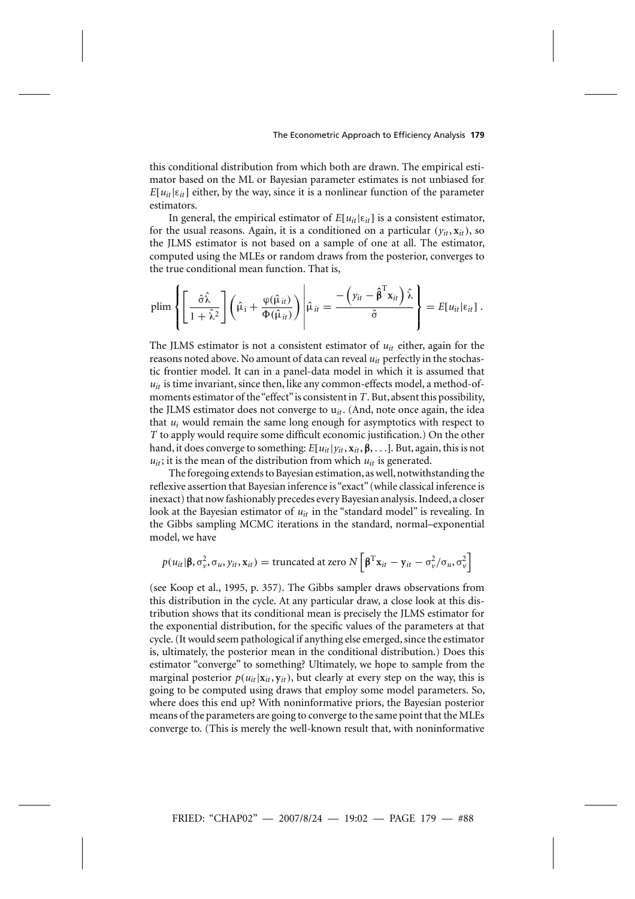this conditional distribution from which both are drawn. The empirical estimator based on the ML or Bayesian parameter estimates is not unbiased for $E[u_{it}|\varepsilon_{it}]$ either, by the way, since it is a nonlinear function of the parameter estimators.

In general, the empirical estimator of $E[u_{it}|\varepsilon_{it}]$ is a consistent estimator, for the usual reasons. Again, it is a conditioned on a particular $(y_{it}, \mathbf{x}_{it})$, so the JLMS estimator is not based on a sample of one at all. The estimator, computed using the MLEs or random draws from the posterior, converges to the true conditional mean function. That is,

$$\text{plim}\left\{\left[\frac{\hat{\sigma}\hat{\lambda}}{1+\hat{\lambda}^2}\right]\left(\hat{\mu}_i + \frac{\varphi(\hat{\mu}_{it})}{\Phi(\hat{\mu}_{it})}\right)\middle|\hat{\mu}_{it} = \frac{-\left(y_{it} - \hat{\boldsymbol{\beta}}^{\mathrm{T}}\mathbf{x}_{it}\right)\hat{\lambda}}{\hat{\sigma}}\right\} = E[u_{it}|\varepsilon_{it}]\,.$$

The JLMS estimator is not a consistent estimator of $u_{it}$ either, again for the reasons noted above. No amount of data can reveal $u_{it}$ perfectly in the stochastic frontier model. It can in a panel-data model in which it is assumed that $u_{it}$ is time invariant, since then, like any common-effects model, a method-of-moments estimator of the "effect" is consistent in $T$. But, absent this possibility, the JLMS estimator does not converge to $u_{it}$. (And, note once again, the idea that $u_i$ would remain the same long enough for asymptotics with respect to $T$ to apply would require some difficult economic justification.) On the other hand, it does converge to something: $E[u_{it}|y_{it}, \mathbf{x}_{it}, \boldsymbol{\beta}, \ldots]$. But, again, this is not $u_{it}$; it is the mean of the distribution from which $u_{it}$ is generated.

The foregoing extends to Bayesian estimation, as well, notwithstanding the reflexive assertion that Bayesian inference is "exact" (while classical inference is inexact) that now fashionably precedes every Bayesian analysis. Indeed, a closer look at the Bayesian estimator of $u_{it}$ in the "standard model" is revealing. In the Gibbs sampling MCMC iterations in the standard, normal–exponential model, we have

$$p(u_{it}|\boldsymbol{\beta}, \sigma_v^2, \sigma_u, y_{it}, \mathbf{x}_{it}) = \text{truncated at zero } N\left[\boldsymbol{\beta}^{\mathrm{T}}\mathbf{x}_{it} - \mathbf{y}_{it} - \sigma_v^2/\sigma_u, \sigma_v^2\right]$$

(see Koop et al., 1995, p. 357). The Gibbs sampler draws observations from this distribution in the cycle. At any particular draw, a close look at this distribution shows that its conditional mean is precisely the JLMS estimator for the exponential distribution, for the specific values of the parameters at that cycle. (It would seem pathological if anything else emerged, since the estimator is, ultimately, the posterior mean in the conditional distribution.) Does this estimator "converge" to something? Ultimately, we hope to sample from the marginal posterior $p(u_{it}|\mathbf{x}_{it}, \mathbf{y}_{it})$, but clearly at every step on the way, this is going to be computed using draws that employ some model parameters. So, where does this end up? With noninformative priors, the Bayesian posterior means of the parameters are going to converge to the same point that the MLEs converge to. (This is merely the well-known result that, with noninformative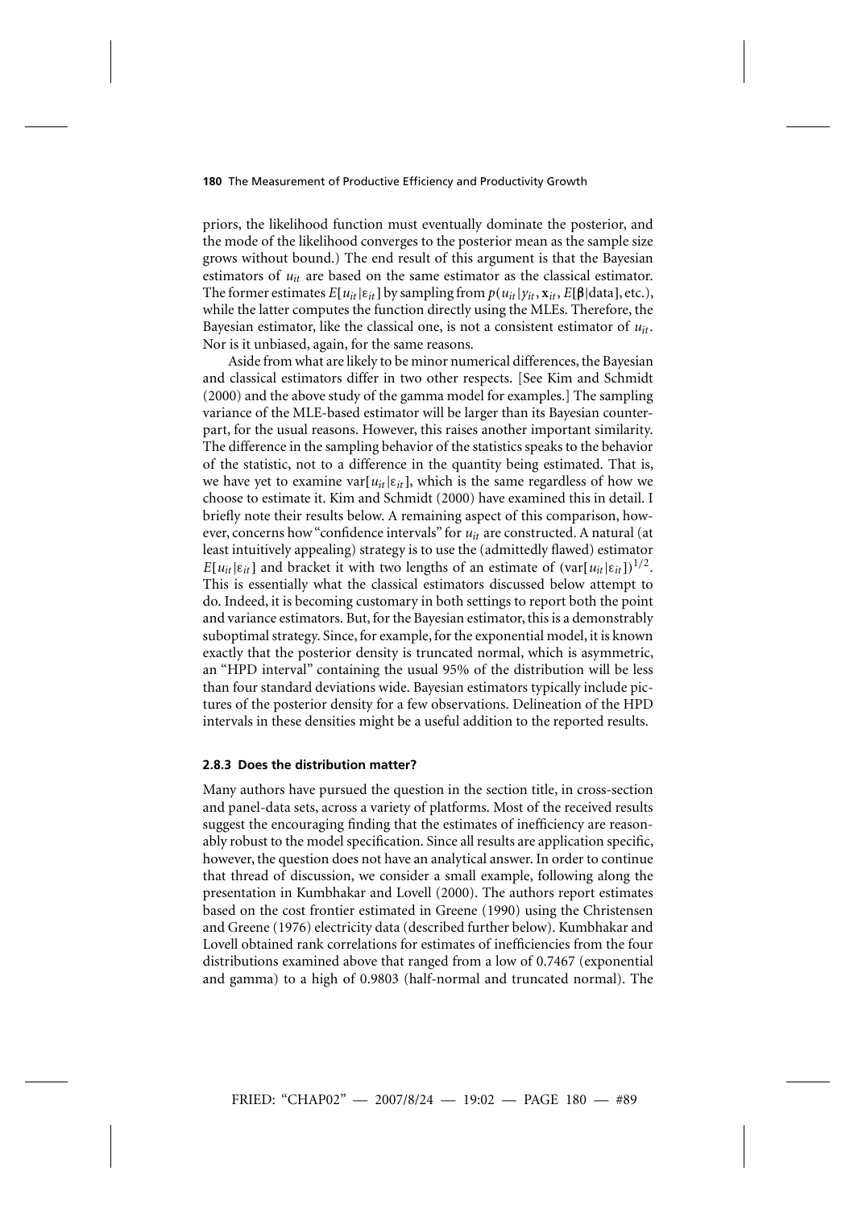priors, the likelihood function must eventually dominate the posterior, and the mode of the likelihood converges to the posterior mean as the sample size grows without bound.) The end result of this argument is that the Bayesian estimators of $u_{it}$ are based on the same estimator as the classical estimator. The former estimates $E[u_{it}|\varepsilon_{it}]$ by sampling from $p(u_{it}|y_{it}, \mathbf{x}_{it}, E[\boldsymbol{\beta}|\text{data}], \text{etc.})$, while the latter computes the function directly using the MLEs. Therefore, the Bayesian estimator, like the classical one, is not a consistent estimator of $u_{it}$. Nor is it unbiased, again, for the same reasons.

Aside from what are likely to be minor numerical differences, the Bayesian and classical estimators differ in two other respects. [See Kim and Schmidt (2000) and the above study of the gamma model for examples.] The sampling variance of the MLE-based estimator will be larger than its Bayesian counterpart, for the usual reasons. However, this raises another important similarity. The difference in the sampling behavior of the statistics speaks to the behavior of the statistic, not to a difference in the quantity being estimated. That is, we have yet to examine $\text{var}[u_{it}|\varepsilon_{it}]$, which is the same regardless of how we choose to estimate it. Kim and Schmidt (2000) have examined this in detail. I briefly note their results below. A remaining aspect of this comparison, however, concerns how "confidence intervals" for $u_{it}$ are constructed. A natural (at least intuitively appealing) strategy is to use the (admittedly flawed) estimator $E[u_{it}|\varepsilon_{it}]$ and bracket it with two lengths of an estimate of $(\text{var}[u_{it}|\varepsilon_{it}])^{1/2}$. This is essentially what the classical estimators discussed below attempt to do. Indeed, it is becoming customary in both settings to report both the point and variance estimators. But, for the Bayesian estimator, this is a demonstrably suboptimal strategy. Since, for example, for the exponential model, it is known exactly that the posterior density is truncated normal, which is asymmetric, an "HPD interval" containing the usual 95% of the distribution will be less than four standard deviations wide. Bayesian estimators typically include pictures of the posterior density for a few observations. Delineation of the HPD intervals in these densities might be a useful addition to the reported results.

### 2.8.3 Does the distribution matter?

Many authors have pursued the question in the section title, in cross-section and panel-data sets, across a variety of platforms. Most of the received results suggest the encouraging finding that the estimates of inefficiency are reasonably robust to the model specification. Since all results are application specific, however, the question does not have an analytical answer. In order to continue that thread of discussion, we consider a small example, following along the presentation in Kumbhakar and Lovell (2000). The authors report estimates based on the cost frontier estimated in Greene (1990) using the Christensen and Greene (1976) electricity data (described further below). Kumbhakar and Lovell obtained rank correlations for estimates of inefficiencies from the four distributions examined above that ranged from a low of 0.7467 (exponential and gamma) to a high of 0.9803 (half-normal and truncated normal). The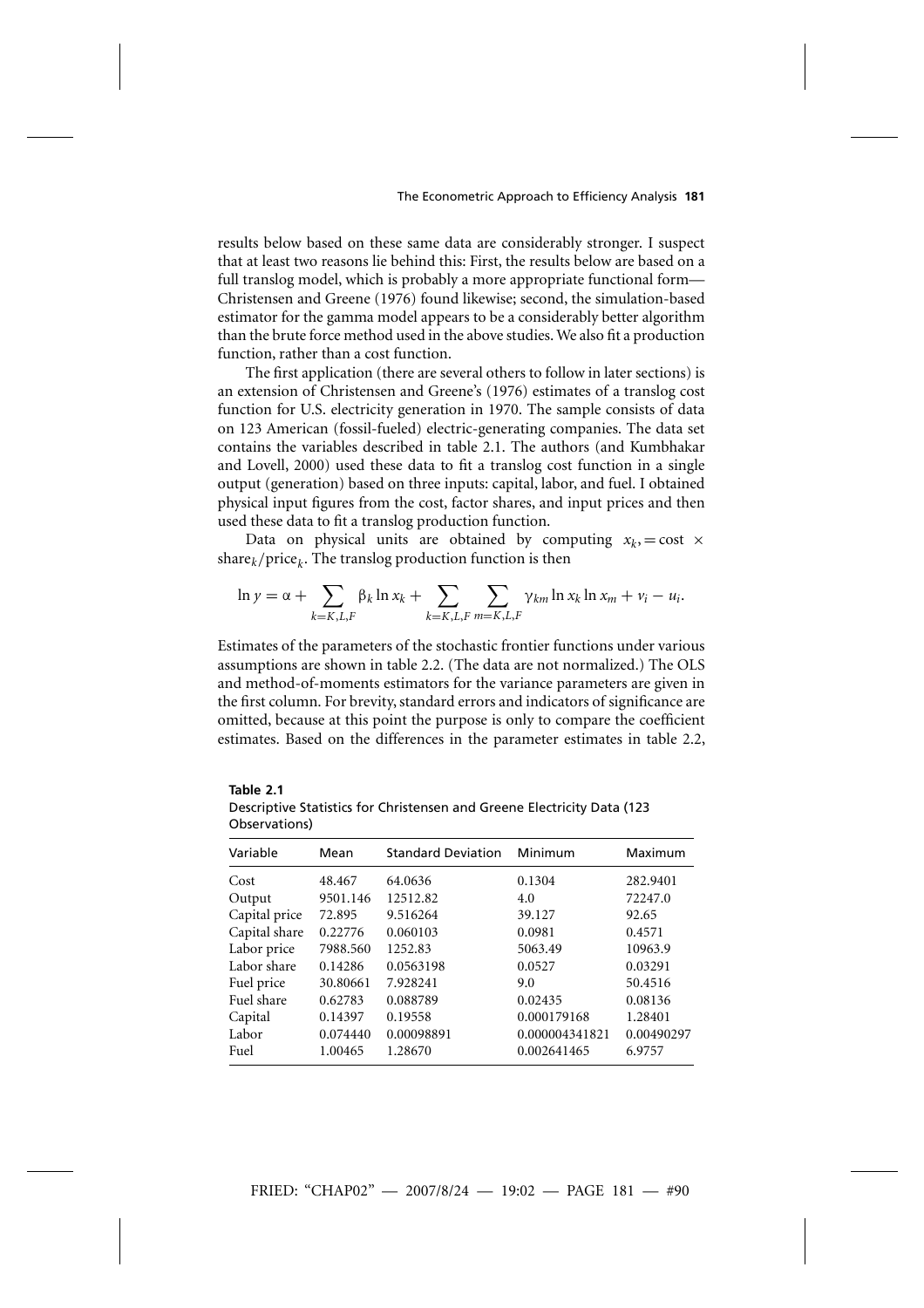results below based on these same data are considerably stronger. I suspect that at least two reasons lie behind this: First, the results below are based on a full translog model, which is probably a more appropriate functional form—Christensen and Greene (1976) found likewise; second, the simulation-based estimator for the gamma model appears to be a considerably better algorithm than the brute force method used in the above studies. We also fit a production function, rather than a cost function.

The first application (there are several others to follow in later sections) is an extension of Christensen and Greene's (1976) estimates of a translog cost function for U.S. electricity generation in 1970. The sample consists of data on 123 American (fossil-fueled) electric-generating companies. The data set contains the variables described in table 2.1. The authors (and Kumbhakar and Lovell, 2000) used these data to fit a translog cost function in a single output (generation) based on three inputs: capital, labor, and fuel. I obtained physical input figures from the cost, factor shares, and input prices and then used these data to fit a translog production function.

Data on physical units are obtained by computing $x_k, = \text{cost} \times \text{share}_k/\text{price}_k$. The translog production function is then

$$\ln y = \alpha + \sum_{k=K,L,F} \beta_k \ln x_k + \sum_{k=K,L,F} \sum_{m=K,L,F} \gamma_{km} \ln x_k \ln x_m + v_i - u_i.$$

Estimates of the parameters of the stochastic frontier functions under various assumptions are shown in table 2.2. (The data are not normalized.) The OLS and method-of-moments estimators for the variance parameters are given in the first column. For brevity, standard errors and indicators of significance are omitted, because at this point the purpose is only to compare the coefficient estimates. Based on the differences in the parameter estimates in table 2.2,

**Table 2.1**
Descriptive Statistics for Christensen and Greene Electricity Data (123 Observations)

| Variable | Mean | Standard Deviation | Minimum | Maximum |
|---|---|---|---|---|
| Cost | 48.467 | 64.0636 | 0.1304 | 282.9401 |
| Output | 9501.146 | 12512.82 | 4.0 | 72247.0 |
| Capital price | 72.895 | 9.516264 | 39.127 | 92.65 |
| Capital share | 0.22776 | 0.060103 | 0.0981 | 0.4571 |
| Labor price | 7988.560 | 1252.83 | 5063.49 | 10963.9 |
| Labor share | 0.14286 | 0.0563198 | 0.0527 | 0.03291 |
| Fuel price | 30.80661 | 7.928241 | 9.0 | 50.4516 |
| Fuel share | 0.62783 | 0.088789 | 0.02435 | 0.08136 |
| Capital | 0.14397 | 0.19558 | 0.000179168 | 1.28401 |
| Labor | 0.074440 | 0.00098891 | 0.000004341821 | 0.00490297 |
| Fuel | 1.00465 | 1.28670 | 0.002641465 | 6.9757 |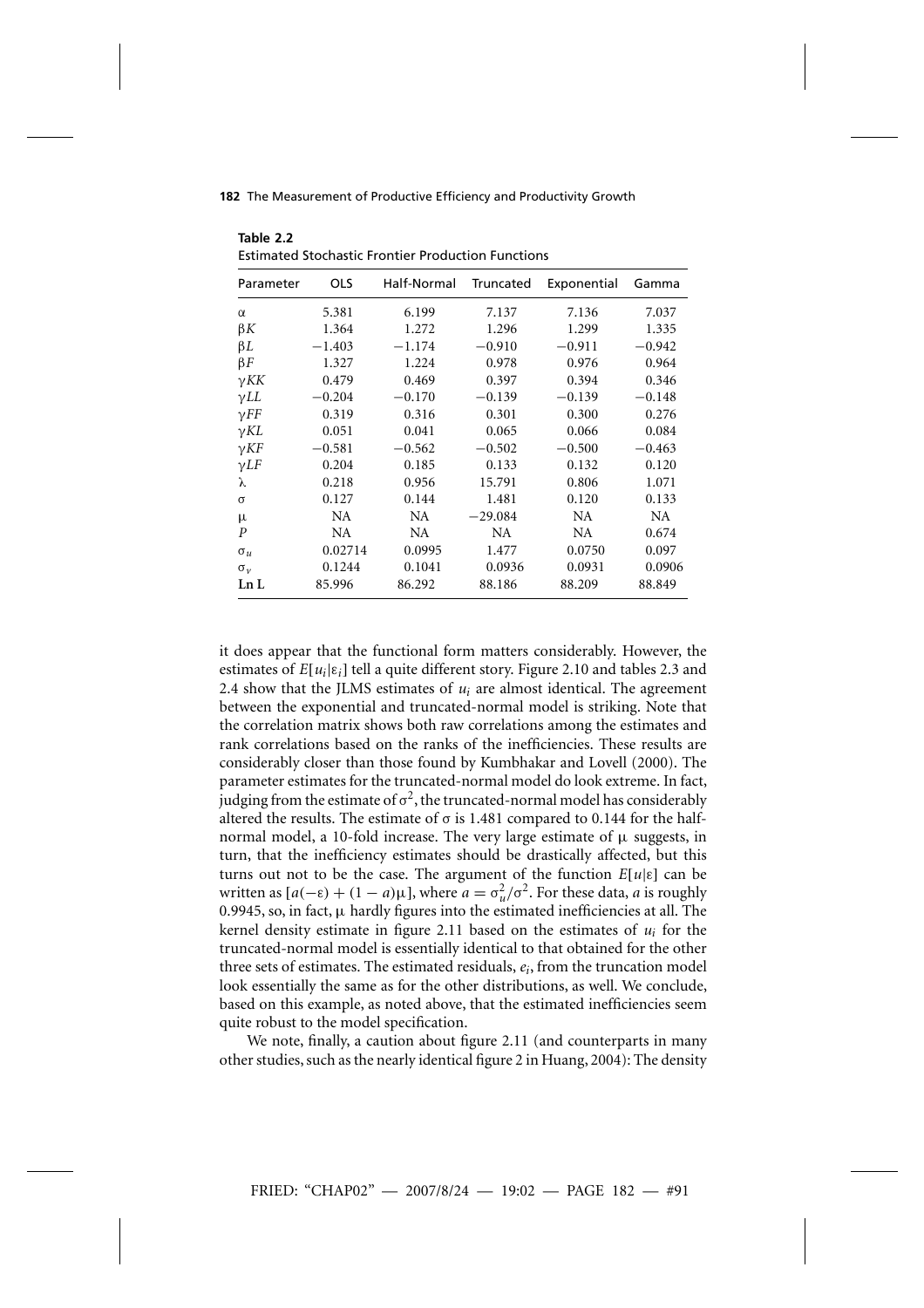**Table 2.2**
Estimated Stochastic Frontier Production Functions

| Parameter | OLS | Half-Normal | Truncated | Exponential | Gamma |
|---|---|---|---|---|---|
| $\alpha$ | 5.381 | 6.199 | 7.137 | 7.136 | 7.037 |
| $\beta K$ | 1.364 | 1.272 | 1.296 | 1.299 | 1.335 |
| $\beta L$ | −1.403 | −1.174 | −0.910 | −0.911 | −0.942 |
| $\beta F$ | 1.327 | 1.224 | 0.978 | 0.976 | 0.964 |
| $\gamma KK$ | 0.479 | 0.469 | 0.397 | 0.394 | 0.346 |
| $\gamma LL$ | −0.204 | −0.170 | −0.139 | −0.139 | −0.148 |
| $\gamma FF$ | 0.319 | 0.316 | 0.301 | 0.300 | 0.276 |
| $\gamma KL$ | 0.051 | 0.041 | 0.065 | 0.066 | 0.084 |
| $\gamma KF$ | −0.581 | −0.562 | −0.502 | −0.500 | −0.463 |
| $\gamma LF$ | 0.204 | 0.185 | 0.133 | 0.132 | 0.120 |
| $\lambda$ | 0.218 | 0.956 | 15.791 | 0.806 | 1.071 |
| $\sigma$ | 0.127 | 0.144 | 1.481 | 0.120 | 0.133 |
| $\mu$ | NA | NA | −29.084 | NA | NA |
| $P$ | NA | NA | NA | NA | 0.674 |
| $\sigma_u$ | 0.02714 | 0.0995 | 1.477 | 0.0750 | 0.097 |
| $\sigma_v$ | 0.1244 | 0.1041 | 0.0936 | 0.0931 | 0.0906 |
| **Ln L** | 85.996 | 86.292 | 88.186 | 88.209 | 88.849 |

it does appear that the functional form matters considerably. However, the estimates of $E[u_i|\varepsilon_i]$ tell a quite different story. Figure 2.10 and tables 2.3 and 2.4 show that the JLMS estimates of $u_i$ are almost identical. The agreement between the exponential and truncated-normal model is striking. Note that the correlation matrix shows both raw correlations among the estimates and rank correlations based on the ranks of the inefficiencies. These results are considerably closer than those found by Kumbhakar and Lovell (2000). The parameter estimates for the truncated-normal model do look extreme. In fact, judging from the estimate of $\sigma^2$, the truncated-normal model has considerably altered the results. The estimate of $\sigma$ is 1.481 compared to 0.144 for the half-normal model, a 10-fold increase. The very large estimate of $\mu$ suggests, in turn, that the inefficiency estimates should be drastically affected, but this turns out not to be the case. The argument of the function $E[u|\varepsilon]$ can be written as $[a(-\varepsilon) + (1 - a)\mu]$, where $a = \sigma_u^2/\sigma^2$. For these data, $a$ is roughly 0.9945, so, in fact, $\mu$ hardly figures into the estimated inefficiencies at all. The kernel density estimate in figure 2.11 based on the estimates of $u_i$ for the truncated-normal model is essentially identical to that obtained for the other three sets of estimates. The estimated residuals, $e_i$, from the truncation model look essentially the same as for the other distributions, as well. We conclude, based on this example, as noted above, that the estimated inefficiencies seem quite robust to the model specification.

We note, finally, a caution about figure 2.11 (and counterparts in many other studies, such as the nearly identical figure 2 in Huang, 2004): The density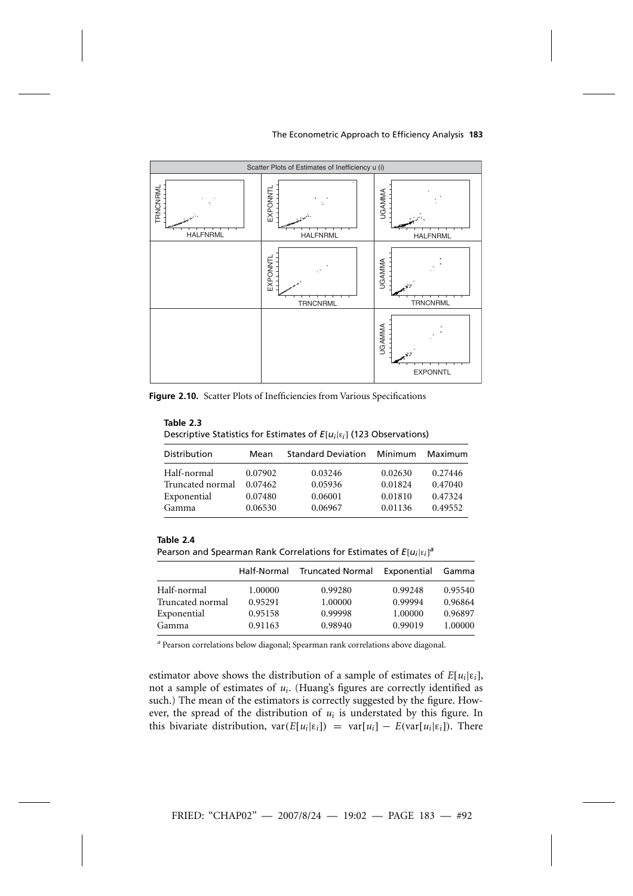Figure 2.10. Scatter Plots of Inefficiencies from Various Specifications

**Table 2.3**
Descriptive Statistics for Estimates of $E[u_i|\varepsilon_i]$ (123 Observations)

| Distribution | Mean | Standard Deviation | Minimum | Maximum |
|---|---|---|---|---|
| Half-normal | 0.07902 | 0.03246 | 0.02630 | 0.27446 |
| Truncated normal | 0.07462 | 0.05936 | 0.01824 | 0.47040 |
| Exponential | 0.07480 | 0.06001 | 0.01810 | 0.47324 |
| Gamma | 0.06530 | 0.06967 | 0.01136 | 0.49552 |

**Table 2.4**
Pearson and Spearman Rank Correlations for Estimates of $E[u_i|\varepsilon_i]$[a]

| | Half-Normal | Truncated Normal | Exponential | Gamma |
|---|---|---|---|---|
| Half-normal | 1.00000 | 0.99280 | 0.99248 | 0.95540 |
| Truncated normal | 0.95291 | 1.00000 | 0.99994 | 0.96864 |
| Exponential | 0.95158 | 0.99998 | 1.00000 | 0.96897 |
| Gamma | 0.91163 | 0.98940 | 0.99019 | 1.00000 |

[a] Pearson correlations below diagonal; Spearman rank correlations above diagonal.

estimator above shows the distribution of a sample of estimates of $E[u_i|\varepsilon_i]$, not a sample of estimates of $u_i$. (Huang's figures are correctly identified as such.) The mean of the estimators is correctly suggested by the figure. However, the spread of the distribution of $u_i$ is understated by this figure. In this bivariate distribution, $\text{var}(E[u_i|\varepsilon_i]) = \text{var}[u_i] - E(\text{var}[u_i|\varepsilon_i])$. There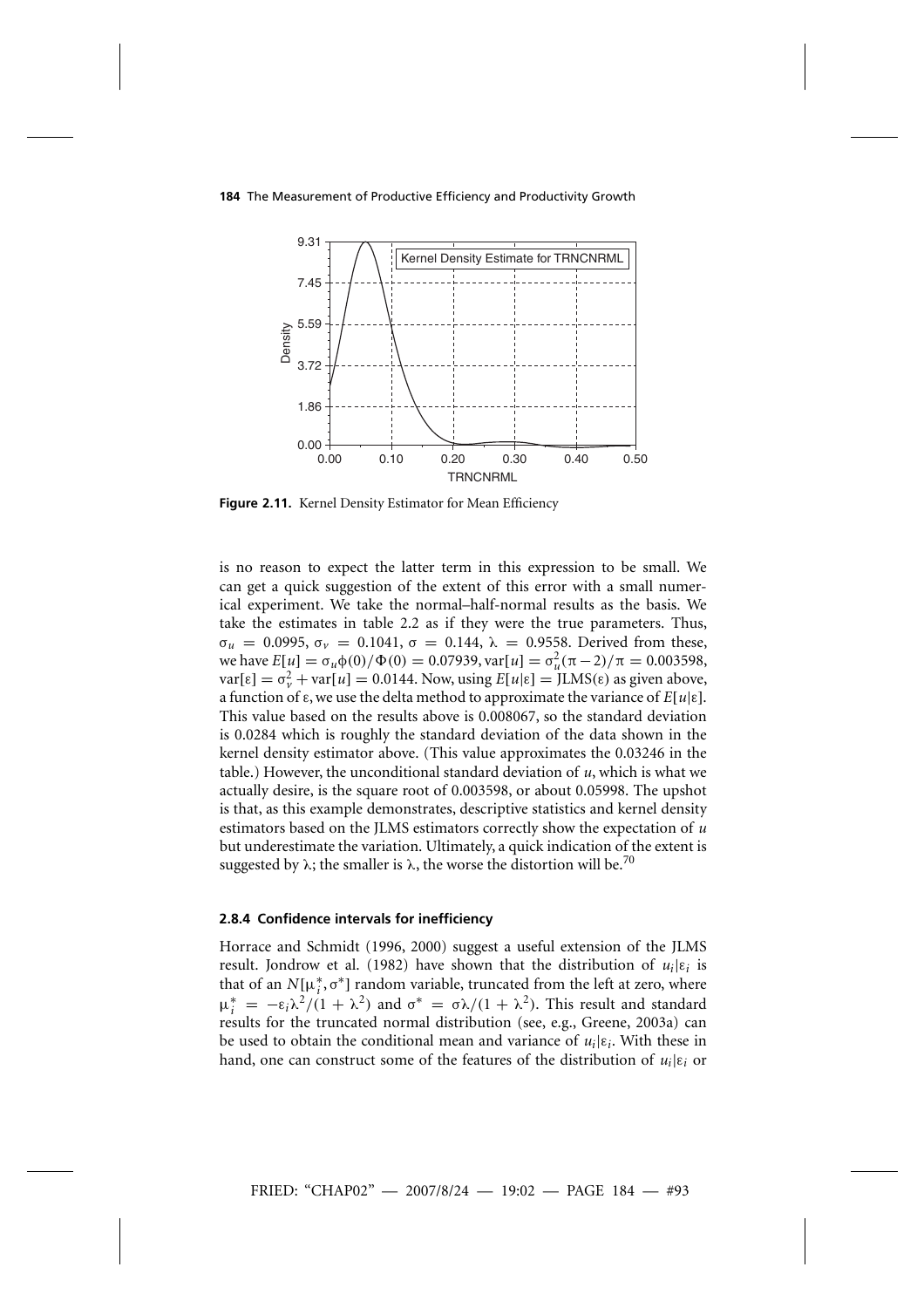**Figure 2.11.** Kernel Density Estimator for Mean Efficiency

is no reason to expect the latter term in this expression to be small. We can get a quick suggestion of the extent of this error with a small numerical experiment. We take the normal–half-normal results as the basis. We take the estimates in table 2.2 as if they were the true parameters. Thus, $\sigma_u = 0.0995$, $\sigma_v = 0.1041$, $\sigma = 0.144$, $\lambda = 0.9558$. Derived from these, we have $E[u] = \sigma_u\phi(0)/\Phi(0) = 0.07939$, $\text{var}[u] = \sigma_u^2(\pi - 2)/\pi = 0.003598$, $\text{var}[\varepsilon] = \sigma_v^2 + \text{var}[u] = 0.0144$. Now, using $E[u|\varepsilon] = \text{JLMS}(\varepsilon)$ as given above, a function of $\varepsilon$, we use the delta method to approximate the variance of $E[u|\varepsilon]$. This value based on the results above is 0.008067, so the standard deviation is 0.0284 which is roughly the standard deviation of the data shown in the kernel density estimator above. (This value approximates the 0.03246 in the table.) However, the unconditional standard deviation of $u$, which is what we actually desire, is the square root of 0.003598, or about 0.05998. The upshot is that, as this example demonstrates, descriptive statistics and kernel density estimators based on the JLMS estimators correctly show the expectation of $u$ but underestimate the variation. Ultimately, a quick indication of the extent is suggested by $\lambda$; the smaller is $\lambda$, the worse the distortion will be.[70]

### 2.8.4 Confidence intervals for inefficiency

Horrace and Schmidt (1996, 2000) suggest a useful extension of the JLMS result. Jondrow et al. (1982) have shown that the distribution of $u_i|\varepsilon_i$ is that of an $N[\mu_i^*, \sigma^*]$ random variable, truncated from the left at zero, where $\mu_i^* = -\varepsilon_i\lambda^2/(1 + \lambda^2)$ and $\sigma^* = \sigma\lambda/(1 + \lambda^2)$. This result and standard results for the truncated normal distribution (see, e.g., Greene, 2003a) can be used to obtain the conditional mean and variance of $u_i|\varepsilon_i$. With these in hand, one can construct some of the features of the distribution of $u_i|\varepsilon_i$ or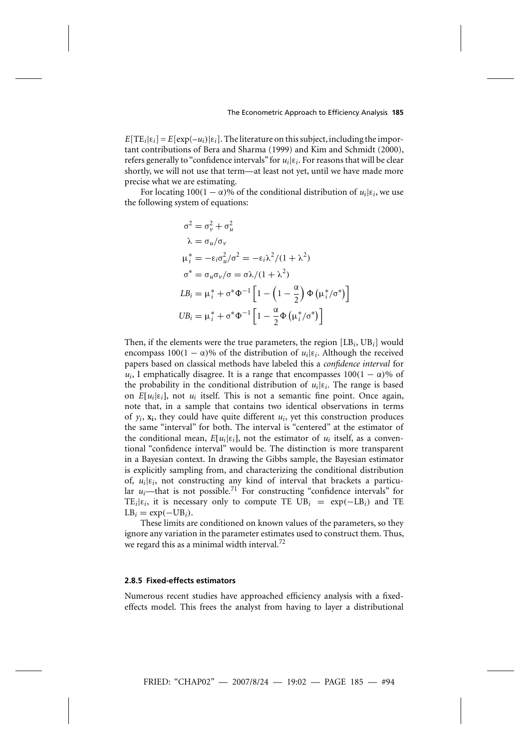$E[\text{TE}_i|\varepsilon_i] = E[\exp(-u_i)|\varepsilon_i]$. The literature on this subject, including the important contributions of Bera and Sharma (1999) and Kim and Schmidt (2000), refers generally to "confidence intervals" for $u_i|\varepsilon_i$. For reasons that will be clear shortly, we will not use that term—at least not yet, until we have made more precise what we are estimating.

For locating $100(1-\alpha)\%$ of the conditional distribution of $u_i|\varepsilon_i$, we use the following system of equations:

$$
\begin{aligned}
\sigma^2 &= \sigma_v^2 + \sigma_u^2 \\
\lambda &= \sigma_u/\sigma_v \\
\mu_i^* &= -\varepsilon_i\sigma_u^2/\sigma^2 = -\varepsilon_i\lambda^2/(1+\lambda^2) \\
\sigma^* &= \sigma_u\sigma_v/\sigma = \sigma\lambda/(1+\lambda^2) \\
LB_i &= \mu_i^* + \sigma^*\Phi^{-1}\left[1 - \left(1-\frac{\alpha}{2}\right)\Phi\left(\mu_i^*/\sigma^*\right)\right] \\
UB_i &= \mu_i^* + \sigma^*\Phi^{-1}\left[1 - \frac{\alpha}{2}\Phi\left(\mu_i^*/\sigma^*\right)\right]
\end{aligned}
$$

Then, if the elements were the true parameters, the region $[\text{LB}_i, \text{UB}_i]$ would encompass $100(1-\alpha)\%$ of the distribution of $u_i|\varepsilon_i$. Although the received papers based on classical methods have labeled this a *confidence interval* for $u_i$, I emphatically disagree. It is a range that encompasses $100(1-\alpha)\%$ of the probability in the conditional distribution of $u_i|\varepsilon_i$. The range is based on $E[u_i|\varepsilon_i]$, not $u_i$ itself. This is not a semantic fine point. Once again, note that, in a sample that contains two identical observations in terms of $y_i$, $\mathbf{x_i}$, they could have quite different $u_i$, yet this construction produces the same "interval" for both. The interval is "centered" at the estimator of the conditional mean, $E[u_i|\varepsilon_i]$, not the estimator of $u_i$ itself, as a conventional "confidence interval" would be. The distinction is more transparent in a Bayesian context. In drawing the Gibbs sample, the Bayesian estimator is explicitly sampling from, and characterizing the conditional distribution of, $u_i|\varepsilon_i$, not constructing any kind of interval that brackets a particular $u_i$—that is not possible.[71] For constructing "confidence intervals" for $\text{TE}_i|\varepsilon_i$, it is necessary only to compute TE $\text{UB}_i = \exp(-\text{LB}_i)$ and TE $\text{LB}_i = \exp(-\text{UB}_i)$.

These limits are conditioned on known values of the parameters, so they ignore any variation in the parameter estimates used to construct them. Thus, we regard this as a minimal width interval.[72]

### 2.8.5 Fixed-effects estimators

Numerous recent studies have approached efficiency analysis with a fixed-effects model. This frees the analyst from having to layer a distributional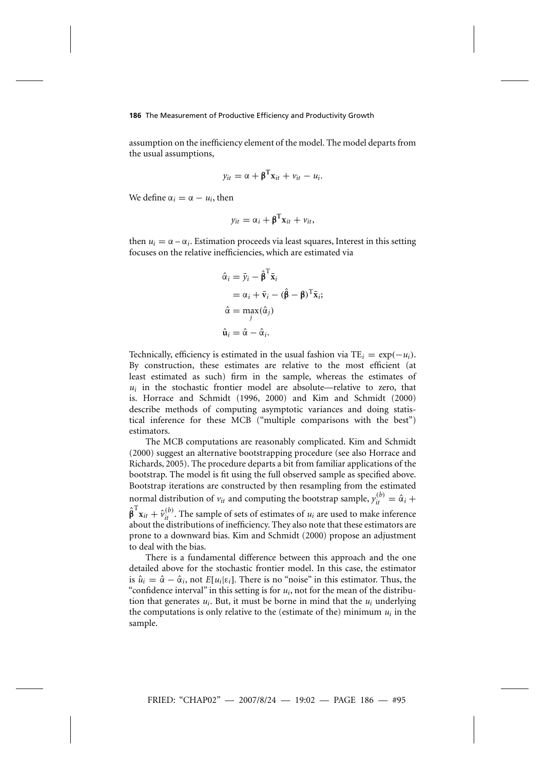assumption on the inefficiency element of the model. The model departs from the usual assumptions,

$$y_{it} = \alpha + \boldsymbol{\beta}^{\mathrm{T}}\mathbf{x}_{it} + v_{it} - u_i.$$

We define $\alpha_i = \alpha - u_i$, then

$$y_{it} = \alpha_i + \boldsymbol{\beta}^{\mathrm{T}}\mathbf{x}_{it} + v_{it},$$

then $u_i = \alpha - \alpha_i$. Estimation proceeds via least squares, Interest in this setting focuses on the relative inefficiencies, which are estimated via

$$\begin{aligned}
\hat{\alpha}_i &= \bar{y}_i - \hat{\boldsymbol{\beta}}^{\mathrm{T}}\bar{\mathbf{x}}_i \\
&= \alpha_i + \bar{\mathbf{v}}_i - (\hat{\boldsymbol{\beta}} - \boldsymbol{\beta})^{\mathrm{T}}\bar{\mathbf{x}}_i; \\
\hat{\alpha} &= \max_j(\hat{\alpha}_j) \\
\hat{\mathbf{u}}_i &= \hat{\alpha} - \hat{\alpha}_i.
\end{aligned}$$

Technically, efficiency is estimated in the usual fashion via $\mathrm{TE}_i = \exp(-u_i)$. By construction, these estimates are relative to the most efficient (at least estimated as such) firm in the sample, whereas the estimates of $u_i$ in the stochastic frontier model are absolute—relative to zero, that is. Horrace and Schmidt (1996, 2000) and Kim and Schmidt (2000) describe methods of computing asymptotic variances and doing statistical inference for these MCB ("multiple comparisons with the best") estimators.

The MCB computations are reasonably complicated. Kim and Schmidt (2000) suggest an alternative bootstrapping procedure (see also Horrace and Richards, 2005). The procedure departs a bit from familiar applications of the bootstrap. The model is fit using the full observed sample as specified above. Bootstrap iterations are constructed by then resampling from the estimated normal distribution of $v_{it}$ and computing the bootstrap sample, $y_{it}^{(b)} = \hat{\alpha}_i + \hat{\boldsymbol{\beta}}^{\mathrm{T}}\mathbf{x}_{it} + \hat{v}_{it}^{(b)}$. The sample of sets of estimates of $u_i$ are used to make inference about the distributions of inefficiency. They also note that these estimators are prone to a downward bias. Kim and Schmidt (2000) propose an adjustment to deal with the bias.

There is a fundamental difference between this approach and the one detailed above for the stochastic frontier model. In this case, the estimator is $\hat{u}_i = \hat{\alpha} - \hat{\alpha}_i$, not $E[u_i|\varepsilon_i]$. There is no "noise" in this estimator. Thus, the "confidence interval" in this setting is for $u_i$, not for the mean of the distribution that generates $u_i$. But, it must be borne in mind that the $u_i$ underlying the computations is only relative to the (estimate of the) minimum $u_i$ in the sample.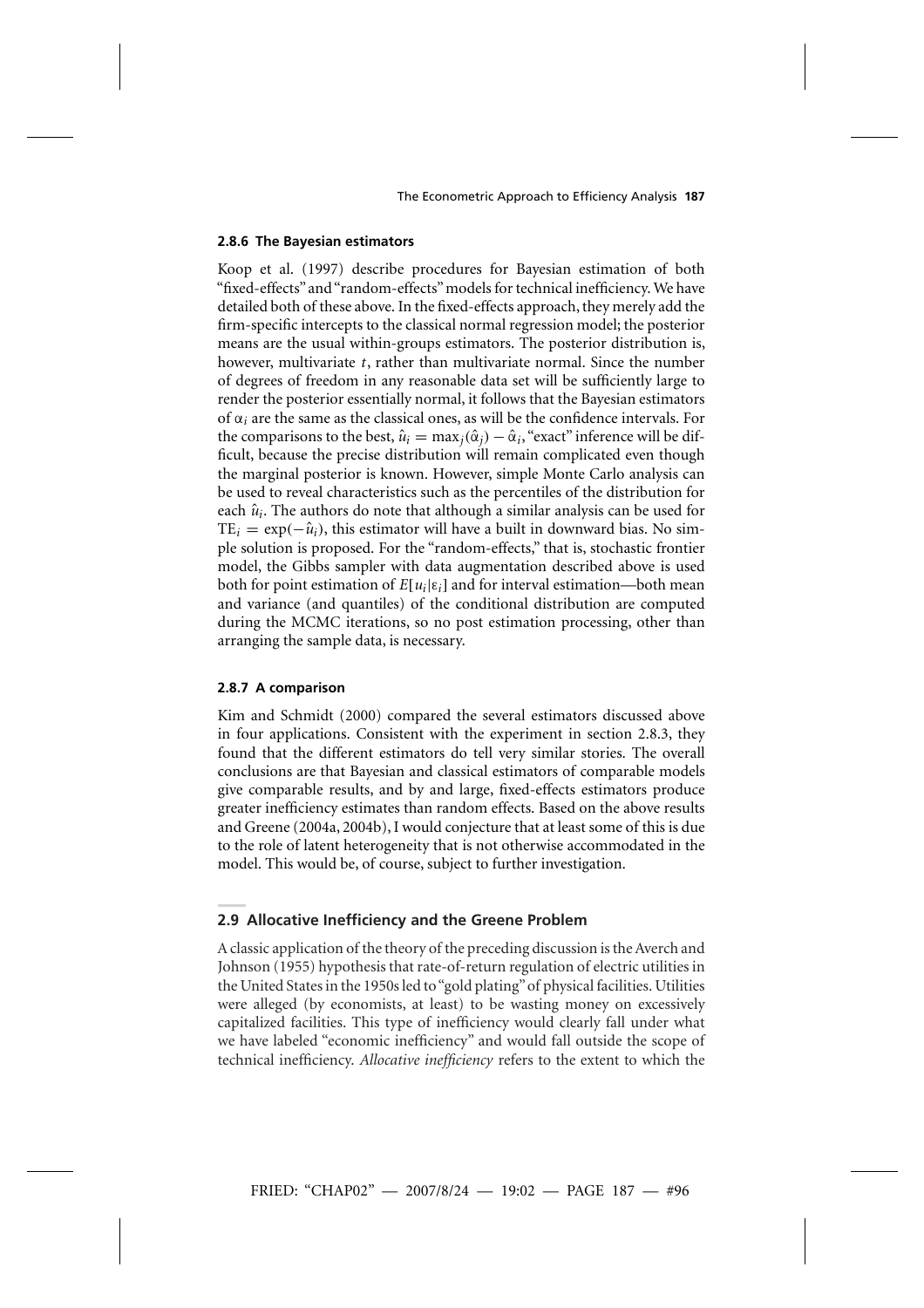### 2.8.6 The Bayesian estimators

Koop et al. (1997) describe procedures for Bayesian estimation of both "fixed-effects" and "random-effects" models for technical inefficiency. We have detailed both of these above. In the fixed-effects approach, they merely add the firm-specific intercepts to the classical normal regression model; the posterior means are the usual within-groups estimators. The posterior distribution is, however, multivariate $t$, rather than multivariate normal. Since the number of degrees of freedom in any reasonable data set will be sufficiently large to render the posterior essentially normal, it follows that the Bayesian estimators of $\alpha_i$ are the same as the classical ones, as will be the confidence intervals. For the comparisons to the best, $\hat{u}_i = \max_j(\hat{\alpha}_j) - \hat{\alpha}_i$, "exact" inference will be difficult, because the precise distribution will remain complicated even though the marginal posterior is known. However, simple Monte Carlo analysis can be used to reveal characteristics such as the percentiles of the distribution for each $\hat{u}_i$. The authors do note that although a similar analysis can be used for $\text{TE}_i = \exp(-\hat{u}_i)$, this estimator will have a built in downward bias. No simple solution is proposed. For the "random-effects," that is, stochastic frontier model, the Gibbs sampler with data augmentation described above is used both for point estimation of $E[u_i|\varepsilon_i]$ and for interval estimation—both mean and variance (and quantiles) of the conditional distribution are computed during the MCMC iterations, so no post estimation processing, other than arranging the sample data, is necessary.

### 2.8.7 A comparison

Kim and Schmidt (2000) compared the several estimators discussed above in four applications. Consistent with the experiment in section 2.8.3, they found that the different estimators do tell very similar stories. The overall conclusions are that Bayesian and classical estimators of comparable models give comparable results, and by and large, fixed-effects estimators produce greater inefficiency estimates than random effects. Based on the above results and Greene (2004a, 2004b), I would conjecture that at least some of this is due to the role of latent heterogeneity that is not otherwise accommodated in the model. This would be, of course, subject to further investigation.

## 2.9 Allocative Inefficiency and the Greene Problem

A classic application of the theory of the preceding discussion is the Averch and Johnson (1955) hypothesis that rate-of-return regulation of electric utilities in the United States in the 1950s led to "gold plating" of physical facilities. Utilities were alleged (by economists, at least) to be wasting money on excessively capitalized facilities. This type of inefficiency would clearly fall under what we have labeled "economic inefficiency" and would fall outside the scope of technical inefficiency. *Allocative inefficiency* refers to the extent to which the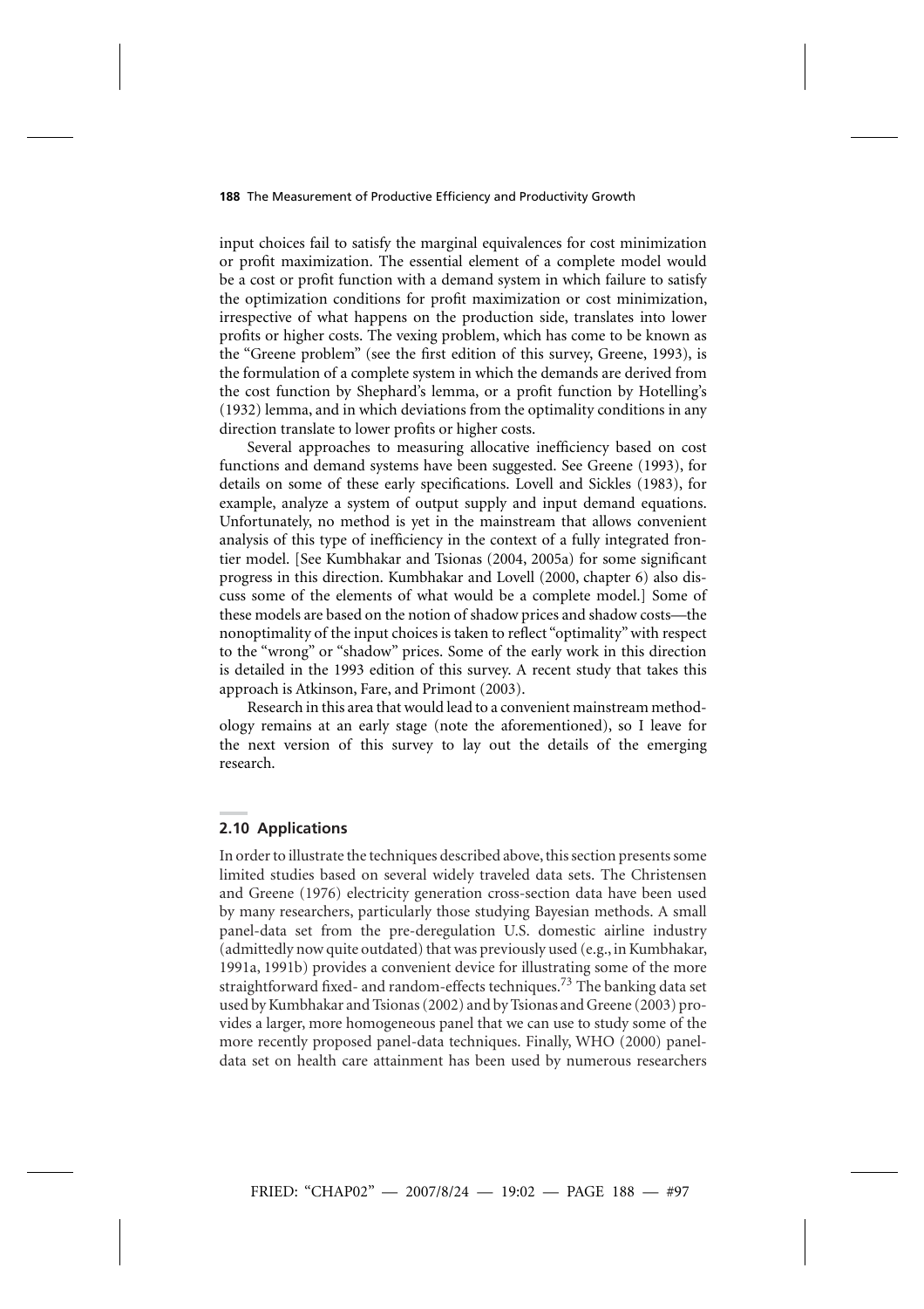input choices fail to satisfy the marginal equivalences for cost minimization or profit maximization. The essential element of a complete model would be a cost or profit function with a demand system in which failure to satisfy the optimization conditions for profit maximization or cost minimization, irrespective of what happens on the production side, translates into lower profits or higher costs. The vexing problem, which has come to be known as the "Greene problem" (see the first edition of this survey, Greene, 1993), is the formulation of a complete system in which the demands are derived from the cost function by Shephard's lemma, or a profit function by Hotelling's (1932) lemma, and in which deviations from the optimality conditions in any direction translate to lower profits or higher costs.

Several approaches to measuring allocative inefficiency based on cost functions and demand systems have been suggested. See Greene (1993), for details on some of these early specifications. Lovell and Sickles (1983), for example, analyze a system of output supply and input demand equations. Unfortunately, no method is yet in the mainstream that allows convenient analysis of this type of inefficiency in the context of a fully integrated frontier model. [See Kumbhakar and Tsionas (2004, 2005a) for some significant progress in this direction. Kumbhakar and Lovell (2000, chapter 6) also discuss some of the elements of what would be a complete model.] Some of these models are based on the notion of shadow prices and shadow costs—the nonoptimality of the input choices is taken to reflect "optimality" with respect to the "wrong" or "shadow" prices. Some of the early work in this direction is detailed in the 1993 edition of this survey. A recent study that takes this approach is Atkinson, Fare, and Primont (2003).

Research in this area that would lead to a convenient mainstream methodology remains at an early stage (note the aforementioned), so I leave for the next version of this survey to lay out the details of the emerging research.

## 2.10 Applications

In order to illustrate the techniques described above, this section presents some limited studies based on several widely traveled data sets. The Christensen and Greene (1976) electricity generation cross-section data have been used by many researchers, particularly those studying Bayesian methods. A small panel-data set from the pre-deregulation U.S. domestic airline industry (admittedly now quite outdated) that was previously used (e.g., in Kumbhakar, 1991a, 1991b) provides a convenient device for illustrating some of the more straightforward fixed- and random-effects techniques.[73] The banking data set used by Kumbhakar and Tsionas (2002) and by Tsionas and Greene (2003) provides a larger, more homogeneous panel that we can use to study some of the more recently proposed panel-data techniques. Finally, WHO (2000) panel-data set on health care attainment has been used by numerous researchers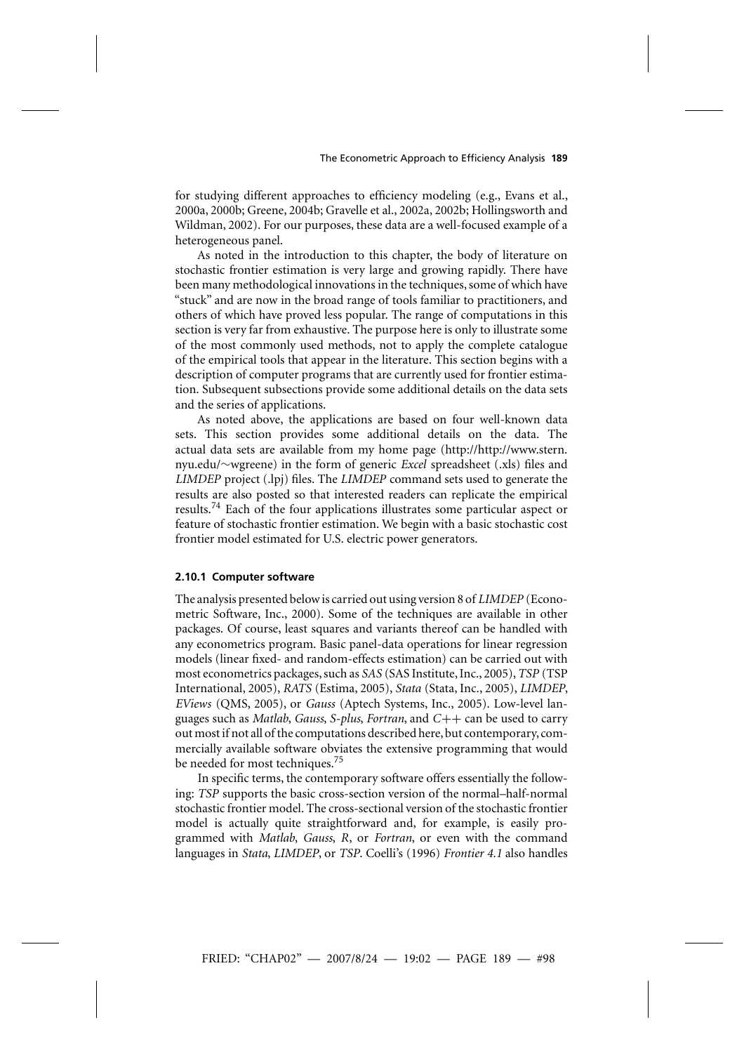for studying different approaches to efficiency modeling (e.g., Evans et al., 2000a, 2000b; Greene, 2004b; Gravelle et al., 2002a, 2002b; Hollingsworth and Wildman, 2002). For our purposes, these data are a well-focused example of a heterogeneous panel.

As noted in the introduction to this chapter, the body of literature on stochastic frontier estimation is very large and growing rapidly. There have been many methodological innovations in the techniques, some of which have "stuck" and are now in the broad range of tools familiar to practitioners, and others of which have proved less popular. The range of computations in this section is very far from exhaustive. The purpose here is only to illustrate some of the most commonly used methods, not to apply the complete catalogue of the empirical tools that appear in the literature. This section begins with a description of computer programs that are currently used for frontier estimation. Subsequent subsections provide some additional details on the data sets and the series of applications.

As noted above, the applications are based on four well-known data sets. This section provides some additional details on the data. The actual data sets are available from my home page (http://http://www.stern.nyu.edu/~wgreene) in the form of generic *Excel* spreadsheet (.xls) files and *LIMDEP* project (.lpj) files. The *LIMDEP* command sets used to generate the results are also posted so that interested readers can replicate the empirical results.[74] Each of the four applications illustrates some particular aspect or feature of stochastic frontier estimation. We begin with a basic stochastic cost frontier model estimated for U.S. electric power generators.

#### 2.10.1 Computer software

The analysis presented below is carried out using version 8 of *LIMDEP* (Econometric Software, Inc., 2000). Some of the techniques are available in other packages. Of course, least squares and variants thereof can be handled with any econometrics program. Basic panel-data operations for linear regression models (linear fixed- and random-effects estimation) can be carried out with most econometrics packages, such as *SAS* (SAS Institute, Inc., 2005), *TSP* (TSP International, 2005), *RATS* (Estima, 2005), *Stata* (Stata, Inc., 2005), *LIMDEP*, *EViews* (QMS, 2005), or *Gauss* (Aptech Systems, Inc., 2005). Low-level languages such as *Matlab*, *Gauss*, *S-plus*, *Fortran*, and *C++* can be used to carry out most if not all of the computations described here, but contemporary, commercially available software obviates the extensive programming that would be needed for most techniques.[75]

In specific terms, the contemporary software offers essentially the following: *TSP* supports the basic cross-section version of the normal–half-normal stochastic frontier model. The cross-sectional version of the stochastic frontier model is actually quite straightforward and, for example, is easily programmed with *Matlab*, *Gauss*, *R*, or *Fortran*, or even with the command languages in *Stata*, *LIMDEP*, or *TSP*. Coelli's (1996) *Frontier 4.1* also handles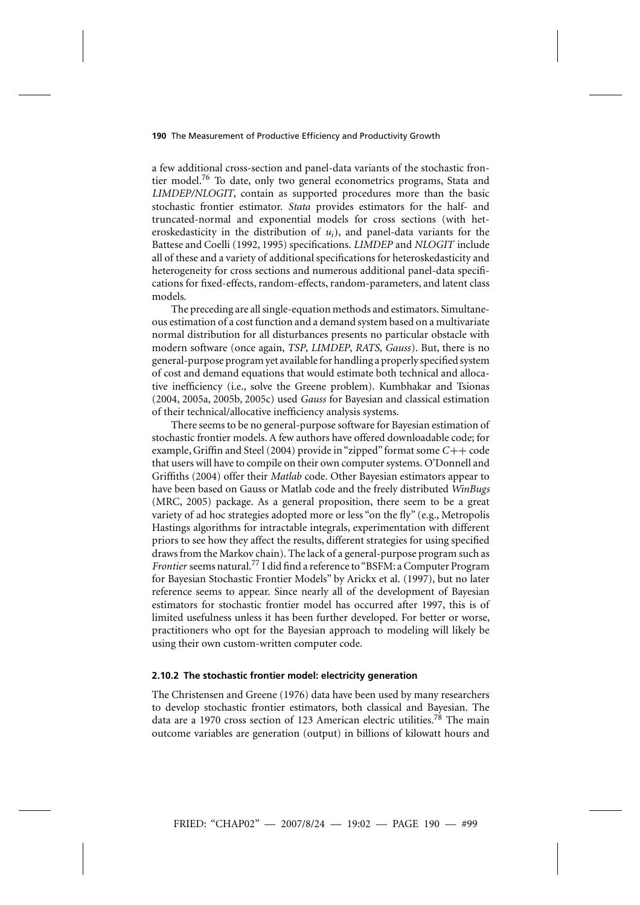a few additional cross-section and panel-data variants of the stochastic frontier model.[76] To date, only two general econometrics programs, Stata and *LIMDEP/NLOGIT*, contain as supported procedures more than the basic stochastic frontier estimator. *Stata* provides estimators for the half- and truncated-normal and exponential models for cross sections (with heteroskedasticity in the distribution of $u_i$), and panel-data variants for the Battese and Coelli (1992, 1995) specifications. *LIMDEP* and *NLOGIT* include all of these and a variety of additional specifications for heteroskedasticity and heterogeneity for cross sections and numerous additional panel-data specifications for fixed-effects, random-effects, random-parameters, and latent class models.

The preceding are all single-equation methods and estimators. Simultaneous estimation of a cost function and a demand system based on a multivariate normal distribution for all disturbances presents no particular obstacle with modern software (once again, *TSP*, *LIMDEP*, *RATS*, *Gauss*). But, there is no general-purpose program yet available for handling a properly specified system of cost and demand equations that would estimate both technical and allocative inefficiency (i.e., solve the Greene problem). Kumbhakar and Tsionas (2004, 2005a, 2005b, 2005c) used *Gauss* for Bayesian and classical estimation of their technical/allocative inefficiency analysis systems.

There seems to be no general-purpose software for Bayesian estimation of stochastic frontier models. A few authors have offered downloadable code; for example, Griffin and Steel (2004) provide in "zipped" format some *C++* code that users will have to compile on their own computer systems. O'Donnell and Griffiths (2004) offer their *Matlab* code. Other Bayesian estimators appear to have been based on Gauss or Matlab code and the freely distributed *WinBugs* (MRC, 2005) package. As a general proposition, there seem to be a great variety of ad hoc strategies adopted more or less "on the fly" (e.g., Metropolis Hastings algorithms for intractable integrals, experimentation with different priors to see how they affect the results, different strategies for using specified draws from the Markov chain). The lack of a general-purpose program such as *Frontier* seems natural.[77] I did find a reference to "BSFM: a Computer Program for Bayesian Stochastic Frontier Models" by Arickx et al. (1997), but no later reference seems to appear. Since nearly all of the development of Bayesian estimators for stochastic frontier model has occurred after 1997, this is of limited usefulness unless it has been further developed. For better or worse, practitioners who opt for the Bayesian approach to modeling will likely be using their own custom-written computer code.

### 2.10.2 The stochastic frontier model: electricity generation

The Christensen and Greene (1976) data have been used by many researchers to develop stochastic frontier estimators, both classical and Bayesian. The data are a 1970 cross section of 123 American electric utilities.[78] The main outcome variables are generation (output) in billions of kilowatt hours and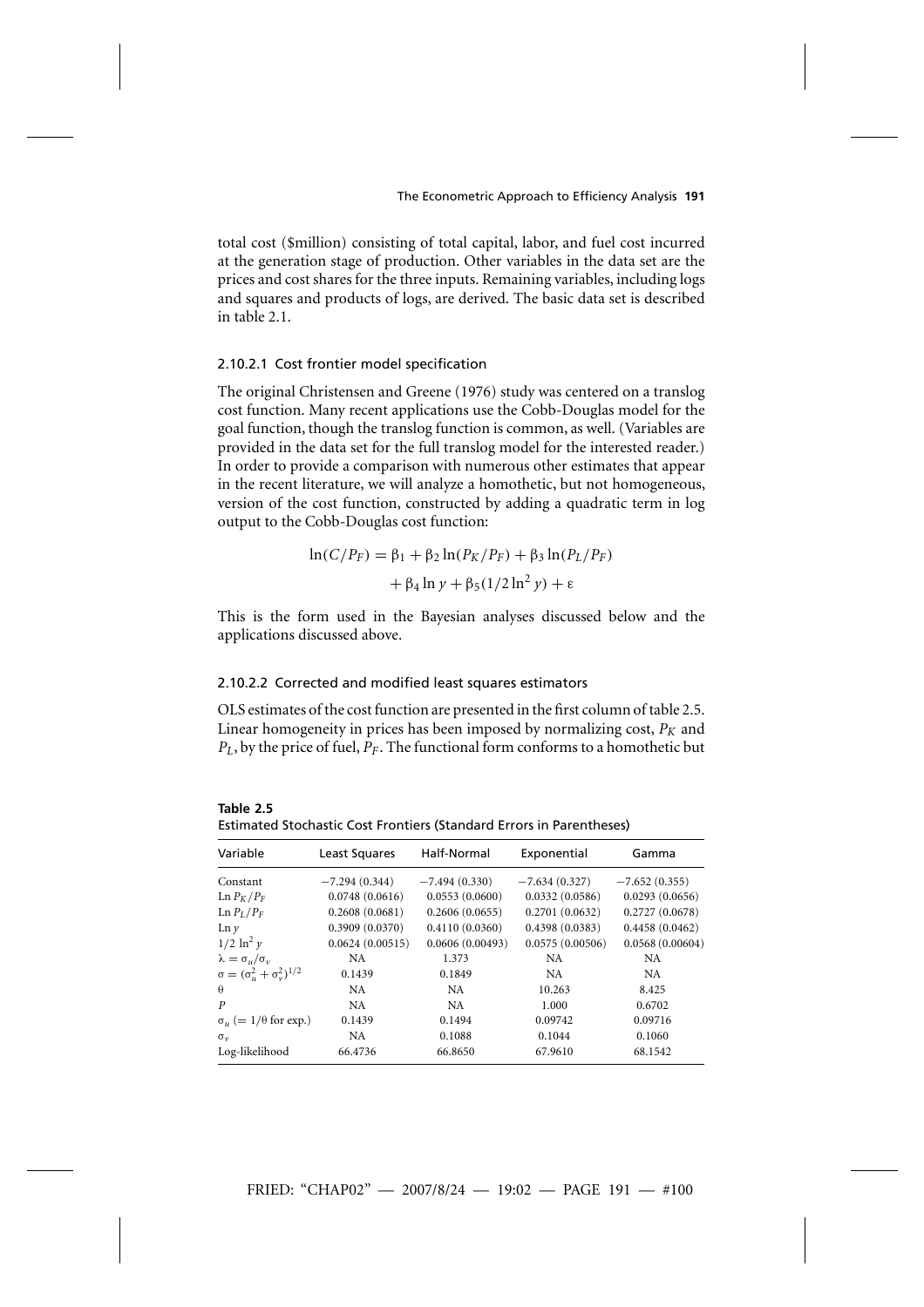total cost (\$million) consisting of total capital, labor, and fuel cost incurred at the generation stage of production. Other variables in the data set are the prices and cost shares for the three inputs. Remaining variables, including logs and squares and products of logs, are derived. The basic data set is described in table 2.1.

#### 2.10.2.1 Cost frontier model specification

The original Christensen and Greene (1976) study was centered on a translog cost function. Many recent applications use the Cobb-Douglas model for the goal function, though the translog function is common, as well. (Variables are provided in the data set for the full translog model for the interested reader.) In order to provide a comparison with numerous other estimates that appear in the recent literature, we will analyze a homothetic, but not homogeneous, version of the cost function, constructed by adding a quadratic term in log output to the Cobb-Douglas cost function:

$$\ln(C/P_F) = \beta_1 + \beta_2 \ln(P_K/P_F) + \beta_3 \ln(P_L/P_F) + \beta_4 \ln y + \beta_5(1/2 \ln^2 y) + \varepsilon$$

This is the form used in the Bayesian analyses discussed below and the applications discussed above.

#### 2.10.2.2 Corrected and modified least squares estimators

OLS estimates of the cost function are presented in the first column of table 2.5. Linear homogeneity in prices has been imposed by normalizing cost, $P_K$ and $P_L$, by the price of fuel, $P_F$. The functional form conforms to a homothetic but

**Table 2.5**
Estimated Stochastic Cost Frontiers (Standard Errors in Parentheses)

| Variable | Least Squares | Half-Normal | Exponential | Gamma |
|---|---|---|---|---|
| Constant | −7.294 (0.344) | −7.494 (0.330) | −7.634 (0.327) | −7.652 (0.355) |
| $\ln P_K/P_F$ | 0.0748 (0.0616) | 0.0553 (0.0600) | 0.0332 (0.0586) | 0.0293 (0.0656) |
| $\ln P_L/P_F$ | 0.2608 (0.0681) | 0.2606 (0.0655) | 0.2701 (0.0632) | 0.2727 (0.0678) |
| $\ln y$ | 0.3909 (0.0370) | 0.4110 (0.0360) | 0.4398 (0.0383) | 0.4458 (0.0462) |
| $1/2 \ln^2 y$ | 0.0624 (0.00515) | 0.0606 (0.00493) | 0.0575 (0.00506) | 0.0568 (0.00604) |
| $\lambda = \sigma_u/\sigma_v$ | NA | 1.373 | NA | NA |
| $\sigma = (\sigma_u^2 + \sigma_v^2)^{1/2}$ | 0.1439 | 0.1849 | NA | NA |
| $\theta$ | NA | NA | 10.263 | 8.425 |
| $P$ | NA | NA | 1.000 | 0.6702 |
| $\sigma_u$ (= $1/\theta$ for exp.) | 0.1439 | 0.1494 | 0.09742 | 0.09716 |
| $\sigma_v$ | NA | 0.1088 | 0.1044 | 0.1060 |
| Log-likelihood | 66.4736 | 66.8650 | 67.9610 | 68.1542 |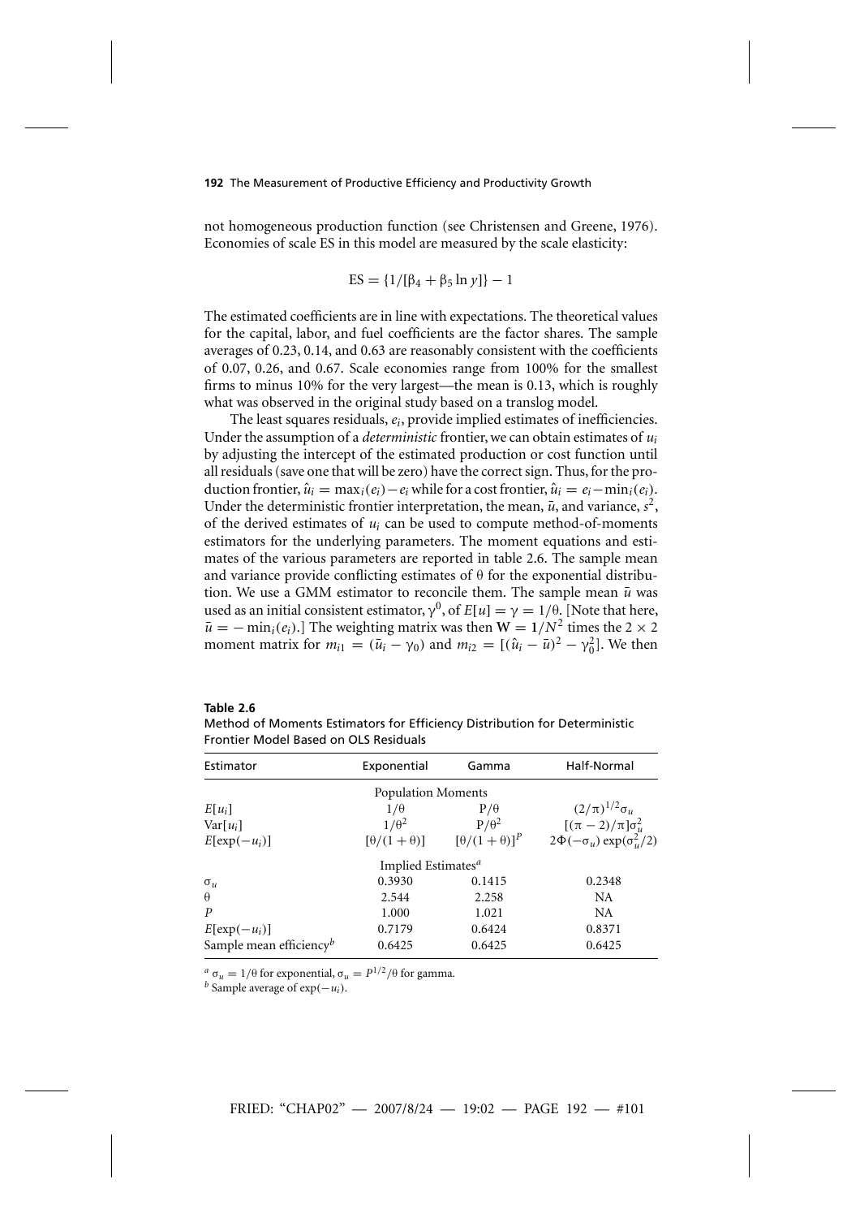not homogeneous production function (see Christensen and Greene, 1976). Economies of scale ES in this model are measured by the scale elasticity:

$$\text{ES} = \{1/[\beta_4 + \beta_5 \ln y]\} - 1$$

The estimated coefficients are in line with expectations. The theoretical values for the capital, labor, and fuel coefficients are the factor shares. The sample averages of 0.23, 0.14, and 0.63 are reasonably consistent with the coefficients of 0.07, 0.26, and 0.67. Scale economies range from 100% for the smallest firms to minus 10% for the very largest—the mean is 0.13, which is roughly what was observed in the original study based on a translog model.

The least squares residuals, $e_i$, provide implied estimates of inefficiencies. Under the assumption of a *deterministic* frontier, we can obtain estimates of $u_i$ by adjusting the intercept of the estimated production or cost function until all residuals (save one that will be zero) have the correct sign. Thus, for the production frontier, $\hat{u}_i = \max_i(e_i) - e_i$ while for a cost frontier, $\hat{u}_i = e_i - \min_i(e_i)$. Under the deterministic frontier interpretation, the mean, $\bar{u}$, and variance, $s^2$, of the derived estimates of $u_i$ can be used to compute method-of-moments estimators for the underlying parameters. The moment equations and estimates of the various parameters are reported in table 2.6. The sample mean and variance provide conflicting estimates of $\theta$ for the exponential distribution. We use a GMM estimator to reconcile them. The sample mean $\bar{u}$ was used as an initial consistent estimator, $\gamma^0$, of $E[u] = \gamma = 1/\theta$. [Note that here, $\bar{u} = -\min_i(e_i)$.] The weighting matrix was then $\mathbf{W} = 1/N^2$ times the $2 \times 2$ moment matrix for $m_{i1} = (\bar{u}_i - \gamma_0)$ and $m_{i2} = [(\hat{u}_i - \bar{u})^2 - \gamma_0^2]$. We then

**Table 2.6**
Method of Moments Estimators for Efficiency Distribution for Deterministic Frontier Model Based on OLS Residuals

| Estimator | Exponential | Gamma | Half-Normal |
|---|---|---|---|
| | Population Moments | | |
| $E[u_i]$ | $1/\theta$ | $P/\theta$ | $(2/\pi)^{1/2}\sigma_u$ |
| $\text{Var}[u_i]$ | $1/\theta^2$ | $P/\theta^2$ | $[(\pi-2)/\pi]\sigma_u^2$ |
| $E[\exp(-u_i)]$ | $[\theta/(1+\theta)]$ | $[\theta/(1+\theta)]^P$ | $2\Phi(-\sigma_u)\exp(\sigma_u^2/2)$ |
| | Implied Estimates[a] | | |
| $\sigma_u$ | 0.3930 | 0.1415 | 0.2348 |
| $\theta$ | 2.544 | 2.258 | NA |
| $P$ | 1.000 | 1.021 | NA |
| $E[\exp(-u_i)]$ | 0.7179 | 0.6424 | 0.8371 |
| Sample mean efficiency[b] | 0.6425 | 0.6425 | 0.6425 |

[a] $\sigma_u = 1/\theta$ for exponential, $\sigma_u = P^{1/2}/\theta$ for gamma.
[b] Sample average of $\exp(-u_i)$.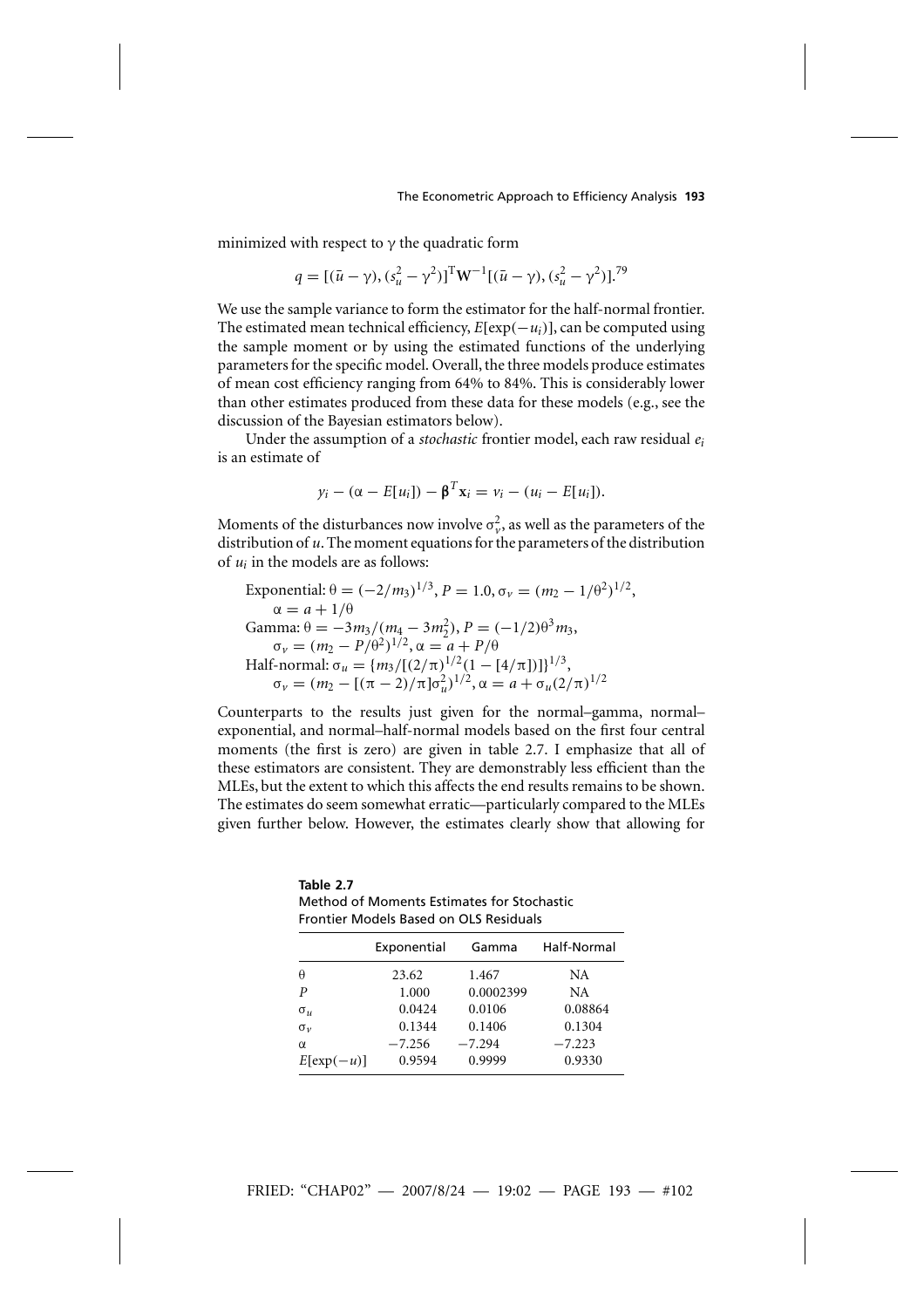minimized with respect to $\gamma$ the quadratic form

$$q = [(\bar{u} - \gamma), (s_u^2 - \gamma^2)]^{\mathrm{T}} \mathbf{W}^{-1} [(\bar{u} - \gamma), (s_u^2 - \gamma^2)].^{79}$$

We use the sample variance to form the estimator for the half-normal frontier. The estimated mean technical efficiency, $E[\exp(-u_i)]$, can be computed using the sample moment or by using the estimated functions of the underlying parameters for the specific model. Overall, the three models produce estimates of mean cost efficiency ranging from 64% to 84%. This is considerably lower than other estimates produced from these data for these models (e.g., see the discussion of the Bayesian estimators below).

Under the assumption of a *stochastic* frontier model, each raw residual $e_i$ is an estimate of

$$y_i - (\alpha - E[u_i]) - \boldsymbol{\beta}^T \mathbf{x}_i = v_i - (u_i - E[u_i]).$$

Moments of the disturbances now involve $\sigma_v^2$, as well as the parameters of the distribution of $u$. The moment equations for the parameters of the distribution of $u_i$ in the models are as follows:

Exponential: $\theta = (-2/m_3)^{1/3}$, $P = 1.0$, $\sigma_v = (m_2 - 1/\theta^2)^{1/2}$, $\alpha = a + 1/\theta$

Gamma: $\theta = -3m_3/(m_4 - 3m_2^2)$, $P = (-1/2)\theta^3 m_3$, $\sigma_v = (m_2 - P/\theta^2)^{1/2}$, $\alpha = a + P/\theta$

Half-normal: $\sigma_u = \{m_3/[(2/\pi)^{1/2}(1 - [4/\pi])]\}^{1/3}$, $\sigma_v = (m_2 - [(\pi - 2)/\pi]\sigma_u^2)^{1/2}$, $\alpha = a + \sigma_u(2/\pi)^{1/2}$

Counterparts to the results just given for the normal–gamma, normal–exponential, and normal–half-normal models based on the first four central moments (the first is zero) are given in table 2.7. I emphasize that all of these estimators are consistent. They are demonstrably less efficient than the MLEs, but the extent to which this affects the end results remains to be shown. The estimates do seem somewhat erratic—particularly compared to the MLEs given further below. However, the estimates clearly show that allowing for

**Table 2.7**
Method of Moments Estimates for Stochastic Frontier Models Based on OLS Residuals

| | Exponential | Gamma | Half-Normal |
|---|---|---|---|
| $\theta$ | 23.62 | 1.467 | NA |
| $P$ | 1.000 | 0.0002399 | NA |
| $\sigma_u$ | 0.0424 | 0.0106 | 0.08864 |
| $\sigma_v$ | 0.1344 | 0.1406 | 0.1304 |
| $\alpha$ | −7.256 | −7.294 | −7.223 |
| $E[\exp(-u)]$ | 0.9594 | 0.9999 | 0.9330 |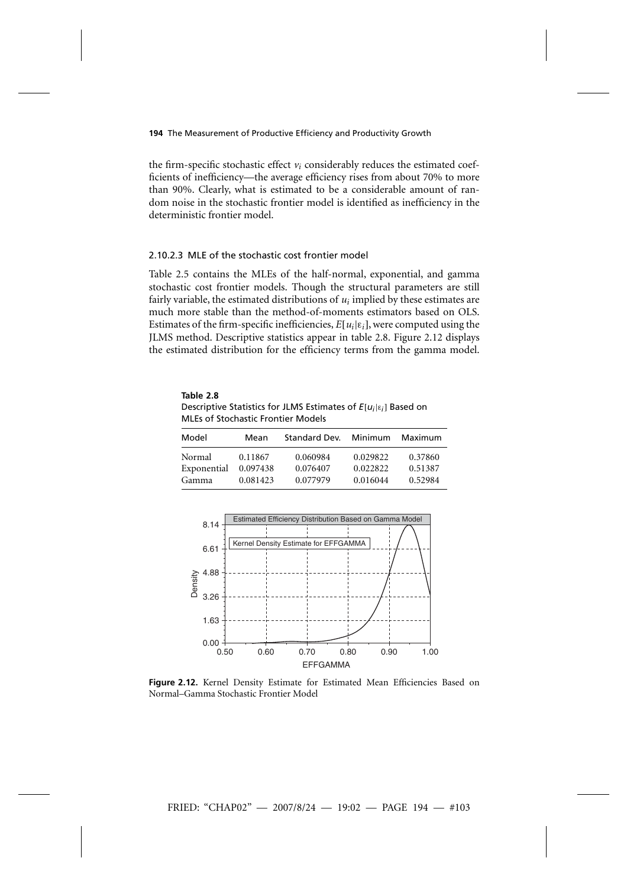the firm-specific stochastic effect $v_i$ considerably reduces the estimated coefficients of inefficiency—the average efficiency rises from about 70% to more than 90%. Clearly, what is estimated to be a considerable amount of random noise in the stochastic frontier model is identified as inefficiency in the deterministic frontier model.

#### 2.10.2.3 MLE of the stochastic cost frontier model

Table 2.5 contains the MLEs of the half-normal, exponential, and gamma stochastic cost frontier models. Though the structural parameters are still fairly variable, the estimated distributions of $u_i$ implied by these estimates are much more stable than the method-of-moments estimators based on OLS. Estimates of the firm-specific inefficiencies, $E[u_i|\varepsilon_i]$, were computed using the JLMS method. Descriptive statistics appear in table 2.8. Figure 2.12 displays the estimated distribution for the efficiency terms from the gamma model.

**Table 2.8**
Descriptive Statistics for JLMS Estimates of $E[u_i|\varepsilon_i]$ Based on MLEs of Stochastic Frontier Models

| Model | Mean | Standard Dev. | Minimum | Maximum |
|---|---|---|---|---|
| Normal | 0.11867 | 0.060984 | 0.029822 | 0.37860 |
| Exponential | 0.097438 | 0.076407 | 0.022822 | 0.51387 |
| Gamma | 0.081423 | 0.077979 | 0.016044 | 0.52984 |

**Figure 2.12.** Kernel Density Estimate for Estimated Mean Efficiencies Based on Normal–Gamma Stochastic Frontier Model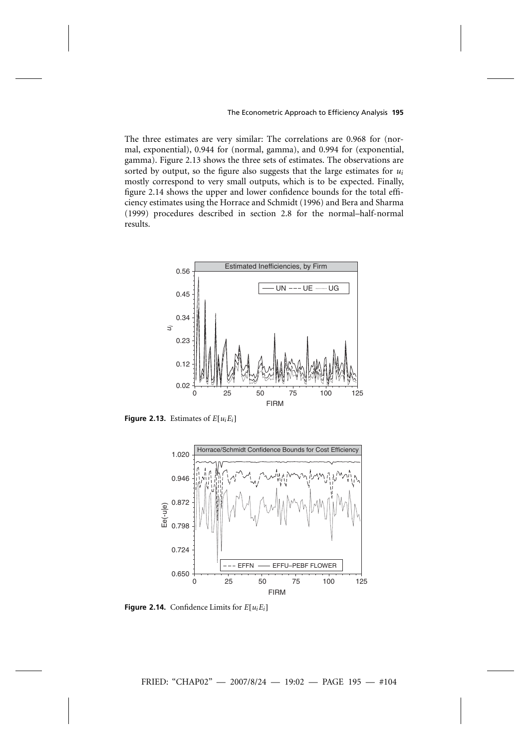The three estimates are very similar: The correlations are 0.968 for (normal, exponential), 0.944 for (normal, gamma), and 0.994 for (exponential, gamma). Figure 2.13 shows the three sets of estimates. The observations are sorted by output, so the figure also suggests that the large estimates for $u_i$ mostly correspond to very small outputs, which is to be expected. Finally, figure 2.14 shows the upper and lower confidence bounds for the total efficiency estimates using the Horrace and Schmidt (1996) and Bera and Sharma (1999) procedures described in section 2.8 for the normal–half-normal results.

**Figure 2.13.** Estimates of $E[u_i E_i]$

**Figure 2.14.** Confidence Limits for $E[u_i E_i]$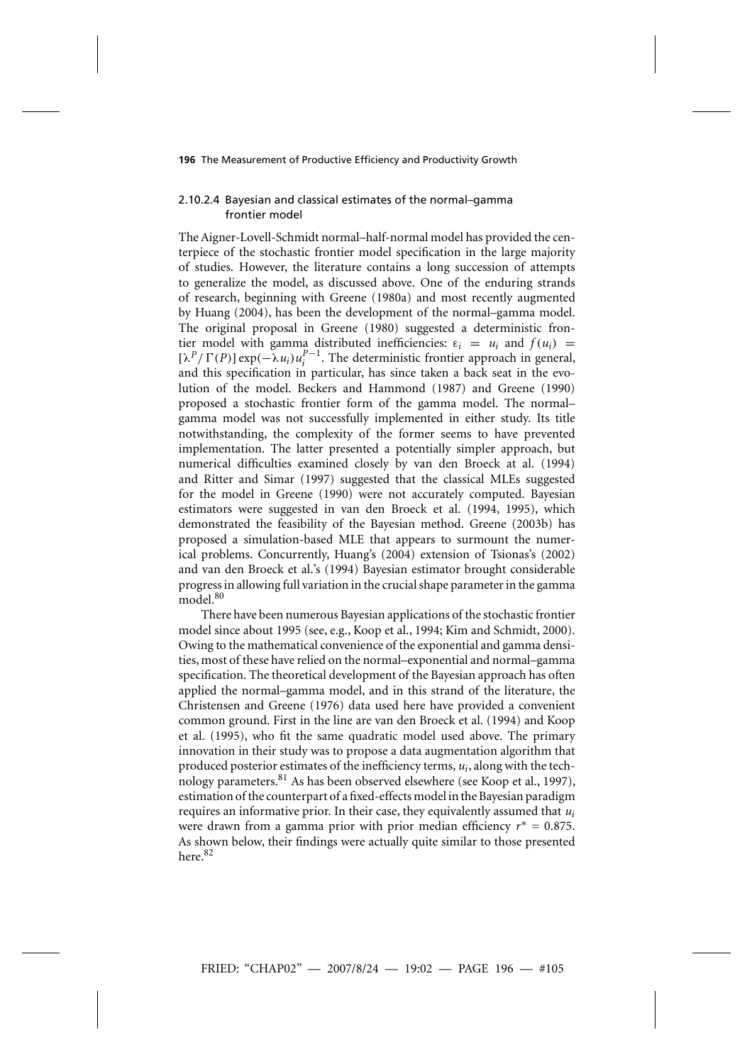#### 2.10.2.4 Bayesian and classical estimates of the normal–gamma frontier model

The Aigner-Lovell-Schmidt normal–half-normal model has provided the centerpiece of the stochastic frontier model specification in the large majority of studies. However, the literature contains a long succession of attempts to generalize the model, as discussed above. One of the enduring strands of research, beginning with Greene (1980a) and most recently augmented by Huang (2004), has been the development of the normal–gamma model. The original proposal in Greene (1980) suggested a deterministic frontier model with gamma distributed inefficiencies: $\varepsilon_i = u_i$ and $f(u_i) = [\lambda^P/\Gamma(P)]\exp(-\lambda u_i)u_i^{P-1}$. The deterministic frontier approach in general, and this specification in particular, has since taken a back seat in the evolution of the model. Beckers and Hammond (1987) and Greene (1990) proposed a stochastic frontier form of the gamma model. The normal–gamma model was not successfully implemented in either study. Its title notwithstanding, the complexity of the former seems to have prevented implementation. The latter presented a potentially simpler approach, but numerical difficulties examined closely by van den Broeck at al. (1994) and Ritter and Simar (1997) suggested that the classical MLEs suggested for the model in Greene (1990) were not accurately computed. Bayesian estimators were suggested in van den Broeck et al. (1994, 1995), which demonstrated the feasibility of the Bayesian method. Greene (2003b) has proposed a simulation-based MLE that appears to surmount the numerical problems. Concurrently, Huang's (2004) extension of Tsionas's (2002) and van den Broeck et al.'s (1994) Bayesian estimator brought considerable progress in allowing full variation in the crucial shape parameter in the gamma model.[80]

There have been numerous Bayesian applications of the stochastic frontier model since about 1995 (see, e.g., Koop et al., 1994; Kim and Schmidt, 2000). Owing to the mathematical convenience of the exponential and gamma densities, most of these have relied on the normal–exponential and normal–gamma specification. The theoretical development of the Bayesian approach has often applied the normal–gamma model, and in this strand of the literature, the Christensen and Greene (1976) data used here have provided a convenient common ground. First in the line are van den Broeck et al. (1994) and Koop et al. (1995), who fit the same quadratic model used above. The primary innovation in their study was to propose a data augmentation algorithm that produced posterior estimates of the inefficiency terms, $u_i$, along with the technology parameters.[81] As has been observed elsewhere (see Koop et al., 1997), estimation of the counterpart of a fixed-effects model in the Bayesian paradigm requires an informative prior. In their case, they equivalently assumed that $u_i$ were drawn from a gamma prior with prior median efficiency $r^* = 0.875$. As shown below, their findings were actually quite similar to those presented here.[82]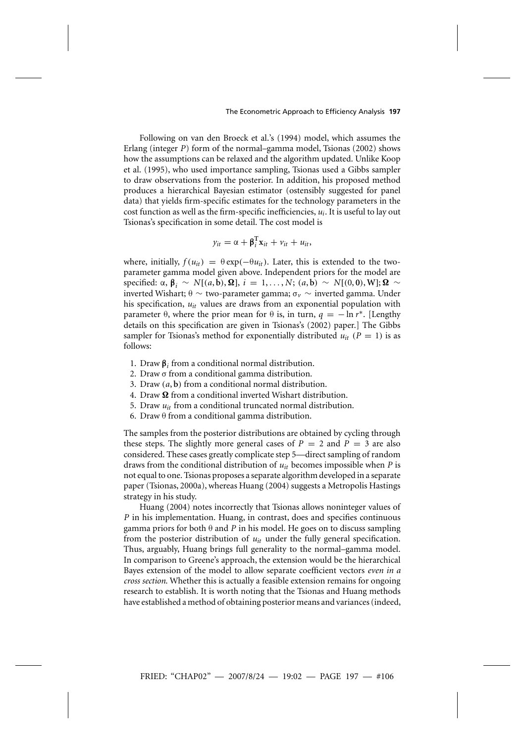Following on van den Broeck et al.'s (1994) model, which assumes the Erlang (integer $P$) form of the normal–gamma model, Tsionas (2002) shows how the assumptions can be relaxed and the algorithm updated. Unlike Koop et al. (1995), who used importance sampling, Tsionas used a Gibbs sampler to draw observations from the posterior. In addition, his proposed method produces a hierarchical Bayesian estimator (ostensibly suggested for panel data) that yields firm-specific estimates for the technology parameters in the cost function as well as the firm-specific inefficiencies, $u_i$. It is useful to lay out Tsionas's specification in some detail. The cost model is

$$y_{it} = \alpha + \boldsymbol{\beta}_i^{\mathrm{T}} \mathbf{x}_{it} + v_{it} + u_{it},$$

where, initially, $f(u_{it}) = \theta \exp(-\theta u_{it})$. Later, this is extended to the two-parameter gamma model given above. Independent priors for the model are specified: $\alpha$, $\boldsymbol{\beta}_i \sim N[(a, \mathbf{b}), \boldsymbol{\Omega}]$, $i = 1, \ldots, N$; $(a, \mathbf{b}) \sim N[(0, \mathbf{0}), \mathbf{W}]$; $\boldsymbol{\Omega} \sim$ inverted Wishart; $\theta \sim$ two-parameter gamma; $\sigma_v \sim$ inverted gamma. Under his specification, $u_{it}$ values are draws from an exponential population with parameter $\theta$, where the prior mean for $\theta$ is, in turn, $q = -\ln r^*$. [Lengthy details on this specification are given in Tsionas's (2002) paper.] The Gibbs sampler for Tsionas's method for exponentially distributed $u_{it}$ ($P = 1$) is as follows:

1. Draw $\boldsymbol{\beta}_i$ from a conditional normal distribution.
2. Draw $\sigma$ from a conditional gamma distribution.
3. Draw $(a, \mathbf{b})$ from a conditional normal distribution.
4. Draw $\boldsymbol{\Omega}$ from a conditional inverted Wishart distribution.
5. Draw $u_{it}$ from a conditional truncated normal distribution.
6. Draw $\theta$ from a conditional gamma distribution.

The samples from the posterior distributions are obtained by cycling through these steps. The slightly more general cases of $P = 2$ and $P = 3$ are also considered. These cases greatly complicate step 5—direct sampling of random draws from the conditional distribution of $u_{it}$ becomes impossible when $P$ is not equal to one. Tsionas proposes a separate algorithm developed in a separate paper (Tsionas, 2000a), whereas Huang (2004) suggests a Metropolis Hastings strategy in his study.

Huang (2004) notes incorrectly that Tsionas allows noninteger values of $P$ in his implementation. Huang, in contrast, does and specifies continuous gamma priors for both $\theta$ and $P$ in his model. He goes on to discuss sampling from the posterior distribution of $u_{it}$ under the fully general specification. Thus, arguably, Huang brings full generality to the normal–gamma model. In comparison to Greene's approach, the extension would be the hierarchical Bayes extension of the model to allow separate coefficient vectors *even in a cross section*. Whether this is actually a feasible extension remains for ongoing research to establish. It is worth noting that the Tsionas and Huang methods have established a method of obtaining posterior means and variances (indeed,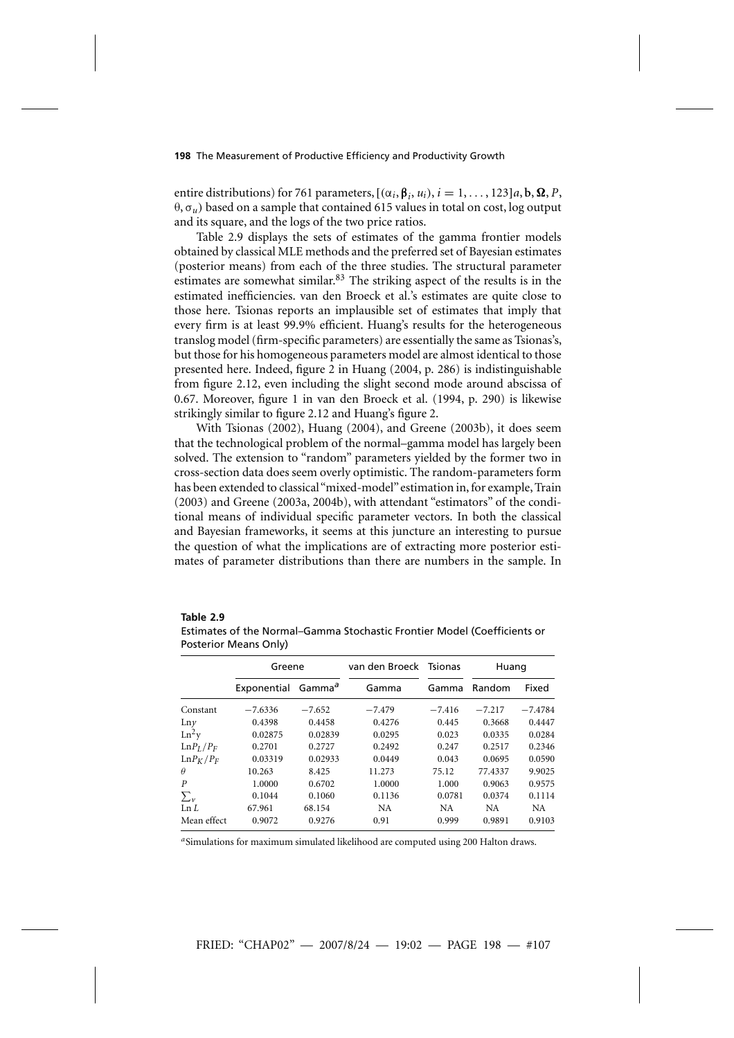entire distributions) for 761 parameters, $[(\alpha_i, \boldsymbol{\beta}_i, u_i), i = 1, \ldots, 123]a, \mathbf{b}, \boldsymbol{\Omega}, P,$ $\theta, \sigma_u)$ based on a sample that contained 615 values in total on cost, log output and its square, and the logs of the two price ratios.

Table 2.9 displays the sets of estimates of the gamma frontier models obtained by classical MLE methods and the preferred set of Bayesian estimates (posterior means) from each of the three studies. The structural parameter estimates are somewhat similar.[83] The striking aspect of the results is in the estimated inefficiencies. van den Broeck et al.'s estimates are quite close to those here. Tsionas reports an implausible set of estimates that imply that every firm is at least 99.9% efficient. Huang's results for the heterogeneous translog model (firm-specific parameters) are essentially the same as Tsionas's, but those for his homogeneous parameters model are almost identical to those presented here. Indeed, figure 2 in Huang (2004, p. 286) is indistinguishable from figure 2.12, even including the slight second mode around abscissa of 0.67. Moreover, figure 1 in van den Broeck et al. (1994, p. 290) is likewise strikingly similar to figure 2.12 and Huang's figure 2.

With Tsionas (2002), Huang (2004), and Greene (2003b), it does seem that the technological problem of the normal–gamma model has largely been solved. The extension to "random" parameters yielded by the former two in cross-section data does seem overly optimistic. The random-parameters form has been extended to classical "mixed-model" estimation in, for example, Train (2003) and Greene (2003a, 2004b), with attendant "estimators" of the conditional means of individual specific parameter vectors. In both the classical and Bayesian frameworks, it seems at this juncture an interesting to pursue the question of what the implications are of extracting more posterior estimates of parameter distributions than there are numbers in the sample. In

**Table 2.9**
Estimates of the Normal–Gamma Stochastic Frontier Model (Coefficients or Posterior Means Only)

| | Greene | | van den Broeck | Tsionas | Huang | |
|---|---|---|---|---|---|---|
| | Exponential | Gamma[a] | Gamma | Gamma | Random | Fixed |
| Constant | −7.6336 | −7.652 | −7.479 | −7.416 | −7.217 | −7.4784 |
| $\text{Ln}y$ | 0.4398 | 0.4458 | 0.4276 | 0.445 | 0.3668 | 0.4447 |
| $\text{Ln}^2y$ | 0.02875 | 0.02839 | 0.0295 | 0.023 | 0.0335 | 0.0284 |
| $\text{Ln}P_L/P_F$ | 0.2701 | 0.2727 | 0.2492 | 0.247 | 0.2517 | 0.2346 |
| $\text{Ln}P_K/P_F$ | 0.03319 | 0.02933 | 0.0449 | 0.043 | 0.0695 | 0.0590 |
| $\theta$ | 10.263 | 8.425 | 11.273 | 75.12 | 77.4337 | 9.9025 |
| $P$ | 1.0000 | 0.6702 | 1.0000 | 1.000 | 0.9063 | 0.9575 |
| $\sum_v$ | 0.1044 | 0.1060 | 0.1136 | 0.0781 | 0.0374 | 0.1114 |
| $\text{Ln}\,L$ | 67.961 | 68.154 | NA | NA | NA | NA |
| Mean effect | 0.9072 | 0.9276 | 0.91 | 0.999 | 0.9891 | 0.9103 |

[a] Simulations for maximum simulated likelihood are computed using 200 Halton draws.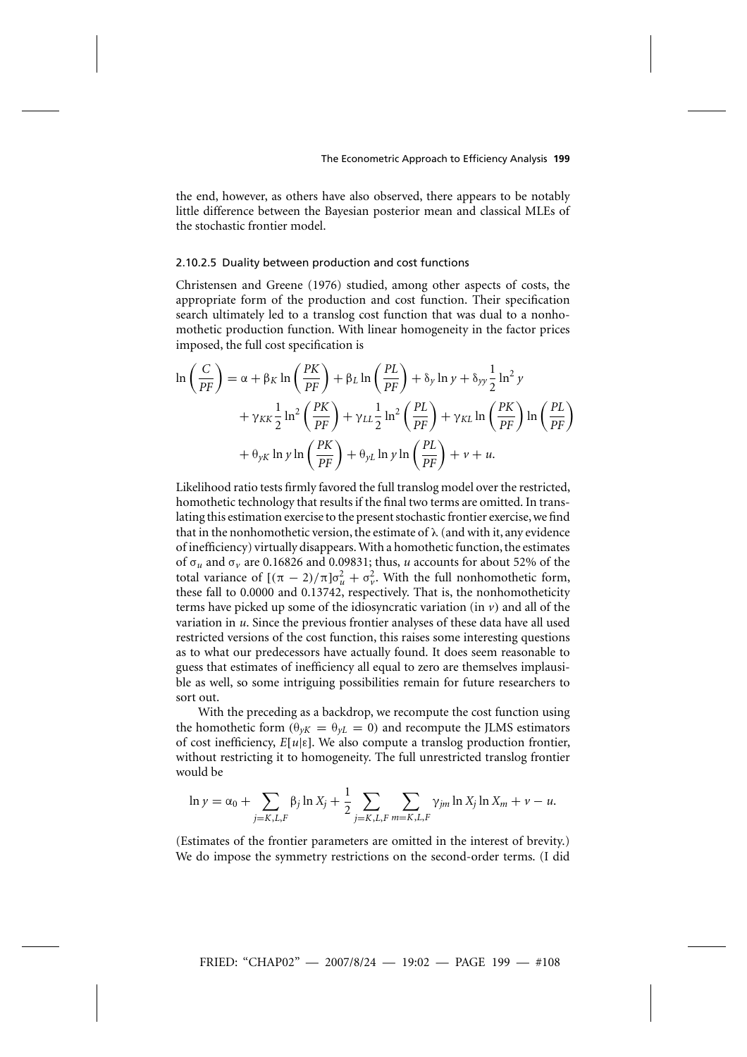the end, however, as others have also observed, there appears to be notably little difference between the Bayesian posterior mean and classical MLEs of the stochastic frontier model.

#### 2.10.2.5 Duality between production and cost functions

Christensen and Greene (1976) studied, among other aspects of costs, the appropriate form of the production and cost function. Their specification search ultimately led to a translog cost function that was dual to a nonhomothetic production function. With linear homogeneity in the factor prices imposed, the full cost specification is

$$
\begin{aligned}
\ln\left(\frac{C}{PF}\right) &= \alpha + \beta_K \ln\left(\frac{PK}{PF}\right) + \beta_L \ln\left(\frac{PL}{PF}\right) + \delta_y \ln y + \delta_{yy}\frac{1}{2}\ln^2 y \\
&\quad + \gamma_{KK}\frac{1}{2}\ln^2\left(\frac{PK}{PF}\right) + \gamma_{LL}\frac{1}{2}\ln^2\left(\frac{PL}{PF}\right) + \gamma_{KL}\ln\left(\frac{PK}{PF}\right)\ln\left(\frac{PL}{PF}\right) \\
&\quad + \theta_{yK}\ln y \ln\left(\frac{PK}{PF}\right) + \theta_{yL}\ln y \ln\left(\frac{PL}{PF}\right) + v + u.
\end{aligned}
$$

Likelihood ratio tests firmly favored the full translog model over the restricted, homothetic technology that results if the final two terms are omitted. In translating this estimation exercise to the present stochastic frontier exercise, we find that in the nonhomothetic version, the estimate of $\lambda$ (and with it, any evidence of inefficiency) virtually disappears. With a homothetic function, the estimates of $\sigma_u$ and $\sigma_v$ are 0.16826 and 0.09831; thus, $u$ accounts for about 52% of the total variance of $[(\pi - 2)/\pi]\sigma_u^2 + \sigma_v^2$. With the full nonhomothetic form, these fall to 0.0000 and 0.13742, respectively. That is, the nonhomotheticity terms have picked up some of the idiosyncratic variation (in $v$) and all of the variation in $u$. Since the previous frontier analyses of these data have all used restricted versions of the cost function, this raises some interesting questions as to what our predecessors have actually found. It does seem reasonable to guess that estimates of inefficiency all equal to zero are themselves implausible as well, so some intriguing possibilities remain for future researchers to sort out.

With the preceding as a backdrop, we recompute the cost function using the homothetic form ($\theta_{yK} = \theta_{yL} = 0$) and recompute the JLMS estimators of cost inefficiency, $E[u|\varepsilon]$. We also compute a translog production frontier, without restricting it to homogeneity. The full unrestricted translog frontier would be

$$
\ln y = \alpha_0 + \sum_{j=K,L,F} \beta_j \ln X_j + \frac{1}{2}\sum_{j=K,L,F}\sum_{m=K,L,F} \gamma_{jm} \ln X_j \ln X_m + v - u.
$$

(Estimates of the frontier parameters are omitted in the interest of brevity.) We do impose the symmetry restrictions on the second-order terms. (I did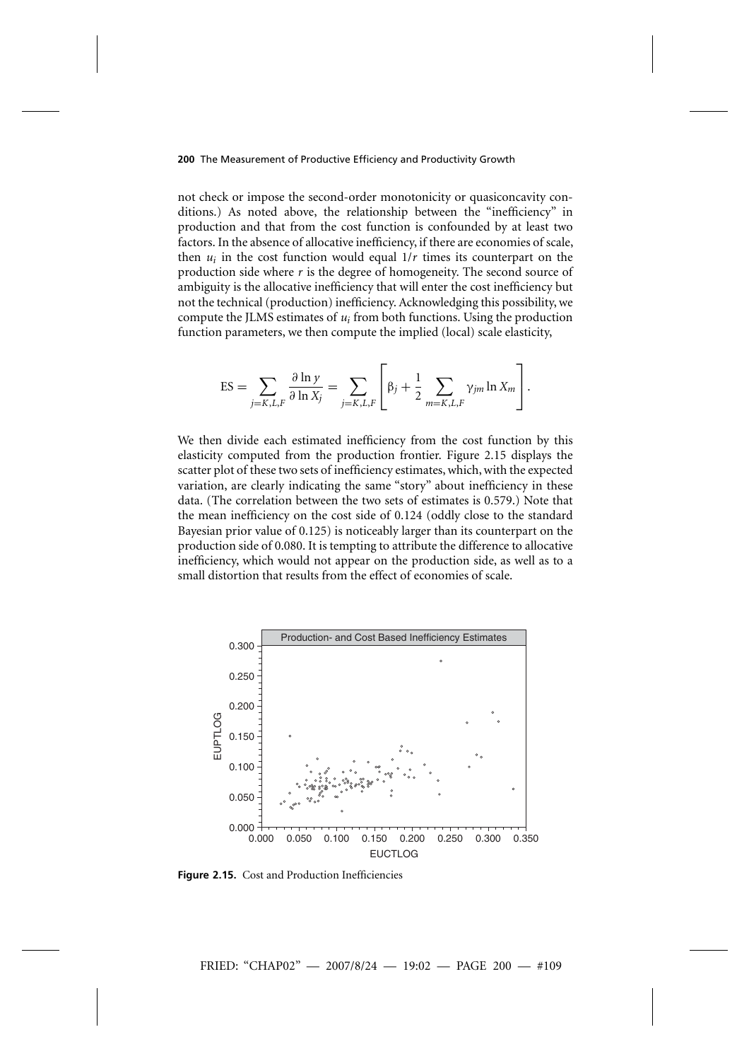not check or impose the second-order monotonicity or quasiconcavity conditions.) As noted above, the relationship between the "inefficiency" in production and that from the cost function is confounded by at least two factors. In the absence of allocative inefficiency, if there are economies of scale, then $u_i$ in the cost function would equal $1/r$ times its counterpart on the production side where $r$ is the degree of homogeneity. The second source of ambiguity is the allocative inefficiency that will enter the cost inefficiency but not the technical (production) inefficiency. Acknowledging this possibility, we compute the JLMS estimates of $u_i$ from both functions. Using the production function parameters, we then compute the implied (local) scale elasticity,

$$\text{ES} = \sum_{j=K,L,F} \frac{\partial \ln y}{\partial \ln X_j} = \sum_{j=K,L,F} \left[ \beta_j + \frac{1}{2} \sum_{m=K,L,F} \gamma_{jm} \ln X_m \right].$$

We then divide each estimated inefficiency from the cost function by this elasticity computed from the production frontier. Figure 2.15 displays the scatter plot of these two sets of inefficiency estimates, which, with the expected variation, are clearly indicating the same "story" about inefficiency in these data. (The correlation between the two sets of estimates is 0.579.) Note that the mean inefficiency on the cost side of 0.124 (oddly close to the standard Bayesian prior value of 0.125) is noticeably larger than its counterpart on the production side of 0.080. It is tempting to attribute the difference to allocative inefficiency, which would not appear on the production side, as well as to a small distortion that results from the effect of economies of scale.

**Figure 2.15.** Cost and Production Inefficiencies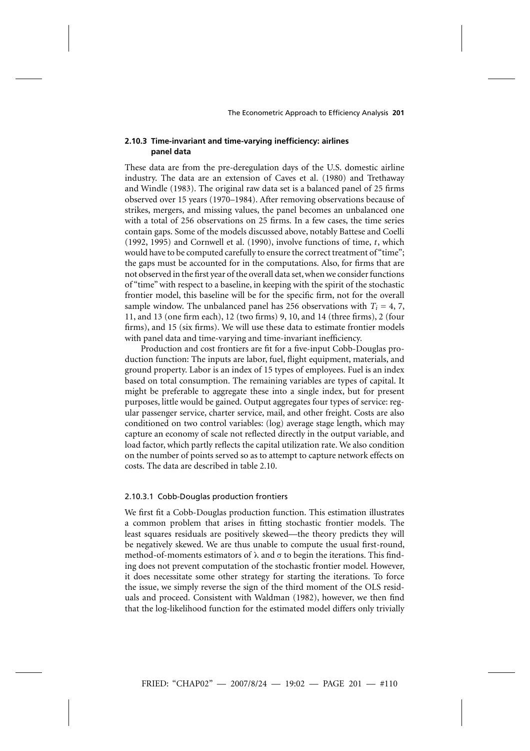### 2.10.3 Time-invariant and time-varying inefficiency: airlines panel data

These data are from the pre-deregulation days of the U.S. domestic airline industry. The data are an extension of Caves et al. (1980) and Trethaway and Windle (1983). The original raw data set is a balanced panel of 25 firms observed over 15 years (1970–1984). After removing observations because of strikes, mergers, and missing values, the panel becomes an unbalanced one with a total of 256 observations on 25 firms. In a few cases, the time series contain gaps. Some of the models discussed above, notably Battese and Coelli (1992, 1995) and Cornwell et al. (1990), involve functions of time, $t$, which would have to be computed carefully to ensure the correct treatment of "time"; the gaps must be accounted for in the computations. Also, for firms that are not observed in the first year of the overall data set, when we consider functions of "time" with respect to a baseline, in keeping with the spirit of the stochastic frontier model, this baseline will be for the specific firm, not for the overall sample window. The unbalanced panel has 256 observations with $T_i = 4$, 7, 11, and 13 (one firm each), 12 (two firms) 9, 10, and 14 (three firms), 2 (four firms), and 15 (six firms). We will use these data to estimate frontier models with panel data and time-varying and time-invariant inefficiency.

Production and cost frontiers are fit for a five-input Cobb-Douglas production function: The inputs are labor, fuel, flight equipment, materials, and ground property. Labor is an index of 15 types of employees. Fuel is an index based on total consumption. The remaining variables are types of capital. It might be preferable to aggregate these into a single index, but for present purposes, little would be gained. Output aggregates four types of service: regular passenger service, charter service, mail, and other freight. Costs are also conditioned on two control variables: (log) average stage length, which may capture an economy of scale not reflected directly in the output variable, and load factor, which partly reflects the capital utilization rate. We also condition on the number of points served so as to attempt to capture network effects on costs. The data are described in table 2.10.

#### 2.10.3.1 Cobb-Douglas production frontiers

We first fit a Cobb-Douglas production function. This estimation illustrates a common problem that arises in fitting stochastic frontier models. The least squares residuals are positively skewed—the theory predicts they will be negatively skewed. We are thus unable to compute the usual first-round, method-of-moments estimators of $\lambda$ and $\sigma$ to begin the iterations. This finding does not prevent computation of the stochastic frontier model. However, it does necessitate some other strategy for starting the iterations. To force the issue, we simply reverse the sign of the third moment of the OLS residuals and proceed. Consistent with Waldman (1982), however, we then find that the log-likelihood function for the estimated model differs only trivially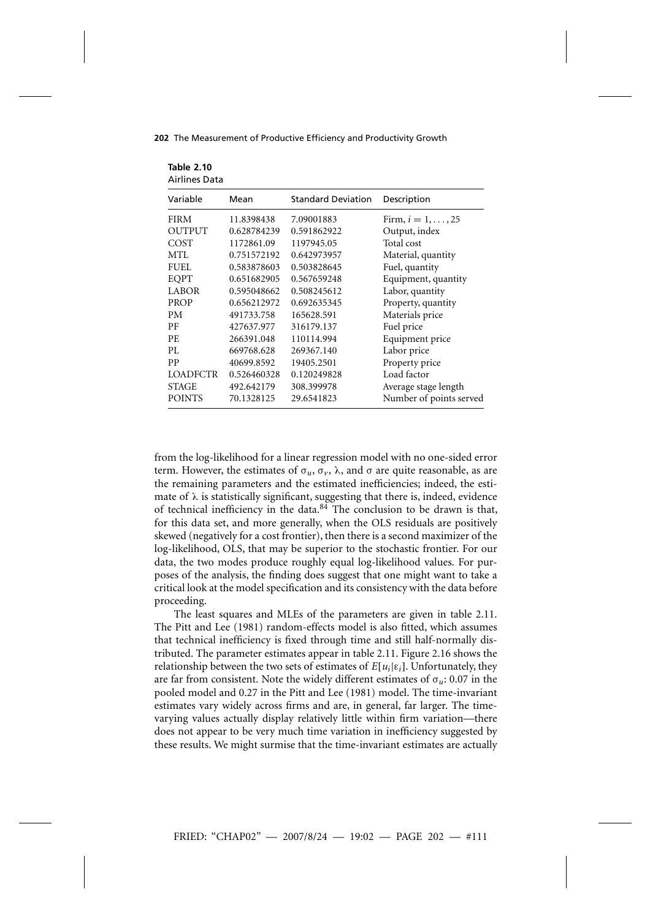**Table 2.10**
Airlines Data

| Variable | Mean | Standard Deviation | Description |
|---|---|---|---|
| FIRM | 11.8398438 | 7.09001883 | Firm, $i = 1, \ldots, 25$ |
| OUTPUT | 0.628784239 | 0.591862922 | Output, index |
| COST | 1172861.09 | 1197945.05 | Total cost |
| MTL | 0.751572192 | 0.642973957 | Material, quantity |
| FUEL | 0.583878603 | 0.503828645 | Fuel, quantity |
| EQPT | 0.651682905 | 0.567659248 | Equipment, quantity |
| LABOR | 0.595048662 | 0.508245612 | Labor, quantity |
| PROP | 0.656212972 | 0.692635345 | Property, quantity |
| PM | 491733.758 | 165628.591 | Materials price |
| PF | 427637.977 | 316179.137 | Fuel price |
| PE | 266391.048 | 110114.994 | Equipment price |
| PL | 669768.628 | 269367.140 | Labor price |
| PP | 40699.8592 | 19405.2501 | Property price |
| LOADFCTR | 0.526460328 | 0.120249828 | Load factor |
| STAGE | 492.642179 | 308.399978 | Average stage length |
| POINTS | 70.1328125 | 29.6541823 | Number of points served |

from the log-likelihood for a linear regression model with no one-sided error term. However, the estimates of $\sigma_u$, $\sigma_v$, $\lambda$, and $\sigma$ are quite reasonable, as are the remaining parameters and the estimated inefficiencies; indeed, the estimate of $\lambda$ is statistically significant, suggesting that there is, indeed, evidence of technical inefficiency in the data.[84] The conclusion to be drawn is that, for this data set, and more generally, when the OLS residuals are positively skewed (negatively for a cost frontier), then there is a second maximizer of the log-likelihood, OLS, that may be superior to the stochastic frontier. For our data, the two modes produce roughly equal log-likelihood values. For purposes of the analysis, the finding does suggest that one might want to take a critical look at the model specification and its consistency with the data before proceeding.

The least squares and MLEs of the parameters are given in table 2.11. The Pitt and Lee (1981) random-effects model is also fitted, which assumes that technical inefficiency is fixed through time and still half-normally distributed. The parameter estimates appear in table 2.11. Figure 2.16 shows the relationship between the two sets of estimates of $E[u_i|\varepsilon_i]$. Unfortunately, they are far from consistent. Note the widely different estimates of $\sigma_u$: 0.07 in the pooled model and 0.27 in the Pitt and Lee (1981) model. The time-invariant estimates vary widely across firms and are, in general, far larger. The time-varying values actually display relatively little within firm variation—there does not appear to be very much time variation in inefficiency suggested by these results. We might surmise that the time-invariant estimates are actually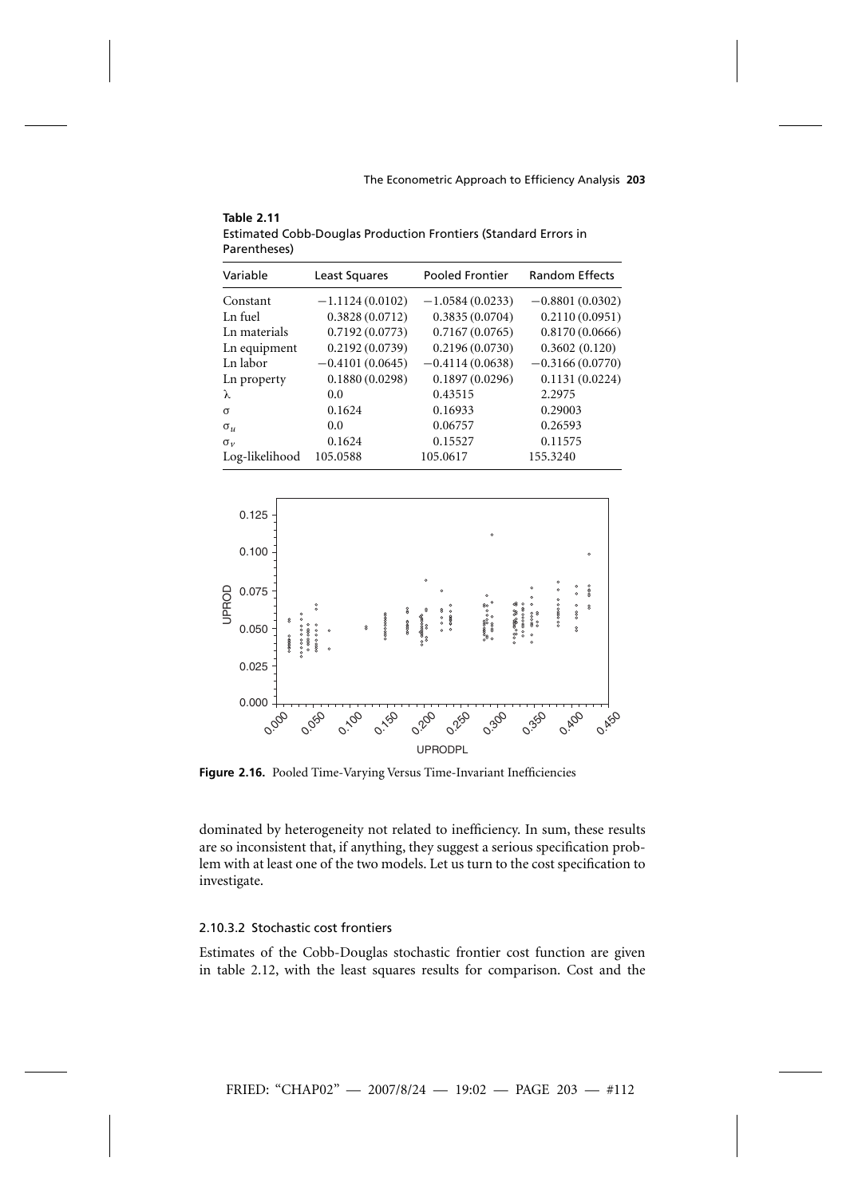**Table 2.11**
Estimated Cobb-Douglas Production Frontiers (Standard Errors in Parentheses)

| Variable | Least Squares | Pooled Frontier | Random Effects |
|---|---|---|---|
| Constant | −1.1124 (0.0102) | −1.0584 (0.0233) | −0.8801 (0.0302) |
| Ln fuel | 0.3828 (0.0712) | 0.3835 (0.0704) | 0.2110 (0.0951) |
| Ln materials | 0.7192 (0.0773) | 0.7167 (0.0765) | 0.8170 (0.0666) |
| Ln equipment | 0.2192 (0.0739) | 0.2196 (0.0730) | 0.3602 (0.120) |
| Ln labor | −0.4101 (0.0645) | −0.4114 (0.0638) | −0.3166 (0.0770) |
| Ln property | 0.1880 (0.0298) | 0.1897 (0.0296) | 0.1131 (0.0224) |
| $\lambda$ | 0.0 | 0.43515 | 2.2975 |
| $\sigma$ | 0.1624 | 0.16933 | 0.29003 |
| $\sigma_u$ | 0.0 | 0.06757 | 0.26593 |
| $\sigma_v$ | 0.1624 | 0.15527 | 0.11575 |
| Log-likelihood | 105.0588 | 105.0617 | 155.3240 |

**Figure 2.16.** Pooled Time-Varying Versus Time-Invariant Inefficiencies

dominated by heterogeneity not related to inefficiency. In sum, these results are so inconsistent that, if anything, they suggest a serious specification problem with at least one of the two models. Let us turn to the cost specification to investigate.

#### 2.10.3.2 Stochastic cost frontiers

Estimates of the Cobb-Douglas stochastic frontier cost function are given in table 2.12, with the least squares results for comparison. Cost and the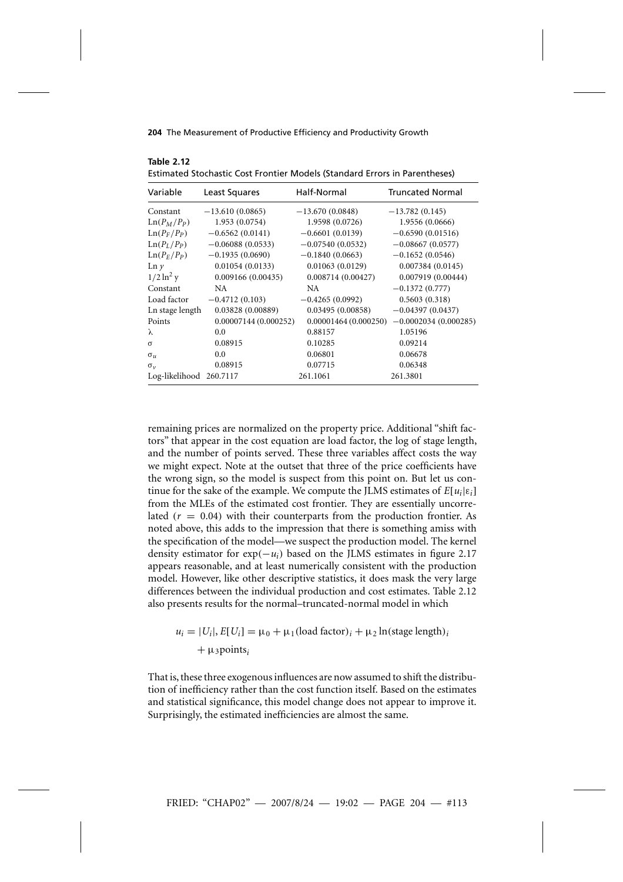**Table 2.12**
Estimated Stochastic Cost Frontier Models (Standard Errors in Parentheses)

| Variable | Least Squares | Half-Normal | Truncated Normal |
|---|---|---|---|
| Constant | −13.610 (0.0865) | −13.670 (0.0848) | −13.782 (0.145) |
| $\text{Ln}(P_M/P_P)$ | 1.953 (0.0754) | 1.9598 (0.0726) | 1.9556 (0.0666) |
| $\text{Ln}(P_F/P_P)$ | −0.6562 (0.0141) | −0.6601 (0.0139) | −0.6590 (0.01516) |
| $\text{Ln}(P_L/P_P)$ | −0.06088 (0.0533) | −0.07540 (0.0532) | −0.08667 (0.0577) |
| $\text{Ln}(P_E/P_P)$ | −0.1935 (0.0690) | −0.1840 (0.0663) | −0.1652 (0.0546) |
| $\text{Ln}\, y$ | 0.01054 (0.0133) | 0.01063 (0.0129) | 0.007384 (0.0145) |
| $1/2 \ln^2 y$ | 0.009166 (0.00435) | 0.008714 (0.00427) | 0.007919 (0.00444) |
| Constant | NA | NA | −0.1372 (0.777) |
| Load factor | −0.4712 (0.103) | −0.4265 (0.0992) | 0.5603 (0.318) |
| Ln stage length | 0.03828 (0.00889) | 0.03495 (0.00858) | −0.04397 (0.0437) |
| Points | 0.00007144 (0.000252) | 0.00001464 (0.000250) | −0.0002034 (0.000285) |
| $\lambda$ | 0.0 | 0.88157 | 1.05196 |
| $\sigma$ | 0.08915 | 0.10285 | 0.09214 |
| $\sigma_u$ | 0.0 | 0.06801 | 0.06678 |
| $\sigma_v$ | 0.08915 | 0.07715 | 0.06348 |
| Log-likelihood | 260.7117 | 261.1061 | 261.3801 |

remaining prices are normalized on the property price. Additional "shift factors" that appear in the cost equation are load factor, the log of stage length, and the number of points served. These three variables affect costs the way we might expect. Note at the outset that three of the price coefficients have the wrong sign, so the model is suspect from this point on. But let us continue for the sake of the example. We compute the JLMS estimates of $E[u_i|\varepsilon_i]$ from the MLEs of the estimated cost frontier. They are essentially uncorrelated ($r = 0.04$) with their counterparts from the production frontier. As noted above, this adds to the impression that there is something amiss with the specification of the model—we suspect the production model. The kernel density estimator for $\exp(-u_i)$ based on the JLMS estimates in figure 2.17 appears reasonable, and at least numerically consistent with the production model. However, like other descriptive statistics, it does mask the very large differences between the individual production and cost estimates. Table 2.12 also presents results for the normal–truncated-normal model in which

$$u_i = |U_i|, E[U_i] = \mu_0 + \mu_1(\text{load factor})_i + \mu_2 \ln(\text{stage length})_i + \mu_3\text{points}_i$$

That is, these three exogenous influences are now assumed to shift the distribution of inefficiency rather than the cost function itself. Based on the estimates and statistical significance, this model change does not appear to improve it. Surprisingly, the estimated inefficiencies are almost the same.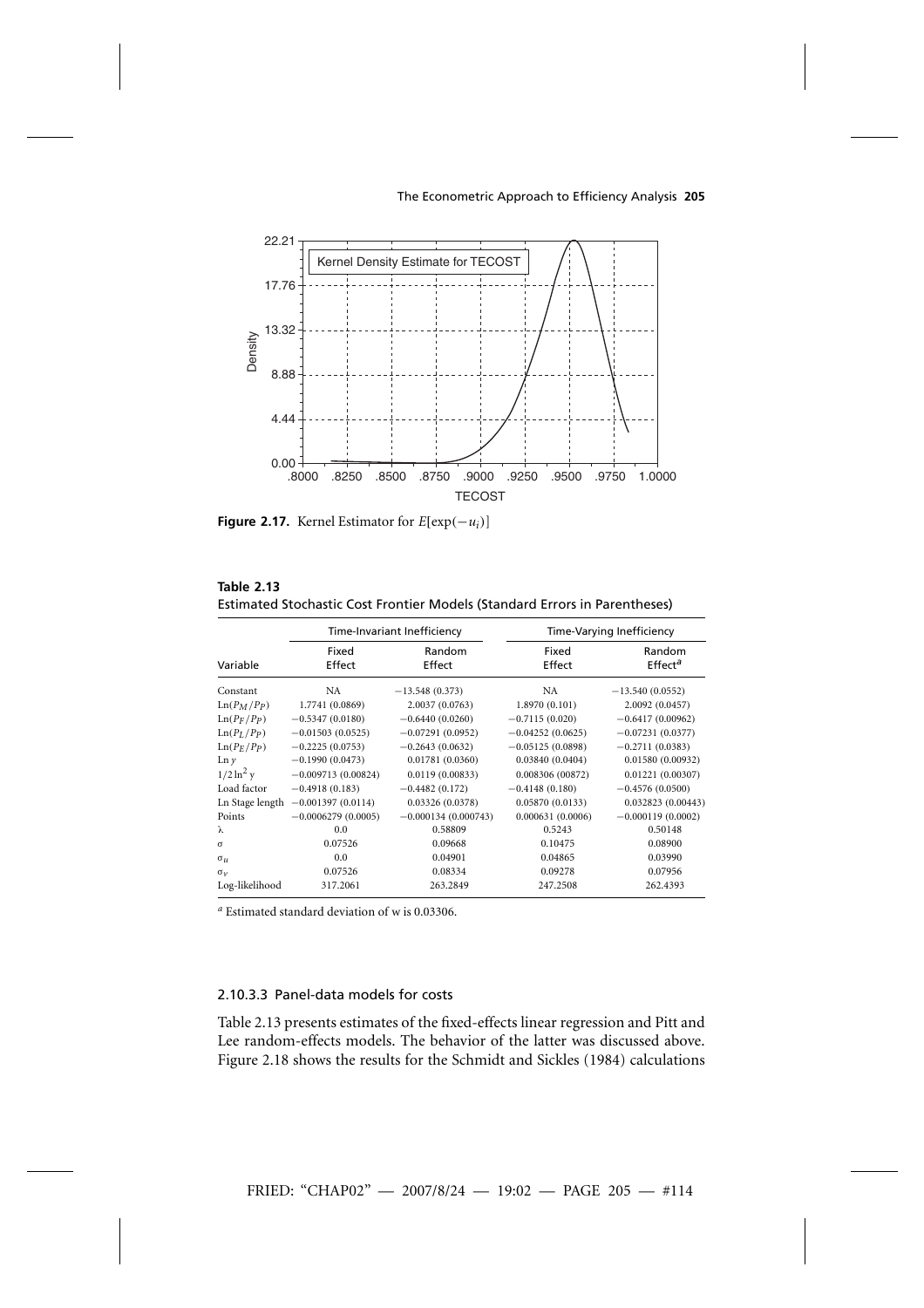**Figure 2.17.** Kernel Estimator for $E[\exp(-u_i)]$

**Table 2.13**
Estimated Stochastic Cost Frontier Models (Standard Errors in Parentheses)

| | Time-Invariant Inefficiency | | Time-Varying Inefficiency | |
|---|---|---|---|---|
| Variable | Fixed Effect | Random Effect | Fixed Effect | Random Effect[a] |
| Constant | NA | −13.548 (0.373) | NA | −13.540 (0.0552) |
| $\mathrm{Ln}(P_M/P_P)$ | 1.7741 (0.0869) | 2.0037 (0.0763) | 1.8970 (0.101) | 2.0092 (0.0457) |
| $\mathrm{Ln}(P_F/P_P)$ | −0.5347 (0.0180) | −0.6440 (0.0260) | −0.7115 (0.020) | −0.6417 (0.00962) |
| $\mathrm{Ln}(P_L/P_P)$ | −0.01503 (0.0525) | −0.07291 (0.0952) | −0.04252 (0.0625) | −0.07231 (0.0377) |
| $\mathrm{Ln}(P_E/P_P)$ | −0.2225 (0.0753) | −0.2643 (0.0632) | −0.05125 (0.0898) | −0.2711 (0.0383) |
| $\mathrm{Ln}\, y$ | −0.1990 (0.0473) | 0.01781 (0.0360) | 0.03840 (0.0404) | 0.01580 (0.00932) |
| $1/2 \ln^2 y$ | −0.009713 (0.00824) | 0.0119 (0.00833) | 0.008306 (00872) | 0.01221 (0.00307) |
| Load factor | −0.4918 (0.183) | −0.4482 (0.172) | −0.4148 (0.180) | −0.4576 (0.0500) |
| Ln Stage length | −0.001397 (0.0114) | 0.03326 (0.0378) | 0.05870 (0.0133) | 0.032823 (0.00443) |
| Points | −0.0006279 (0.0005) | −0.000134 (0.000743) | 0.000631 (0.0006) | −0.000119 (0.0002) |
| $\lambda$ | 0.0 | 0.58809 | 0.5243 | 0.50148 |
| $\sigma$ | 0.07526 | 0.09668 | 0.10475 | 0.08900 |
| $\sigma_u$ | 0.0 | 0.04901 | 0.04865 | 0.03990 |
| $\sigma_v$ | 0.07526 | 0.08334 | 0.09278 | 0.07956 |
| Log-likelihood | 317.2061 | 263.2849 | 247.2508 | 262.4393 |

[a] Estimated standard deviation of w is 0.03306.

#### 2.10.3.3 Panel-data models for costs

Table 2.13 presents estimates of the fixed-effects linear regression and Pitt and Lee random-effects models. The behavior of the latter was discussed above. Figure 2.18 shows the results for the Schmidt and Sickles (1984) calculations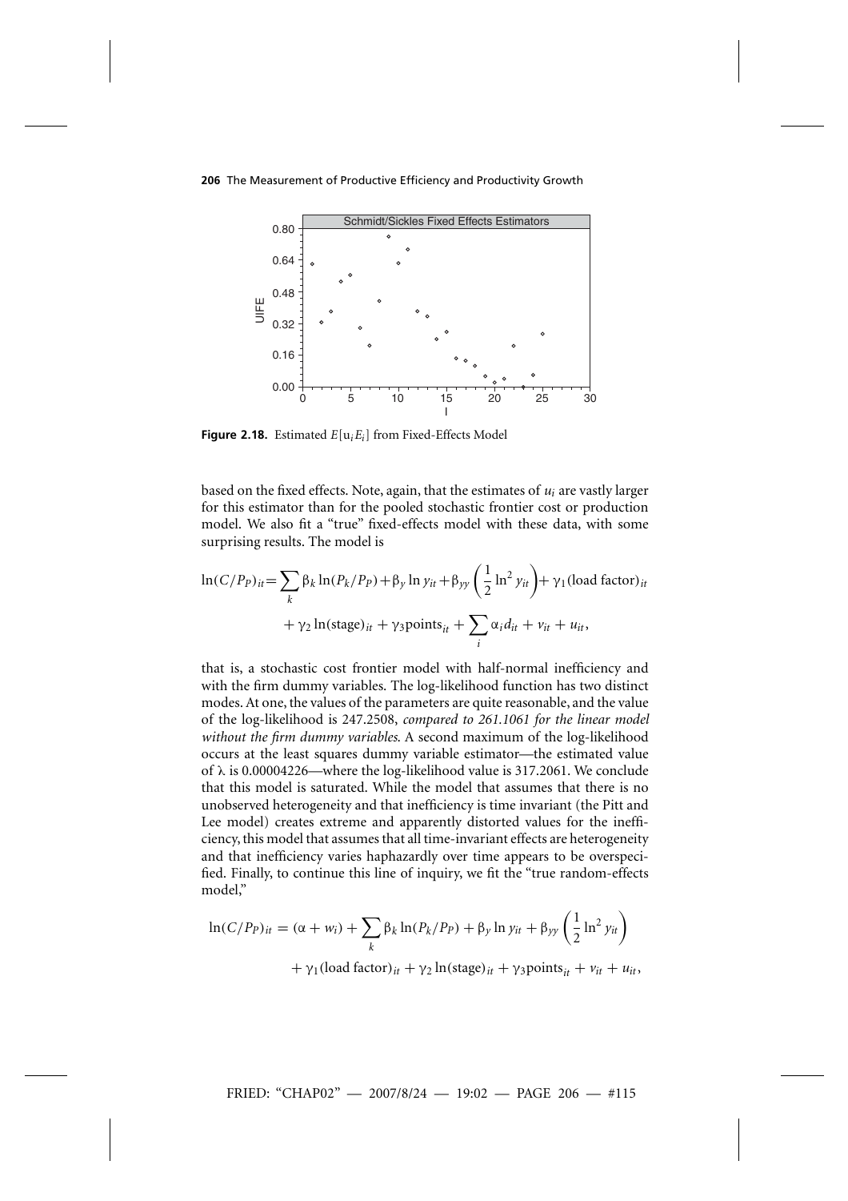**Figure 2.18.** Estimated $E[u_i E_i]$ from Fixed-Effects Model

based on the fixed effects. Note, again, that the estimates of $u_i$ are vastly larger for this estimator than for the pooled stochastic frontier cost or production model. We also fit a "true" fixed-effects model with these data, with some surprising results. The model is

$$\ln(C/P_P)_{it} = \sum_k \beta_k \ln(P_k/P_P) + \beta_y \ln y_{it} + \beta_{yy}\left(\frac{1}{2}\ln^2 y_{it}\right) + \gamma_1(\text{load factor})_{it} + \gamma_2 \ln(\text{stage})_{it} + \gamma_3 \text{points}_{it} + \sum_i \alpha_i d_{it} + v_{it} + u_{it},$$

that is, a stochastic cost frontier model with half-normal inefficiency and with the firm dummy variables. The log-likelihood function has two distinct modes. At one, the values of the parameters are quite reasonable, and the value of the log-likelihood is 247.2508, *compared to 261.1061 for the linear model without the firm dummy variables*. A second maximum of the log-likelihood occurs at the least squares dummy variable estimator—the estimated value of $\lambda$ is 0.00004226—where the log-likelihood value is 317.2061. We conclude that this model is saturated. While the model that assumes that there is no unobserved heterogeneity and that inefficiency is time invariant (the Pitt and Lee model) creates extreme and apparently distorted values for the inefficiency, this model that assumes that all time-invariant effects are heterogeneity and that inefficiency varies haphazardly over time appears to be overspecified. Finally, to continue this line of inquiry, we fit the "true random-effects model,"

$$\ln(C/P_P)_{it} = (\alpha + w_i) + \sum_k \beta_k \ln(P_k/P_P) + \beta_y \ln y_{it} + \beta_{yy}\left(\frac{1}{2}\ln^2 y_{it}\right) + \gamma_1(\text{load factor})_{it} + \gamma_2 \ln(\text{stage})_{it} + \gamma_3 \text{points}_{it} + v_{it} + u_{it},$$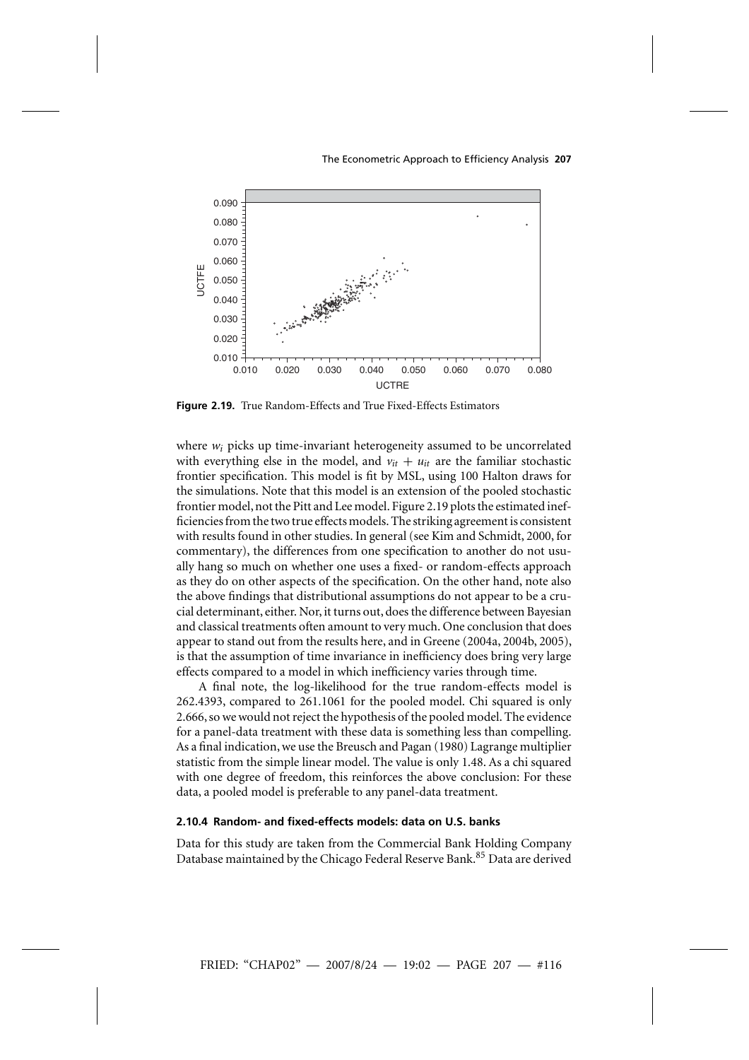**Figure 2.19.** True Random-Effects and True Fixed-Effects Estimators

where $w_i$ picks up time-invariant heterogeneity assumed to be uncorrelated with everything else in the model, and $v_{it} + u_{it}$ are the familiar stochastic frontier specification. This model is fit by MSL, using 100 Halton draws for the simulations. Note that this model is an extension of the pooled stochastic frontier model, not the Pitt and Lee model. Figure 2.19 plots the estimated inefficiencies from the two true effects models. The striking agreement is consistent with results found in other studies. In general (see Kim and Schmidt, 2000, for commentary), the differences from one specification to another do not usually hang so much on whether one uses a fixed- or random-effects approach as they do on other aspects of the specification. On the other hand, note also the above findings that distributional assumptions do not appear to be a crucial determinant, either. Nor, it turns out, does the difference between Bayesian and classical treatments often amount to very much. One conclusion that does appear to stand out from the results here, and in Greene (2004a, 2004b, 2005), is that the assumption of time invariance in inefficiency does bring very large effects compared to a model in which inefficiency varies through time.

A final note, the log-likelihood for the true random-effects model is 262.4393, compared to 261.1061 for the pooled model. Chi squared is only 2.666, so we would not reject the hypothesis of the pooled model. The evidence for a panel-data treatment with these data is something less than compelling. As a final indication, we use the Breusch and Pagan (1980) Lagrange multiplier statistic from the simple linear model. The value is only 1.48. As a chi squared with one degree of freedom, this reinforces the above conclusion: For these data, a pooled model is preferable to any panel-data treatment.

### 2.10.4 Random- and fixed-effects models: data on U.S. banks

Data for this study are taken from the Commercial Bank Holding Company Database maintained by the Chicago Federal Reserve Bank.[85] Data are derived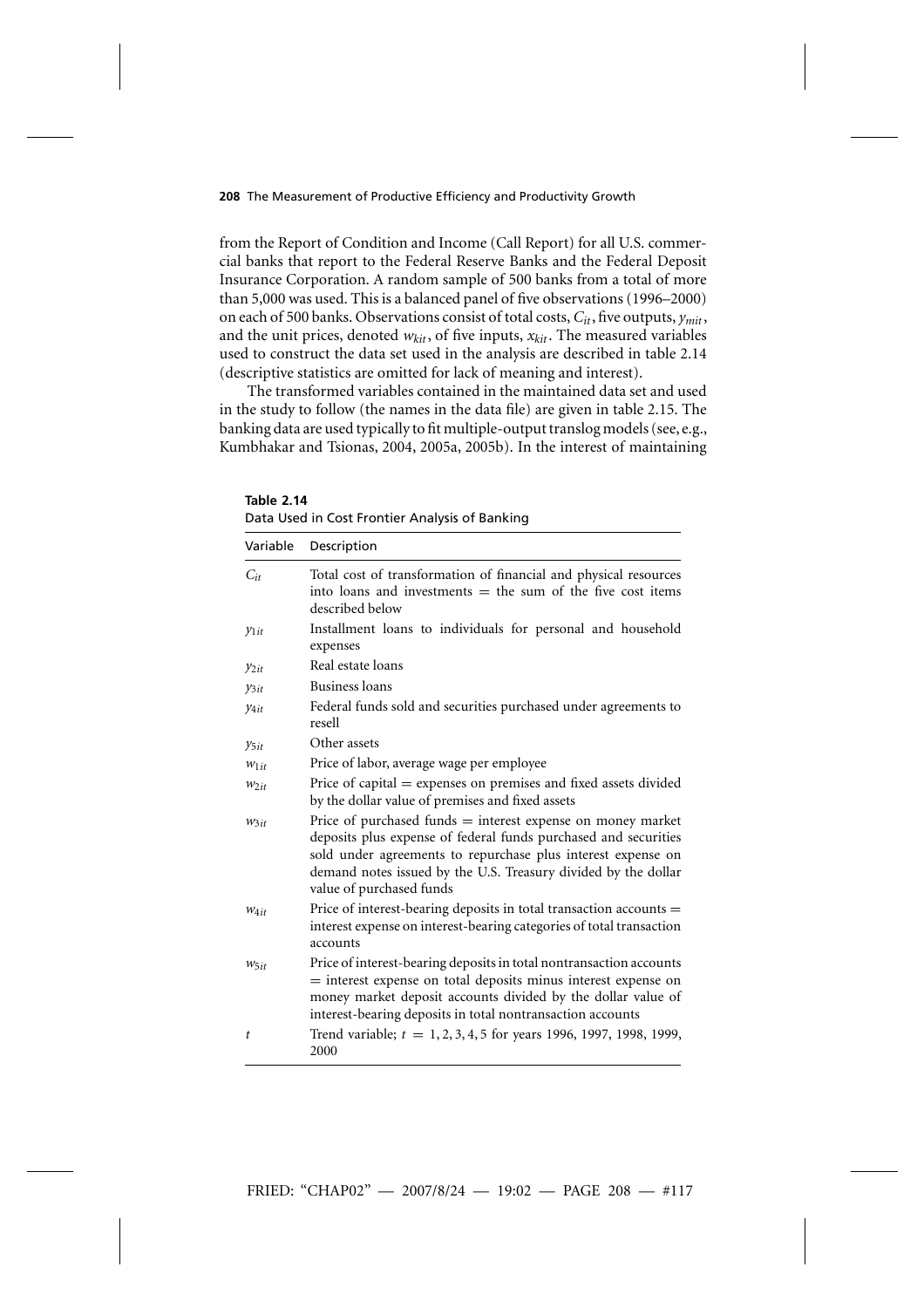from the Report of Condition and Income (Call Report) for all U.S. commercial banks that report to the Federal Reserve Banks and the Federal Deposit Insurance Corporation. A random sample of 500 banks from a total of more than 5,000 was used. This is a balanced panel of five observations (1996–2000) on each of 500 banks. Observations consist of total costs, $C_{it}$, five outputs, $y_{mit}$, and the unit prices, denoted $w_{kit}$, of five inputs, $x_{kit}$. The measured variables used to construct the data set used in the analysis are described in table 2.14 (descriptive statistics are omitted for lack of meaning and interest).

The transformed variables contained in the maintained data set and used in the study to follow (the names in the data file) are given in table 2.15. The banking data are used typically to fit multiple-output translog models (see, e.g., Kumbhakar and Tsionas, 2004, 2005a, 2005b). In the interest of maintaining

**Table 2.14**
Data Used in Cost Frontier Analysis of Banking

| Variable | Description |
|---|---|
| $C_{it}$ | Total cost of transformation of financial and physical resources into loans and investments = the sum of the five cost items described below |
| $y_{1it}$ | Installment loans to individuals for personal and household expenses |
| $y_{2it}$ | Real estate loans |
| $y_{3it}$ | Business loans |
| $y_{4it}$ | Federal funds sold and securities purchased under agreements to resell |
| $y_{5it}$ | Other assets |
| $w_{1it}$ | Price of labor, average wage per employee |
| $w_{2it}$ | Price of capital = expenses on premises and fixed assets divided by the dollar value of premises and fixed assets |
| $w_{3it}$ | Price of purchased funds = interest expense on money market deposits plus expense of federal funds purchased and securities sold under agreements to repurchase plus interest expense on demand notes issued by the U.S. Treasury divided by the dollar value of purchased funds |
| $w_{4it}$ | Price of interest-bearing deposits in total transaction accounts = interest expense on interest-bearing categories of total transaction accounts |
| $w_{5it}$ | Price of interest-bearing deposits in total nontransaction accounts = interest expense on total deposits minus interest expense on money market deposit accounts divided by the dollar value of interest-bearing deposits in total nontransaction accounts |
| $t$ | Trend variable; $t = 1, 2, 3, 4, 5$ for years 1996, 1997, 1998, 1999, 2000 |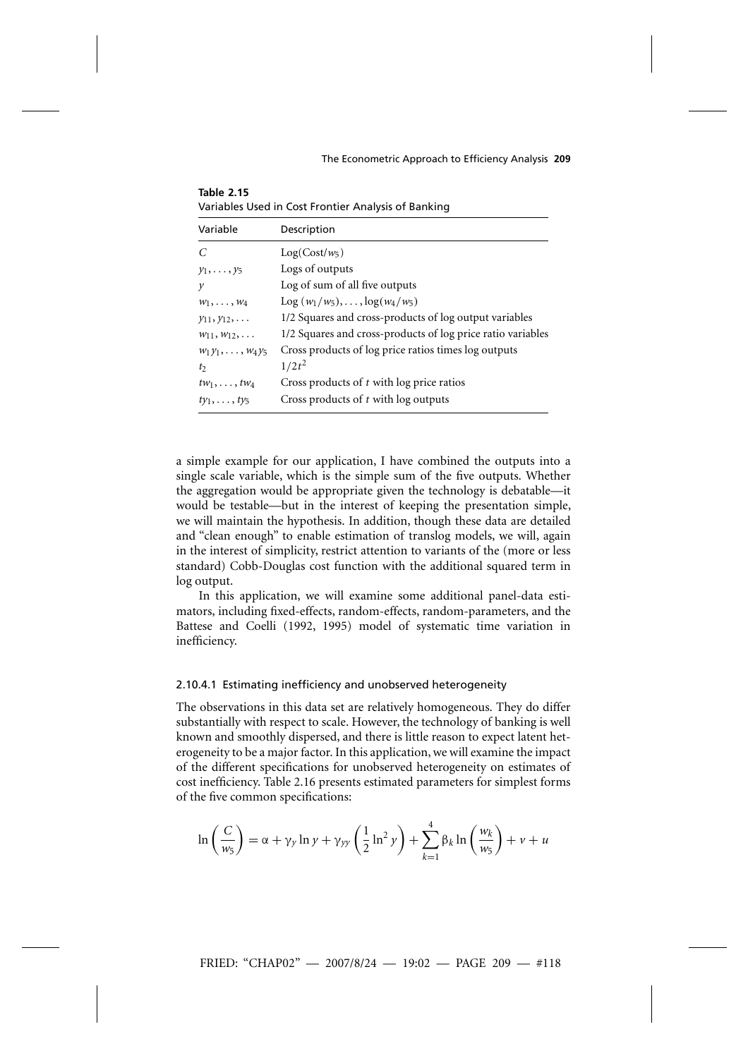**Table 2.15**
Variables Used in Cost Frontier Analysis of Banking

| Variable | Description |
|---|---|
| $C$ | $\text{Log}(\text{Cost}/w_5)$ |
| $y_1, \ldots, y_5$ | Logs of outputs |
| $y$ | Log of sum of all five outputs |
| $w_1, \ldots, w_4$ | $\text{Log}\,(w_1/w_5), \ldots, \log(w_4/w_5)$ |
| $y_{11}, y_{12}, \ldots$ | 1/2 Squares and cross-products of log output variables |
| $w_{11}, w_{12}, \ldots$ | 1/2 Squares and cross-products of log price ratio variables |
| $w_1 y_1, \ldots, w_4 y_5$ | Cross products of log price ratios times log outputs |
| $t_2$ | $1/2t^2$ |
| $tw_1, \ldots, tw_4$ | Cross products of $t$ with log price ratios |
| $ty_1, \ldots, ty_5$ | Cross products of $t$ with log outputs |

a simple example for our application, I have combined the outputs into a single scale variable, which is the simple sum of the five outputs. Whether the aggregation would be appropriate given the technology is debatable—it would be testable—but in the interest of keeping the presentation simple, we will maintain the hypothesis. In addition, though these data are detailed and "clean enough" to enable estimation of translog models, we will, again in the interest of simplicity, restrict attention to variants of the (more or less standard) Cobb-Douglas cost function with the additional squared term in log output.

In this application, we will examine some additional panel-data estimators, including fixed-effects, random-effects, random-parameters, and the Battese and Coelli (1992, 1995) model of systematic time variation in inefficiency.

#### 2.10.4.1 Estimating inefficiency and unobserved heterogeneity

The observations in this data set are relatively homogeneous. They do differ substantially with respect to scale. However, the technology of banking is well known and smoothly dispersed, and there is little reason to expect latent heterogeneity to be a major factor. In this application, we will examine the impact of the different specifications for unobserved heterogeneity on estimates of cost inefficiency. Table 2.16 presents estimated parameters for simplest forms of the five common specifications:

$$\ln\left(\frac{C}{w_5}\right) = \alpha + \gamma_y \ln y + \gamma_{yy}\left(\frac{1}{2}\ln^2 y\right) + \sum_{k=1}^{4} \beta_k \ln\left(\frac{w_k}{w_5}\right) + v + u$$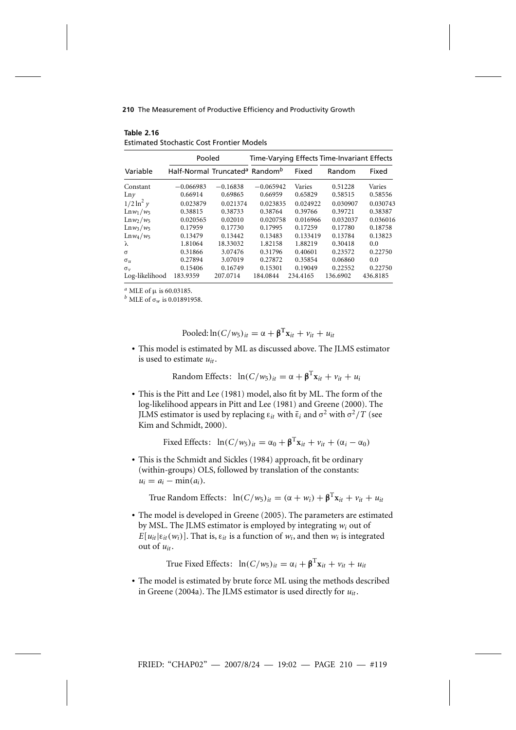**Table 2.16**
Estimated Stochastic Cost Frontier Models

| Variable | Pooled | | Time-Varying Effects | | Time-Invariant Effects | |
|---|---|---|---|---|---|---|
| | Half-Normal | Truncated[a] | Random[b] | Fixed | Random | Fixed |
| Constant | −0.066983 | −0.16838 | −0.065942 | Varies | 0.51228 | Varies |
| Ln$y$ | 0.66914 | 0.69865 | 0.66959 | 0.65829 | 0.58515 | 0.58556 |
| $1/2\ln^2 y$ | 0.023879 | 0.021374 | 0.023835 | 0.024922 | 0.030907 | 0.030743 |
| Ln$w_1/w_5$ | 0.38815 | 0.38733 | 0.38764 | 0.39766 | 0.39721 | 0.38387 |
| Ln$w_2/w_5$ | 0.020565 | 0.02010 | 0.020758 | 0.016966 | 0.032037 | 0.036016 |
| Ln$w_3/w_5$ | 0.17959 | 0.17730 | 0.17995 | 0.17259 | 0.17780 | 0.18758 |
| Ln$w_4/w_5$ | 0.13479 | 0.13442 | 0.13483 | 0.133419 | 0.13784 | 0.13823 |
| $\lambda$ | 1.81064 | 18.33032 | 1.82158 | 1.88219 | 0.30418 | 0.0 |
| $\sigma$ | 0.31866 | 3.07476 | 0.31796 | 0.40601 | 0.23572 | 0.22750 |
| $\sigma_u$ | 0.27894 | 3.07019 | 0.27872 | 0.35854 | 0.06860 | 0.0 |
| $\sigma_v$ | 0.15406 | 0.16749 | 0.15301 | 0.19049 | 0.22552 | 0.22750 |
| Log-likelihood | 183.9359 | 207.0714 | 184.0844 | 234.4165 | 136.6902 | 436.8185 |

[a] MLE of $\mu$ is 60.03185.
[b] MLE of $\sigma_w$ is 0.01891958.

$$\text{Pooled}: \ln(C/w_5)_{it} = \alpha + \boldsymbol{\beta}^{\mathrm{T}}\mathbf{x}_{it} + v_{it} + u_{it}$$

- This model is estimated by ML as discussed above. The JLMS estimator is used to estimate $u_{it}$.

$$\text{Random Effects}: \;\ln(C/w_5)_{it} = \alpha + \boldsymbol{\beta}^{\mathrm{T}}\mathbf{x}_{it} + v_{it} + u_i$$

- This is the Pitt and Lee (1981) model, also fit by ML. The form of the log-likelihood appears in Pitt and Lee (1981) and Greene (2000). The JLMS estimator is used by replacing $\varepsilon_{it}$ with $\bar{\varepsilon}_i$ and $\sigma^2$ with $\sigma^2/T$ (see Kim and Schmidt, 2000).

$$\text{Fixed Effects}: \;\ln(C/w_5)_{it} = \alpha_0 + \boldsymbol{\beta}^{\mathrm{T}}\mathbf{x}_{it} + v_{it} + (\alpha_i - \alpha_0)$$

- This is the Schmidt and Sickles (1984) approach, fit be ordinary (within-groups) OLS, followed by translation of the constants: $u_i = a_i - \min(a_i)$.

$$\text{True Random Effects}: \;\ln(C/w_5)_{it} = (\alpha + w_i) + \boldsymbol{\beta}^{\mathrm{T}}\mathbf{x}_{it} + v_{it} + u_{it}$$

- The model is developed in Greene (2005). The parameters are estimated by MSL. The JLMS estimator is employed by integrating $w_i$ out of $E[u_{it}|\varepsilon_{it}(w_i)]$. That is, $\varepsilon_{it}$ is a function of $w_i$, and then $w_i$ is integrated out of $u_{it}$.

$$\text{True Fixed Effects}: \;\ln(C/w_5)_{it} = \alpha_i + \boldsymbol{\beta}^{\mathrm{T}}\mathbf{x}_{it} + v_{it} + u_{it}$$

- The model is estimated by brute force ML using the methods described in Greene (2004a). The JLMS estimator is used directly for $u_{it}$.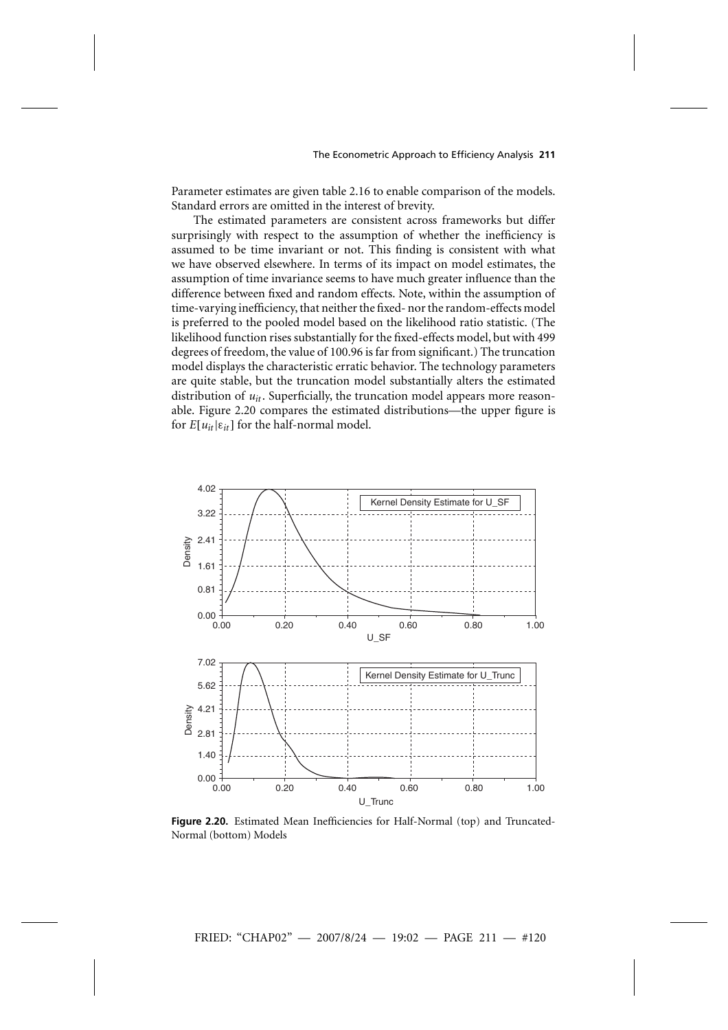Parameter estimates are given table 2.16 to enable comparison of the models. Standard errors are omitted in the interest of brevity.

The estimated parameters are consistent across frameworks but differ surprisingly with respect to the assumption of whether the inefficiency is assumed to be time invariant or not. This finding is consistent with what we have observed elsewhere. In terms of its impact on model estimates, the assumption of time invariance seems to have much greater influence than the difference between fixed and random effects. Note, within the assumption of time-varying inefficiency, that neither the fixed- nor the random-effects model is preferred to the pooled model based on the likelihood ratio statistic. (The likelihood function rises substantially for the fixed-effects model, but with 499 degrees of freedom, the value of 100.96 is far from significant.) The truncation model displays the characteristic erratic behavior. The technology parameters are quite stable, but the truncation model substantially alters the estimated distribution of $u_{it}$. Superficially, the truncation model appears more reasonable. Figure 2.20 compares the estimated distributions—the upper figure is for $E[u_{it}|\varepsilon_{it}]$ for the half-normal model.

**Figure 2.20.** Estimated Mean Inefficiencies for Half-Normal (top) and Truncated-Normal (bottom) Models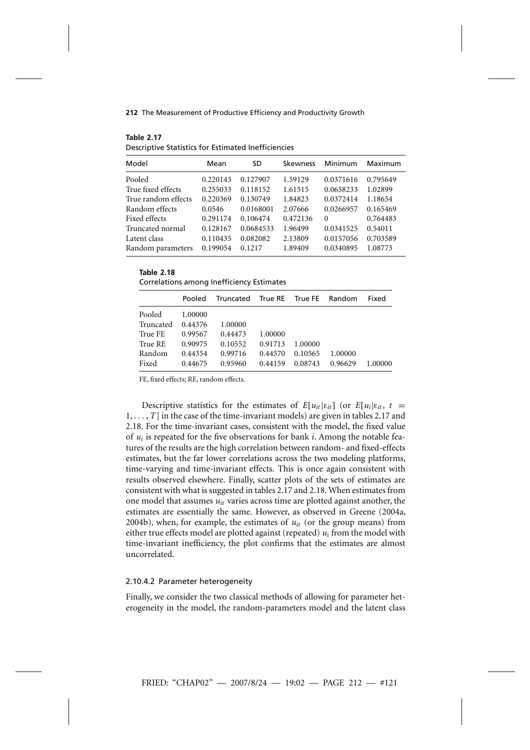**Table 2.17**
Descriptive Statistics for Estimated Inefficiencies

| Model | Mean | SD | Skewness | Minimum | Maximum |
|---|---|---|---|---|---|
| Pooled | 0.220143 | 0.127907 | 1.59129 | 0.0371616 | 0.795649 |
| True fixed effects | 0.255033 | 0.118152 | 1.61515 | 0.0658233 | 1.02899 |
| True random effects | 0.220369 | 0.130749 | 1.84823 | 0.0372414 | 1.18654 |
| Random effects | 0.0546 | 0.0168001 | 2.07666 | 0.0266957 | 0.165469 |
| Fixed effects | 0.291174 | 0.106474 | 0.472136 | 0 | 0.764483 |
| Truncated normal | 0.128167 | 0.0684533 | 1.96499 | 0.0341525 | 0.54011 |
| Latent class | 0.110435 | 0.082082 | 2.13809 | 0.0157056 | 0.703589 |
| Random parameters | 0.199054 | 0.1217 | 1.89409 | 0.0340895 | 1.08773 |

**Table 2.18**
Correlations among Inefficiency Estimates

| | Pooled | Truncated | True RE | True FE | Random | Fixed |
|---|---|---|---|---|---|---|
| Pooled | 1.00000 | | | | | |
| Truncated | 0.44376 | 1.00000 | | | | |
| True FE | 0.99567 | 0.44473 | 1.00000 | | | |
| True RE | 0.90975 | 0.10552 | 0.91713 | 1.00000 | | |
| Random | 0.44354 | 0.99716 | 0.44570 | 0.10565 | 1.00000 | |
| Fixed | 0.44675 | 0.95960 | 0.44159 | 0.08743 | 0.96629 | 1.00000 |

FE, fixed effects; RE, random effects.

Descriptive statistics for the estimates of $E[u_{it}|\varepsilon_{it}]$ (or $E[u_i|\varepsilon_{it}, t = 1, \ldots, T]$ in the case of the time-invariant models) are given in tables 2.17 and 2.18. For the time-invariant cases, consistent with the model, the fixed value of $u_i$ is repeated for the five observations for bank $i$. Among the notable features of the results are the high correlation between random- and fixed-effects estimates, but the far lower correlations across the two modeling platforms, time-varying and time-invariant effects. This is once again consistent with results observed elsewhere. Finally, scatter plots of the sets of estimates are consistent with what is suggested in tables 2.17 and 2.18. When estimates from one model that assumes $u_{it}$ varies across time are plotted against another, the estimates are essentially the same. However, as observed in Greene (2004a, 2004b), when, for example, the estimates of $u_{it}$ (or the group means) from either true effects model are plotted against (repeated) $u_i$ from the model with time-invariant inefficiency, the plot confirms that the estimates are almost uncorrelated.

#### 2.10.4.2 Parameter heterogeneity

Finally, we consider the two classical methods of allowing for parameter heterogeneity in the model, the random-parameters model and the latent class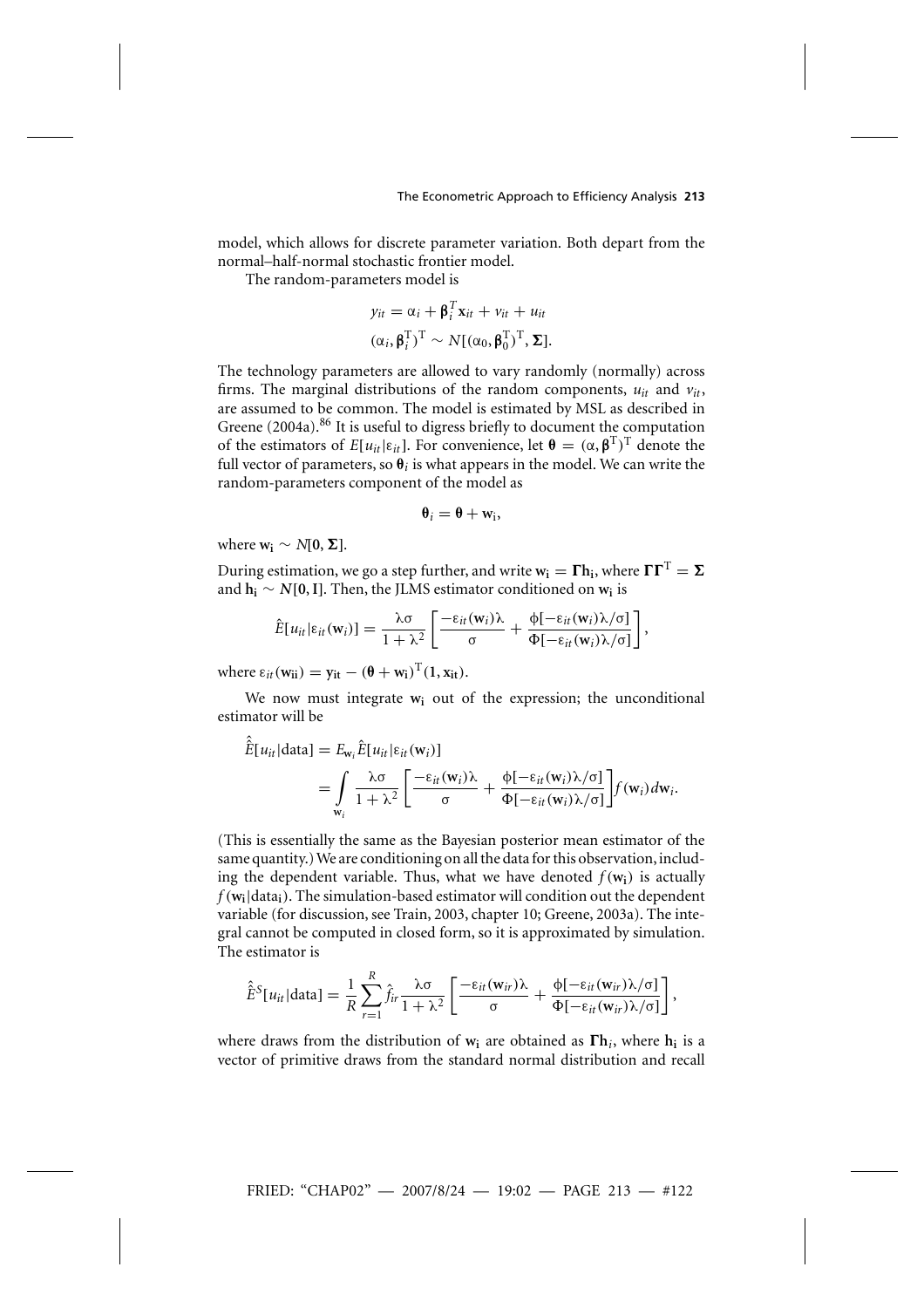model, which allows for discrete parameter variation. Both depart from the normal–half-normal stochastic frontier model.

The random-parameters model is

$$y_{it} = \alpha_i + \boldsymbol{\beta}_i^T \mathbf{x}_{it} + v_{it} + u_{it}$$

$$(\alpha_i, \boldsymbol{\beta}_i^{\mathrm{T}})^{\mathrm{T}} \sim N[(\alpha_0, \boldsymbol{\beta}_0^{\mathrm{T}})^{\mathrm{T}}, \boldsymbol{\Sigma}].$$

The technology parameters are allowed to vary randomly (normally) across firms. The marginal distributions of the random components, $u_{it}$ and $v_{it}$, are assumed to be common. The model is estimated by MSL as described in Greene (2004a).[86] It is useful to digress briefly to document the computation of the estimators of $E[u_{it}|\varepsilon_{it}]$. For convenience, let $\boldsymbol{\theta} = (\alpha, \boldsymbol{\beta}^{\mathrm{T}})^{\mathrm{T}}$ denote the full vector of parameters, so $\boldsymbol{\theta}_i$ is what appears in the model. We can write the random-parameters component of the model as

$$\boldsymbol{\theta}_i = \boldsymbol{\theta} + \mathbf{w_i},$$

where $\mathbf{w_i} \sim N[\mathbf{0}, \boldsymbol{\Sigma}]$.

During estimation, we go a step further, and write $\mathbf{w_i} = \boldsymbol{\Gamma}\mathbf{h_i}$, where $\boldsymbol{\Gamma}\boldsymbol{\Gamma}^{\mathrm{T}} = \boldsymbol{\Sigma}$ and $\mathbf{h_i} \sim N[\mathbf{0}, \mathbf{I}]$. Then, the JLMS estimator conditioned on $\mathbf{w_i}$ is

$$\hat{E}[u_{it}|\varepsilon_{it}(\mathbf{w}_i)] = \frac{\lambda\sigma}{1+\lambda^2}\left[\frac{-\varepsilon_{it}(\mathbf{w}_i)\lambda}{\sigma} + \frac{\phi[-\varepsilon_{it}(\mathbf{w}_i)\lambda/\sigma]}{\Phi[-\varepsilon_{it}(\mathbf{w}_i)\lambda/\sigma]}\right],$$

where $\varepsilon_{it}(\mathbf{w_{ii}}) = \mathbf{y_{it}} - (\boldsymbol{\theta} + \mathbf{w_i})^{\mathrm{T}}(\mathbf{1}, \mathbf{x_{it}})$.

We now must integrate $\mathbf{w_i}$ out of the expression; the unconditional estimator will be

$$\begin{aligned}\hat{\hat{E}}[u_{it}|\text{data}] &= E_{\mathbf{w}_i}\hat{E}[u_{it}|\varepsilon_{it}(\mathbf{w}_i)] \\ &= \int_{\mathbf{w}_i} \frac{\lambda\sigma}{1+\lambda^2}\left[\frac{-\varepsilon_{it}(\mathbf{w}_i)\lambda}{\sigma} + \frac{\phi[-\varepsilon_{it}(\mathbf{w}_i)\lambda/\sigma]}{\Phi[-\varepsilon_{it}(\mathbf{w}_i)\lambda/\sigma]}\right] f(\mathbf{w}_i)d\mathbf{w}_i.\end{aligned}$$

(This is essentially the same as the Bayesian posterior mean estimator of the same quantity.) We are conditioning on all the data for this observation, including the dependent variable. Thus, what we have denoted $f(\mathbf{w_i})$ is actually $f(\mathbf{w_i}|\text{data}_\mathbf{i})$. The simulation-based estimator will condition out the dependent variable (for discussion, see Train, 2003, chapter 10; Greene, 2003a). The integral cannot be computed in closed form, so it is approximated by simulation. The estimator is

$$\hat{\hat{E}}^S[u_{it}|\text{data}] = \frac{1}{R}\sum_{r=1}^{R}\hat{f}_{ir}\frac{\lambda\sigma}{1+\lambda^2}\left[\frac{-\varepsilon_{it}(\mathbf{w}_{ir})\lambda}{\sigma} + \frac{\phi[-\varepsilon_{it}(\mathbf{w}_{ir})\lambda/\sigma]}{\Phi[-\varepsilon_{it}(\mathbf{w}_{ir})\lambda/\sigma]}\right],$$

where draws from the distribution of $\mathbf{w_i}$ are obtained as $\boldsymbol{\Gamma}\mathbf{h}_i$, where $\mathbf{h_i}$ is a vector of primitive draws from the standard normal distribution and recall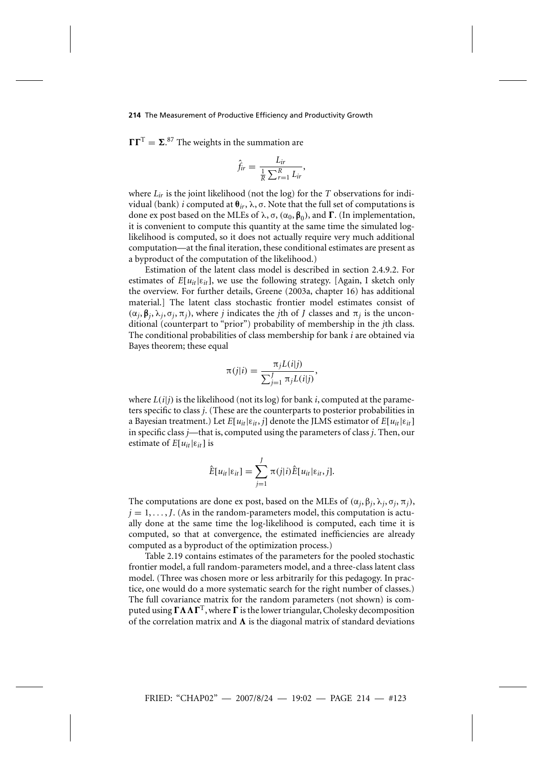$\boldsymbol{\Gamma\Gamma}^{\mathrm{T}} = \boldsymbol{\Sigma}$.[87] The weights in the summation are

$$\hat{f}_{ir} = \frac{L_{ir}}{\frac{1}{R}\sum_{r=1}^{R} L_{ir}},$$

where $L_{ir}$ is the joint likelihood (not the log) for the $T$ observations for individual (bank) $i$ computed at $\boldsymbol{\theta}_{ir}, \lambda, \sigma$. Note that the full set of computations is done ex post based on the MLEs of $\lambda$, $\sigma$, $(\alpha_0, \boldsymbol{\beta}_0)$, and $\boldsymbol{\Gamma}$. (In implementation, it is convenient to compute this quantity at the same time the simulated log-likelihood is computed, so it does not actually require very much additional computation—at the final iteration, these conditional estimates are present as a byproduct of the computation of the likelihood.)

Estimation of the latent class model is described in section 2.4.9.2. For estimates of $E[u_{it}|\varepsilon_{it}]$, we use the following strategy. [Again, I sketch only the overview. For further details, Greene (2003a, chapter 16) has additional material.] The latent class stochastic frontier model estimates consist of $(\alpha_j, \boldsymbol{\beta}_j, \lambda_j, \sigma_j, \pi_j)$, where $j$ indicates the $j$th of $J$ classes and $\pi_j$ is the unconditional (counterpart to "prior") probability of membership in the $j$th class. The conditional probabilities of class membership for bank $i$ are obtained via Bayes theorem; these equal

$$\pi(j|i) = \frac{\pi_j L(i|j)}{\sum_{j=1}^{J} \pi_j L(i|j)},$$

where $L(i|j)$ is the likelihood (not its log) for bank $i$, computed at the parameters specific to class $j$. (These are the counterparts to posterior probabilities in a Bayesian treatment.) Let $E[u_{it}|\varepsilon_{it}, j]$ denote the JLMS estimator of $E[u_{it}|\varepsilon_{it}]$ in specific class $j$—that is, computed using the parameters of class $j$. Then, our estimate of $E[u_{it}|\varepsilon_{it}]$ is

$$\hat{E}[u_{it}|\varepsilon_{it}] = \sum_{j=1}^{J} \pi(j|i)\hat{E}[u_{it}|\varepsilon_{it}, j].$$

The computations are done ex post, based on the MLEs of $(\alpha_j, \beta_j, \lambda_j, \sigma_j, \pi_j)$, $j = 1, \ldots, J$. (As in the random-parameters model, this computation is actually done at the same time the log-likelihood is computed, each time it is computed, so that at convergence, the estimated inefficiencies are already computed as a byproduct of the optimization process.)

Table 2.19 contains estimates of the parameters for the pooled stochastic frontier model, a full random-parameters model, and a three-class latent class model. (Three was chosen more or less arbitrarily for this pedagogy. In practice, one would do a more systematic search for the right number of classes.) The full covariance matrix for the random parameters (not shown) is computed using $\boldsymbol{\Gamma\Lambda\Gamma}^{\mathrm{T}}$, where $\boldsymbol{\Gamma}$ is the lower triangular, Cholesky decomposition of the correlation matrix and $\boldsymbol{\Lambda}$ is the diagonal matrix of standard deviations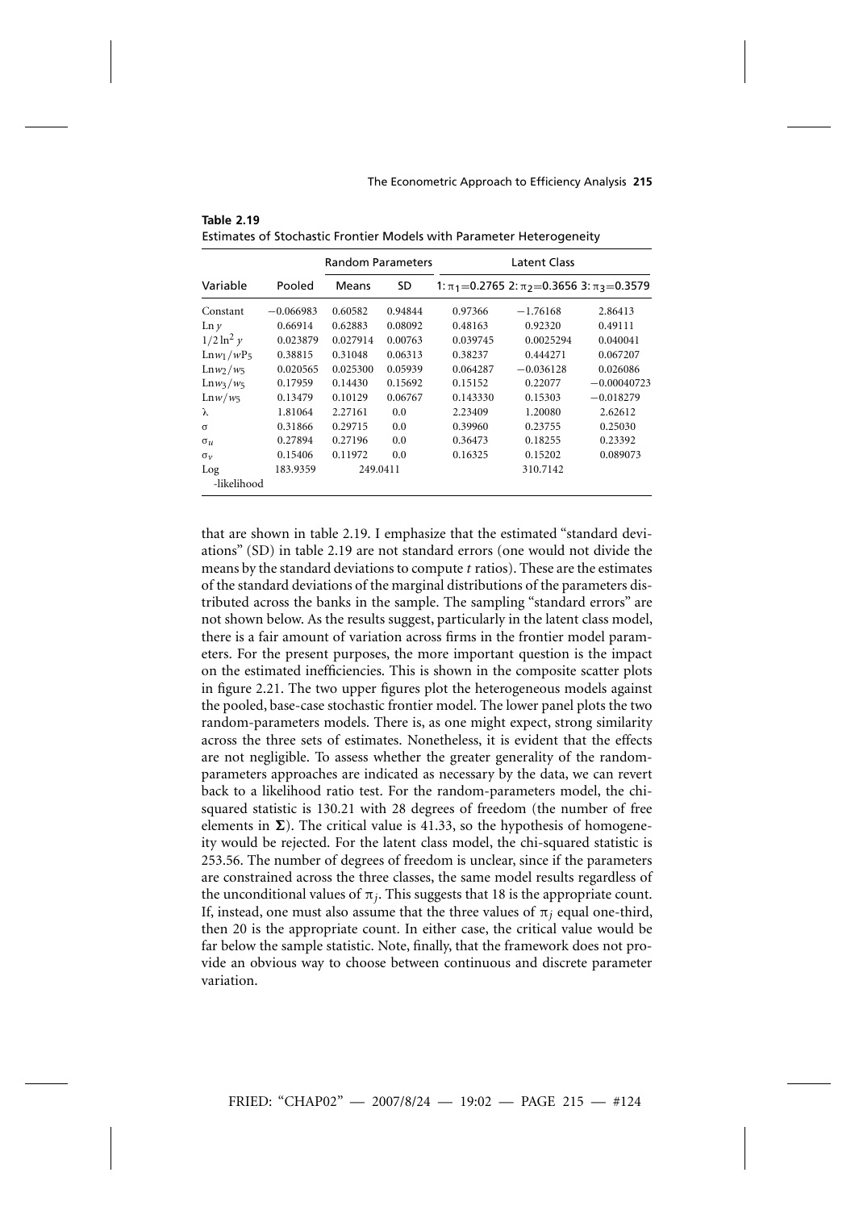**Table 2.19**
Estimates of Stochastic Frontier Models with Parameter Heterogeneity

| Variable | Pooled | Random Parameters | | Latent Class | | |
|---|---|---|---|---|---|---|
| | | Means | SD | 1: $\pi_1$=0.2765 | 2: $\pi_2$=0.3656 | 3: $\pi_3$=0.3579 |
| Constant | −0.066983 | 0.60582 | 0.94844 | 0.97366 | −1.76168 | 2.86413 |
| $\ln y$ | 0.66914 | 0.62883 | 0.08092 | 0.48163 | 0.92320 | 0.49111 |
| $1/2 \ln^2 y$ | 0.023879 | 0.027914 | 0.00763 | 0.039745 | 0.0025294 | 0.040041 |
| $\ln w_1/wP_5$ | 0.38815 | 0.31048 | 0.06313 | 0.38237 | 0.444271 | 0.067207 |
| $\ln w_2/w_5$ | 0.020565 | 0.025300 | 0.05939 | 0.064287 | −0.036128 | 0.026086 |
| $\ln w_3/w_5$ | 0.17959 | 0.14430 | 0.15692 | 0.15152 | 0.22077 | −0.00040723 |
| $\ln w/w_5$ | 0.13479 | 0.10129 | 0.06767 | 0.143330 | 0.15303 | −0.018279 |
| $\lambda$ | 1.81064 | 2.27161 | 0.0 | 2.23409 | 1.20080 | 2.62612 |
| $\sigma$ | 0.31866 | 0.29715 | 0.0 | 0.39960 | 0.23755 | 0.25030 |
| $\sigma_u$ | 0.27894 | 0.27196 | 0.0 | 0.36473 | 0.18255 | 0.23392 |
| $\sigma_v$ | 0.15406 | 0.11972 | 0.0 | 0.16325 | 0.15202 | 0.089073 |
| Log-likelihood | 183.9359 | 249.0411 | | | 310.7142 | |

that are shown in table 2.19. I emphasize that the estimated "standard deviations" (SD) in table 2.19 are not standard errors (one would not divide the means by the standard deviations to compute $t$ ratios). These are the estimates of the standard deviations of the marginal distributions of the parameters distributed across the banks in the sample. The sampling "standard errors" are not shown below. As the results suggest, particularly in the latent class model, there is a fair amount of variation across firms in the frontier model parameters. For the present purposes, the more important question is the impact on the estimated inefficiencies. This is shown in the composite scatter plots in figure 2.21. The two upper figures plot the heterogeneous models against the pooled, base-case stochastic frontier model. The lower panel plots the two random-parameters models. There is, as one might expect, strong similarity across the three sets of estimates. Nonetheless, it is evident that the effects are not negligible. To assess whether the greater generality of the random-parameters approaches are indicated as necessary by the data, we can revert back to a likelihood ratio test. For the random-parameters model, the chi-squared statistic is 130.21 with 28 degrees of freedom (the number of free elements in $\boldsymbol{\Sigma}$). The critical value is 41.33, so the hypothesis of homogeneity would be rejected. For the latent class model, the chi-squared statistic is 253.56. The number of degrees of freedom is unclear, since if the parameters are constrained across the three classes, the same model results regardless of the unconditional values of $\pi_j$. This suggests that 18 is the appropriate count. If, instead, one must also assume that the three values of $\pi_j$ equal one-third, then 20 is the appropriate count. In either case, the critical value would be far below the sample statistic. Note, finally, that the framework does not provide an obvious way to choose between continuous and discrete parameter variation.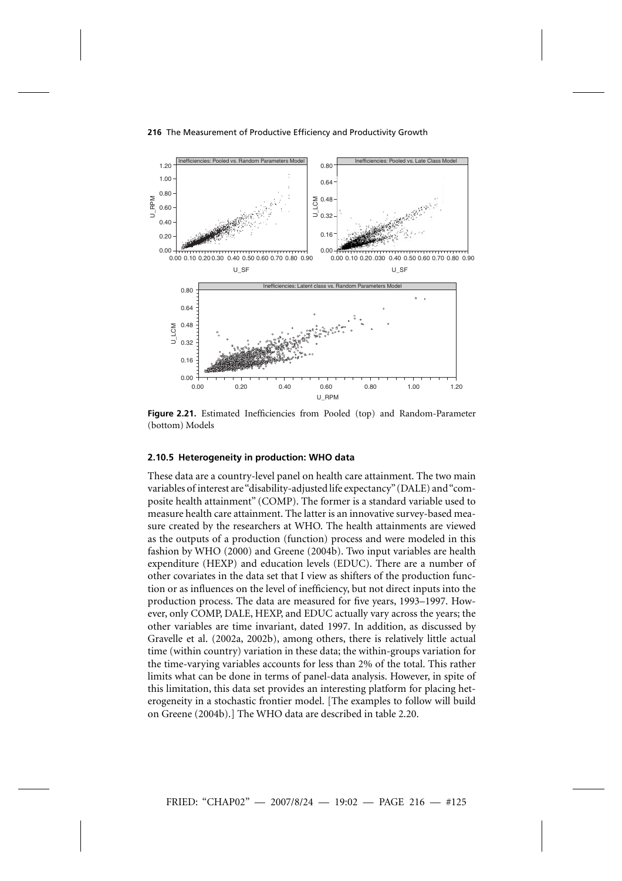**Figure 2.21.** Estimated Inefficiencies from Pooled (top) and Random-Parameter (bottom) Models

### 2.10.5 Heterogeneity in production: WHO data

These data are a country-level panel on health care attainment. The two main variables of interest are "disability-adjusted life expectancy" (DALE) and "composite health attainment" (COMP). The former is a standard variable used to measure health care attainment. The latter is an innovative survey-based measure created by the researchers at WHO. The health attainments are viewed as the outputs of a production (function) process and were modeled in this fashion by WHO (2000) and Greene (2004b). Two input variables are health expenditure (HEXP) and education levels (EDUC). There are a number of other covariates in the data set that I view as shifters of the production function or as influences on the level of inefficiency, but not direct inputs into the production process. The data are measured for five years, 1993–1997. However, only COMP, DALE, HEXP, and EDUC actually vary across the years; the other variables are time invariant, dated 1997. In addition, as discussed by Gravelle et al. (2002a, 2002b), among others, there is relatively little actual time (within country) variation in these data; the within-groups variation for the time-varying variables accounts for less than 2% of the total. This rather limits what can be done in terms of panel-data analysis. However, in spite of this limitation, this data set provides an interesting platform for placing heterogeneity in a stochastic frontier model. [The examples to follow will build on Greene (2004b).] The WHO data are described in table 2.20.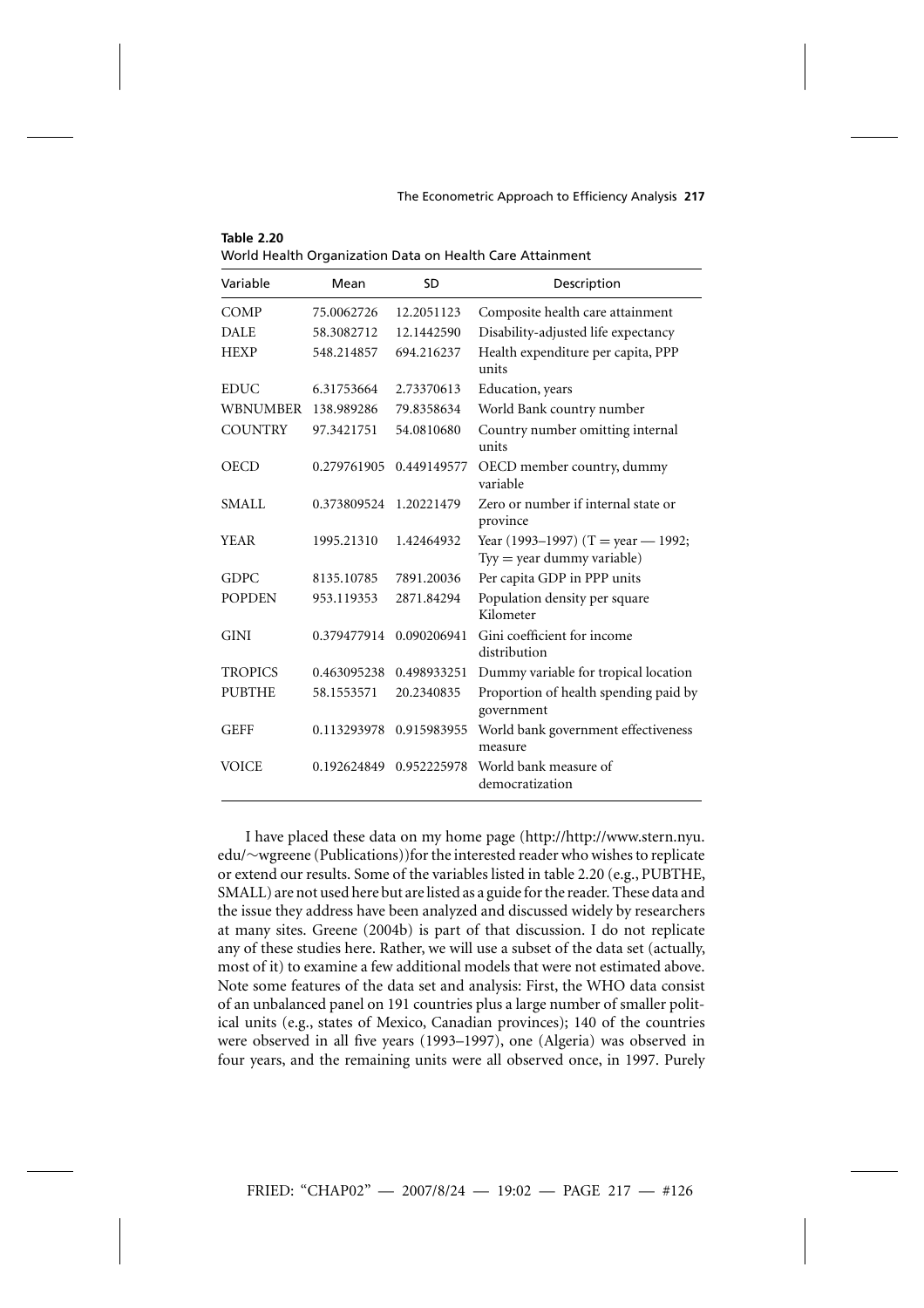**Table 2.20**
World Health Organization Data on Health Care Attainment

| Variable | Mean | SD | Description |
|---|---|---|---|
| COMP | 75.0062726 | 12.2051123 | Composite health care attainment |
| DALE | 58.3082712 | 12.1442590 | Disability-adjusted life expectancy |
| HEXP | 548.214857 | 694.216237 | Health expenditure per capita, PPP units |
| EDUC | 6.31753664 | 2.73370613 | Education, years |
| WBNUMBER | 138.989286 | 79.8358634 | World Bank country number |
| COUNTRY | 97.3421751 | 54.0810680 | Country number omitting internal units |
| OECD | 0.279761905 | 0.449149577 | OECD member country, dummy variable |
| SMALL | 0.373809524 | 1.20221479 | Zero or number if internal state or province |
| YEAR | 1995.21310 | 1.42464932 | Year (1993–1997) (T = year — 1992; Tyy = year dummy variable) |
| GDPC | 8135.10785 | 7891.20036 | Per capita GDP in PPP units |
| POPDEN | 953.119353 | 2871.84294 | Population density per square Kilometer |
| GINI | 0.379477914 | 0.090206941 | Gini coefficient for income distribution |
| TROPICS | 0.463095238 | 0.498933251 | Dummy variable for tropical location |
| PUBTHE | 58.1553571 | 20.2340835 | Proportion of health spending paid by government |
| GEFF | 0.113293978 | 0.915983955 | World bank government effectiveness measure |
| VOICE | 0.192624849 | 0.952225978 | World bank measure of democratization |

I have placed these data on my home page (http://http://www.stern.nyu.edu/~wgreene (Publications))for the interested reader who wishes to replicate or extend our results. Some of the variables listed in table 2.20 (e.g., PUBTHE, SMALL) are not used here but are listed as a guide for the reader. These data and the issue they address have been analyzed and discussed widely by researchers at many sites. Greene (2004b) is part of that discussion. I do not replicate any of these studies here. Rather, we will use a subset of the data set (actually, most of it) to examine a few additional models that were not estimated above. Note some features of the data set and analysis: First, the WHO data consist of an unbalanced panel on 191 countries plus a large number of smaller political units (e.g., states of Mexico, Canadian provinces); 140 of the countries were observed in all five years (1993–1997), one (Algeria) was observed in four years, and the remaining units were all observed once, in 1997. Purely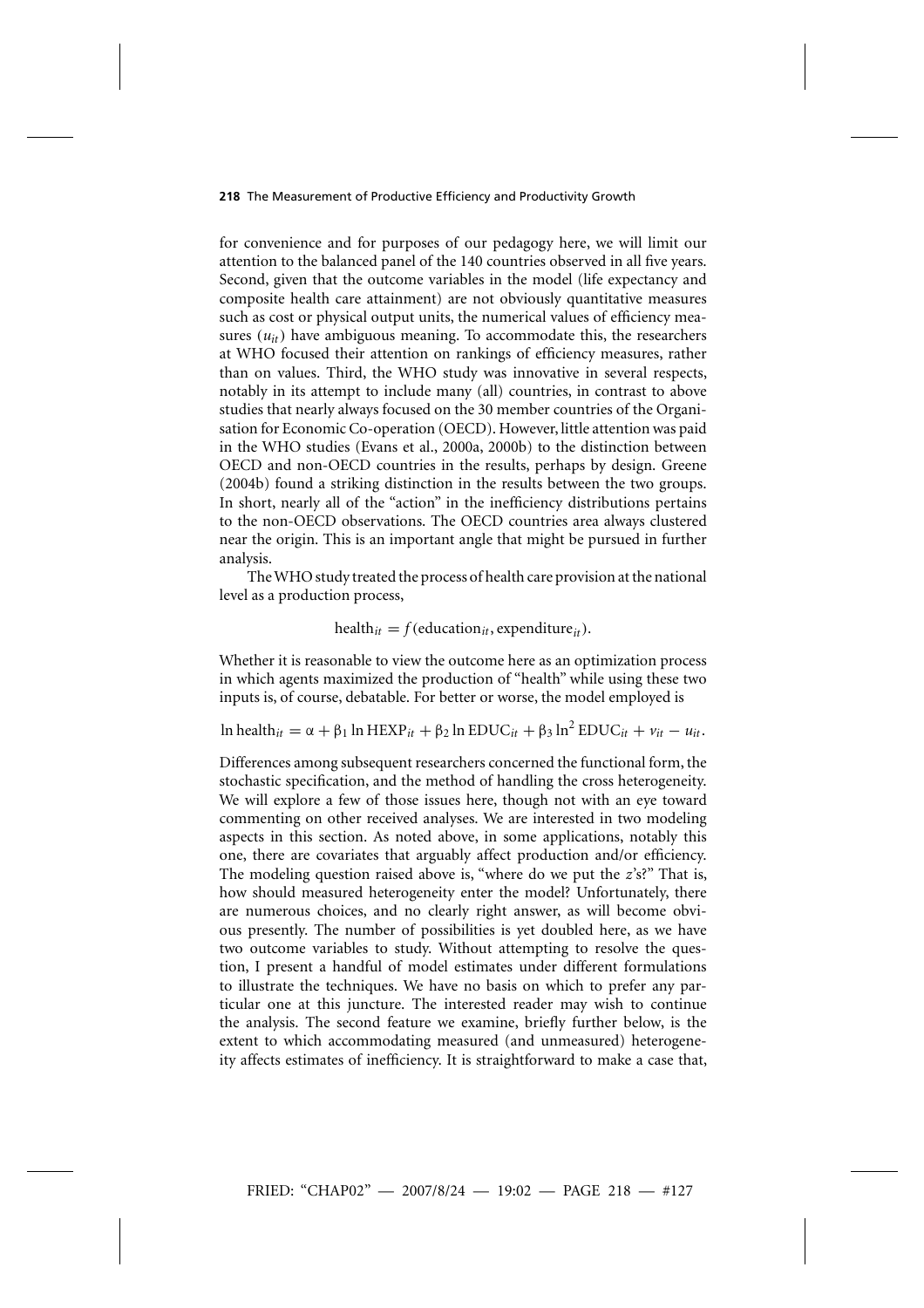for convenience and for purposes of our pedagogy here, we will limit our attention to the balanced panel of the 140 countries observed in all five years. Second, given that the outcome variables in the model (life expectancy and composite health care attainment) are not obviously quantitative measures such as cost or physical output units, the numerical values of efficiency measures ($u_{it}$) have ambiguous meaning. To accommodate this, the researchers at WHO focused their attention on rankings of efficiency measures, rather than on values. Third, the WHO study was innovative in several respects, notably in its attempt to include many (all) countries, in contrast to above studies that nearly always focused on the 30 member countries of the Organisation for Economic Co-operation (OECD). However, little attention was paid in the WHO studies (Evans et al., 2000a, 2000b) to the distinction between OECD and non-OECD countries in the results, perhaps by design. Greene (2004b) found a striking distinction in the results between the two groups. In short, nearly all of the "action" in the inefficiency distributions pertains to the non-OECD observations. The OECD countries area always clustered near the origin. This is an important angle that might be pursued in further analysis.

The WHO study treated the process of health care provision at the national level as a production process,

$$\text{health}_{it} = f(\text{education}_{it}, \text{expenditure}_{it}).$$

Whether it is reasonable to view the outcome here as an optimization process in which agents maximized the production of "health" while using these two inputs is, of course, debatable. For better or worse, the model employed is

$$\ln \text{health}_{it} = \alpha + \beta_1 \ln \text{HEXP}_{it} + \beta_2 \ln \text{EDUC}_{it} + \beta_3 \ln^2 \text{EDUC}_{it} + v_{it} - u_{it}.$$

Differences among subsequent researchers concerned the functional form, the stochastic specification, and the method of handling the cross heterogeneity. We will explore a few of those issues here, though not with an eye toward commenting on other received analyses. We are interested in two modeling aspects in this section. As noted above, in some applications, notably this one, there are covariates that arguably affect production and/or efficiency. The modeling question raised above is, "where do we put the $z$'s?" That is, how should measured heterogeneity enter the model? Unfortunately, there are numerous choices, and no clearly right answer, as will become obvious presently. The number of possibilities is yet doubled here, as we have two outcome variables to study. Without attempting to resolve the question, I present a handful of model estimates under different formulations to illustrate the techniques. We have no basis on which to prefer any particular one at this juncture. The interested reader may wish to continue the analysis. The second feature we examine, briefly further below, is the extent to which accommodating measured (and unmeasured) heterogeneity affects estimates of inefficiency. It is straightforward to make a case that,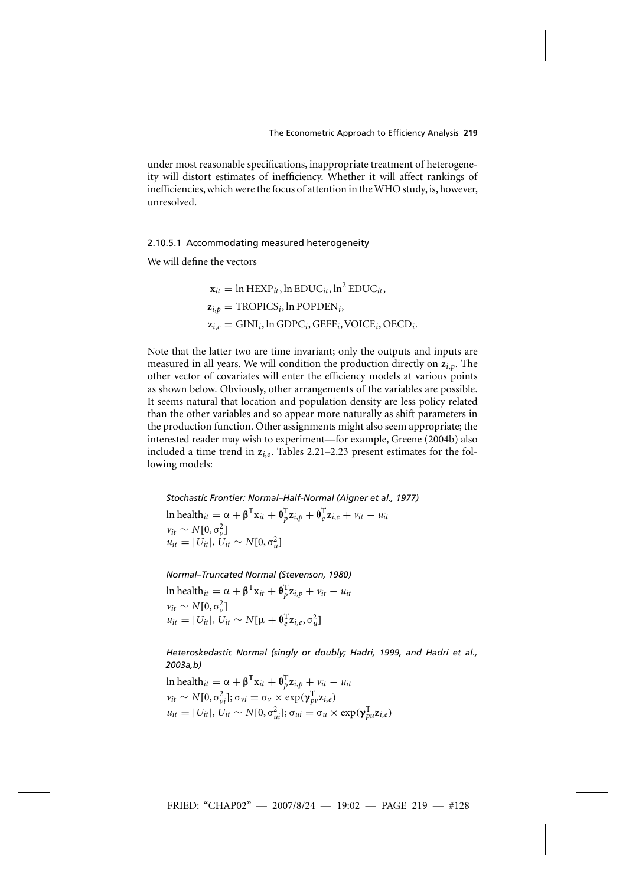under most reasonable specifications, inappropriate treatment of heterogeneity will distort estimates of inefficiency. Whether it will affect rankings of inefficiencies, which were the focus of attention in the WHO study, is, however, unresolved.

#### 2.10.5.1 Accommodating measured heterogeneity

We will define the vectors

$$\mathbf{x}_{it} = \ln \text{HEXP}_{it}, \ln \text{EDUC}_{it}, \ln^2 \text{EDUC}_{it},$$
$$\mathbf{z}_{i,p} = \text{TROPICS}_i, \ln \text{POPDEN}_i,$$
$$\mathbf{z}_{i,e} = \text{GINI}_i, \ln \text{GDPC}_i, \text{GEFF}_i, \text{VOICE}_i, \text{OECD}_i.$$

Note that the latter two are time invariant; only the outputs and inputs are measured in all years. We will condition the production directly on $\mathbf{z}_{i,p}$. The other vector of covariates will enter the efficiency models at various points as shown below. Obviously, other arrangements of the variables are possible. It seems natural that location and population density are less policy related than the other variables and so appear more naturally as shift parameters in the production function. Other assignments might also seem appropriate; the interested reader may wish to experiment—for example, Greene (2004b) also included a time trend in $\mathbf{z}_{i,e}$. Tables 2.21–2.23 present estimates for the following models:

*Stochastic Frontier: Normal–Half-Normal (Aigner et al., 1977)*

$\ln \text{health}_{it} = \alpha + \boldsymbol{\beta}^{\text{T}}\mathbf{x}_{it} + \boldsymbol{\theta}_p^{\text{T}}\mathbf{z}_{i,p} + \boldsymbol{\theta}_e^{\text{T}}\mathbf{z}_{i,e} + v_{it} - u_{it}$
$v_{it} \sim N[0, \sigma_v^2]$
$u_{it} = |U_{it}|, U_{it} \sim N[0, \sigma_u^2]$

*Normal–Truncated Normal (Stevenson, 1980)*

$\ln \text{health}_{it} = \alpha + \boldsymbol{\beta}^{\text{T}}\mathbf{x}_{it} + \boldsymbol{\theta}_p^{\text{T}}\mathbf{z}_{i,p} + v_{it} - u_{it}$
$v_{it} \sim N[0, \sigma_v^2]$
$u_{it} = |U_{it}|, U_{it} \sim N[\mu + \boldsymbol{\theta}_e^{\text{T}}\mathbf{z}_{i,e}, \sigma_u^2]$

*Heteroskedastic Normal (singly or doubly; Hadri, 1999, and Hadri et al., 2003a,b)*

$\ln \text{health}_{it} = \alpha + \boldsymbol{\beta}^{\text{T}}\mathbf{x}_{it} + \boldsymbol{\theta}_p^{\text{T}}\mathbf{z}_{i,p} + v_{it} - u_{it}$
$v_{it} \sim N[0, \sigma_{vi}^2]; \sigma_{vi} = \sigma_v \times \exp(\boldsymbol{\gamma}_{pv}^{\text{T}}\mathbf{z}_{i,e})$
$u_{it} = |U_{it}|, U_{it} \sim N[0, \sigma_{ui}^2]; \sigma_{ui} = \sigma_u \times \exp(\boldsymbol{\gamma}_{pu}^{\text{T}}\mathbf{z}_{i,e})$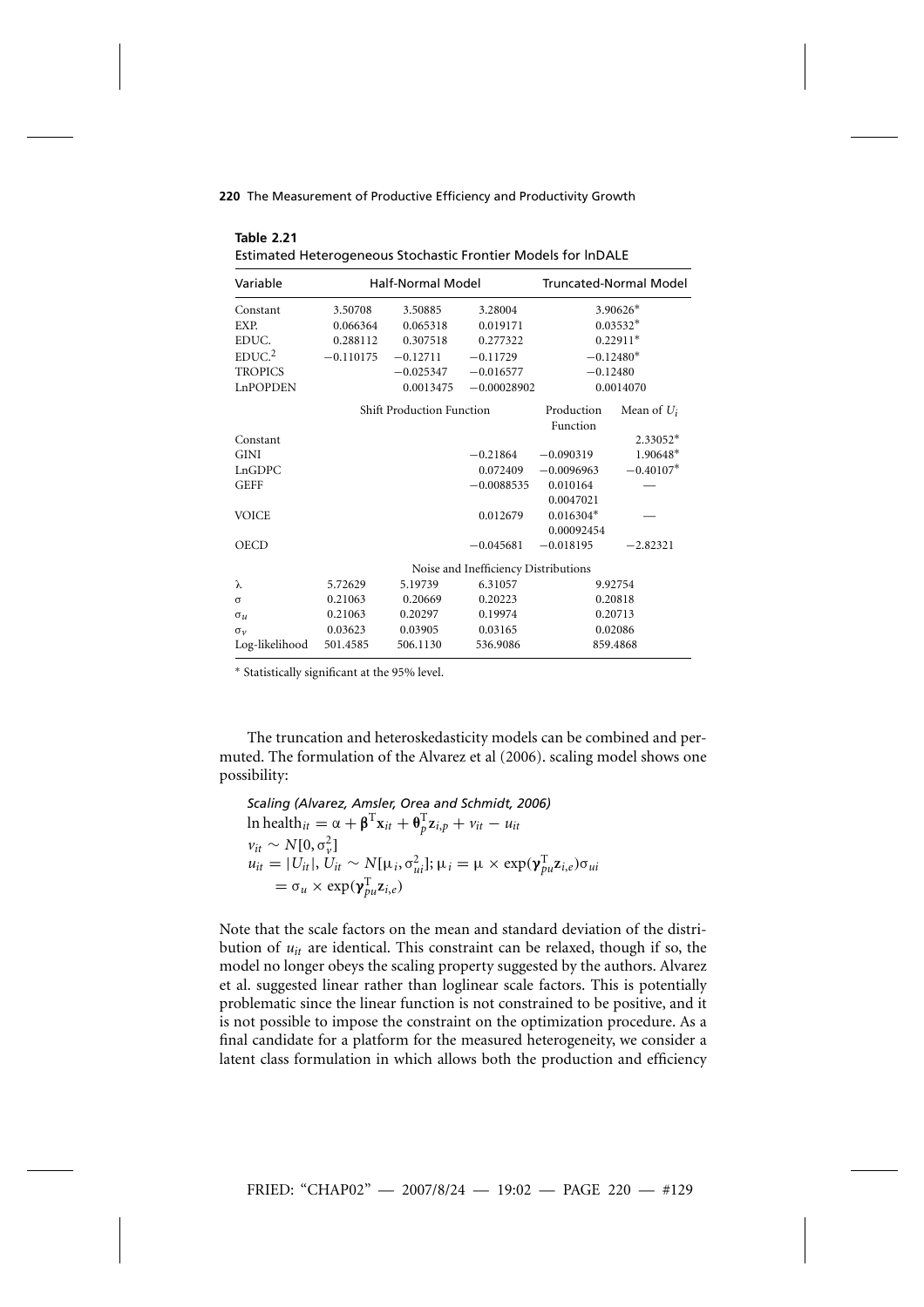**Table 2.21**
Estimated Heterogeneous Stochastic Frontier Models for lnDALE

| Variable | Half-Normal Model | | | Truncated-Normal Model | |
|---|---|---|---|---|---|
| Constant | 3.50708 | 3.50885 | 3.28004 | 3.90626* | |
| EXP. | 0.066364 | 0.065318 | 0.019171 | 0.03532* | |
| EDUC. | 0.288112 | 0.307518 | 0.277322 | 0.22911* | |
| EDUC.$^2$ | −0.110175 | −0.12711 | −0.11729 | −0.12480* | |
| TROPICS | | −0.025347 | −0.016577 | −0.12480 | |
| LnPOPDEN | | 0.0013475 | −0.00028902 | 0.0014070 | |
| | Shift Production Function | | | Production Function | Mean of $U_i$ |
| Constant | | | | | 2.33052* |
| GINI | | | −0.21864 | −0.090319 | 1.90648* |
| LnGDPC | | | 0.072409 | −0.0096963 | −0.40107* |
| GEFF | | | −0.0088535 | 0.010164 | — |
| | | | | 0.0047021 | |
| VOICE | | | 0.012679 | 0.016304* | — |
| | | | | 0.00092454 | |
| OECD | | | −0.045681 | −0.018195 | −2.82321 |
| | Noise and Inefficiency Distributions | | | | |
| $\lambda$ | 5.72629 | 5.19739 | 6.31057 | 9.92754 | |
| $\sigma$ | 0.21063 | 0.20669 | 0.20223 | 0.20818 | |
| $\sigma_u$ | 0.21063 | 0.20297 | 0.19974 | 0.20713 | |
| $\sigma_v$ | 0.03623 | 0.03905 | 0.03165 | 0.02086 | |
| Log-likelihood | 501.4585 | 506.1130 | 536.9086 | 859.4868 | |

* Statistically significant at the 95% level.

The truncation and heteroskedasticity models can be combined and permuted. The formulation of the Alvarez et al (2006). scaling model shows one possibility:

*Scaling (Alvarez, Amsler, Orea and Schmidt, 2006)*

$$\ln \text{health}_{it} = \alpha + \boldsymbol{\beta}^{\mathrm{T}}\mathbf{x}_{it} + \boldsymbol{\theta}_p^{\mathrm{T}}\mathbf{z}_{i,p} + v_{it} - u_{it}$$

$$v_{it} \sim N[0, \sigma_v^2]$$

$$u_{it} = |U_{it}|,\ U_{it} \sim N[\mu_i, \sigma_{ui}^2];\ \mu_i = \mu \times \exp(\boldsymbol{\gamma}_{pu}^{\mathrm{T}}\mathbf{z}_{i,e})\sigma_{ui}$$

$$= \sigma_u \times \exp(\boldsymbol{\gamma}_{pu}^{\mathrm{T}}\mathbf{z}_{i,e})$$

Note that the scale factors on the mean and standard deviation of the distribution of $u_{it}$ are identical. This constraint can be relaxed, though if so, the model no longer obeys the scaling property suggested by the authors. Alvarez et al. suggested linear rather than loglinear scale factors. This is potentially problematic since the linear function is not constrained to be positive, and it is not possible to impose the constraint on the optimization procedure. As a final candidate for a platform for the measured heterogeneity, we consider a latent class formulation in which allows both the production and efficiency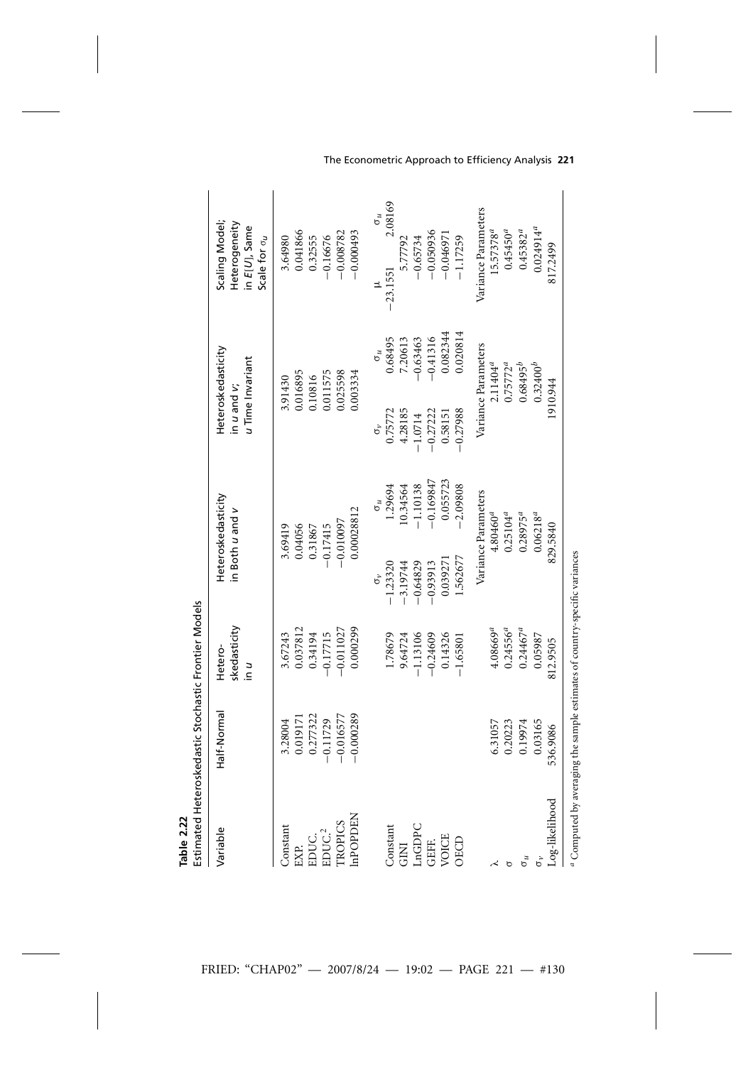**Table 2.22**
Estimated Heteroskedastic Stochastic Frontier Models

| Variable | Half-Normal | Hetero-skedasticity in $u$ | Heteroskedasticity in Both $u$ and $v$ | | Heteroskedasticity in $u$ and $v$; $u$ Time Invariant | | Scaling Model; Heterogeneity in $E[U]$, Same Scale for $\sigma_u$ | |
|---|---|---|---|---|---|---|---|---|
| Constant | 3.28004 | 3.67243 | 3.69419 | | 3.91430 | | 3.64980 | |
| EXP. | 0.019171 | 0.037812 | 0.04056 | | 0.016895 | | 0.041866 | |
| EDUC. | 0.277322 | 0.34194 | 0.31867 | | 0.10816 | | 0.32555 | |
| EDUC.$^2$ | −0.11729 | −0.17715 | −0.17415 | | 0.011575 | | −0.16676 | |
| TROPICS | −0.016577 | −0.011027 | −0.010097 | | 0.025598 | | −0.008782 | |
| lnPOPDEN | −0.000289 | 0.000299 | 0.00028812 | | 0.003334 | | −0.000493 | |
| | | | $\sigma_v$ | $\sigma_u$ | $\sigma_v$ | $\sigma_u$ | $\mu$ | $\sigma_u$ |
| Constant | | 1.78679 | −1.23320 | 1.29694 | 0.75772 | 0.68495 | −23.1551 | 2.08169 |
| GINI | | 9.64724 | −3.19744 | 10.34564 | 4.28185 | 7.20613 | 5.77792 | |
| LnGDPC | | −1.13106 | −0.64829 | −1.10138 | −1.0714 | −0.63463 | −0.65734 | |
| GEFF. | | −0.24609 | −0.93913 | −0.169847 | −0.27222 | −0.41316 | −0.050936 | |
| VOICE | | 0.14326 | 0.039271 | 0.055723 | 0.58151 | 0.082344 | −0.046971 | |
| OECD | | −1.65801 | 1.562677 | −2.09808 | −0.27988 | 0.020814 | −1.17259 | |
| | | | Variance Parameters | | Variance Parameters | | Variance Parameters | |
| $\lambda$ | 6.31057 | 4.08669[a] | 4.80460[a] | | 2.11404[a] | | 15.57378[a] | |
| $\sigma$ | 0.20223 | 0.24556[a] | 0.25104[a] | | 0.75772[a] | | 0.45450[a] | |
| $\sigma_u$ | 0.19974 | 0.24467[a] | 0.28975[a] | | 0.68495[b] | | 0.45382[a] | |
| $\sigma_v$ | 0.03165 | 0.05987 | 0.06218[a] | | 0.32400[b] | | 0.024914[a] | |
| Log-likelihood | 536.9086 | 812.9505 | 829.5840 | | 1910.944 | | 817.2499 | |

[a] Computed by averaging the sample estimates of country-specific variances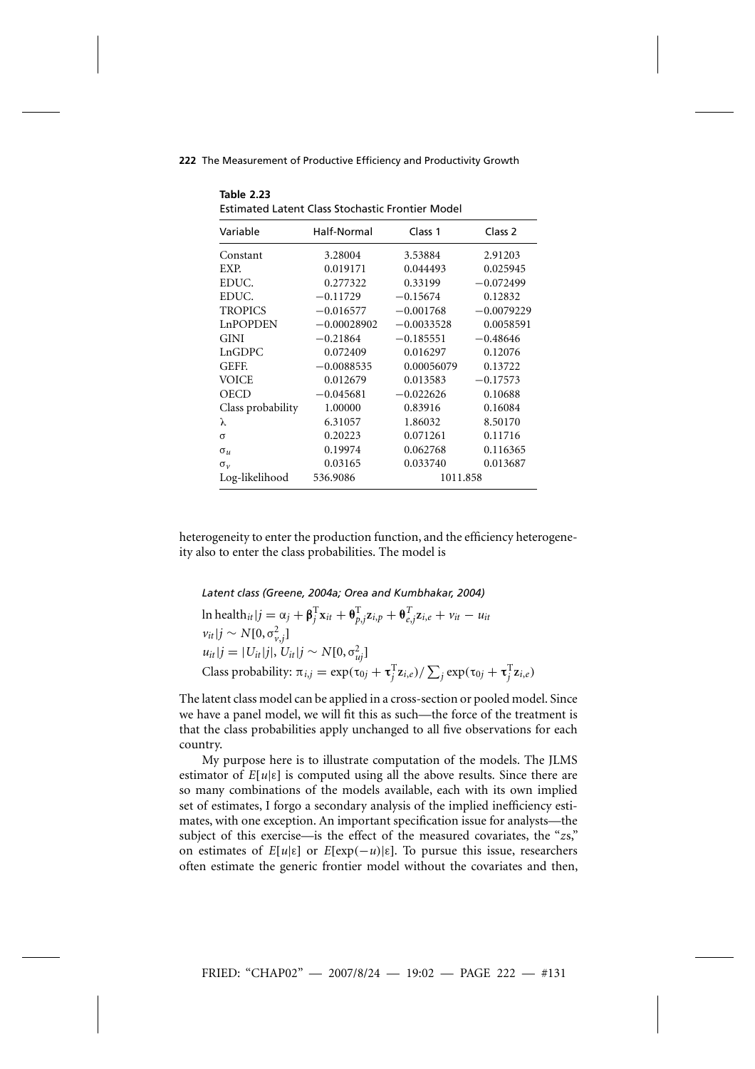**Table 2.23**
Estimated Latent Class Stochastic Frontier Model

| Variable | Half-Normal | Class 1 | Class 2 |
|---|---|---|---|
| Constant | 3.28004 | 3.53884 | 2.91203 |
| EXP. | 0.019171 | 0.044493 | 0.025945 |
| EDUC. | 0.277322 | 0.33199 | −0.072499 |
| EDUC. | −0.11729 | −0.15674 | 0.12832 |
| TROPICS | −0.016577 | −0.001768 | −0.0079229 |
| LnPOPDEN | −0.00028902 | −0.0033528 | 0.0058591 |
| GINI | −0.21864 | −0.185551 | −0.48646 |
| LnGDPC | 0.072409 | 0.016297 | 0.12076 |
| GEFF. | −0.0088535 | 0.00056079 | 0.13722 |
| VOICE | 0.012679 | 0.013583 | −0.17573 |
| OECD | −0.045681 | −0.022626 | 0.10688 |
| Class probability | 1.00000 | 0.83916 | 0.16084 |
| $\lambda$ | 6.31057 | 1.86032 | 8.50170 |
| $\sigma$ | 0.20223 | 0.071261 | 0.11716 |
| $\sigma_u$ | 0.19974 | 0.062768 | 0.116365 |
| $\sigma_v$ | 0.03165 | 0.033740 | 0.013687 |
| Log-likelihood | 536.9086 | 1011.858 | |

heterogeneity to enter the production function, and the efficiency heterogeneity also to enter the class probabilities. The model is

*Latent class (Greene, 2004a; Orea and Kumbhakar, 2004)*

$$\ln \text{health}_{it}|j = \alpha_j + \boldsymbol{\beta}_j^{\mathrm{T}}\mathbf{x}_{it} + \boldsymbol{\theta}_{p,j}^{\mathrm{T}}\mathbf{z}_{i,p} + \boldsymbol{\theta}_{e,j}^{T}\mathbf{z}_{i,e} + v_{it} - u_{it}$$

$$v_{it}|j \sim N[0, \sigma_{v,j}^2]$$

$$u_{it}|j = |U_{it}|j|,\ U_{it}|j \sim N[0, \sigma_{uj}^2]$$

$$\text{Class probability: } \pi_{i,j} = \exp(\tau_{0j} + \boldsymbol{\tau}_j^{\mathrm{T}}\mathbf{z}_{i,e}) / \textstyle\sum_j \exp(\tau_{0j} + \boldsymbol{\tau}_j^{\mathrm{T}}\mathbf{z}_{i,e})$$

The latent class model can be applied in a cross-section or pooled model. Since we have a panel model, we will fit this as such—the force of the treatment is that the class probabilities apply unchanged to all five observations for each country.

My purpose here is to illustrate computation of the models. The JLMS estimator of $E[u|\varepsilon]$ is computed using all the above results. Since there are so many combinations of the models available, each with its own implied set of estimates, I forgo a secondary analysis of the implied inefficiency estimates, with one exception. An important specification issue for analysts—the subject of this exercise—is the effect of the measured covariates, the "$z$s," on estimates of $E[u|\varepsilon]$ or $E[\exp(-u)|\varepsilon]$. To pursue this issue, researchers often estimate the generic frontier model without the covariates and then,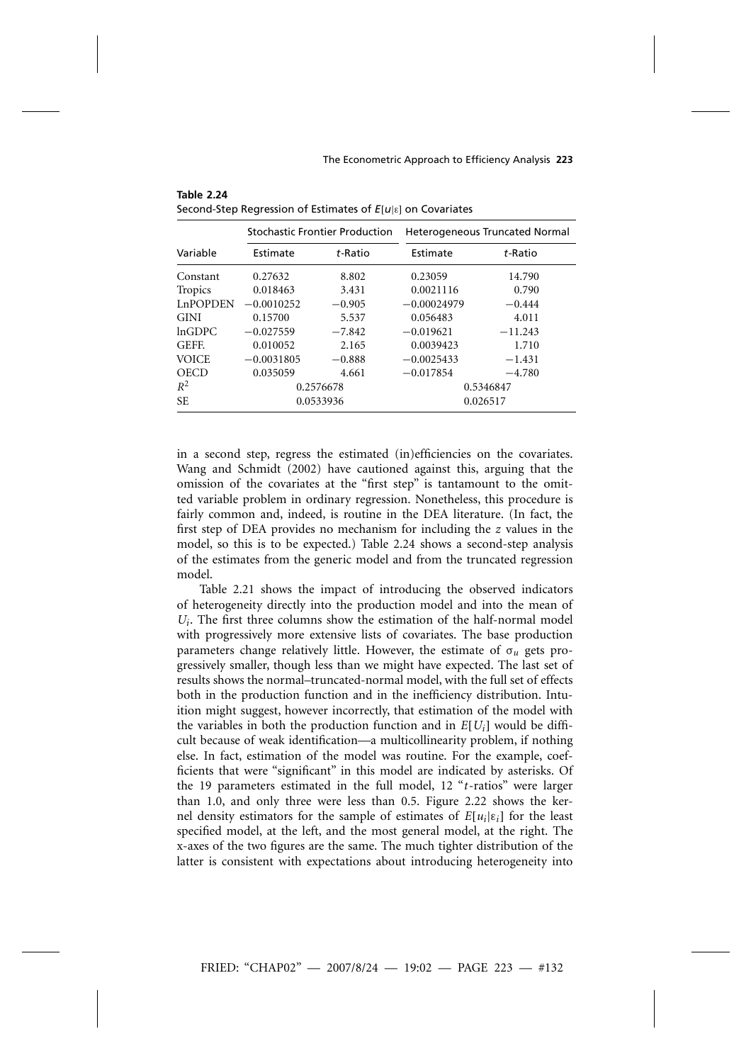**Table 2.24**
Second-Step Regression of Estimates of $E[u|\varepsilon]$ on Covariates

| Variable | Stochastic Frontier Production | | Heterogeneous Truncated Normal | |
|---|---|---|---|---|
| | Estimate | $t$-Ratio | Estimate | $t$-Ratio |
| Constant | 0.27632 | 8.802 | 0.23059 | 14.790 |
| Tropics | 0.018463 | 3.431 | 0.0021116 | 0.790 |
| LnPOPDEN | −0.0010252 | −0.905 | −0.00024979 | −0.444 |
| GINI | 0.15700 | 5.537 | 0.056483 | 4.011 |
| lnGDPC | −0.027559 | −7.842 | −0.019621 | −11.243 |
| GEFF. | 0.010052 | 2.165 | 0.0039423 | 1.710 |
| VOICE | −0.0031805 | −0.888 | −0.0025433 | −1.431 |
| OECD | 0.035059 | 4.661 | −0.017854 | −4.780 |
| $R^2$ | 0.2576678 | | 0.5346847 | |
| SE | 0.0533936 | | 0.026517 | |

in a second step, regress the estimated (in)efficiencies on the covariates. Wang and Schmidt (2002) have cautioned against this, arguing that the omission of the covariates at the "first step" is tantamount to the omitted variable problem in ordinary regression. Nonetheless, this procedure is fairly common and, indeed, is routine in the DEA literature. (In fact, the first step of DEA provides no mechanism for including the $z$ values in the model, so this is to be expected.) Table 2.24 shows a second-step analysis of the estimates from the generic model and from the truncated regression model.

Table 2.21 shows the impact of introducing the observed indicators of heterogeneity directly into the production model and into the mean of $U_i$. The first three columns show the estimation of the half-normal model with progressively more extensive lists of covariates. The base production parameters change relatively little. However, the estimate of $\sigma_u$ gets progressively smaller, though less than we might have expected. The last set of results shows the normal–truncated-normal model, with the full set of effects both in the production function and in the inefficiency distribution. Intuition might suggest, however incorrectly, that estimation of the model with the variables in both the production function and in $E[U_i]$ would be difficult because of weak identification—a multicollinearity problem, if nothing else. In fact, estimation of the model was routine. For the example, coefficients that were "significant" in this model are indicated by asterisks. Of the 19 parameters estimated in the full model, 12 "$t$-ratios" were larger than 1.0, and only three were less than 0.5. Figure 2.22 shows the kernel density estimators for the sample of estimates of $E[u_i|\varepsilon_i]$ for the least specified model, at the left, and the most general model, at the right. The x-axes of the two figures are the same. The much tighter distribution of the latter is consistent with expectations about introducing heterogeneity into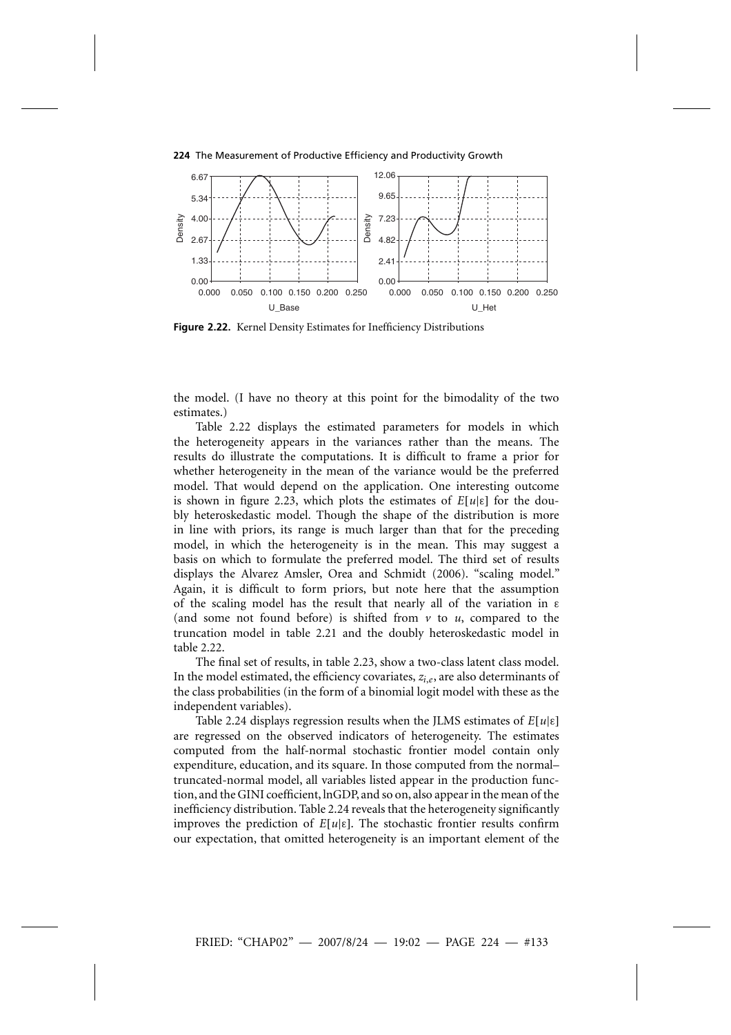**Figure 2.22.** Kernel Density Estimates for Inefficiency Distributions

the model. (I have no theory at this point for the bimodality of the two estimates.)

Table 2.22 displays the estimated parameters for models in which the heterogeneity appears in the variances rather than the means. The results do illustrate the computations. It is difficult to frame a prior for whether heterogeneity in the mean of the variance would be the preferred model. That would depend on the application. One interesting outcome is shown in figure 2.23, which plots the estimates of $E[u|\varepsilon]$ for the doubly heteroskedastic model. Though the shape of the distribution is more in line with priors, its range is much larger than that for the preceding model, in which the heterogeneity is in the mean. This may suggest a basis on which to formulate the preferred model. The third set of results displays the Alvarez Amsler, Orea and Schmidt (2006). "scaling model." Again, it is difficult to form priors, but note here that the assumption of the scaling model has the result that nearly all of the variation in $\varepsilon$ (and some not found before) is shifted from $v$ to $u$, compared to the truncation model in table 2.21 and the doubly heteroskedastic model in table 2.22.

The final set of results, in table 2.23, show a two-class latent class model. In the model estimated, the efficiency covariates, $z_{i,e}$, are also determinants of the class probabilities (in the form of a binomial logit model with these as the independent variables).

Table 2.24 displays regression results when the JLMS estimates of $E[u|\varepsilon]$ are regressed on the observed indicators of heterogeneity. The estimates computed from the half-normal stochastic frontier model contain only expenditure, education, and its square. In those computed from the normal–truncated-normal model, all variables listed appear in the production function, and the GINI coefficient, lnGDP, and so on, also appear in the mean of the inefficiency distribution. Table 2.24 reveals that the heterogeneity significantly improves the prediction of $E[u|\varepsilon]$. The stochastic frontier results confirm our expectation, that omitted heterogeneity is an important element of the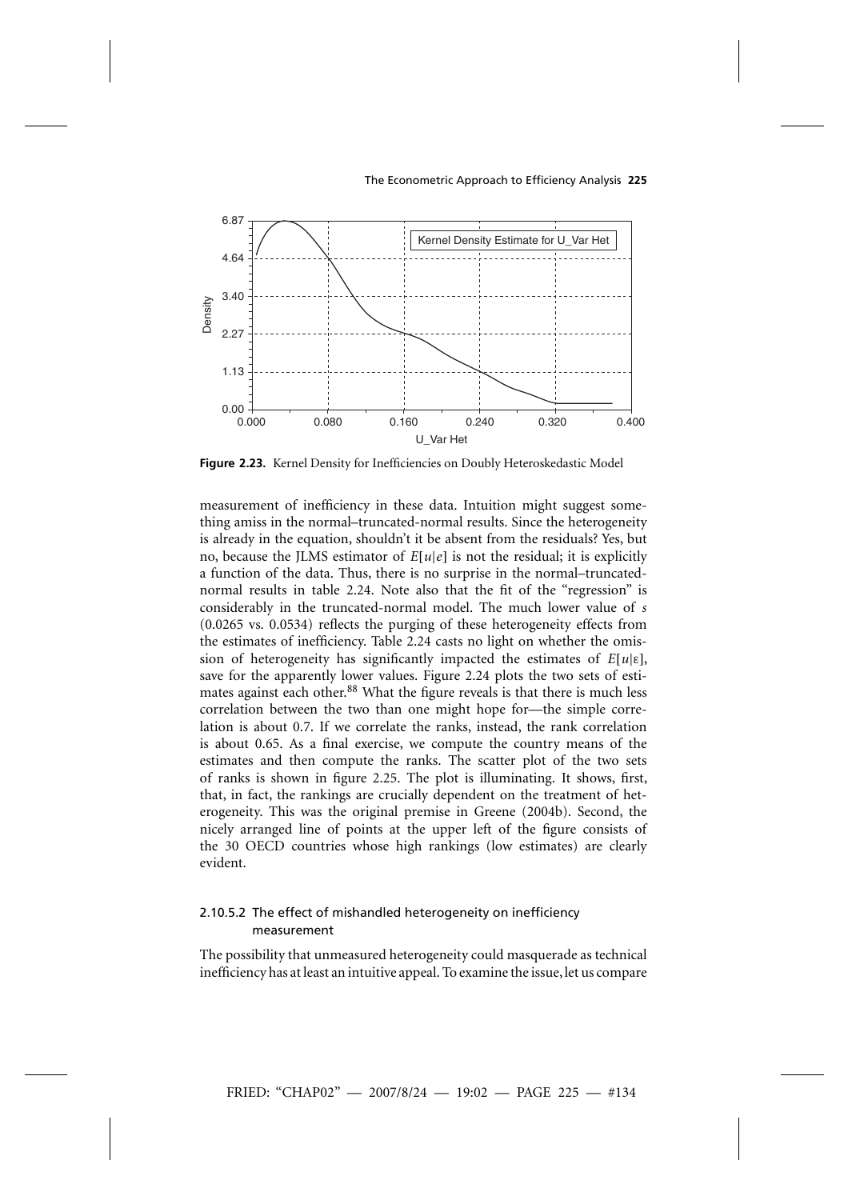**Figure 2.23.** Kernel Density for Inefficiencies on Doubly Heteroskedastic Model

measurement of inefficiency in these data. Intuition might suggest something amiss in the normal–truncated-normal results. Since the heterogeneity is already in the equation, shouldn't it be absent from the residuals? Yes, but no, because the JLMS estimator of $E[u|e]$ is not the residual; it is explicitly a function of the data. Thus, there is no surprise in the normal–truncated-normal results in table 2.24. Note also that the fit of the "regression" is considerably in the truncated-normal model. The much lower value of $s$ (0.0265 vs. 0.0534) reflects the purging of these heterogeneity effects from the estimates of inefficiency. Table 2.24 casts no light on whether the omission of heterogeneity has significantly impacted the estimates of $E[u|\varepsilon]$, save for the apparently lower values. Figure 2.24 plots the two sets of estimates against each other.[88] What the figure reveals is that there is much less correlation between the two than one might hope for—the simple correlation is about 0.7. If we correlate the ranks, instead, the rank correlation is about 0.65. As a final exercise, we compute the country means of the estimates and then compute the ranks. The scatter plot of the two sets of ranks is shown in figure 2.25. The plot is illuminating. It shows, first, that, in fact, the rankings are crucially dependent on the treatment of heterogeneity. This was the original premise in Greene (2004b). Second, the nicely arranged line of points at the upper left of the figure consists of the 30 OECD countries whose high rankings (low estimates) are clearly evident.

#### 2.10.5.2 The effect of mishandled heterogeneity on inefficiency measurement

The possibility that unmeasured heterogeneity could masquerade as technical inefficiency has at least an intuitive appeal. To examine the issue, let us compare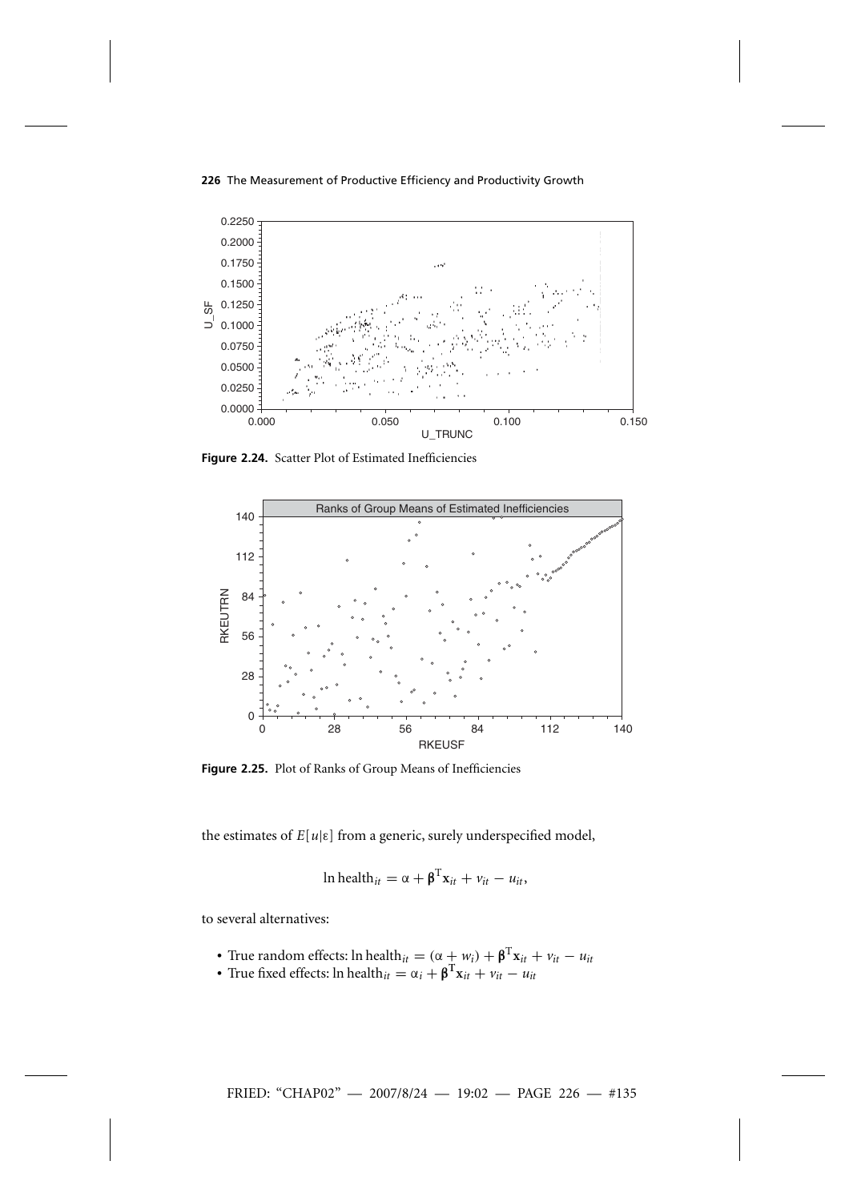**Figure 2.24.** Scatter Plot of Estimated Inefficiencies

**Figure 2.25.** Plot of Ranks of Group Means of Inefficiencies

the estimates of $E[u|\varepsilon]$ from a generic, surely underspecified model,

$$\ln \text{health}_{it} = \alpha + \boldsymbol{\beta}^{\mathrm{T}}\mathbf{x}_{it} + v_{it} - u_{it},$$

to several alternatives:

- True random effects: $\ln \text{health}_{it} = (\alpha + w_i) + \boldsymbol{\beta}^{\mathrm{T}}\mathbf{x}_{it} + v_{it} - u_{it}$
- True fixed effects: $\ln \text{health}_{it} = \alpha_i + \boldsymbol{\beta}^{\mathbf{T}}\mathbf{x}_{it} + v_{it} - u_{it}$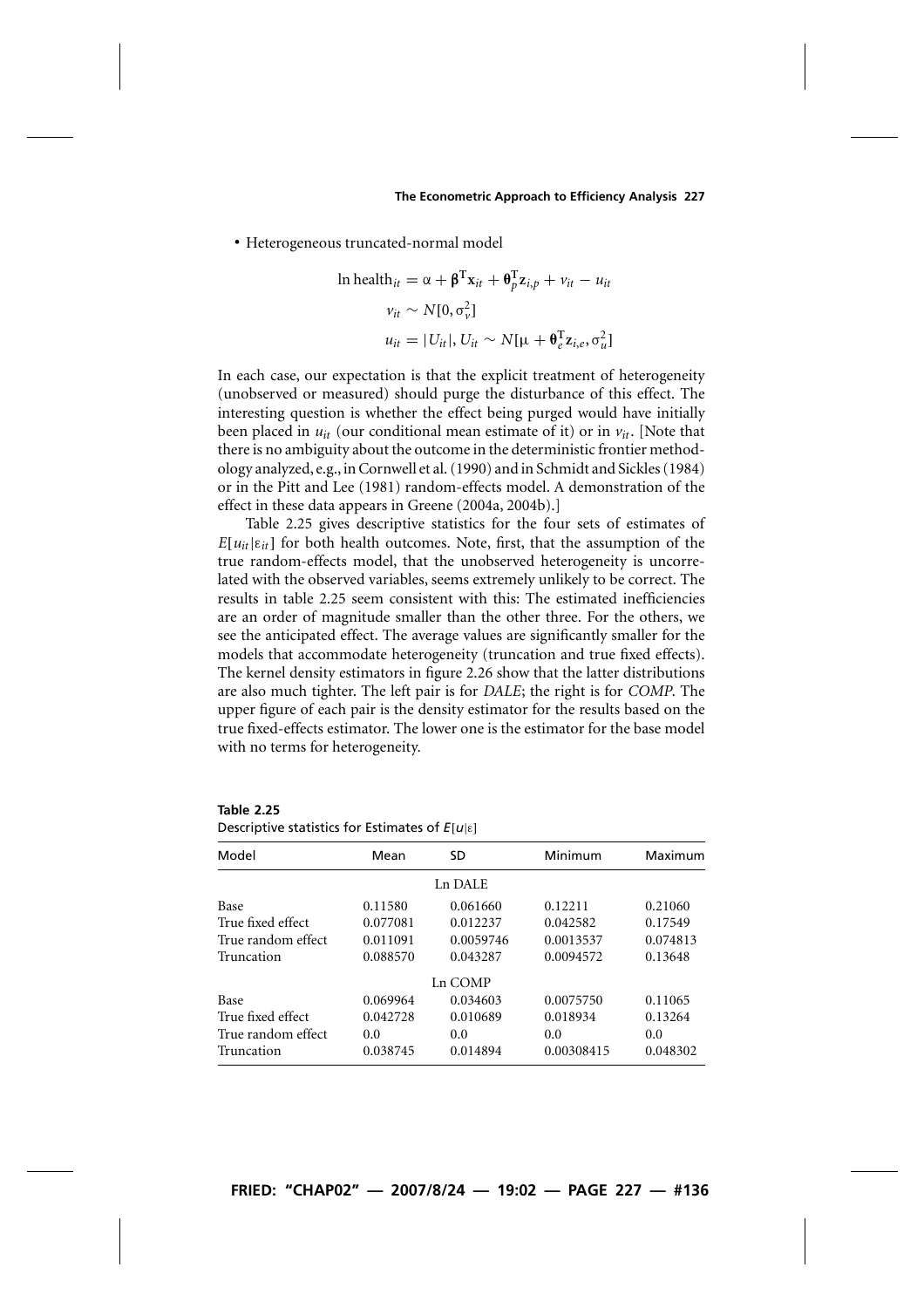- Heterogeneous truncated-normal model

$$\ln \text{health}_{it} = \alpha + \boldsymbol{\beta}^{\mathrm{T}}\mathbf{x}_{it} + \boldsymbol{\theta}_p^{\mathrm{T}}\mathbf{z}_{i,p} + v_{it} - u_{it}$$

$$v_{it} \sim N[0, \sigma_v^2]$$

$$u_{it} = |U_{it}|, U_{it} \sim N[\mu + \boldsymbol{\theta}_e^{\mathrm{T}}\mathbf{z}_{i,e}, \sigma_u^2]$$

In each case, our expectation is that the explicit treatment of heterogeneity (unobserved or measured) should purge the disturbance of this effect. The interesting question is whether the effect being purged would have initially been placed in $u_{it}$ (our conditional mean estimate of it) or in $v_{it}$. [Note that there is no ambiguity about the outcome in the deterministic frontier methodology analyzed, e.g., in Cornwell et al. (1990) and in Schmidt and Sickles (1984) or in the Pitt and Lee (1981) random-effects model. A demonstration of the effect in these data appears in Greene (2004a, 2004b).]

Table 2.25 gives descriptive statistics for the four sets of estimates of $E[u_{it}|\varepsilon_{it}]$ for both health outcomes. Note, first, that the assumption of the true random-effects model, that the unobserved heterogeneity is uncorrelated with the observed variables, seems extremely unlikely to be correct. The results in table 2.25 seem consistent with this: The estimated inefficiencies are an order of magnitude smaller than the other three. For the others, we see the anticipated effect. The average values are significantly smaller for the models that accommodate heterogeneity (truncation and true fixed effects). The kernel density estimators in figure 2.26 show that the latter distributions are also much tighter. The left pair is for *DALE*; the right is for *COMP*. The upper figure of each pair is the density estimator for the results based on the true fixed-effects estimator. The lower one is the estimator for the base model with no terms for heterogeneity.

**Table 2.25**
Descriptive statistics for Estimates of $E[u|\varepsilon]$

| Model | Mean | SD | Minimum | Maximum |
|---|---|---|---|---|
| | | Ln DALE | | |
| Base | 0.11580 | 0.061660 | 0.12211 | 0.21060 |
| True fixed effect | 0.077081 | 0.012237 | 0.042582 | 0.17549 |
| True random effect | 0.011091 | 0.0059746 | 0.0013537 | 0.074813 |
| Truncation | 0.088570 | 0.043287 | 0.0094572 | 0.13648 |
| | | Ln COMP | | |
| Base | 0.069964 | 0.034603 | 0.0075750 | 0.11065 |
| True fixed effect | 0.042728 | 0.010689 | 0.018934 | 0.13264 |
| True random effect | 0.0 | 0.0 | 0.0 | 0.0 |
| Truncation | 0.038745 | 0.014894 | 0.00308415 | 0.048302 |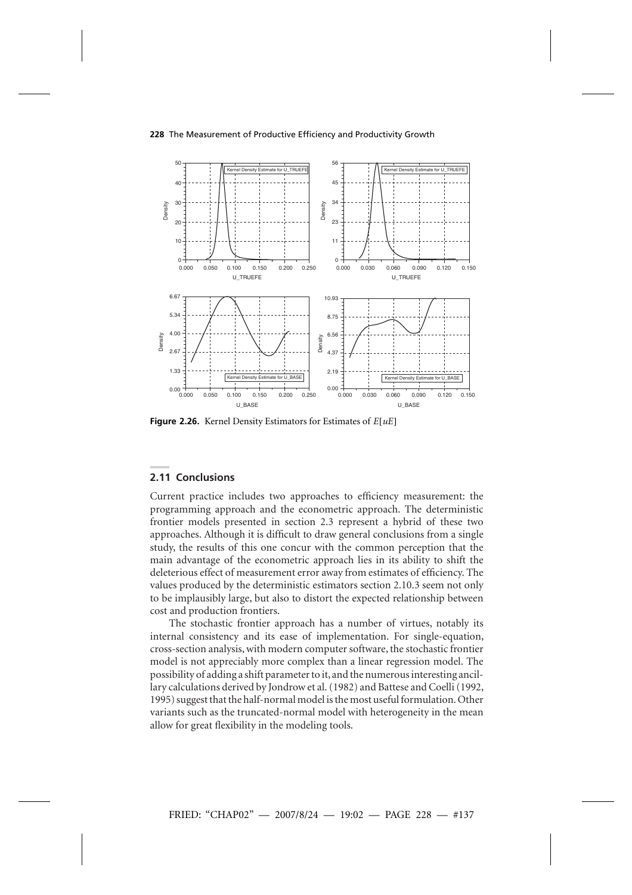**Figure 2.26.** Kernel Density Estimators for Estimates of $E[uE]$

## 2.11 Conclusions

Current practice includes two approaches to efficiency measurement: the programming approach and the econometric approach. The deterministic frontier models presented in section 2.3 represent a hybrid of these two approaches. Although it is difficult to draw general conclusions from a single study, the results of this one concur with the common perception that the main advantage of the econometric approach lies in its ability to shift the deleterious effect of measurement error away from estimates of efficiency. The values produced by the deterministic estimators section 2.10.3 seem not only to be implausibly large, but also to distort the expected relationship between cost and production frontiers.

The stochastic frontier approach has a number of virtues, notably its internal consistency and its ease of implementation. For single-equation, cross-section analysis, with modern computer software, the stochastic frontier model is not appreciably more complex than a linear regression model. The possibility of adding a shift parameter to it, and the numerous interesting ancillary calculations derived by Jondrow et al. (1982) and Battese and Coelli (1992, 1995) suggest that the half-normal model is the most useful formulation. Other variants such as the truncated-normal model with heterogeneity in the mean allow for great flexibility in the modeling tools.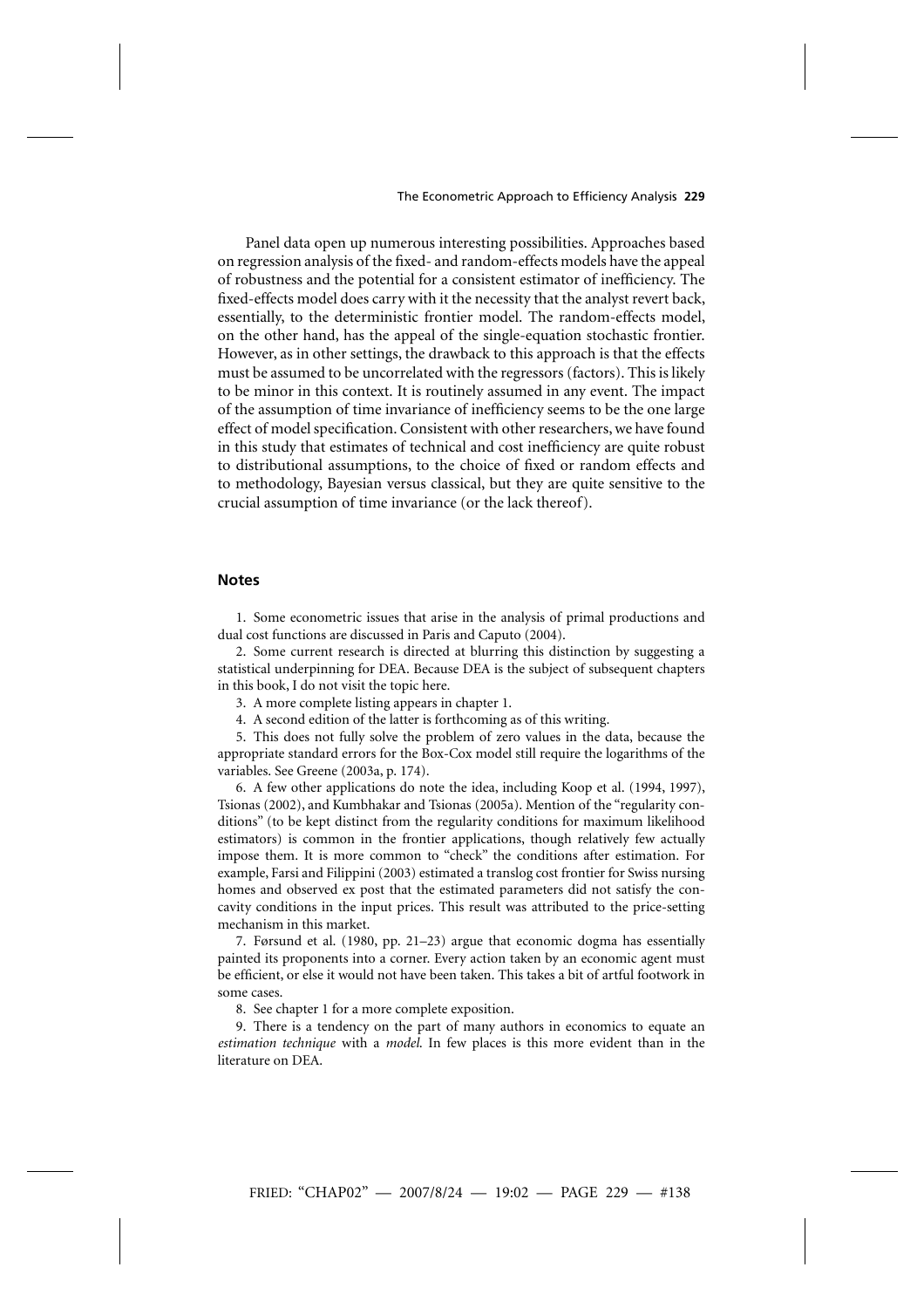Panel data open up numerous interesting possibilities. Approaches based on regression analysis of the fixed- and random-effects models have the appeal of robustness and the potential for a consistent estimator of inefficiency. The fixed-effects model does carry with it the necessity that the analyst revert back, essentially, to the deterministic frontier model. The random-effects model, on the other hand, has the appeal of the single-equation stochastic frontier. However, as in other settings, the drawback to this approach is that the effects must be assumed to be uncorrelated with the regressors (factors). This is likely to be minor in this context. It is routinely assumed in any event. The impact of the assumption of time invariance of inefficiency seems to be the one large effect of model specification. Consistent with other researchers, we have found in this study that estimates of technical and cost inefficiency are quite robust to distributional assumptions, to the choice of fixed or random effects and to methodology, Bayesian versus classical, but they are quite sensitive to the crucial assumption of time invariance (or the lack thereof).

## Notes

1. Some econometric issues that arise in the analysis of primal productions and dual cost functions are discussed in Paris and Caputo (2004).

2. Some current research is directed at blurring this distinction by suggesting a statistical underpinning for DEA. Because DEA is the subject of subsequent chapters in this book, I do not visit the topic here.

3. A more complete listing appears in chapter 1.

4. A second edition of the latter is forthcoming as of this writing.

5. This does not fully solve the problem of zero values in the data, because the appropriate standard errors for the Box-Cox model still require the logarithms of the variables. See Greene (2003a, p. 174).

6. A few other applications do note the idea, including Koop et al. (1994, 1997), Tsionas (2002), and Kumbhakar and Tsionas (2005a). Mention of the "regularity conditions" (to be kept distinct from the regularity conditions for maximum likelihood estimators) is common in the frontier applications, though relatively few actually impose them. It is more common to "check" the conditions after estimation. For example, Farsi and Filippini (2003) estimated a translog cost frontier for Swiss nursing homes and observed ex post that the estimated parameters did not satisfy the concavity conditions in the input prices. This result was attributed to the price-setting mechanism in this market.

7. Førsund et al. (1980, pp. 21–23) argue that economic dogma has essentially painted its proponents into a corner. Every action taken by an economic agent must be efficient, or else it would not have been taken. This takes a bit of artful footwork in some cases.

8. See chapter 1 for a more complete exposition.

9. There is a tendency on the part of many authors in economics to equate an *estimation technique* with a *model*. In few places is this more evident than in the literature on DEA.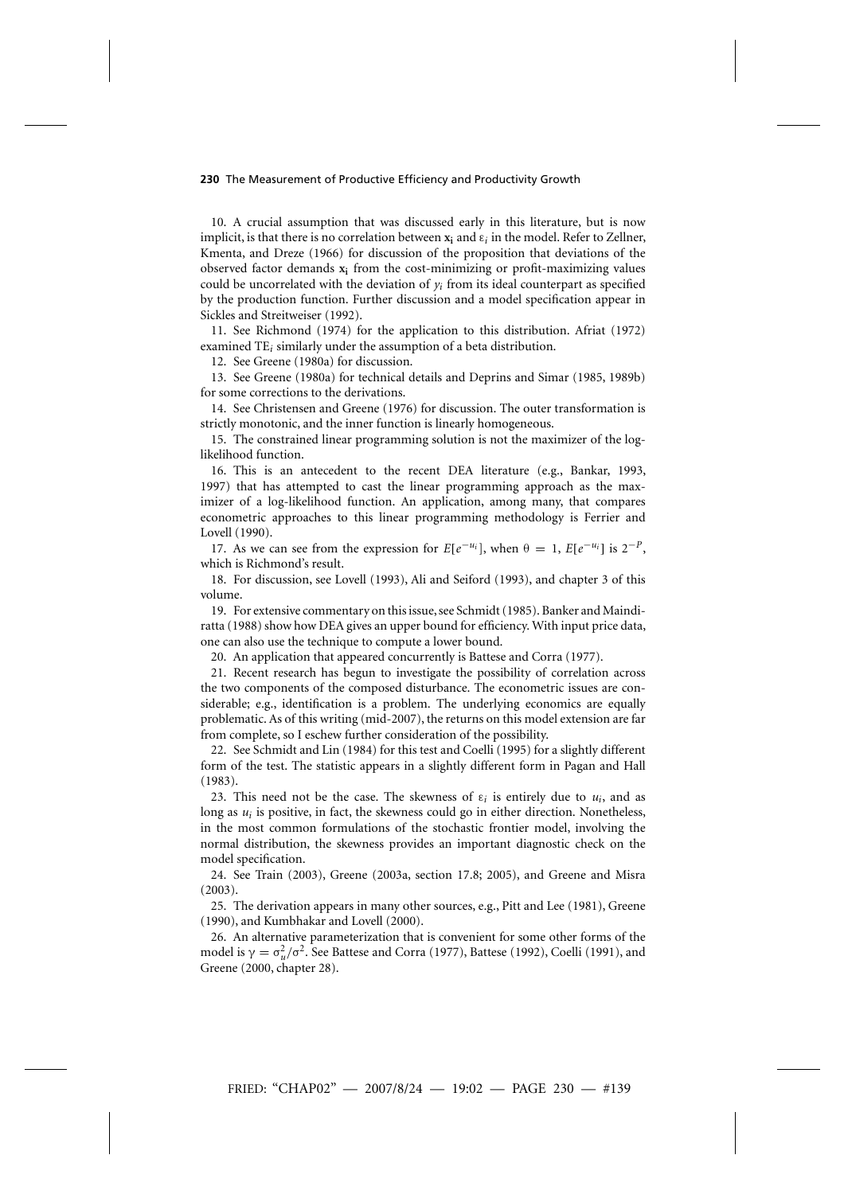10. A crucial assumption that was discussed early in this literature, but is now implicit, is that there is no correlation between $\mathbf{x_i}$ and $\varepsilon_i$ in the model. Refer to Zellner, Kmenta, and Dreze (1966) for discussion of the proposition that deviations of the observed factor demands $\mathbf{x_i}$ from the cost-minimizing or profit-maximizing values could be uncorrelated with the deviation of $y_i$ from its ideal counterpart as specified by the production function. Further discussion and a model specification appear in Sickles and Streitweiser (1992).

11. See Richmond (1974) for the application to this distribution. Afriat (1972) examined $\text{TE}_i$ similarly under the assumption of a beta distribution.

12. See Greene (1980a) for discussion.

13. See Greene (1980a) for technical details and Deprins and Simar (1985, 1989b) for some corrections to the derivations.

14. See Christensen and Greene (1976) for discussion. The outer transformation is strictly monotonic, and the inner function is linearly homogeneous.

15. The constrained linear programming solution is not the maximizer of the log-likelihood function.

16. This is an antecedent to the recent DEA literature (e.g., Bankar, 1993, 1997) that has attempted to cast the linear programming approach as the maximizer of a log-likelihood function. An application, among many, that compares econometric approaches to this linear programming methodology is Ferrier and Lovell (1990).

17. As we can see from the expression for $E[e^{-u_i}]$, when $\theta = 1$, $E[e^{-u_i}]$ is $2^{-P}$, which is Richmond's result.

18. For discussion, see Lovell (1993), Ali and Seiford (1993), and chapter 3 of this volume.

19. For extensive commentary on this issue, see Schmidt (1985). Banker and Maindiratta (1988) show how DEA gives an upper bound for efficiency. With input price data, one can also use the technique to compute a lower bound.

20. An application that appeared concurrently is Battese and Corra (1977).

21. Recent research has begun to investigate the possibility of correlation across the two components of the composed disturbance. The econometric issues are considerable; e.g., identification is a problem. The underlying economics are equally problematic. As of this writing (mid-2007), the returns on this model extension are far from complete, so I eschew further consideration of the possibility.

22. See Schmidt and Lin (1984) for this test and Coelli (1995) for a slightly different form of the test. The statistic appears in a slightly different form in Pagan and Hall (1983).

23. This need not be the case. The skewness of $\varepsilon_i$ is entirely due to $u_i$, and as long as $u_i$ is positive, in fact, the skewness could go in either direction. Nonetheless, in the most common formulations of the stochastic frontier model, involving the normal distribution, the skewness provides an important diagnostic check on the model specification.

24. See Train (2003), Greene (2003a, section 17.8; 2005), and Greene and Misra (2003).

25. The derivation appears in many other sources, e.g., Pitt and Lee (1981), Greene (1990), and Kumbhakar and Lovell (2000).

26. An alternative parameterization that is convenient for some other forms of the model is $\gamma = \sigma_u^2/\sigma^2$. See Battese and Corra (1977), Battese (1992), Coelli (1991), and Greene (2000, chapter 28).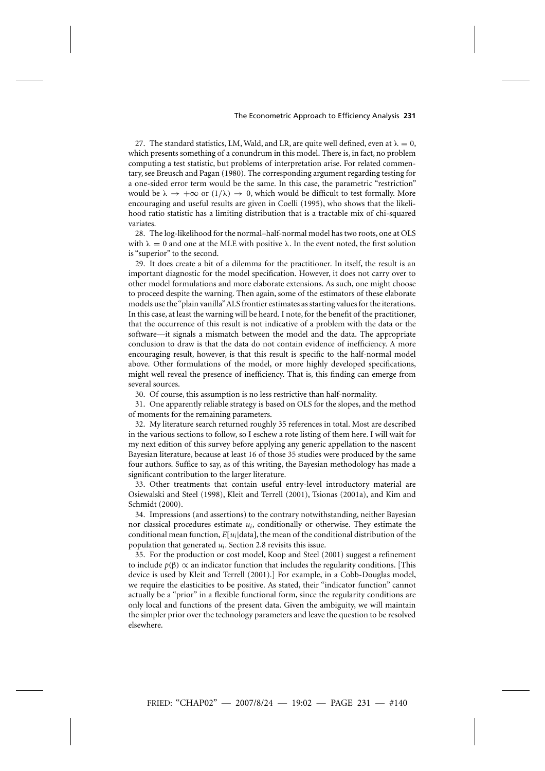27. The standard statistics, LM, Wald, and LR, are quite well defined, even at $\lambda = 0$, which presents something of a conundrum in this model. There is, in fact, no problem computing a test statistic, but problems of interpretation arise. For related commentary, see Breusch and Pagan (1980). The corresponding argument regarding testing for a one-sided error term would be the same. In this case, the parametric "restriction" would be $\lambda \rightarrow +\infty$ or $(1/\lambda) \rightarrow 0$, which would be difficult to test formally. More encouraging and useful results are given in Coelli (1995), who shows that the likelihood ratio statistic has a limiting distribution that is a tractable mix of chi-squared variates.

28. The log-likelihood for the normal–half-normal model has two roots, one at OLS with $\lambda = 0$ and one at the MLE with positive $\lambda$. In the event noted, the first solution is "superior" to the second.

29. It does create a bit of a dilemma for the practitioner. In itself, the result is an important diagnostic for the model specification. However, it does not carry over to other model formulations and more elaborate extensions. As such, one might choose to proceed despite the warning. Then again, some of the estimators of these elaborate models use the "plain vanilla" ALS frontier estimates as starting values for the iterations. In this case, at least the warning will be heard. I note, for the benefit of the practitioner, that the occurrence of this result is not indicative of a problem with the data or the software—it signals a mismatch between the model and the data. The appropriate conclusion to draw is that the data do not contain evidence of inefficiency. A more encouraging result, however, is that this result is specific to the half-normal model above. Other formulations of the model, or more highly developed specifications, might well reveal the presence of inefficiency. That is, this finding can emerge from several sources.

30. Of course, this assumption is no less restrictive than half-normality.

31. One apparently reliable strategy is based on OLS for the slopes, and the method of moments for the remaining parameters.

32. My literature search returned roughly 35 references in total. Most are described in the various sections to follow, so I eschew a rote listing of them here. I will wait for my next edition of this survey before applying any generic appellation to the nascent Bayesian literature, because at least 16 of those 35 studies were produced by the same four authors. Suffice to say, as of this writing, the Bayesian methodology has made a significant contribution to the larger literature.

33. Other treatments that contain useful entry-level introductory material are Osiewalski and Steel (1998), Kleit and Terrell (2001), Tsionas (2001a), and Kim and Schmidt (2000).

34. Impressions (and assertions) to the contrary notwithstanding, neither Bayesian nor classical procedures estimate $u_i$, conditionally or otherwise. They estimate the conditional mean function, $E[u_i|\text{data}]$, the mean of the conditional distribution of the population that generated $u_i$. Section 2.8 revisits this issue.

35. For the production or cost model, Koop and Steel (2001) suggest a refinement to include $p(\beta) \propto$ an indicator function that includes the regularity conditions. [This device is used by Kleit and Terrell (2001).] For example, in a Cobb-Douglas model, we require the elasticities to be positive. As stated, their "indicator function" cannot actually be a "prior" in a flexible functional form, since the regularity conditions are only local and functions of the present data. Given the ambiguity, we will maintain the simpler prior over the technology parameters and leave the question to be resolved elsewhere.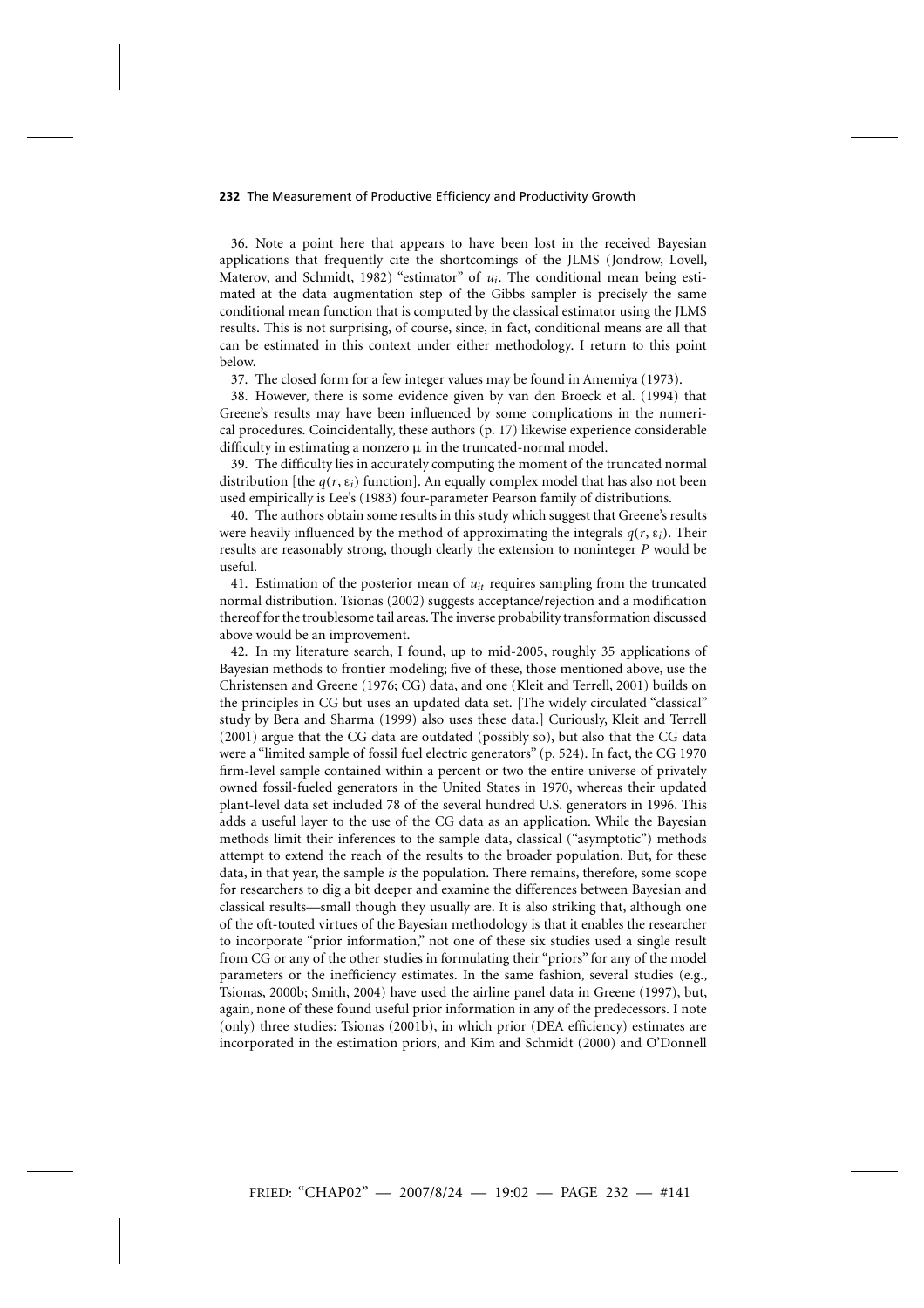36. Note a point here that appears to have been lost in the received Bayesian applications that frequently cite the shortcomings of the JLMS (Jondrow, Lovell, Materov, and Schmidt, 1982) "estimator" of $u_i$. The conditional mean being estimated at the data augmentation step of the Gibbs sampler is precisely the same conditional mean function that is computed by the classical estimator using the JLMS results. This is not surprising, of course, since, in fact, conditional means are all that can be estimated in this context under either methodology. I return to this point below.

37. The closed form for a few integer values may be found in Amemiya (1973).

38. However, there is some evidence given by van den Broeck et al. (1994) that Greene's results may have been influenced by some complications in the numerical procedures. Coincidentally, these authors (p. 17) likewise experience considerable difficulty in estimating a nonzero $\mu$ in the truncated-normal model.

39. The difficulty lies in accurately computing the moment of the truncated normal distribution [the $q(r, \varepsilon_i)$ function]. An equally complex model that has also not been used empirically is Lee's (1983) four-parameter Pearson family of distributions.

40. The authors obtain some results in this study which suggest that Greene's results were heavily influenced by the method of approximating the integrals $q(r, \varepsilon_i)$. Their results are reasonably strong, though clearly the extension to noninteger $P$ would be useful.

41. Estimation of the posterior mean of $u_{it}$ requires sampling from the truncated normal distribution. Tsionas (2002) suggests acceptance/rejection and a modification thereof for the troublesome tail areas. The inverse probability transformation discussed above would be an improvement.

42. In my literature search, I found, up to mid-2005, roughly 35 applications of Bayesian methods to frontier modeling; five of these, those mentioned above, use the Christensen and Greene (1976; CG) data, and one (Kleit and Terrell, 2001) builds on the principles in CG but uses an updated data set. [The widely circulated "classical" study by Bera and Sharma (1999) also uses these data.] Curiously, Kleit and Terrell (2001) argue that the CG data are outdated (possibly so), but also that the CG data were a "limited sample of fossil fuel electric generators" (p. 524). In fact, the CG 1970 firm-level sample contained within a percent or two the entire universe of privately owned fossil-fueled generators in the United States in 1970, whereas their updated plant-level data set included 78 of the several hundred U.S. generators in 1996. This adds a useful layer to the use of the CG data as an application. While the Bayesian methods limit their inferences to the sample data, classical ("asymptotic") methods attempt to extend the reach of the results to the broader population. But, for these data, in that year, the sample *is* the population. There remains, therefore, some scope for researchers to dig a bit deeper and examine the differences between Bayesian and classical results—small though they usually are. It is also striking that, although one of the oft-touted virtues of the Bayesian methodology is that it enables the researcher to incorporate "prior information," not one of these six studies used a single result from CG or any of the other studies in formulating their "priors" for any of the model parameters or the inefficiency estimates. In the same fashion, several studies (e.g., Tsionas, 2000b; Smith, 2004) have used the airline panel data in Greene (1997), but, again, none of these found useful prior information in any of the predecessors. I note (only) three studies: Tsionas (2001b), in which prior (DEA efficiency) estimates are incorporated in the estimation priors, and Kim and Schmidt (2000) and O'Donnell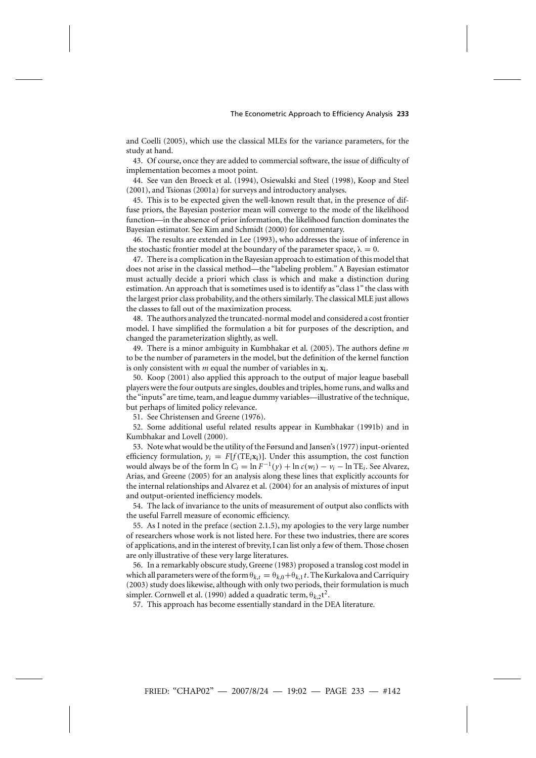and Coelli (2005), which use the classical MLEs for the variance parameters, for the study at hand.

43. Of course, once they are added to commercial software, the issue of difficulty of implementation becomes a moot point.

44. See van den Broeck et al. (1994), Osiewalski and Steel (1998), Koop and Steel (2001), and Tsionas (2001a) for surveys and introductory analyses.

45. This is to be expected given the well-known result that, in the presence of diffuse priors, the Bayesian posterior mean will converge to the mode of the likelihood function—in the absence of prior information, the likelihood function dominates the Bayesian estimator. See Kim and Schmidt (2000) for commentary.

46. The results are extended in Lee (1993), who addresses the issue of inference in the stochastic frontier model at the boundary of the parameter space, $\lambda = 0$.

47. There is a complication in the Bayesian approach to estimation of this model that does not arise in the classical method—the "labeling problem." A Bayesian estimator must actually decide a priori which class is which and make a distinction during estimation. An approach that is sometimes used is to identify as "class 1" the class with the largest prior class probability, and the others similarly. The classical MLE just allows the classes to fall out of the maximization process.

48. The authors analyzed the truncated-normal model and considered a cost frontier model. I have simplified the formulation a bit for purposes of the description, and changed the parameterization slightly, as well.

49. There is a minor ambiguity in Kumbhakar et al. (2005). The authors define $m$ to be the number of parameters in the model, but the definition of the kernel function is only consistent with $m$ equal the number of variables in $\mathbf{x_i}$.

50. Koop (2001) also applied this approach to the output of major league baseball players were the four outputs are singles, doubles and triples, home runs, and walks and the "inputs" are time, team, and league dummy variables—illustrative of the technique, but perhaps of limited policy relevance.

51. See Christensen and Greene (1976).

52. Some additional useful related results appear in Kumbhakar (1991b) and in Kumbhakar and Lovell (2000).

53. Note what would be the utility of the Førsund and Jansen's (1977) input-oriented efficiency formulation, $y_i = F[f(\text{TE}_i\mathbf{x_i})]$. Under this assumption, the cost function would always be of the form $\ln C_i = \ln F^{-1}(y) + \ln c(w_i) - v_i - \ln \text{TE}_i$. See Alvarez, Arias, and Greene (2005) for an analysis along these lines that explicitly accounts for the internal relationships and Alvarez et al. (2004) for an analysis of mixtures of input and output-oriented inefficiency models.

54. The lack of invariance to the units of measurement of output also conflicts with the useful Farrell measure of economic efficiency.

55. As I noted in the preface (section 2.1.5), my apologies to the very large number of researchers whose work is not listed here. For these two industries, there are scores of applications, and in the interest of brevity, I can list only a few of them. Those chosen are only illustrative of these very large literatures.

56. In a remarkably obscure study, Greene (1983) proposed a translog cost model in which all parameters were of the form $\theta_{k,t} = \theta_{k,0} + \theta_{k,1}t$. The Kurkalova and Carriquiry (2003) study does likewise, although with only two periods, their formulation is much simpler. Cornwell et al. (1990) added a quadratic term, $\theta_{k,2}t^2$.

57. This approach has become essentially standard in the DEA literature.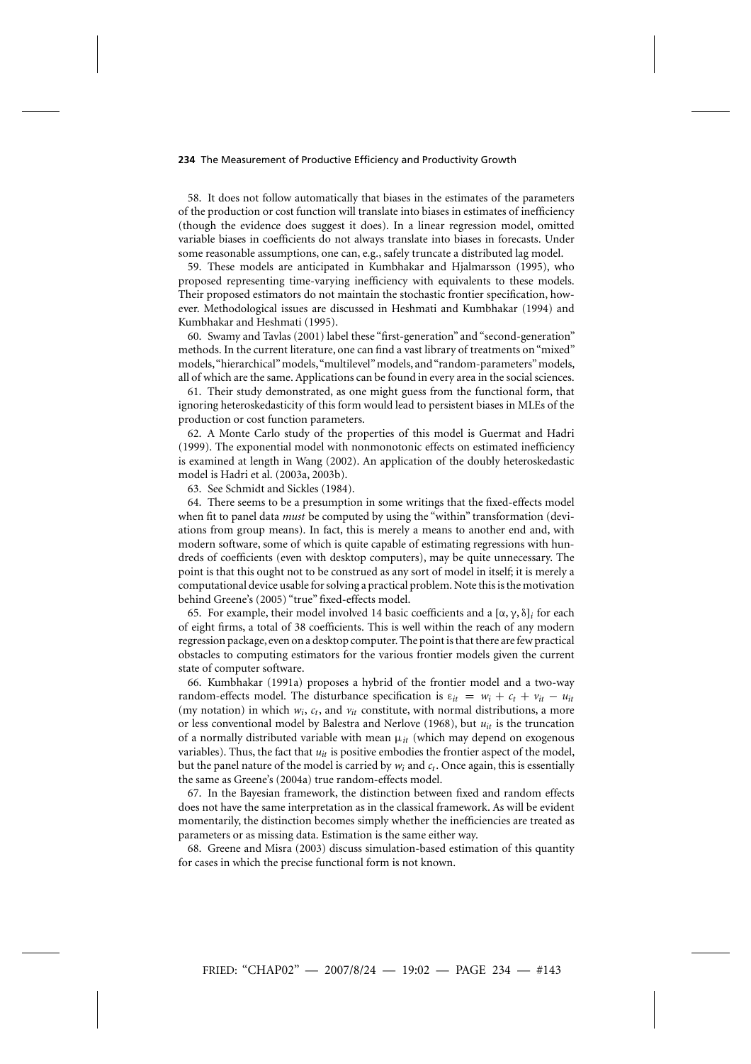58. It does not follow automatically that biases in the estimates of the parameters of the production or cost function will translate into biases in estimates of inefficiency (though the evidence does suggest it does). In a linear regression model, omitted variable biases in coefficients do not always translate into biases in forecasts. Under some reasonable assumptions, one can, e.g., safely truncate a distributed lag model.

59. These models are anticipated in Kumbhakar and Hjalmarsson (1995), who proposed representing time-varying inefficiency with equivalents to these models. Their proposed estimators do not maintain the stochastic frontier specification, however. Methodological issues are discussed in Heshmati and Kumbhakar (1994) and Kumbhakar and Heshmati (1995).

60. Swamy and Tavlas (2001) label these "first-generation" and "second-generation" methods. In the current literature, one can find a vast library of treatments on "mixed" models, "hierarchical" models, "multilevel" models, and "random-parameters" models, all of which are the same. Applications can be found in every area in the social sciences.

61. Their study demonstrated, as one might guess from the functional form, that ignoring heteroskedasticity of this form would lead to persistent biases in MLEs of the production or cost function parameters.

62. A Monte Carlo study of the properties of this model is Guermat and Hadri (1999). The exponential model with nonmonotonic effects on estimated inefficiency is examined at length in Wang (2002). An application of the doubly heteroskedastic model is Hadri et al. (2003a, 2003b).

63. See Schmidt and Sickles (1984).

64. There seems to be a presumption in some writings that the fixed-effects model when fit to panel data *must* be computed by using the "within" transformation (deviations from group means). In fact, this is merely a means to another end and, with modern software, some of which is quite capable of estimating regressions with hundreds of coefficients (even with desktop computers), may be quite unnecessary. The point is that this ought not to be construed as any sort of model in itself; it is merely a computational device usable for solving a practical problem. Note this is the motivation behind Greene's (2005) "true" fixed-effects model.

65. For example, their model involved 14 basic coefficients and a $[\alpha, \gamma, \delta]_i$ for each of eight firms, a total of 38 coefficients. This is well within the reach of any modern regression package, even on a desktop computer. The point is that there are few practical obstacles to computing estimators for the various frontier models given the current state of computer software.

66. Kumbhakar (1991a) proposes a hybrid of the frontier model and a two-way random-effects model. The disturbance specification is $\varepsilon_{it} = w_i + c_t + v_{it} - u_{it}$ (my notation) in which $w_i$, $c_t$, and $v_{it}$ constitute, with normal distributions, a more or less conventional model by Balestra and Nerlove (1968), but $u_{it}$ is the truncation of a normally distributed variable with mean $\mu_{it}$ (which may depend on exogenous variables). Thus, the fact that $u_{it}$ is positive embodies the frontier aspect of the model, but the panel nature of the model is carried by $w_i$ and $c_t$. Once again, this is essentially the same as Greene's (2004a) true random-effects model.

67. In the Bayesian framework, the distinction between fixed and random effects does not have the same interpretation as in the classical framework. As will be evident momentarily, the distinction becomes simply whether the inefficiencies are treated as parameters or as missing data. Estimation is the same either way.

68. Greene and Misra (2003) discuss simulation-based estimation of this quantity for cases in which the precise functional form is not known.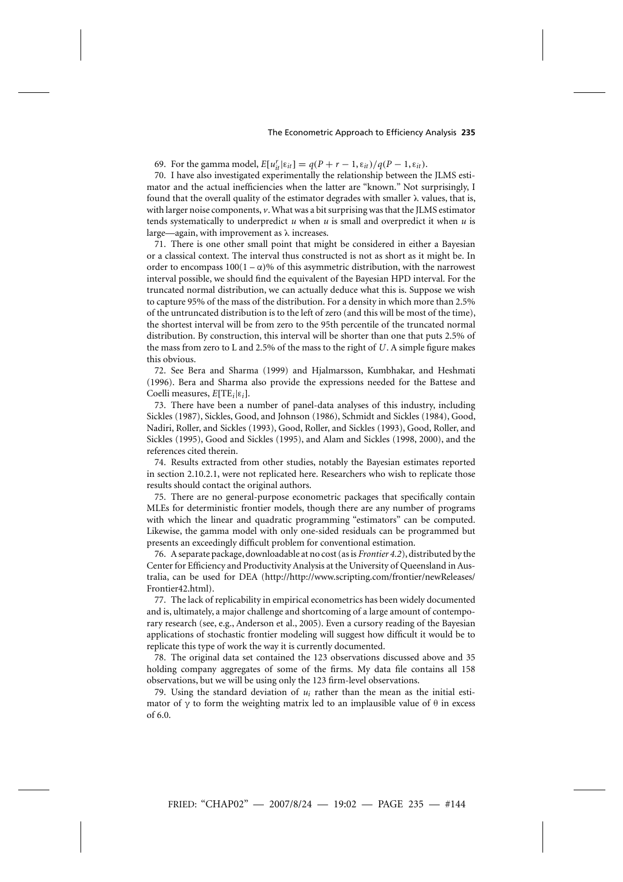69. For the gamma model, $E[u_{it}^r|\varepsilon_{it}] = q(P + r - 1, \varepsilon_{it})/q(P - 1, \varepsilon_{it})$.

70. I have also investigated experimentally the relationship between the JLMS estimator and the actual inefficiencies when the latter are "known." Not surprisingly, I found that the overall quality of the estimator degrades with smaller $\lambda$ values, that is, with larger noise components, $v$. What was a bit surprising was that the JLMS estimator tends systematically to underpredict $u$ when $u$ is small and overpredict it when $u$ is large—again, with improvement as $\lambda$ increases.

71. There is one other small point that might be considered in either a Bayesian or a classical context. The interval thus constructed is not as short as it might be. In order to encompass $100(1 - \alpha)\%$ of this asymmetric distribution, with the narrowest interval possible, we should find the equivalent of the Bayesian HPD interval. For the truncated normal distribution, we can actually deduce what this is. Suppose we wish to capture 95% of the mass of the distribution. For a density in which more than 2.5% of the untruncated distribution is to the left of zero (and this will be most of the time), the shortest interval will be from zero to the 95th percentile of the truncated normal distribution. By construction, this interval will be shorter than one that puts 2.5% of the mass from zero to L and 2.5% of the mass to the right of $U$. A simple figure makes this obvious.

72. See Bera and Sharma (1999) and Hjalmarsson, Kumbhakar, and Heshmati (1996). Bera and Sharma also provide the expressions needed for the Battese and Coelli measures, $E[\text{TE}_i|\varepsilon_i]$.

73. There have been a number of panel-data analyses of this industry, including Sickles (1987), Sickles, Good, and Johnson (1986), Schmidt and Sickles (1984), Good, Nadiri, Roller, and Sickles (1993), Good, Roller, and Sickles (1993), Good, Roller, and Sickles (1995), Good and Sickles (1995), and Alam and Sickles (1998, 2000), and the references cited therein.

74. Results extracted from other studies, notably the Bayesian estimates reported in section 2.10.2.1, were not replicated here. Researchers who wish to replicate those results should contact the original authors.

75. There are no general-purpose econometric packages that specifically contain MLEs for deterministic frontier models, though there are any number of programs with which the linear and quadratic programming "estimators" can be computed. Likewise, the gamma model with only one-sided residuals can be programmed but presents an exceedingly difficult problem for conventional estimation.

76. A separate package, downloadable at no cost (as is *Frontier 4.2*), distributed by the Center for Efficiency and Productivity Analysis at the University of Queensland in Australia, can be used for DEA (http://http://www.scripting.com/frontier/newReleases/Frontier42.html).

77. The lack of replicability in empirical econometrics has been widely documented and is, ultimately, a major challenge and shortcoming of a large amount of contemporary research (see, e.g., Anderson et al., 2005). Even a cursory reading of the Bayesian applications of stochastic frontier modeling will suggest how difficult it would be to replicate this type of work the way it is currently documented.

78. The original data set contained the 123 observations discussed above and 35 holding company aggregates of some of the firms. My data file contains all 158 observations, but we will be using only the 123 firm-level observations.

79. Using the standard deviation of $u_i$ rather than the mean as the initial estimator of $\gamma$ to form the weighting matrix led to an implausible value of $\theta$ in excess of 6.0.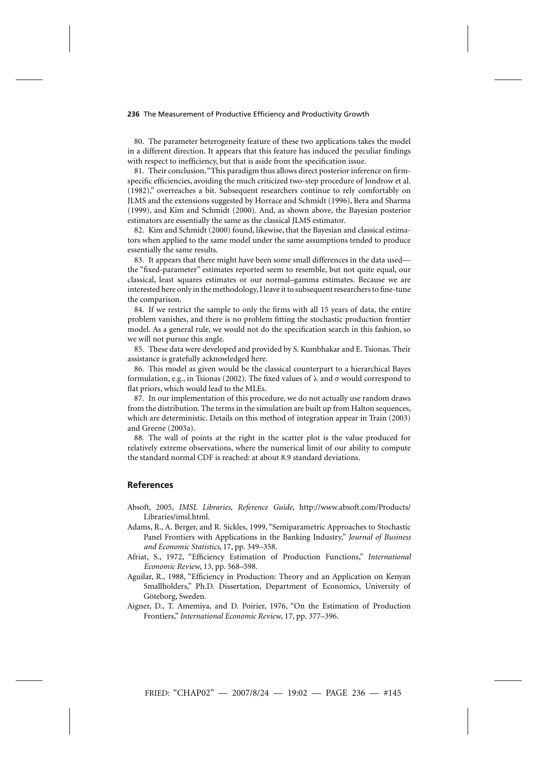80. The parameter heterogeneity feature of these two applications takes the model in a different direction. It appears that this feature has induced the peculiar findings with respect to inefficiency, but that is aside from the specification issue.

81. Their conclusion, "This paradigm thus allows direct posterior inference on firm-specific efficiencies, avoiding the much criticized two-step procedure of Jondrow et al. (1982)," overreaches a bit. Subsequent researchers continue to rely comfortably on JLMS and the extensions suggested by Horrace and Schmidt (1996), Bera and Sharma (1999), and Kim and Schmidt (2000). And, as shown above, the Bayesian posterior estimators are essentially the same as the classical JLMS estimator.

82. Kim and Schmidt (2000) found, likewise, that the Bayesian and classical estimators when applied to the same model under the same assumptions tended to produce essentially the same results.

83. It appears that there might have been some small differences in the data used—the "fixed-parameter" estimates reported seem to resemble, but not quite equal, our classical, least squares estimates or our normal–gamma estimates. Because we are interested here only in the methodology, I leave it to subsequent researchers to fine-tune the comparison.

84. If we restrict the sample to only the firms with all 15 years of data, the entire problem vanishes, and there is no problem fitting the stochastic production frontier model. As a general rule, we would not do the specification search in this fashion, so we will not pursue this angle.

85. These data were developed and provided by S. Kumbhakar and E. Tsionas. Their assistance is gratefully acknowledged here.

86. This model as given would be the classical counterpart to a hierarchical Bayes formulation, e.g., in Tsionas (2002). The fixed values of $\lambda$ and $\sigma$ would correspond to flat priors, which would lead to the MLEs.

87. In our implementation of this procedure, we do not actually use random draws from the distribution. The terms in the simulation are built up from Halton sequences, which are deterministic. Details on this method of integration appear in Train (2003) and Greene (2003a).

88. The wall of points at the right in the scatter plot is the value produced for relatively extreme observations, where the numerical limit of our ability to compute the standard normal CDF is reached: at about 8.9 standard deviations.

## References

Absoft, 2005, *IMSL Libraries, Reference Guide*, http://www.absoft.com/Products/Libraries/imsl.html.

Adams, R., A. Berger, and R. Sickles, 1999, "Semiparametric Approaches to Stochastic Panel Frontiers with Applications in the Banking Industry," *Journal of Business and Economic Statistics*, 17, pp. 349–358.

Afriat, S., 1972, "Efficiency Estimation of Production Functions," *International Economic Review*, 13, pp. 568–598.

Aguilar, R., 1988, "Efficiency in Production: Theory and an Application on Kenyan Smallholders," Ph.D. Dissertation, Department of Economics, University of Göteborg, Sweden.

Aigner, D., T. Amemiya, and D. Poirier, 1976, "On the Estimation of Production Frontiers," *International Economic Review*, 17, pp. 377–396.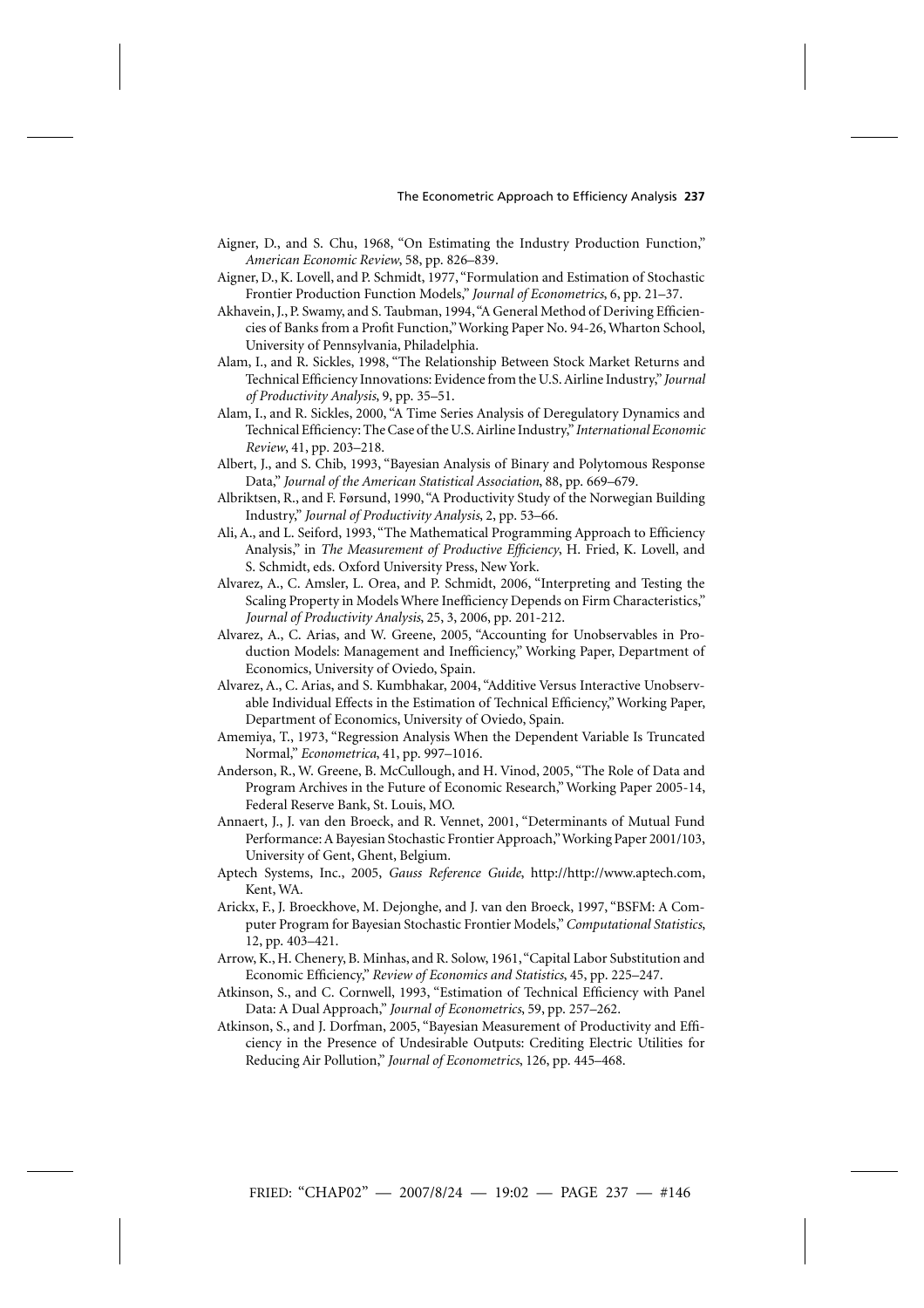Aigner, D., and S. Chu, 1968, "On Estimating the Industry Production Function," *American Economic Review*, 58, pp. 826–839.

Aigner, D., K. Lovell, and P. Schmidt, 1977, "Formulation and Estimation of Stochastic Frontier Production Function Models," *Journal of Econometrics*, 6, pp. 21–37.

Akhavein, J., P. Swamy, and S. Taubman, 1994, "A General Method of Deriving Efficiencies of Banks from a Profit Function," Working Paper No. 94-26, Wharton School, University of Pennsylvania, Philadelphia.

Alam, I., and R. Sickles, 1998, "The Relationship Between Stock Market Returns and Technical Efficiency Innovations: Evidence from the U.S. Airline Industry," *Journal of Productivity Analysis*, 9, pp. 35–51.

Alam, I., and R. Sickles, 2000, "A Time Series Analysis of Deregulatory Dynamics and Technical Efficiency: The Case of the U.S. Airline Industry," *International Economic Review*, 41, pp. 203–218.

Albert, J., and S. Chib, 1993, "Bayesian Analysis of Binary and Polytomous Response Data," *Journal of the American Statistical Association*, 88, pp. 669–679.

Albriktsen, R., and F. Førsund, 1990, "A Productivity Study of the Norwegian Building Industry," *Journal of Productivity Analysis*, 2, pp. 53–66.

Ali, A., and L. Seiford, 1993, "The Mathematical Programming Approach to Efficiency Analysis," in *The Measurement of Productive Efficiency*, H. Fried, K. Lovell, and S. Schmidt, eds. Oxford University Press, New York.

Alvarez, A., C. Amsler, L. Orea, and P. Schmidt, 2006, "Interpreting and Testing the Scaling Property in Models Where Inefficiency Depends on Firm Characteristics," *Journal of Productivity Analysis*, 25, 3, 2006, pp. 201-212.

Alvarez, A., C. Arias, and W. Greene, 2005, "Accounting for Unobservables in Production Models: Management and Inefficiency," Working Paper, Department of Economics, University of Oviedo, Spain.

Alvarez, A., C. Arias, and S. Kumbhakar, 2004, "Additive Versus Interactive Unobservable Individual Effects in the Estimation of Technical Efficiency," Working Paper, Department of Economics, University of Oviedo, Spain.

Amemiya, T., 1973, "Regression Analysis When the Dependent Variable Is Truncated Normal," *Econometrica*, 41, pp. 997–1016.

Anderson, R., W. Greene, B. McCullough, and H. Vinod, 2005, "The Role of Data and Program Archives in the Future of Economic Research," Working Paper 2005-14, Federal Reserve Bank, St. Louis, MO.

Annaert, J., J. van den Broeck, and R. Vennet, 2001, "Determinants of Mutual Fund Performance: A Bayesian Stochastic Frontier Approach," Working Paper 2001/103, University of Gent, Ghent, Belgium.

Aptech Systems, Inc., 2005, *Gauss Reference Guide*, http://http://www.aptech.com, Kent, WA.

Arickx, F., J. Broeckhove, M. Dejonghe, and J. van den Broeck, 1997, "BSFM: A Computer Program for Bayesian Stochastic Frontier Models," *Computational Statistics*, 12, pp. 403–421.

Arrow, K., H. Chenery, B. Minhas, and R. Solow, 1961, "Capital Labor Substitution and Economic Efficiency," *Review of Economics and Statistics*, 45, pp. 225–247.

Atkinson, S., and C. Cornwell, 1993, "Estimation of Technical Efficiency with Panel Data: A Dual Approach," *Journal of Econometrics*, 59, pp. 257–262.

Atkinson, S., and J. Dorfman, 2005, "Bayesian Measurement of Productivity and Efficiency in the Presence of Undesirable Outputs: Crediting Electric Utilities for Reducing Air Pollution," *Journal of Econometrics*, 126, pp. 445–468.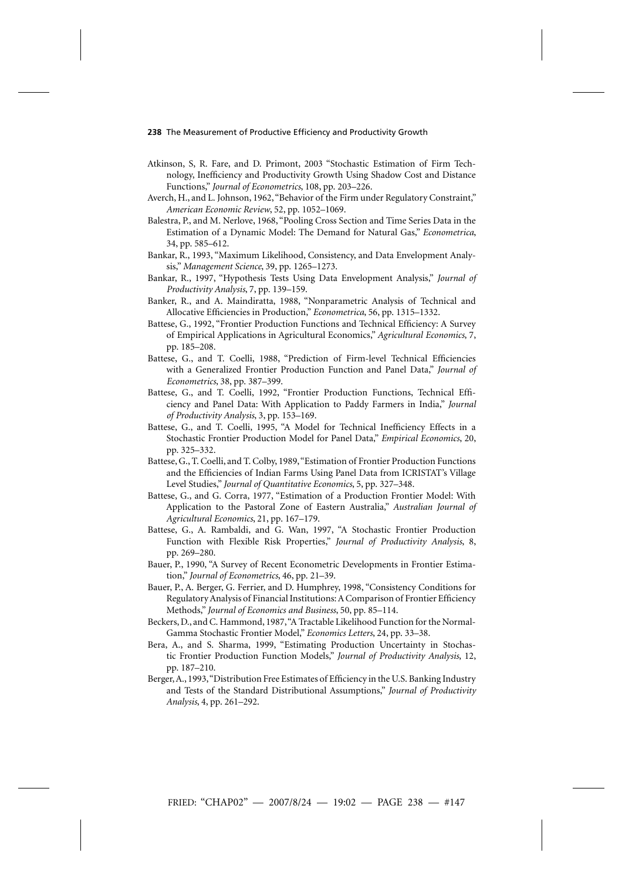Atkinson, S, R. Fare, and D. Primont, 2003 "Stochastic Estimation of Firm Technology, Inefficiency and Productivity Growth Using Shadow Cost and Distance Functions," *Journal of Econometrics*, 108, pp. 203–226.

Averch, H., and L. Johnson, 1962, "Behavior of the Firm under Regulatory Constraint," *American Economic Review*, 52, pp. 1052–1069.

Balestra, P., and M. Nerlove, 1968, "Pooling Cross Section and Time Series Data in the Estimation of a Dynamic Model: The Demand for Natural Gas," *Econometrica*, 34, pp. 585–612.

Bankar, R., 1993, "Maximum Likelihood, Consistency, and Data Envelopment Analysis," *Management Science*, 39, pp. 1265–1273.

Bankar, R., 1997, "Hypothesis Tests Using Data Envelopment Analysis," *Journal of Productivity Analysis*, 7, pp. 139–159.

Banker, R., and A. Maindiratta, 1988, "Nonparametric Analysis of Technical and Allocative Efficiencies in Production," *Econometrica*, 56, pp. 1315–1332.

Battese, G., 1992, "Frontier Production Functions and Technical Efficiency: A Survey of Empirical Applications in Agricultural Economics," *Agricultural Economics*, 7, pp. 185–208.

Battese, G., and T. Coelli, 1988, "Prediction of Firm-level Technical Efficiencies with a Generalized Frontier Production Function and Panel Data," *Journal of Econometrics*, 38, pp. 387–399.

Battese, G., and T. Coelli, 1992, "Frontier Production Functions, Technical Efficiency and Panel Data: With Application to Paddy Farmers in India," *Journal of Productivity Analysis*, 3, pp. 153–169.

Battese, G., and T. Coelli, 1995, "A Model for Technical Inefficiency Effects in a Stochastic Frontier Production Model for Panel Data," *Empirical Economics*, 20, pp. 325–332.

Battese, G., T. Coelli, and T. Colby, 1989, "Estimation of Frontier Production Functions and the Efficiencies of Indian Farms Using Panel Data from ICRISTAT's Village Level Studies," *Journal of Quantitative Economics*, 5, pp. 327–348.

Battese, G., and G. Corra, 1977, "Estimation of a Production Frontier Model: With Application to the Pastoral Zone of Eastern Australia," *Australian Journal of Agricultural Economics*, 21, pp. 167–179.

Battese, G., A. Rambaldi, and G. Wan, 1997, "A Stochastic Frontier Production Function with Flexible Risk Properties," *Journal of Productivity Analysis*, 8, pp. 269–280.

Bauer, P., 1990, "A Survey of Recent Econometric Developments in Frontier Estimation," *Journal of Econometrics*, 46, pp. 21–39.

Bauer, P., A. Berger, G. Ferrier, and D. Humphrey, 1998, "Consistency Conditions for Regulatory Analysis of Financial Institutions: A Comparison of Frontier Efficiency Methods," *Journal of Economics and Business*, 50, pp. 85–114.

Beckers, D., and C. Hammond, 1987, "A Tractable Likelihood Function for the Normal-Gamma Stochastic Frontier Model," *Economics Letters*, 24, pp. 33–38.

Bera, A., and S. Sharma, 1999, "Estimating Production Uncertainty in Stochastic Frontier Production Function Models," *Journal of Productivity Analysis*, 12, pp. 187–210.

Berger, A., 1993, "Distribution Free Estimates of Efficiency in the U.S. Banking Industry and Tests of the Standard Distributional Assumptions," *Journal of Productivity Analysis*, 4, pp. 261–292.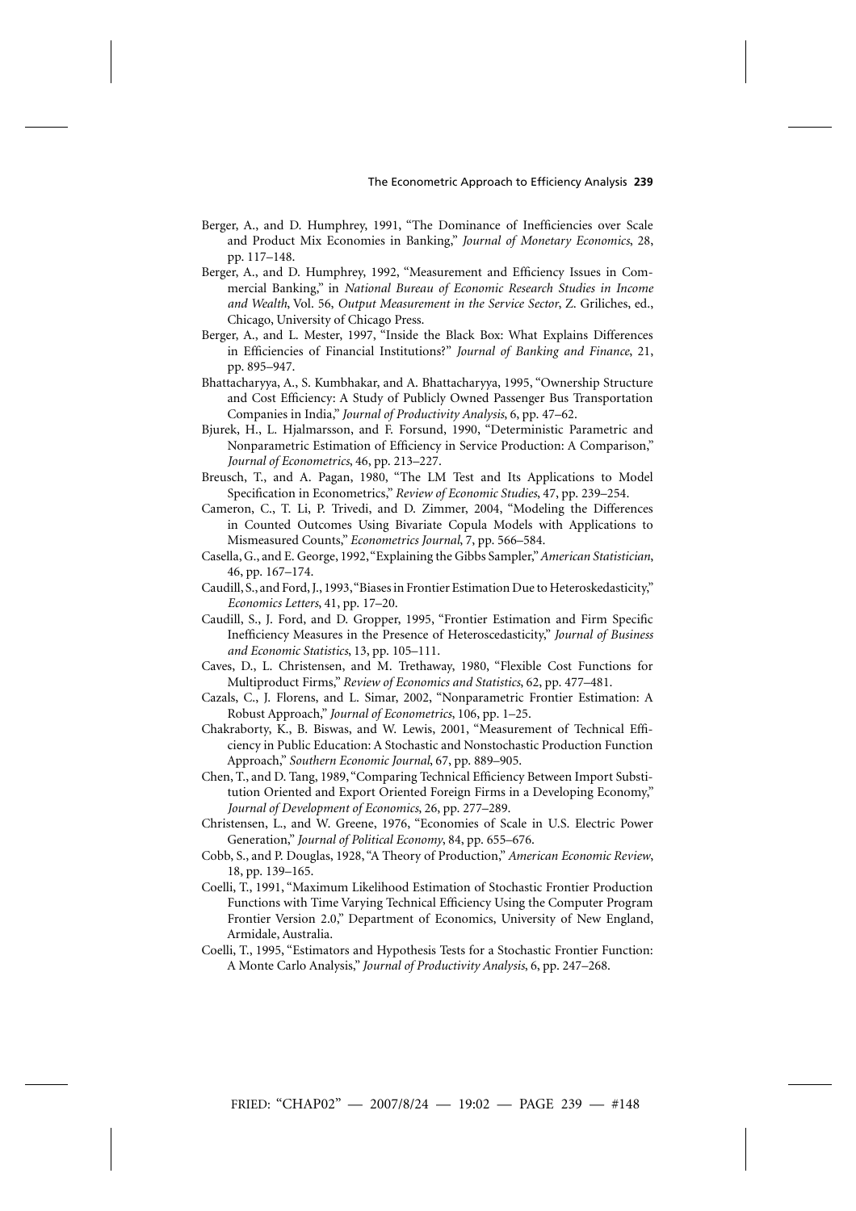Berger, A., and D. Humphrey, 1991, "The Dominance of Inefficiencies over Scale and Product Mix Economies in Banking," *Journal of Monetary Economics*, 28, pp. 117–148.

Berger, A., and D. Humphrey, 1992, "Measurement and Efficiency Issues in Commercial Banking," in *National Bureau of Economic Research Studies in Income and Wealth*, Vol. 56, *Output Measurement in the Service Sector*, Z. Griliches, ed., Chicago, University of Chicago Press.

Berger, A., and L. Mester, 1997, "Inside the Black Box: What Explains Differences in Efficiencies of Financial Institutions?" *Journal of Banking and Finance*, 21, pp. 895–947.

Bhattacharyya, A., S. Kumbhakar, and A. Bhattacharyya, 1995, "Ownership Structure and Cost Efficiency: A Study of Publicly Owned Passenger Bus Transportation Companies in India," *Journal of Productivity Analysis*, 6, pp. 47–62.

Bjurek, H., L. Hjalmarsson, and F. Forsund, 1990, "Deterministic Parametric and Nonparametric Estimation of Efficiency in Service Production: A Comparison," *Journal of Econometrics*, 46, pp. 213–227.

Breusch, T., and A. Pagan, 1980, "The LM Test and Its Applications to Model Specification in Econometrics," *Review of Economic Studies*, 47, pp. 239–254.

Cameron, C., T. Li, P. Trivedi, and D. Zimmer, 2004, "Modeling the Differences in Counted Outcomes Using Bivariate Copula Models with Applications to Mismeasured Counts," *Econometrics Journal*, 7, pp. 566–584.

Casella, G., and E. George, 1992, "Explaining the Gibbs Sampler," *American Statistician*, 46, pp. 167–174.

Caudill, S., and Ford, J., 1993, "Biases in Frontier Estimation Due to Heteroskedasticity," *Economics Letters*, 41, pp. 17–20.

Caudill, S., J. Ford, and D. Gropper, 1995, "Frontier Estimation and Firm Specific Inefficiency Measures in the Presence of Heteroscedasticity," *Journal of Business and Economic Statistics*, 13, pp. 105–111.

Caves, D., L. Christensen, and M. Trethaway, 1980, "Flexible Cost Functions for Multiproduct Firms," *Review of Economics and Statistics*, 62, pp. 477–481.

Cazals, C., J. Florens, and L. Simar, 2002, "Nonparametric Frontier Estimation: A Robust Approach," *Journal of Econometrics*, 106, pp. 1–25.

Chakraborty, K., B. Biswas, and W. Lewis, 2001, "Measurement of Technical Efficiency in Public Education: A Stochastic and Nonstochastic Production Function Approach," *Southern Economic Journal*, 67, pp. 889–905.

Chen, T., and D. Tang, 1989, "Comparing Technical Efficiency Between Import Substitution Oriented and Export Oriented Foreign Firms in a Developing Economy," *Journal of Development of Economics*, 26, pp. 277–289.

Christensen, L., and W. Greene, 1976, "Economies of Scale in U.S. Electric Power Generation," *Journal of Political Economy*, 84, pp. 655–676.

Cobb, S., and P. Douglas, 1928, "A Theory of Production," *American Economic Review*, 18, pp. 139–165.

Coelli, T., 1991, "Maximum Likelihood Estimation of Stochastic Frontier Production Functions with Time Varying Technical Efficiency Using the Computer Program Frontier Version 2.0," Department of Economics, University of New England, Armidale, Australia.

Coelli, T., 1995, "Estimators and Hypothesis Tests for a Stochastic Frontier Function: A Monte Carlo Analysis," *Journal of Productivity Analysis*, 6, pp. 247–268.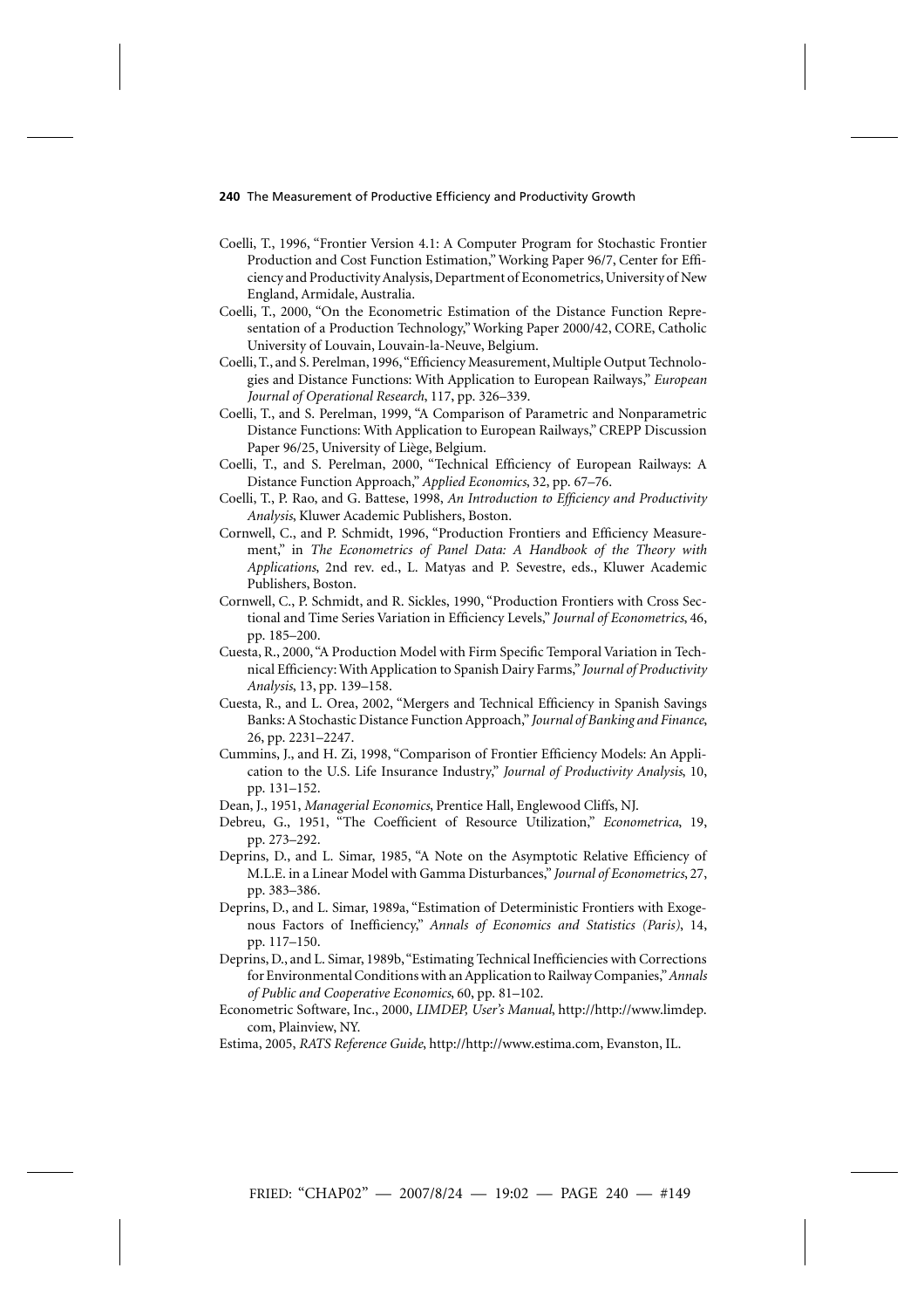Coelli, T., 1996, "Frontier Version 4.1: A Computer Program for Stochastic Frontier Production and Cost Function Estimation," Working Paper 96/7, Center for Efficiency and Productivity Analysis, Department of Econometrics, University of New England, Armidale, Australia.

Coelli, T., 2000, "On the Econometric Estimation of the Distance Function Representation of a Production Technology," Working Paper 2000/42, CORE, Catholic University of Louvain, Louvain-la-Neuve, Belgium.

Coelli, T., and S. Perelman, 1996, "Efficiency Measurement, Multiple Output Technologies and Distance Functions: With Application to European Railways," *European Journal of Operational Research*, 117, pp. 326–339.

Coelli, T., and S. Perelman, 1999, "A Comparison of Parametric and Nonparametric Distance Functions: With Application to European Railways," CREPP Discussion Paper 96/25, University of Liège, Belgium.

Coelli, T., and S. Perelman, 2000, "Technical Efficiency of European Railways: A Distance Function Approach," *Applied Economics*, 32, pp. 67–76.

Coelli, T., P. Rao, and G. Battese, 1998, *An Introduction to Efficiency and Productivity Analysis*, Kluwer Academic Publishers, Boston.

Cornwell, C., and P. Schmidt, 1996, "Production Frontiers and Efficiency Measurement," in *The Econometrics of Panel Data: A Handbook of the Theory with Applications*, 2nd rev. ed., L. Matyas and P. Sevestre, eds., Kluwer Academic Publishers, Boston.

Cornwell, C., P. Schmidt, and R. Sickles, 1990, "Production Frontiers with Cross Sectional and Time Series Variation in Efficiency Levels," *Journal of Econometrics*, 46, pp. 185–200.

Cuesta, R., 2000, "A Production Model with Firm Specific Temporal Variation in Technical Efficiency: With Application to Spanish Dairy Farms," *Journal of Productivity Analysis*, 13, pp. 139–158.

Cuesta, R., and L. Orea, 2002, "Mergers and Technical Efficiency in Spanish Savings Banks: A Stochastic Distance Function Approach," *Journal of Banking and Finance*, 26, pp. 2231–2247.

Cummins, J., and H. Zi, 1998, "Comparison of Frontier Efficiency Models: An Application to the U.S. Life Insurance Industry," *Journal of Productivity Analysis*, 10, pp. 131–152.

Dean, J., 1951, *Managerial Economics*, Prentice Hall, Englewood Cliffs, NJ.

Debreu, G., 1951, "The Coefficient of Resource Utilization," *Econometrica*, 19, pp. 273–292.

Deprins, D., and L. Simar, 1985, "A Note on the Asymptotic Relative Efficiency of M.L.E. in a Linear Model with Gamma Disturbances," *Journal of Econometrics*, 27, pp. 383–386.

Deprins, D., and L. Simar, 1989a, "Estimation of Deterministic Frontiers with Exogenous Factors of Inefficiency," *Annals of Economics and Statistics (Paris)*, 14, pp. 117–150.

Deprins, D., and L. Simar, 1989b, "Estimating Technical Inefficiencies with Corrections for Environmental Conditions with an Application to Railway Companies," *Annals of Public and Cooperative Economics*, 60, pp. 81–102.

Econometric Software, Inc., 2000, *LIMDEP, User's Manual*, http://http://www.limdep.com, Plainview, NY.

Estima, 2005, *RATS Reference Guide*, http://http://www.estima.com, Evanston, IL.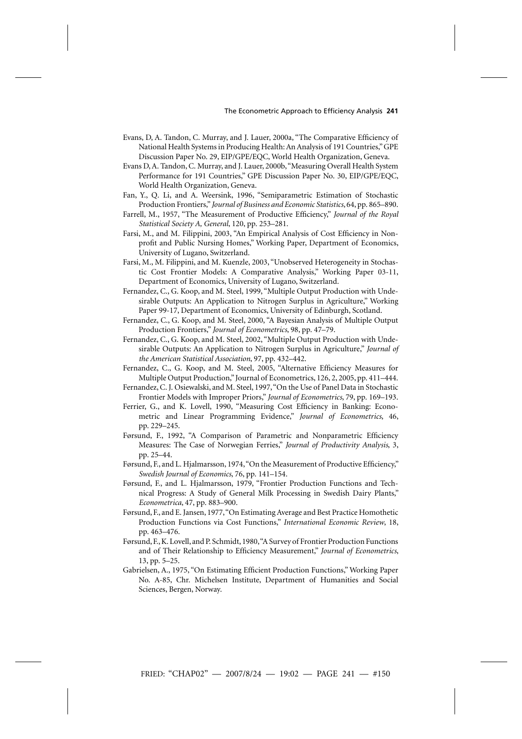Evans, D, A. Tandon, C. Murray, and J. Lauer, 2000a, "The Comparative Efficiency of National Health Systems in Producing Health: An Analysis of 191 Countries," GPE Discussion Paper No. 29, EIP/GPE/EQC, World Health Organization, Geneva.

Evans D, A. Tandon, C. Murray, and J. Lauer, 2000b, "Measuring Overall Health System Performance for 191 Countries," GPE Discussion Paper No. 30, EIP/GPE/EQC, World Health Organization, Geneva.

Fan, Y., Q. Li, and A. Weersink, 1996, "Semiparametric Estimation of Stochastic Production Frontiers," *Journal of Business and Economic Statistics*, 64, pp. 865–890.

Farrell, M., 1957, "The Measurement of Productive Efficiency," *Journal of the Royal Statistical Society A, General*, 120, pp. 253–281.

Farsi, M., and M. Filippini, 2003, "An Empirical Analysis of Cost Efficiency in Nonprofit and Public Nursing Homes," Working Paper, Department of Economics, University of Lugano, Switzerland.

Farsi, M., M. Filippini, and M. Kuenzle, 2003, "Unobserved Heterogeneity in Stochastic Cost Frontier Models: A Comparative Analysis," Working Paper 03-11, Department of Economics, University of Lugano, Switzerland.

Fernandez, C., G. Koop, and M. Steel, 1999, "Multiple Output Production with Undesirable Outputs: An Application to Nitrogen Surplus in Agriculture," Working Paper 99-17, Department of Economics, University of Edinburgh, Scotland.

Fernandez, C., G. Koop, and M. Steel, 2000, "A Bayesian Analysis of Multiple Output Production Frontiers," *Journal of Econometrics*, 98, pp. 47–79.

Fernandez, C., G. Koop, and M. Steel, 2002, "Multiple Output Production with Undesirable Outputs: An Application to Nitrogen Surplus in Agriculture," *Journal of the American Statistical Association*, 97, pp. 432–442.

Fernandez, C., G. Koop, and M. Steel, 2005, "Alternative Efficiency Measures for Multiple Output Production," Journal of Econometrics, 126, 2, 2005, pp. 411–444.

Fernandez, C. J. Osiewalski, and M. Steel, 1997, "On the Use of Panel Data in Stochastic Frontier Models with Improper Priors," *Journal of Econometrics*, 79, pp. 169–193.

Ferrier, G., and K. Lovell, 1990, "Measuring Cost Efficiency in Banking: Econometric and Linear Programming Evidence," *Journal of Econometrics*, 46, pp. 229–245.

Førsund, F., 1992, "A Comparison of Parametric and Nonparametric Efficiency Measures: The Case of Norwegian Ferries," *Journal of Productivity Analysis*, 3, pp. 25–44.

Førsund, F., and L. Hjalmarsson, 1974, "On the Measurement of Productive Efficiency," *Swedish Journal of Economics*, 76, pp. 141–154.

Førsund, F., and L. Hjalmarsson, 1979, "Frontier Production Functions and Technical Progress: A Study of General Milk Processing in Swedish Dairy Plants," *Econometrica*, 47, pp. 883–900.

Førsund, F., and E. Jansen, 1977, "On Estimating Average and Best Practice Homothetic Production Functions via Cost Functions," *International Economic Review*, 18, pp. 463–476.

Førsund, F., K. Lovell, and P. Schmidt, 1980, "A Survey of Frontier Production Functions and of Their Relationship to Efficiency Measurement," *Journal of Econometrics*, 13, pp. 5–25.

Gabrielsen, A., 1975, "On Estimating Efficient Production Functions," Working Paper No. A-85, Chr. Michelsen Institute, Department of Humanities and Social Sciences, Bergen, Norway.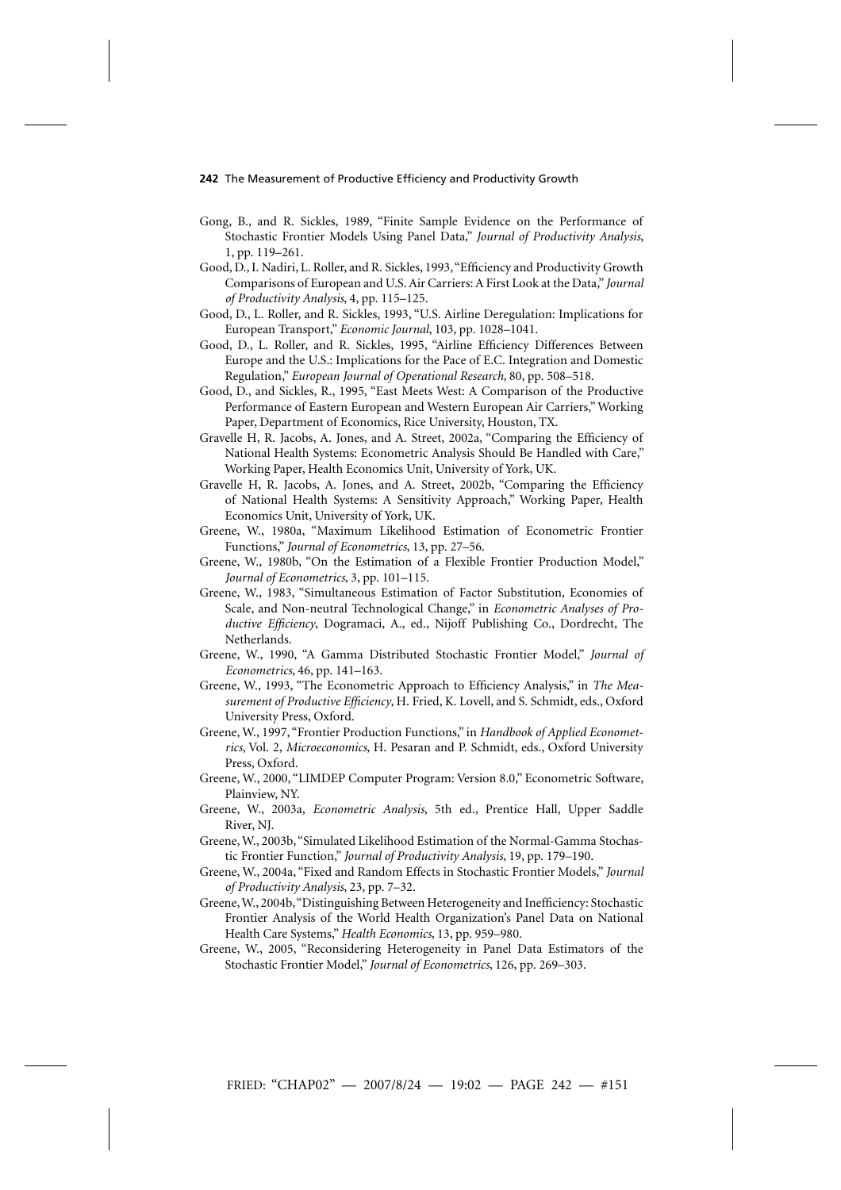Gong, B., and R. Sickles, 1989, "Finite Sample Evidence on the Performance of Stochastic Frontier Models Using Panel Data," *Journal of Productivity Analysis*, 1, pp. 119–261.

Good, D., I. Nadiri, L. Roller, and R. Sickles, 1993, "Efficiency and Productivity Growth Comparisons of European and U.S. Air Carriers: A First Look at the Data," *Journal of Productivity Analysis*, 4, pp. 115–125.

Good, D., L. Roller, and R. Sickles, 1993, "U.S. Airline Deregulation: Implications for European Transport," *Economic Journal*, 103, pp. 1028–1041.

Good, D., L. Roller, and R. Sickles, 1995, "Airline Efficiency Differences Between Europe and the U.S.: Implications for the Pace of E.C. Integration and Domestic Regulation," *European Journal of Operational Research*, 80, pp. 508–518.

Good, D., and Sickles, R., 1995, "East Meets West: A Comparison of the Productive Performance of Eastern European and Western European Air Carriers," Working Paper, Department of Economics, Rice University, Houston, TX.

Gravelle H, R. Jacobs, A. Jones, and A. Street, 2002a, "Comparing the Efficiency of National Health Systems: Econometric Analysis Should Be Handled with Care," Working Paper, Health Economics Unit, University of York, UK.

Gravelle H, R. Jacobs, A. Jones, and A. Street, 2002b, "Comparing the Efficiency of National Health Systems: A Sensitivity Approach," Working Paper, Health Economics Unit, University of York, UK.

Greene, W., 1980a, "Maximum Likelihood Estimation of Econometric Frontier Functions," *Journal of Econometrics*, 13, pp. 27–56.

Greene, W., 1980b, "On the Estimation of a Flexible Frontier Production Model," *Journal of Econometrics*, 3, pp. 101–115.

Greene, W., 1983, "Simultaneous Estimation of Factor Substitution, Economies of Scale, and Non-neutral Technological Change," in *Econometric Analyses of Productive Efficiency*, Dogramaci, A., ed., Nijoff Publishing Co., Dordrecht, The Netherlands.

Greene, W., 1990, "A Gamma Distributed Stochastic Frontier Model," *Journal of Econometrics*, 46, pp. 141–163.

Greene, W., 1993, "The Econometric Approach to Efficiency Analysis," in *The Measurement of Productive Efficiency*, H. Fried, K. Lovell, and S. Schmidt, eds., Oxford University Press, Oxford.

Greene, W., 1997, "Frontier Production Functions," in *Handbook of Applied Econometrics*, Vol. 2, *Microeconomics*, H. Pesaran and P. Schmidt, eds., Oxford University Press, Oxford.

Greene, W., 2000, "LIMDEP Computer Program: Version 8.0," Econometric Software, Plainview, NY.

Greene, W., 2003a, *Econometric Analysis*, 5th ed., Prentice Hall, Upper Saddle River, NJ.

Greene, W., 2003b, "Simulated Likelihood Estimation of the Normal-Gamma Stochastic Frontier Function," *Journal of Productivity Analysis*, 19, pp. 179–190.

Greene, W., 2004a, "Fixed and Random Effects in Stochastic Frontier Models," *Journal of Productivity Analysis*, 23, pp. 7–32.

Greene, W., 2004b, "Distinguishing Between Heterogeneity and Inefficiency: Stochastic Frontier Analysis of the World Health Organization's Panel Data on National Health Care Systems," *Health Economics*, 13, pp. 959–980.

Greene, W., 2005, "Reconsidering Heterogeneity in Panel Data Estimators of the Stochastic Frontier Model," *Journal of Econometrics*, 126, pp. 269–303.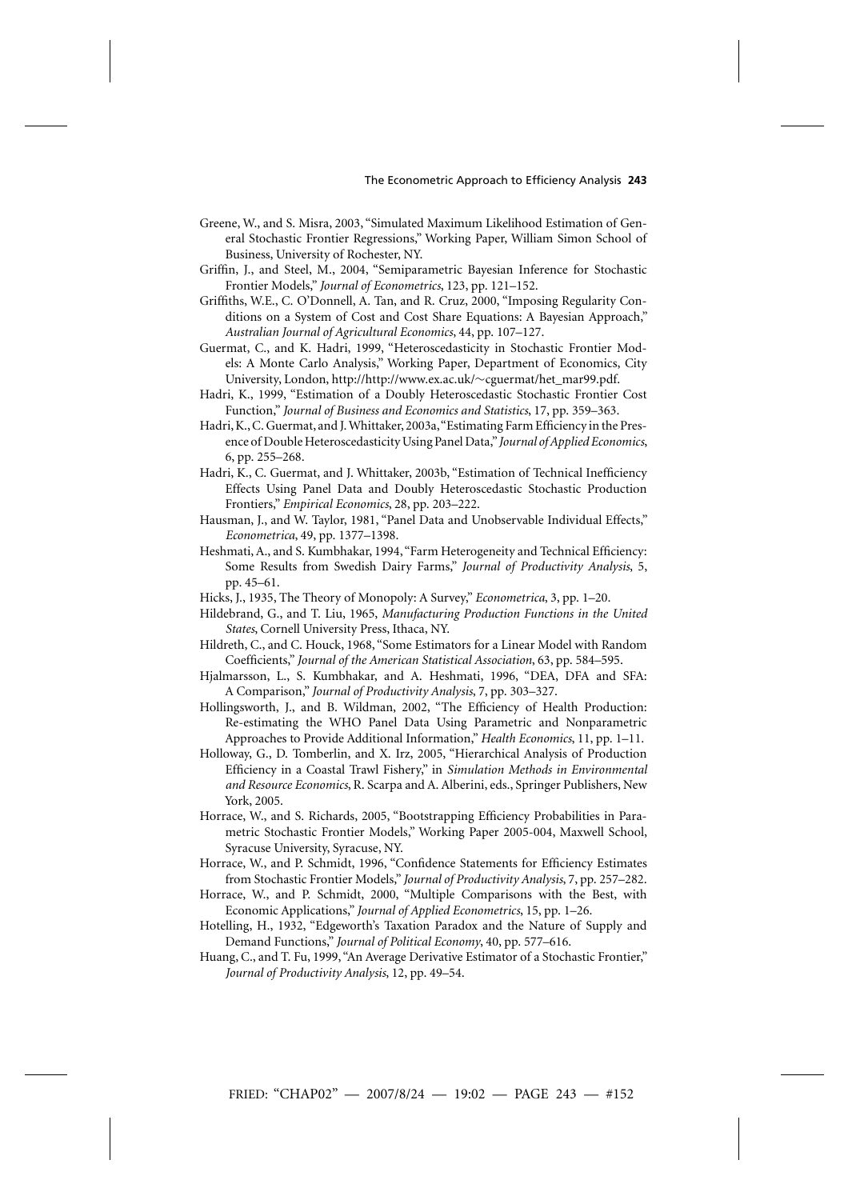Greene, W., and S. Misra, 2003, "Simulated Maximum Likelihood Estimation of General Stochastic Frontier Regressions," Working Paper, William Simon School of Business, University of Rochester, NY.

Griffin, J., and Steel, M., 2004, "Semiparametric Bayesian Inference for Stochastic Frontier Models," *Journal of Econometrics*, 123, pp. 121–152.

Griffiths, W.E., C. O'Donnell, A. Tan, and R. Cruz, 2000, "Imposing Regularity Conditions on a System of Cost and Cost Share Equations: A Bayesian Approach," *Australian Journal of Agricultural Economics*, 44, pp. 107–127.

Guermat, C., and K. Hadri, 1999, "Heteroscedasticity in Stochastic Frontier Models: A Monte Carlo Analysis," Working Paper, Department of Economics, City University, London, http://http://www.ex.ac.uk/∼cguermat/het_mar99.pdf.

Hadri, K., 1999, "Estimation of a Doubly Heteroscedastic Stochastic Frontier Cost Function," *Journal of Business and Economics and Statistics*, 17, pp. 359–363.

Hadri, K., C. Guermat, and J. Whittaker, 2003a, "Estimating Farm Efficiency in the Presence of Double Heteroscedasticity Using Panel Data," *Journal of Applied Economics*, 6, pp. 255–268.

Hadri, K., C. Guermat, and J. Whittaker, 2003b, "Estimation of Technical Inefficiency Effects Using Panel Data and Doubly Heteroscedastic Stochastic Production Frontiers," *Empirical Economics*, 28, pp. 203–222.

Hausman, J., and W. Taylor, 1981, "Panel Data and Unobservable Individual Effects," *Econometrica*, 49, pp. 1377–1398.

Heshmati, A., and S. Kumbhakar, 1994, "Farm Heterogeneity and Technical Efficiency: Some Results from Swedish Dairy Farms," *Journal of Productivity Analysis*, 5, pp. 45–61.

Hicks, J., 1935, The Theory of Monopoly: A Survey," *Econometrica*, 3, pp. 1–20.

Hildebrand, G., and T. Liu, 1965, *Manufacturing Production Functions in the United States*, Cornell University Press, Ithaca, NY.

Hildreth, C., and C. Houck, 1968, "Some Estimators for a Linear Model with Random Coefficients," *Journal of the American Statistical Association*, 63, pp. 584–595.

Hjalmarsson, L., S. Kumbhakar, and A. Heshmati, 1996, "DEA, DFA and SFA: A Comparison," *Journal of Productivity Analysis*, 7, pp. 303–327.

Hollingsworth, J., and B. Wildman, 2002, "The Efficiency of Health Production: Re-estimating the WHO Panel Data Using Parametric and Nonparametric Approaches to Provide Additional Information," *Health Economics*, 11, pp. 1–11.

Holloway, G., D. Tomberlin, and X. Irz, 2005, "Hierarchical Analysis of Production Efficiency in a Coastal Trawl Fishery," in *Simulation Methods in Environmental and Resource Economics*, R. Scarpa and A. Alberini, eds., Springer Publishers, New York, 2005.

Horrace, W., and S. Richards, 2005, "Bootstrapping Efficiency Probabilities in Parametric Stochastic Frontier Models," Working Paper 2005-004, Maxwell School, Syracuse University, Syracuse, NY.

Horrace, W., and P. Schmidt, 1996, "Confidence Statements for Efficiency Estimates from Stochastic Frontier Models," *Journal of Productivity Analysis*, 7, pp. 257–282.

Horrace, W., and P. Schmidt, 2000, "Multiple Comparisons with the Best, with Economic Applications," *Journal of Applied Econometrics*, 15, pp. 1–26.

Hotelling, H., 1932, "Edgeworth's Taxation Paradox and the Nature of Supply and Demand Functions," *Journal of Political Economy*, 40, pp. 577–616.

Huang, C., and T. Fu, 1999, "An Average Derivative Estimator of a Stochastic Frontier," *Journal of Productivity Analysis*, 12, pp. 49–54.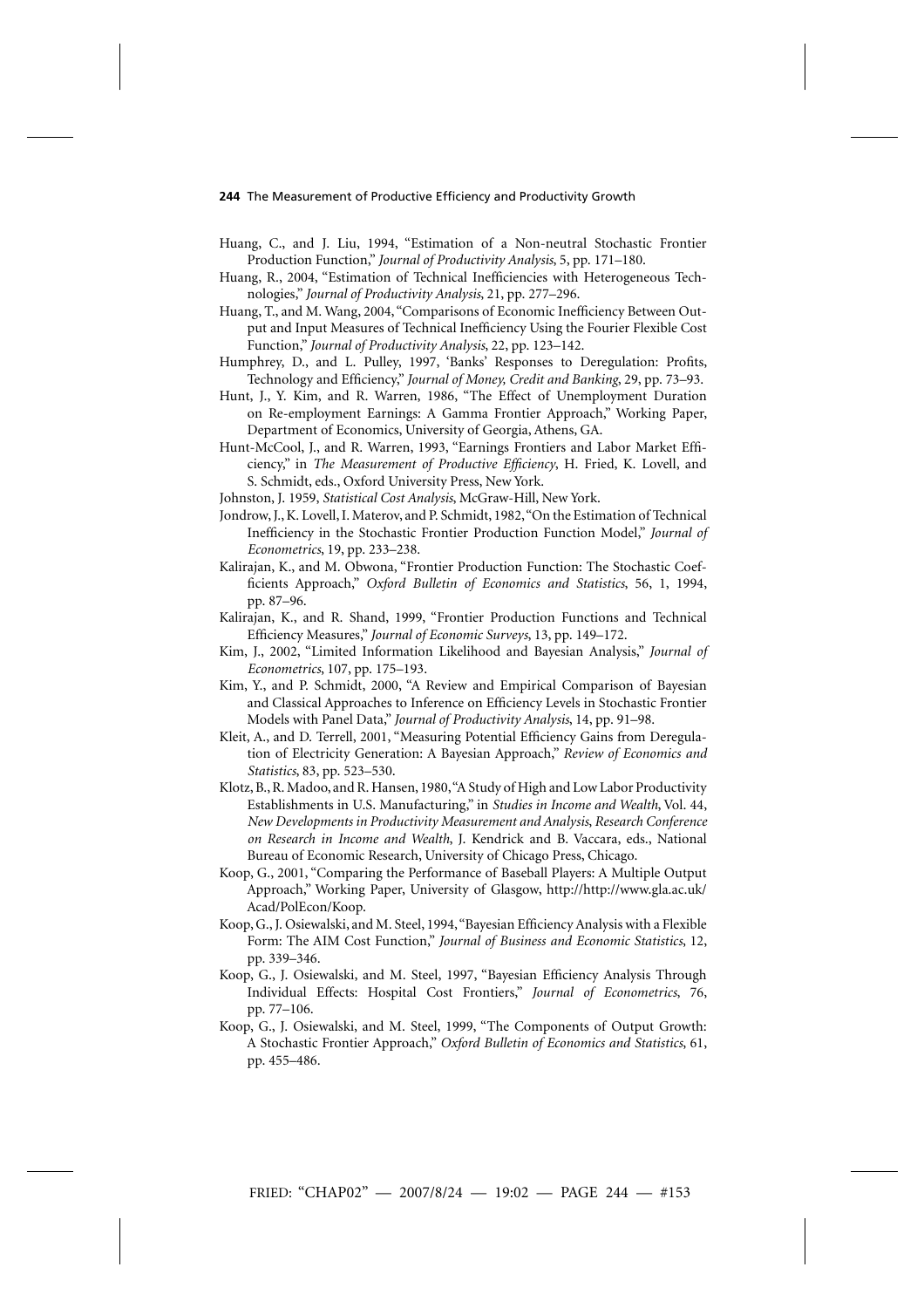Huang, C., and J. Liu, 1994, "Estimation of a Non-neutral Stochastic Frontier Production Function," *Journal of Productivity Analysis*, 5, pp. 171–180.

Huang, R., 2004, "Estimation of Technical Inefficiencies with Heterogeneous Technologies," *Journal of Productivity Analysis*, 21, pp. 277–296.

Huang, T., and M. Wang, 2004, "Comparisons of Economic Inefficiency Between Output and Input Measures of Technical Inefficiency Using the Fourier Flexible Cost Function," *Journal of Productivity Analysis*, 22, pp. 123–142.

Humphrey, D., and L. Pulley, 1997, 'Banks' Responses to Deregulation: Profits, Technology and Efficiency," *Journal of Money, Credit and Banking*, 29, pp. 73–93.

Hunt, J., Y. Kim, and R. Warren, 1986, "The Effect of Unemployment Duration on Re-employment Earnings: A Gamma Frontier Approach," Working Paper, Department of Economics, University of Georgia, Athens, GA.

Hunt-McCool, J., and R. Warren, 1993, "Earnings Frontiers and Labor Market Efficiency," in *The Measurement of Productive Efficiency*, H. Fried, K. Lovell, and S. Schmidt, eds., Oxford University Press, New York.

Johnston, J. 1959, *Statistical Cost Analysis*, McGraw-Hill, New York.

Jondrow, J., K. Lovell, I. Materov, and P. Schmidt, 1982, "On the Estimation of Technical Inefficiency in the Stochastic Frontier Production Function Model," *Journal of Econometrics*, 19, pp. 233–238.

Kalirajan, K., and M. Obwona, "Frontier Production Function: The Stochastic Coefficients Approach," *Oxford Bulletin of Economics and Statistics*, 56, 1, 1994, pp. 87–96.

Kalirajan, K., and R. Shand, 1999, "Frontier Production Functions and Technical Efficiency Measures," *Journal of Economic Surveys*, 13, pp. 149–172.

Kim, J., 2002, "Limited Information Likelihood and Bayesian Analysis," *Journal of Econometrics*, 107, pp. 175–193.

Kim, Y., and P. Schmidt, 2000, "A Review and Empirical Comparison of Bayesian and Classical Approaches to Inference on Efficiency Levels in Stochastic Frontier Models with Panel Data," *Journal of Productivity Analysis*, 14, pp. 91–98.

Kleit, A., and D. Terrell, 2001, "Measuring Potential Efficiency Gains from Deregulation of Electricity Generation: A Bayesian Approach," *Review of Economics and Statistics*, 83, pp. 523–530.

Klotz, B., R. Madoo, and R. Hansen, 1980, "A Study of High and Low Labor Productivity Establishments in U.S. Manufacturing," in *Studies in Income and Wealth*, Vol. 44, *New Developments in Productivity Measurement and Analysis, Research Conference on Research in Income and Wealth*, J. Kendrick and B. Vaccara, eds., National Bureau of Economic Research, University of Chicago Press, Chicago.

Koop, G., 2001, "Comparing the Performance of Baseball Players: A Multiple Output Approach," Working Paper, University of Glasgow, http://http://www.gla.ac.uk/Acad/PolEcon/Koop.

Koop, G., J. Osiewalski, and M. Steel, 1994, "Bayesian Efficiency Analysis with a Flexible Form: The AIM Cost Function," *Journal of Business and Economic Statistics*, 12, pp. 339–346.

Koop, G., J. Osiewalski, and M. Steel, 1997, "Bayesian Efficiency Analysis Through Individual Effects: Hospital Cost Frontiers," *Journal of Econometrics*, 76, pp. 77–106.

Koop, G., J. Osiewalski, and M. Steel, 1999, "The Components of Output Growth: A Stochastic Frontier Approach," *Oxford Bulletin of Economics and Statistics*, 61, pp. 455–486.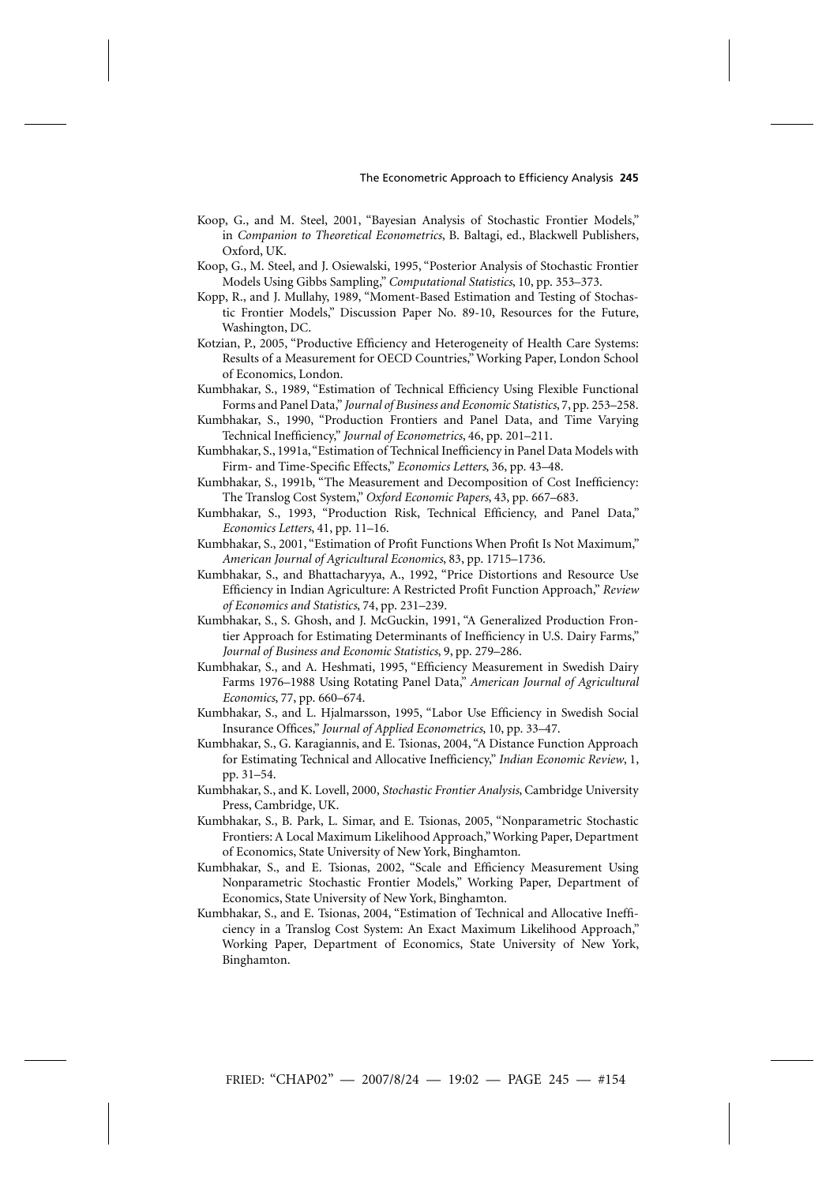Koop, G., and M. Steel, 2001, "Bayesian Analysis of Stochastic Frontier Models," in *Companion to Theoretical Econometrics*, B. Baltagi, ed., Blackwell Publishers, Oxford, UK.

Koop, G., M. Steel, and J. Osiewalski, 1995, "Posterior Analysis of Stochastic Frontier Models Using Gibbs Sampling," *Computational Statistics*, 10, pp. 353–373.

Kopp, R., and J. Mullahy, 1989, "Moment-Based Estimation and Testing of Stochastic Frontier Models," Discussion Paper No. 89-10, Resources for the Future, Washington, DC.

Kotzian, P., 2005, "Productive Efficiency and Heterogeneity of Health Care Systems: Results of a Measurement for OECD Countries," Working Paper, London School of Economics, London.

Kumbhakar, S., 1989, "Estimation of Technical Efficiency Using Flexible Functional Forms and Panel Data," *Journal of Business and Economic Statistics*, 7, pp. 253–258.

Kumbhakar, S., 1990, "Production Frontiers and Panel Data, and Time Varying Technical Inefficiency," *Journal of Econometrics*, 46, pp. 201–211.

Kumbhakar, S., 1991a, "Estimation of Technical Inefficiency in Panel Data Models with Firm- and Time-Specific Effects," *Economics Letters*, 36, pp. 43–48.

Kumbhakar, S., 1991b, "The Measurement and Decomposition of Cost Inefficiency: The Translog Cost System," *Oxford Economic Papers*, 43, pp. 667–683.

Kumbhakar, S., 1993, "Production Risk, Technical Efficiency, and Panel Data," *Economics Letters*, 41, pp. 11–16.

Kumbhakar, S., 2001, "Estimation of Profit Functions When Profit Is Not Maximum," *American Journal of Agricultural Economics*, 83, pp. 1715–1736.

Kumbhakar, S., and Bhattacharyya, A., 1992, "Price Distortions and Resource Use Efficiency in Indian Agriculture: A Restricted Profit Function Approach," *Review of Economics and Statistics*, 74, pp. 231–239.

Kumbhakar, S., S. Ghosh, and J. McGuckin, 1991, "A Generalized Production Frontier Approach for Estimating Determinants of Inefficiency in U.S. Dairy Farms," *Journal of Business and Economic Statistics*, 9, pp. 279–286.

Kumbhakar, S., and A. Heshmati, 1995, "Efficiency Measurement in Swedish Dairy Farms 1976–1988 Using Rotating Panel Data," *American Journal of Agricultural Economics*, 77, pp. 660–674.

Kumbhakar, S., and L. Hjalmarsson, 1995, "Labor Use Efficiency in Swedish Social Insurance Offices," *Journal of Applied Econometrics*, 10, pp. 33–47.

Kumbhakar, S., G. Karagiannis, and E. Tsionas, 2004, "A Distance Function Approach for Estimating Technical and Allocative Inefficiency," *Indian Economic Review*, 1, pp. 31–54.

Kumbhakar, S., and K. Lovell, 2000, *Stochastic Frontier Analysis*, Cambridge University Press, Cambridge, UK.

Kumbhakar, S., B. Park, L. Simar, and E. Tsionas, 2005, "Nonparametric Stochastic Frontiers: A Local Maximum Likelihood Approach," Working Paper, Department of Economics, State University of New York, Binghamton.

Kumbhakar, S., and E. Tsionas, 2002, "Scale and Efficiency Measurement Using Nonparametric Stochastic Frontier Models," Working Paper, Department of Economics, State University of New York, Binghamton.

Kumbhakar, S., and E. Tsionas, 2004, "Estimation of Technical and Allocative Inefficiency in a Translog Cost System: An Exact Maximum Likelihood Approach," Working Paper, Department of Economics, State University of New York, Binghamton.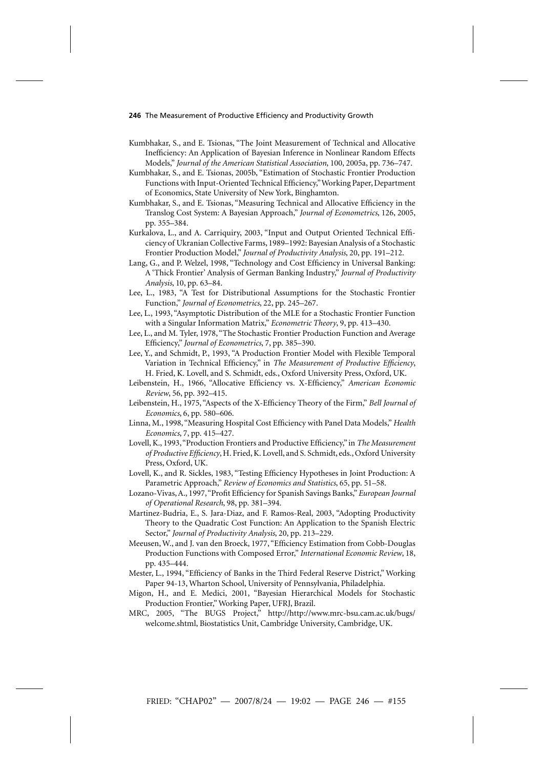Kumbhakar, S., and E. Tsionas, "The Joint Measurement of Technical and Allocative Inefficiency: An Application of Bayesian Inference in Nonlinear Random Effects Models," *Journal of the American Statistical Association*, 100, 2005a, pp. 736–747.

Kumbhakar, S., and E. Tsionas, 2005b, "Estimation of Stochastic Frontier Production Functions with Input-Oriented Technical Efficiency," Working Paper, Department of Economics, State University of New York, Binghamton.

Kumbhakar, S., and E. Tsionas, "Measuring Technical and Allocative Efficiency in the Translog Cost System: A Bayesian Approach," *Journal of Econometrics*, 126, 2005, pp. 355–384.

Kurkalova, L., and A. Carriquiry, 2003, "Input and Output Oriented Technical Efficiency of Ukranian Collective Farms, 1989–1992: Bayesian Analysis of a Stochastic Frontier Production Model," *Journal of Productivity Analysis*, 20, pp. 191–212.

Lang, G., and P. Welzel, 1998, "Technology and Cost Efficiency in Universal Banking: A 'Thick Frontier' Analysis of German Banking Industry," *Journal of Productivity Analysis*, 10, pp. 63–84.

Lee, L., 1983, "A Test for Distributional Assumptions for the Stochastic Frontier Function," *Journal of Econometrics*, 22, pp. 245–267.

Lee, L., 1993, "Asymptotic Distribution of the MLE for a Stochastic Frontier Function with a Singular Information Matrix," *Econometric Theory*, 9, pp. 413–430.

Lee, L., and M. Tyler, 1978, "The Stochastic Frontier Production Function and Average Efficiency," *Journal of Econometrics*, 7, pp. 385–390.

Lee, Y., and Schmidt, P., 1993, "A Production Frontier Model with Flexible Temporal Variation in Technical Efficiency," in *The Measurement of Productive Efficiency*, H. Fried, K. Lovell, and S. Schmidt, eds., Oxford University Press, Oxford, UK.

Leibenstein, H., 1966, "Allocative Efficiency vs. X-Efficiency," *American Economic Review*, 56, pp. 392–415.

Leibenstein, H., 1975, "Aspects of the X-Efficiency Theory of the Firm," *Bell Journal of Economics*, 6, pp. 580–606.

Linna, M., 1998, "Measuring Hospital Cost Efficiency with Panel Data Models," *Health Economics*, 7, pp. 415–427.

Lovell, K., 1993, "Production Frontiers and Productive Efficiency," in *The Measurement of Productive Efficiency*, H. Fried, K. Lovell, and S. Schmidt, eds., Oxford University Press, Oxford, UK.

Lovell, K., and R. Sickles, 1983, "Testing Efficiency Hypotheses in Joint Production: A Parametric Approach," *Review of Economics and Statistics*, 65, pp. 51–58.

Lozano-Vivas, A., 1997, "Profit Efficiency for Spanish Savings Banks," *European Journal of Operational Research*, 98, pp. 381–394.

Martinez-Budria, E., S. Jara-Diaz, and F. Ramos-Real, 2003, "Adopting Productivity Theory to the Quadratic Cost Function: An Application to the Spanish Electric Sector," *Journal of Productivity Analysis*, 20, pp. 213–229.

Meeusen, W., and J. van den Broeck, 1977, "Efficiency Estimation from Cobb-Douglas Production Functions with Composed Error," *International Economic Review*, 18, pp. 435–444.

Mester, L., 1994, "Efficiency of Banks in the Third Federal Reserve District," Working Paper 94-13, Wharton School, University of Pennsylvania, Philadelphia.

Migon, H., and E. Medici, 2001, "Bayesian Hierarchical Models for Stochastic Production Frontier," Working Paper, UFRJ, Brazil.

MRC, 2005, "The BUGS Project," http://http://www.mrc-bsu.cam.ac.uk/bugs/welcome.shtml, Biostatistics Unit, Cambridge University, Cambridge, UK.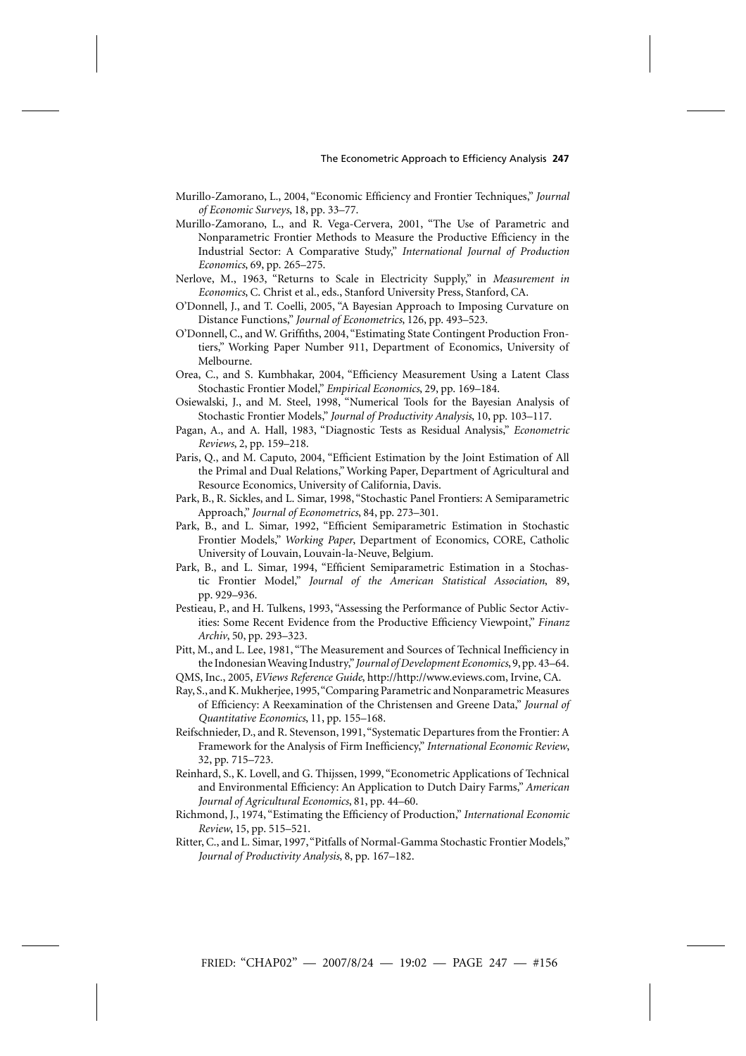Murillo-Zamorano, L., 2004, "Economic Efficiency and Frontier Techniques," *Journal of Economic Surveys*, 18, pp. 33–77.

Murillo-Zamorano, L., and R. Vega-Cervera, 2001, "The Use of Parametric and Nonparametric Frontier Methods to Measure the Productive Efficiency in the Industrial Sector: A Comparative Study," *International Journal of Production Economics*, 69, pp. 265–275.

Nerlove, M., 1963, "Returns to Scale in Electricity Supply," in *Measurement in Economics*, C. Christ et al., eds., Stanford University Press, Stanford, CA.

O'Donnell, J., and T. Coelli, 2005, "A Bayesian Approach to Imposing Curvature on Distance Functions," *Journal of Econometrics*, 126, pp. 493–523.

O'Donnell, C., and W. Griffiths, 2004, "Estimating State Contingent Production Frontiers," Working Paper Number 911, Department of Economics, University of Melbourne.

Orea, C., and S. Kumbhakar, 2004, "Efficiency Measurement Using a Latent Class Stochastic Frontier Model," *Empirical Economics*, 29, pp. 169–184.

Osiewalski, J., and M. Steel, 1998, "Numerical Tools for the Bayesian Analysis of Stochastic Frontier Models," *Journal of Productivity Analysis*, 10, pp. 103–117.

Pagan, A., and A. Hall, 1983, "Diagnostic Tests as Residual Analysis," *Econometric Reviews*, 2, pp. 159–218.

Paris, Q., and M. Caputo, 2004, "Efficient Estimation by the Joint Estimation of All the Primal and Dual Relations," Working Paper, Department of Agricultural and Resource Economics, University of California, Davis.

Park, B., R. Sickles, and L. Simar, 1998, "Stochastic Panel Frontiers: A Semiparametric Approach," *Journal of Econometrics*, 84, pp. 273–301.

Park, B., and L. Simar, 1992, "Efficient Semiparametric Estimation in Stochastic Frontier Models," *Working Paper*, Department of Economics, CORE, Catholic University of Louvain, Louvain-la-Neuve, Belgium.

Park, B., and L. Simar, 1994, "Efficient Semiparametric Estimation in a Stochastic Frontier Model," *Journal of the American Statistical Association*, 89, pp. 929–936.

Pestieau, P., and H. Tulkens, 1993, "Assessing the Performance of Public Sector Activities: Some Recent Evidence from the Productive Efficiency Viewpoint," *Finanz Archiv*, 50, pp. 293–323.

Pitt, M., and L. Lee, 1981, "The Measurement and Sources of Technical Inefficiency in the Indonesian Weaving Industry," *Journal of Development Economics*, 9, pp. 43–64.

QMS, Inc., 2005, *EViews Reference Guide*, http://http://www.eviews.com, Irvine, CA.

Ray, S., and K. Mukherjee, 1995, "Comparing Parametric and Nonparametric Measures of Efficiency: A Reexamination of the Christensen and Greene Data," *Journal of Quantitative Economics*, 11, pp. 155–168.

Reifschnieder, D., and R. Stevenson, 1991, "Systematic Departures from the Frontier: A Framework for the Analysis of Firm Inefficiency," *International Economic Review*, 32, pp. 715–723.

Reinhard, S., K. Lovell, and G. Thijssen, 1999, "Econometric Applications of Technical and Environmental Efficiency: An Application to Dutch Dairy Farms," *American Journal of Agricultural Economics*, 81, pp. 44–60.

Richmond, J., 1974, "Estimating the Efficiency of Production," *International Economic Review*, 15, pp. 515–521.

Ritter, C., and L. Simar, 1997, "Pitfalls of Normal-Gamma Stochastic Frontier Models," *Journal of Productivity Analysis*, 8, pp. 167–182.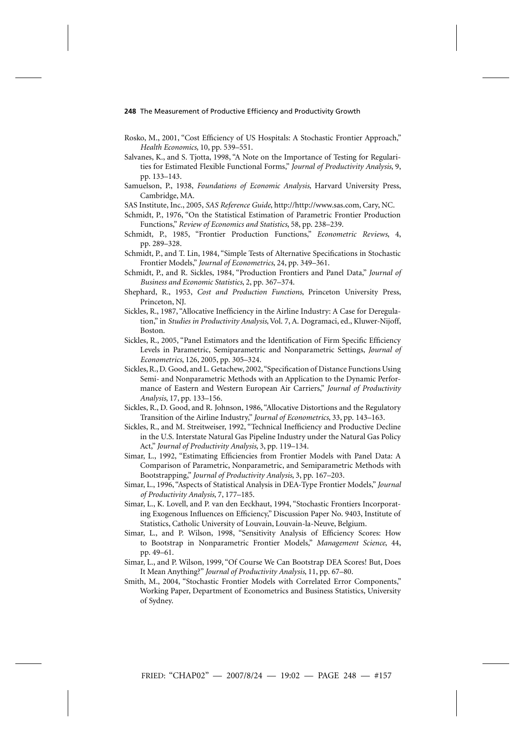Rosko, M., 2001, "Cost Efficiency of US Hospitals: A Stochastic Frontier Approach," *Health Economics*, 10, pp. 539–551.

Salvanes, K., and S. Tjotta, 1998, "A Note on the Importance of Testing for Regularities for Estimated Flexible Functional Forms," *Journal of Productivity Analysis*, 9, pp. 133–143.

Samuelson, P., 1938, *Foundations of Economic Analysis*, Harvard University Press, Cambridge, MA.

SAS Institute, Inc., 2005, *SAS Reference Guide*, http://http://www.sas.com, Cary, NC.

Schmidt, P., 1976, "On the Statistical Estimation of Parametric Frontier Production Functions," *Review of Economics and Statistics*, 58, pp. 238–239.

Schmidt, P., 1985, "Frontier Production Functions," *Econometric Reviews*, 4, pp. 289–328.

Schmidt, P., and T. Lin, 1984, "Simple Tests of Alternative Specifications in Stochastic Frontier Models," *Journal of Econometrics*, 24, pp. 349–361.

Schmidt, P., and R. Sickles, 1984, "Production Frontiers and Panel Data," *Journal of Business and Economic Statistics*, 2, pp. 367–374.

Shephard, R., 1953, *Cost and Production Functions*, Princeton University Press, Princeton, NJ.

Sickles, R., 1987, "Allocative Inefficiency in the Airline Industry: A Case for Deregulation," in *Studies in Productivity Analysis*, Vol. 7, A. Dogramaci, ed., Kluwer-Nijoff, Boston.

Sickles, R., 2005, "Panel Estimators and the Identification of Firm Specific Efficiency Levels in Parametric, Semiparametric and Nonparametric Settings, *Journal of Econometrics*, 126, 2005, pp. 305–324.

Sickles, R., D. Good, and L. Getachew, 2002, "Specification of Distance Functions Using Semi- and Nonparametric Methods with an Application to the Dynamic Performance of Eastern and Western European Air Carriers," *Journal of Productivity Analysis*, 17, pp. 133–156.

Sickles, R., D. Good, and R. Johnson, 1986, "Allocative Distortions and the Regulatory Transition of the Airline Industry," *Journal of Econometrics*, 33, pp. 143–163.

Sickles, R., and M. Streitweiser, 1992, "Technical Inefficiency and Productive Decline in the U.S. Interstate Natural Gas Pipeline Industry under the Natural Gas Policy Act," *Journal of Productivity Analysis*, 3, pp. 119–134.

Simar, L., 1992, "Estimating Efficiencies from Frontier Models with Panel Data: A Comparison of Parametric, Nonparametric, and Semiparametric Methods with Bootstrapping," *Journal of Productivity Analysis*, 3, pp. 167–203.

Simar, L., 1996, "Aspects of Statistical Analysis in DEA-Type Frontier Models," *Journal of Productivity Analysis*, 7, 177–185.

Simar, L., K. Lovell, and P. van den Eeckhaut, 1994, "Stochastic Frontiers Incorporating Exogenous Influences on Efficiency," Discussion Paper No. 9403, Institute of Statistics, Catholic University of Louvain, Louvain-la-Neuve, Belgium.

Simar, L., and P. Wilson, 1998, "Sensitivity Analysis of Efficiency Scores: How to Bootstrap in Nonparametric Frontier Models," *Management Science*, 44, pp. 49–61.

Simar, L., and P. Wilson, 1999, "Of Course We Can Bootstrap DEA Scores! But, Does It Mean Anything?" *Journal of Productivity Analysis*, 11, pp. 67–80.

Smith, M., 2004, "Stochastic Frontier Models with Correlated Error Components," Working Paper, Department of Econometrics and Business Statistics, University of Sydney.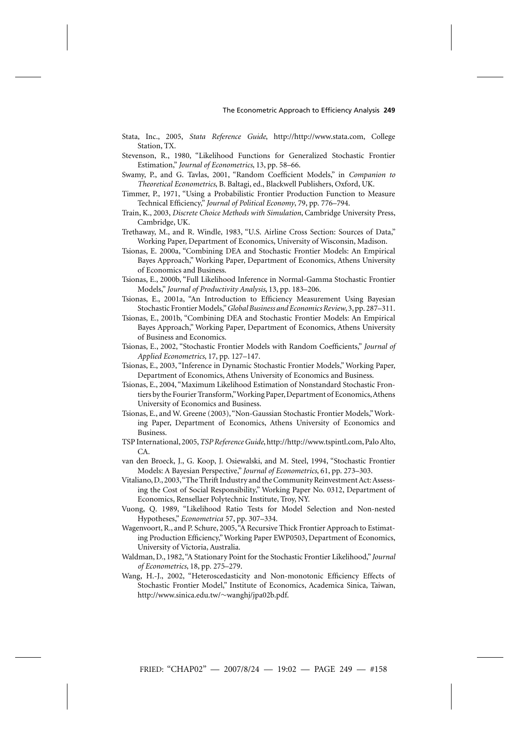Stata, Inc., 2005, *Stata Reference Guide*, http://http://www.stata.com, College Station, TX.

Stevenson, R., 1980, "Likelihood Functions for Generalized Stochastic Frontier Estimation," *Journal of Econometrics*, 13, pp. 58–66.

Swamy, P., and G. Tavlas, 2001, "Random Coefficient Models," in *Companion to Theoretical Econometrics*, B. Baltagi, ed., Blackwell Publishers, Oxford, UK.

Timmer, P., 1971, "Using a Probabilistic Frontier Production Function to Measure Technical Efficiency," *Journal of Political Economy*, 79, pp. 776–794.

Train, K., 2003, *Discrete Choice Methods with Simulation*, Cambridge University Press, Cambridge, UK.

Trethaway, M., and R. Windle, 1983, "U.S. Airline Cross Section: Sources of Data," Working Paper, Department of Economics, University of Wisconsin, Madison.

Tsionas, E. 2000a, "Combining DEA and Stochastic Frontier Models: An Empirical Bayes Approach," Working Paper, Department of Economics, Athens University of Economics and Business.

Tsionas, E., 2000b, "Full Likelihood Inference in Normal-Gamma Stochastic Frontier Models," *Journal of Productivity Analysis*, 13, pp. 183–206.

Tsionas, E., 2001a, "An Introduction to Efficiency Measurement Using Bayesian Stochastic Frontier Models," *Global Business and Economics Review*, 3, pp. 287–311.

Tsionas, E., 2001b, "Combining DEA and Stochastic Frontier Models: An Empirical Bayes Approach," Working Paper, Department of Economics, Athens University of Business and Economics.

Tsionas, E., 2002, "Stochastic Frontier Models with Random Coefficients," *Journal of Applied Econometrics*, 17, pp. 127–147.

Tsionas, E., 2003, "Inference in Dynamic Stochastic Frontier Models," Working Paper, Department of Economics, Athens University of Economics and Business.

Tsionas, E., 2004, "Maximum Likelihood Estimation of Nonstandard Stochastic Frontiers by the Fourier Transform," Working Paper, Department of Economics, Athens University of Economics and Business.

Tsionas, E., and W. Greene (2003), "Non-Gaussian Stochastic Frontier Models," Working Paper, Department of Economics, Athens University of Economics and Business.

TSP International, 2005, *TSP Reference Guide*, http://http://www.tspintl.com, Palo Alto, CA.

van den Broeck, J., G. Koop, J. Osiewalski, and M. Steel, 1994, "Stochastic Frontier Models: A Bayesian Perspective," *Journal of Econometrics*, 61, pp. 273–303.

Vitaliano, D., 2003, "The Thrift Industry and the Community Reinvestment Act: Assessing the Cost of Social Responsibility," Working Paper No. 0312, Department of Economics, Rensellaer Polytechnic Institute, Troy, NY.

Vuong, Q. 1989, "Likelihood Ratio Tests for Model Selection and Non-nested Hypotheses," *Econometrica* 57, pp. 307–334.

Wagenvoort, R., and P. Schure, 2005, "A Recursive Thick Frontier Approach to Estimating Production Efficiency," Working Paper EWP0503, Department of Economics, University of Victoria, Australia.

Waldman, D., 1982, "A Stationary Point for the Stochastic Frontier Likelihood," *Journal of Econometrics*, 18, pp. 275–279.

Wang, H.-J., 2002, "Heteroscedasticity and Non-monotonic Efficiency Effects of Stochastic Frontier Model," Institute of Economics, Academica Sinica, Taiwan, http://www.sinica.edu.tw/~wanghj/jpa02b.pdf.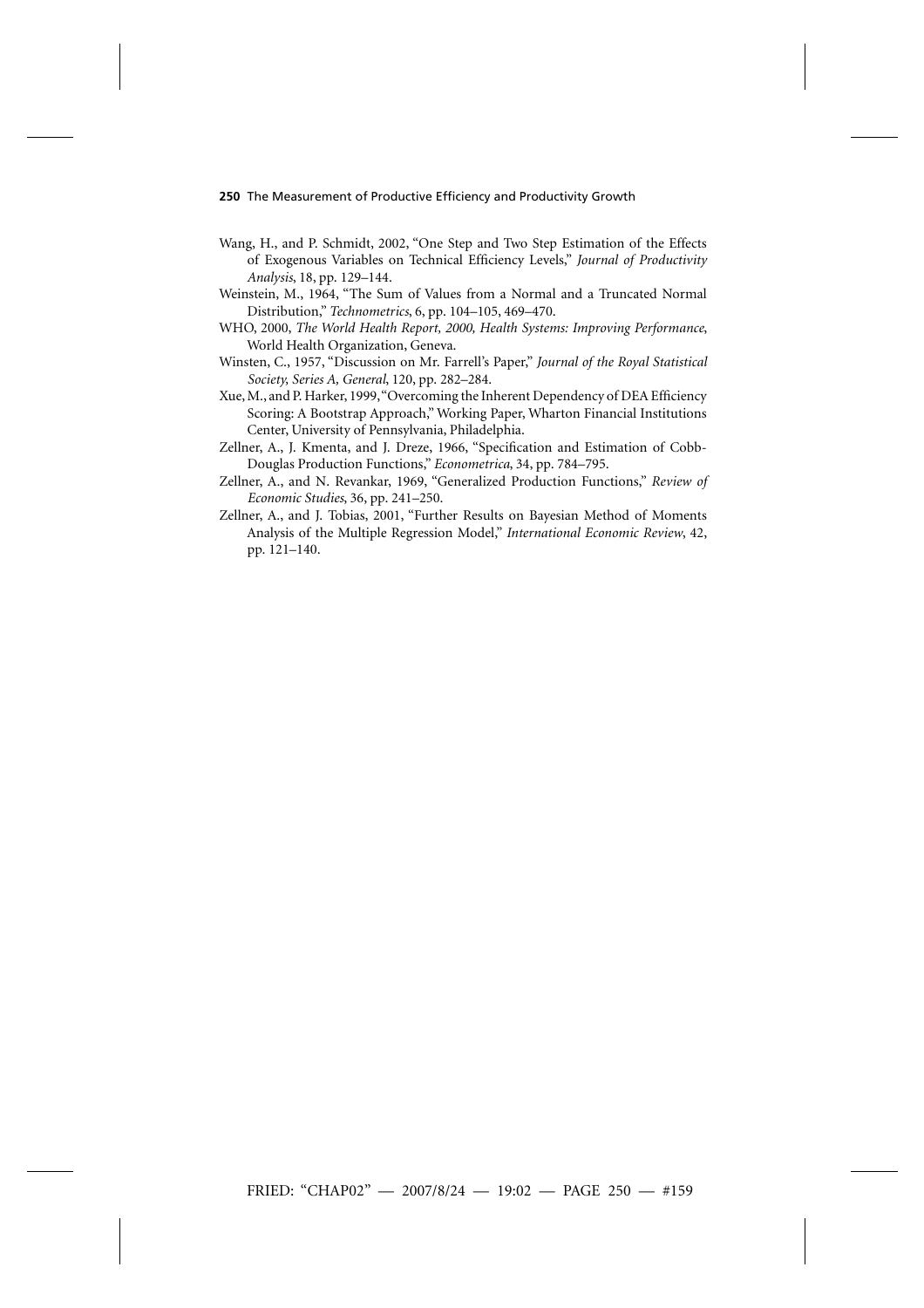Wang, H., and P. Schmidt, 2002, "One Step and Two Step Estimation of the Effects of Exogenous Variables on Technical Efficiency Levels," *Journal of Productivity Analysis*, 18, pp. 129–144.

Weinstein, M., 1964, "The Sum of Values from a Normal and a Truncated Normal Distribution," *Technometrics*, 6, pp. 104–105, 469–470.

WHO, 2000, *The World Health Report, 2000, Health Systems: Improving Performance*, World Health Organization, Geneva.

Winsten, C., 1957, "Discussion on Mr. Farrell's Paper," *Journal of the Royal Statistical Society, Series A, General*, 120, pp. 282–284.

Xue, M., and P. Harker, 1999, "Overcoming the Inherent Dependency of DEA Efficiency Scoring: A Bootstrap Approach," Working Paper, Wharton Financial Institutions Center, University of Pennsylvania, Philadelphia.

Zellner, A., J. Kmenta, and J. Dreze, 1966, "Specification and Estimation of Cobb-Douglas Production Functions," *Econometrica*, 34, pp. 784–795.

Zellner, A., and N. Revankar, 1969, "Generalized Production Functions," *Review of Economic Studies*, 36, pp. 241–250.

Zellner, A., and J. Tobias, 2001, "Further Results on Bayesian Method of Moments Analysis of the Multiple Regression Model," *International Economic Review*, 42, pp. 121–140.